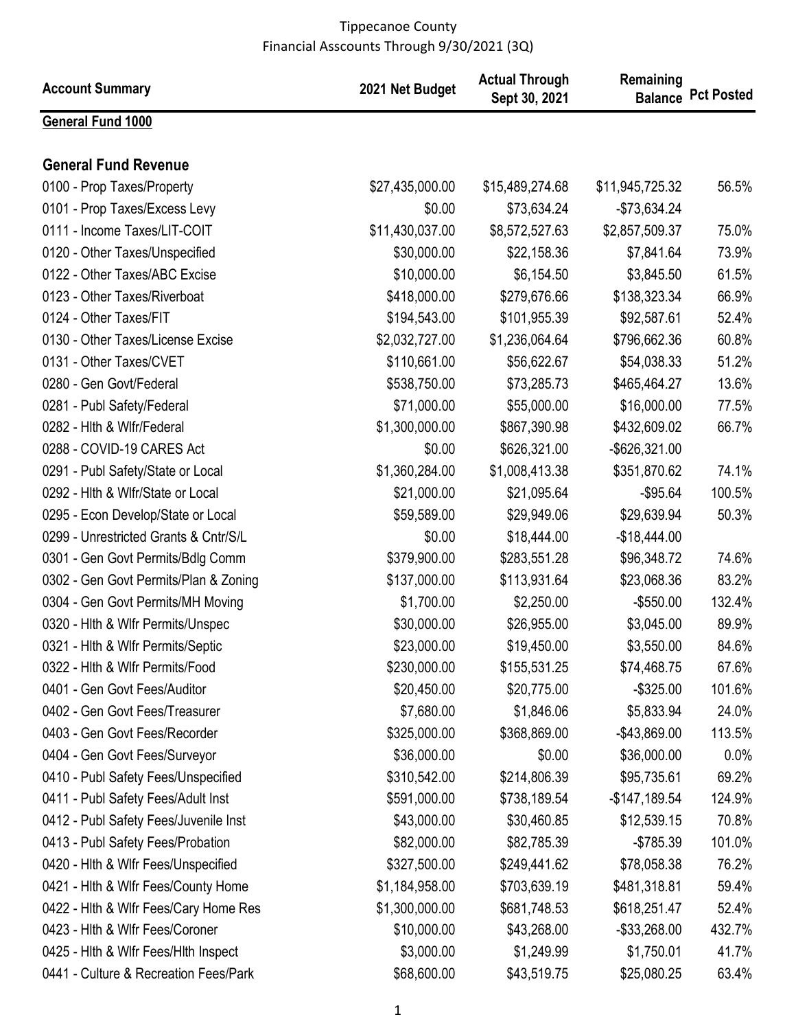Tippecanoe County
Financial Asscounts Through 9/30/2021 (3Q)

| Account Summary | 2021 Net Budget | Actual Through Sept 30, 2021 | Remaining Balance | Pct Posted |
|---|---|---|---|---|
| **General Fund 1000** | | | | |
| **General Fund Revenue** | | | | |
| 0100 - Prop Taxes/Property | $27,435,000.00 | $15,489,274.68 | $11,945,725.32 | 56.5% |
| 0101 - Prop Taxes/Excess Levy | $0.00 | $73,634.24 | -$73,634.24 | |
| 0111 - Income Taxes/LIT-COIT | $11,430,037.00 | $8,572,527.63 | $2,857,509.37 | 75.0% |
| 0120 - Other Taxes/Unspecified | $30,000.00 | $22,158.36 | $7,841.64 | 73.9% |
| 0122 - Other Taxes/ABC Excise | $10,000.00 | $6,154.50 | $3,845.50 | 61.5% |
| 0123 - Other Taxes/Riverboat | $418,000.00 | $279,676.66 | $138,323.34 | 66.9% |
| 0124 - Other Taxes/FIT | $194,543.00 | $101,955.39 | $92,587.61 | 52.4% |
| 0130 - Other Taxes/License Excise | $2,032,727.00 | $1,236,064.64 | $796,662.36 | 60.8% |
| 0131 - Other Taxes/CVET | $110,661.00 | $56,622.67 | $54,038.33 | 51.2% |
| 0280 - Gen Govt/Federal | $538,750.00 | $73,285.73 | $465,464.27 | 13.6% |
| 0281 - Publ Safety/Federal | $71,000.00 | $55,000.00 | $16,000.00 | 77.5% |
| 0282 - Hlth & Wlfr/Federal | $1,300,000.00 | $867,390.98 | $432,609.02 | 66.7% |
| 0288 - COVID-19 CARES Act | $0.00 | $626,321.00 | -$626,321.00 | |
| 0291 - Publ Safety/State or Local | $1,360,284.00 | $1,008,413.38 | $351,870.62 | 74.1% |
| 0292 - Hlth & Wlfr/State or Local | $21,000.00 | $21,095.64 | -$95.64 | 100.5% |
| 0295 - Econ Develop/State or Local | $59,589.00 | $29,949.06 | $29,639.94 | 50.3% |
| 0299 - Unrestricted Grants & Cntr/S/L | $0.00 | $18,444.00 | -$18,444.00 | |
| 0301 - Gen Govt Permits/Bdlg Comm | $379,900.00 | $283,551.28 | $96,348.72 | 74.6% |
| 0302 - Gen Govt Permits/Plan & Zoning | $137,000.00 | $113,931.64 | $23,068.36 | 83.2% |
| 0304 - Gen Govt Permits/MH Moving | $1,700.00 | $2,250.00 | -$550.00 | 132.4% |
| 0320 - Hlth & Wlfr Permits/Unspec | $30,000.00 | $26,955.00 | $3,045.00 | 89.9% |
| 0321 - Hlth & Wlfr Permits/Septic | $23,000.00 | $19,450.00 | $3,550.00 | 84.6% |
| 0322 - Hlth & Wlfr Permits/Food | $230,000.00 | $155,531.25 | $74,468.75 | 67.6% |
| 0401 - Gen Govt Fees/Auditor | $20,450.00 | $20,775.00 | -$325.00 | 101.6% |
| 0402 - Gen Govt Fees/Treasurer | $7,680.00 | $1,846.06 | $5,833.94 | 24.0% |
| 0403 - Gen Govt Fees/Recorder | $325,000.00 | $368,869.00 | -$43,869.00 | 113.5% |
| 0404 - Gen Govt Fees/Surveyor | $36,000.00 | $0.00 | $36,000.00 | 0.0% |
| 0410 - Publ Safety Fees/Unspecified | $310,542.00 | $214,806.39 | $95,735.61 | 69.2% |
| 0411 - Publ Safety Fees/Adult Inst | $591,000.00 | $738,189.54 | -$147,189.54 | 124.9% |
| 0412 - Publ Safety Fees/Juvenile Inst | $43,000.00 | $30,460.85 | $12,539.15 | 70.8% |
| 0413 - Publ Safety Fees/Probation | $82,000.00 | $82,785.39 | -$785.39 | 101.0% |
| 0420 - Hlth & Wlfr Fees/Unspecified | $327,500.00 | $249,441.62 | $78,058.38 | 76.2% |
| 0421 - Hlth & Wlfr Fees/County Home | $1,184,958.00 | $703,639.19 | $481,318.81 | 59.4% |
| 0422 - Hlth & Wlfr Fees/Cary Home Res | $1,300,000.00 | $681,748.53 | $618,251.47 | 52.4% |
| 0423 - Hlth & Wlfr Fees/Coroner | $10,000.00 | $43,268.00 | -$33,268.00 | 432.7% |
| 0425 - Hlth & Wlfr Fees/Hlth Inspect | $3,000.00 | $1,249.99 | $1,750.01 | 41.7% |
| 0441 - Culture & Recreation Fees/Park | $68,600.00 | $43,519.75 | $25,080.25 | 63.4% |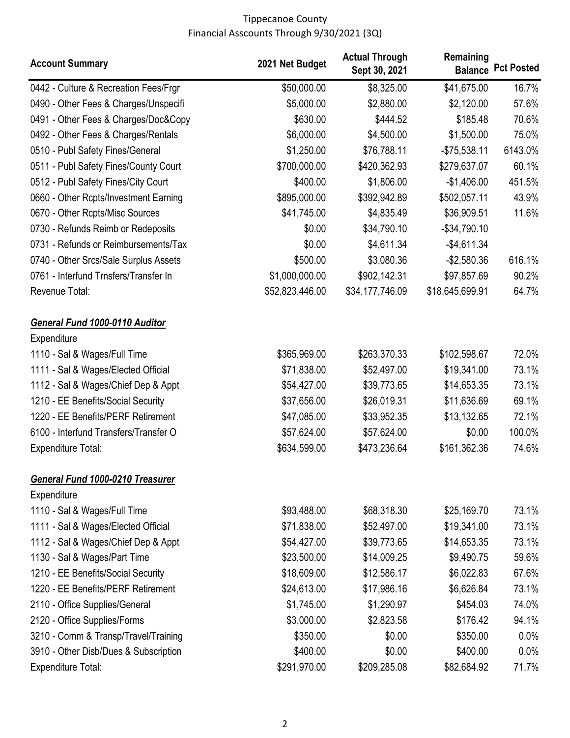Tippecanoe County
Financial Asscounts Through 9/30/2021 (3Q)

| Account Summary | 2021 Net Budget | Actual Through Sept 30, 2021 | Remaining Balance | Pct Posted |
|---|---|---|---|---|
| 0442 - Culture & Recreation Fees/Frgr | $50,000.00 | $8,325.00 | $41,675.00 | 16.7% |
| 0490 - Other Fees & Charges/Unspecifi | $5,000.00 | $2,880.00 | $2,120.00 | 57.6% |
| 0491 - Other Fees & Charges/Doc&Copy | $630.00 | $444.52 | $185.48 | 70.6% |
| 0492 - Other Fees & Charges/Rentals | $6,000.00 | $4,500.00 | $1,500.00 | 75.0% |
| 0510 - Publ Safety Fines/General | $1,250.00 | $76,788.11 | -$75,538.11 | 6143.0% |
| 0511 - Publ Safety Fines/County Court | $700,000.00 | $420,362.93 | $279,637.07 | 60.1% |
| 0512 - Publ Safety Fines/City Court | $400.00 | $1,806.00 | -$1,406.00 | 451.5% |
| 0660 - Other Rcpts/Investment Earning | $895,000.00 | $392,942.89 | $502,057.11 | 43.9% |
| 0670 - Other Rcpts/Misc Sources | $41,745.00 | $4,835.49 | $36,909.51 | 11.6% |
| 0730 - Refunds Reimb or Redeposits | $0.00 | $34,790.10 | -$34,790.10 | |
| 0731 - Refunds or Reimbursements/Tax | $0.00 | $4,611.34 | -$4,611.34 | |
| 0740 - Other Srcs/Sale Surplus Assets | $500.00 | $3,080.36 | -$2,580.36 | 616.1% |
| 0761 - Interfund Trnsfers/Transfer In | $1,000,000.00 | $902,142.31 | $97,857.69 | 90.2% |
| Revenue Total: | $52,823,446.00 | $34,177,746.09 | $18,645,699.91 | 64.7% |

***General Fund 1000-0110 Auditor***

| Expenditure | | | | |
|---|---|---|---|---|
| 1110 - Sal & Wages/Full Time | $365,969.00 | $263,370.33 | $102,598.67 | 72.0% |
| 1111 - Sal & Wages/Elected Official | $71,838.00 | $52,497.00 | $19,341.00 | 73.1% |
| 1112 - Sal & Wages/Chief Dep & Appt | $54,427.00 | $39,773.65 | $14,653.35 | 73.1% |
| 1210 - EE Benefits/Social Security | $37,656.00 | $26,019.31 | $11,636.69 | 69.1% |
| 1220 - EE Benefits/PERF Retirement | $47,085.00 | $33,952.35 | $13,132.65 | 72.1% |
| 6100 - Interfund Transfers/Transfer O | $57,624.00 | $57,624.00 | $0.00 | 100.0% |
| Expenditure Total: | $634,599.00 | $473,236.64 | $161,362.36 | 74.6% |

***General Fund 1000-0210 Treasurer***

| Expenditure | | | | |
|---|---|---|---|---|
| 1110 - Sal & Wages/Full Time | $93,488.00 | $68,318.30 | $25,169.70 | 73.1% |
| 1111 - Sal & Wages/Elected Official | $71,838.00 | $52,497.00 | $19,341.00 | 73.1% |
| 1112 - Sal & Wages/Chief Dep & Appt | $54,427.00 | $39,773.65 | $14,653.35 | 73.1% |
| 1130 - Sal & Wages/Part Time | $23,500.00 | $14,009.25 | $9,490.75 | 59.6% |
| 1210 - EE Benefits/Social Security | $18,609.00 | $12,586.17 | $6,022.83 | 67.6% |
| 1220 - EE Benefits/PERF Retirement | $24,613.00 | $17,986.16 | $6,626.84 | 73.1% |
| 2110 - Office Supplies/General | $1,745.00 | $1,290.97 | $454.03 | 74.0% |
| 2120 - Office Supplies/Forms | $3,000.00 | $2,823.58 | $176.42 | 94.1% |
| 3210 - Comm & Transp/Travel/Training | $350.00 | $0.00 | $350.00 | 0.0% |
| 3910 - Other Disb/Dues & Subscription | $400.00 | $0.00 | $400.00 | 0.0% |
| Expenditure Total: | $291,970.00 | $209,285.08 | $82,684.92 | 71.7% |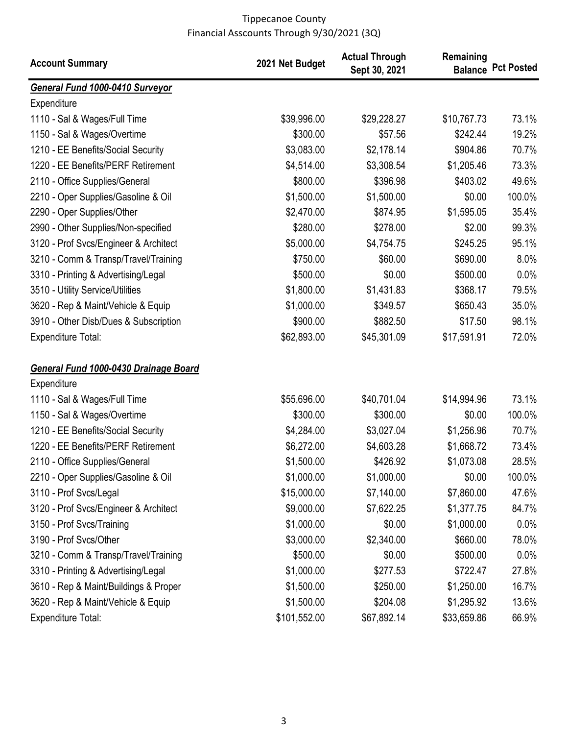Tippecanoe County
Financial Asscounts Through 9/30/2021 (3Q)

| Account Summary | 2021 Net Budget | Actual Through Sept 30, 2021 | Remaining Balance | Pct Posted |
|---|---|---|---|---|
| ***General Fund 1000-0410 Surveyor*** | | | | |
| Expenditure | | | | |
| 1110 - Sal & Wages/Full Time | $39,996.00 | $29,228.27 | $10,767.73 | 73.1% |
| 1150 - Sal & Wages/Overtime | $300.00 | $57.56 | $242.44 | 19.2% |
| 1210 - EE Benefits/Social Security | $3,083.00 | $2,178.14 | $904.86 | 70.7% |
| 1220 - EE Benefits/PERF Retirement | $4,514.00 | $3,308.54 | $1,205.46 | 73.3% |
| 2110 - Office Supplies/General | $800.00 | $396.98 | $403.02 | 49.6% |
| 2210 - Oper Supplies/Gasoline & Oil | $1,500.00 | $1,500.00 | $0.00 | 100.0% |
| 2290 - Oper Supplies/Other | $2,470.00 | $874.95 | $1,595.05 | 35.4% |
| 2990 - Other Supplies/Non-specified | $280.00 | $278.00 | $2.00 | 99.3% |
| 3120 - Prof Svcs/Engineer & Architect | $5,000.00 | $4,754.75 | $245.25 | 95.1% |
| 3210 - Comm & Transp/Travel/Training | $750.00 | $60.00 | $690.00 | 8.0% |
| 3310 - Printing & Advertising/Legal | $500.00 | $0.00 | $500.00 | 0.0% |
| 3510 - Utility Service/Utilities | $1,800.00 | $1,431.83 | $368.17 | 79.5% |
| 3620 - Rep & Maint/Vehicle & Equip | $1,000.00 | $349.57 | $650.43 | 35.0% |
| 3910 - Other Disb/Dues & Subscription | $900.00 | $882.50 | $17.50 | 98.1% |
| Expenditure Total: | $62,893.00 | $45,301.09 | $17,591.91 | 72.0% |
| | | | | |
| ***General Fund 1000-0430 Drainage Board*** | | | | |
| Expenditure | | | | |
| 1110 - Sal & Wages/Full Time | $55,696.00 | $40,701.04 | $14,994.96 | 73.1% |
| 1150 - Sal & Wages/Overtime | $300.00 | $300.00 | $0.00 | 100.0% |
| 1210 - EE Benefits/Social Security | $4,284.00 | $3,027.04 | $1,256.96 | 70.7% |
| 1220 - EE Benefits/PERF Retirement | $6,272.00 | $4,603.28 | $1,668.72 | 73.4% |
| 2110 - Office Supplies/General | $1,500.00 | $426.92 | $1,073.08 | 28.5% |
| 2210 - Oper Supplies/Gasoline & Oil | $1,000.00 | $1,000.00 | $0.00 | 100.0% |
| 3110 - Prof Svcs/Legal | $15,000.00 | $7,140.00 | $7,860.00 | 47.6% |
| 3120 - Prof Svcs/Engineer & Architect | $9,000.00 | $7,622.25 | $1,377.75 | 84.7% |
| 3150 - Prof Svcs/Training | $1,000.00 | $0.00 | $1,000.00 | 0.0% |
| 3190 - Prof Svcs/Other | $3,000.00 | $2,340.00 | $660.00 | 78.0% |
| 3210 - Comm & Transp/Travel/Training | $500.00 | $0.00 | $500.00 | 0.0% |
| 3310 - Printing & Advertising/Legal | $1,000.00 | $277.53 | $722.47 | 27.8% |
| 3610 - Rep & Maint/Buildings & Proper | $1,500.00 | $250.00 | $1,250.00 | 16.7% |
| 3620 - Rep & Maint/Vehicle & Equip | $1,500.00 | $204.08 | $1,295.92 | 13.6% |
| Expenditure Total: | $101,552.00 | $67,892.14 | $33,659.86 | 66.9% |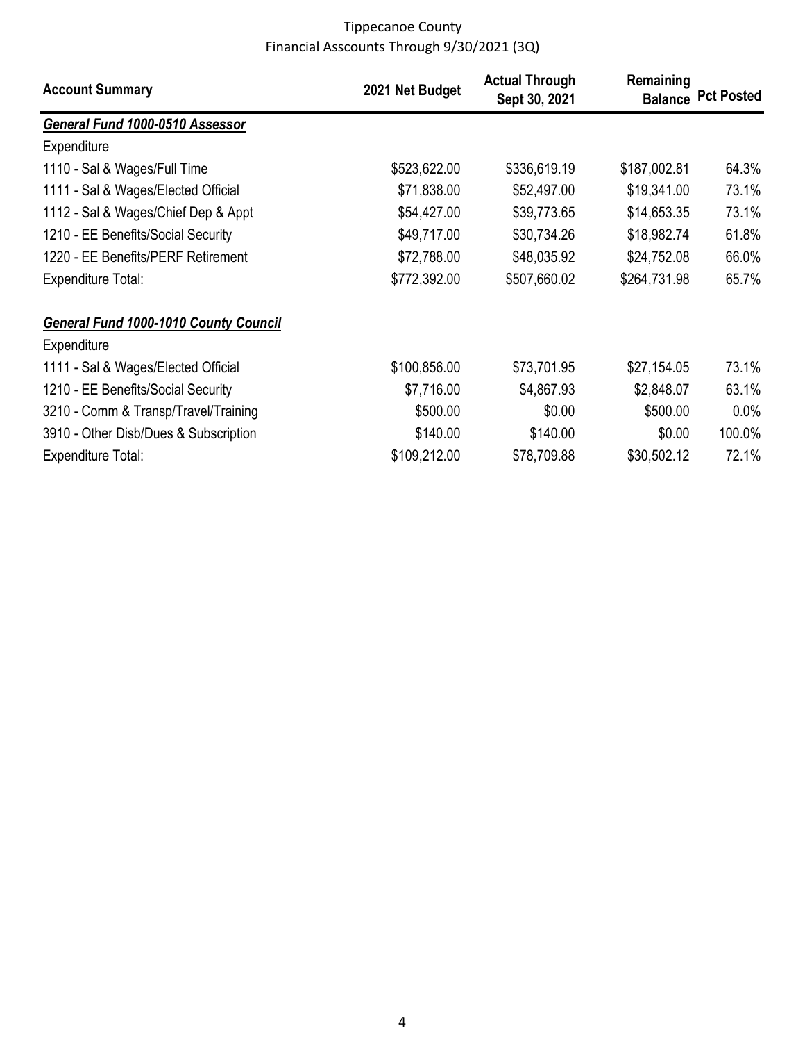Tippecanoe County
Financial Asscounts Through 9/30/2021 (3Q)

| Account Summary | 2021 Net Budget | Actual Through Sept 30, 2021 | Remaining Balance | Pct Posted |
|---|---|---|---|---|
| ***General Fund 1000-0510 Assessor*** | | | | |
| Expenditure | | | | |
| 1110 - Sal & Wages/Full Time | $523,622.00 | $336,619.19 | $187,002.81 | 64.3% |
| 1111 - Sal & Wages/Elected Official | $71,838.00 | $52,497.00 | $19,341.00 | 73.1% |
| 1112 - Sal & Wages/Chief Dep & Appt | $54,427.00 | $39,773.65 | $14,653.35 | 73.1% |
| 1210 - EE Benefits/Social Security | $49,717.00 | $30,734.26 | $18,982.74 | 61.8% |
| 1220 - EE Benefits/PERF Retirement | $72,788.00 | $48,035.92 | $24,752.08 | 66.0% |
| Expenditure Total: | $772,392.00 | $507,660.02 | $264,731.98 | 65.7% |
| ***General Fund 1000-1010 County Council*** | | | | |
| Expenditure | | | | |
| 1111 - Sal & Wages/Elected Official | $100,856.00 | $73,701.95 | $27,154.05 | 73.1% |
| 1210 - EE Benefits/Social Security | $7,716.00 | $4,867.93 | $2,848.07 | 63.1% |
| 3210 - Comm & Transp/Travel/Training | $500.00 | $0.00 | $500.00 | 0.0% |
| 3910 - Other Disb/Dues & Subscription | $140.00 | $140.00 | $0.00 | 100.0% |
| Expenditure Total: | $109,212.00 | $78,709.88 | $30,502.12 | 72.1% |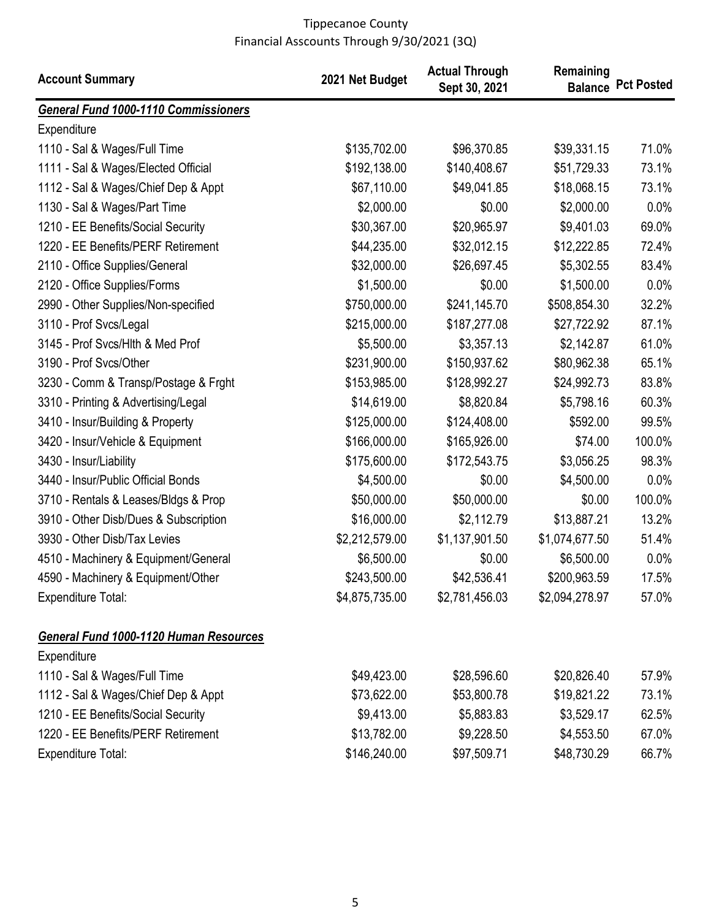Tippecanoe County
Financial Asscounts Through 9/30/2021 (3Q)

| Account Summary | 2021 Net Budget | Actual Through Sept 30, 2021 | Remaining Balance | Pct Posted |
|---|---|---|---|---|
| ***General Fund 1000-1110 Commissioners*** | | | | |
| Expenditure | | | | |
| 1110 - Sal & Wages/Full Time | $135,702.00 | $96,370.85 | $39,331.15 | 71.0% |
| 1111 - Sal & Wages/Elected Official | $192,138.00 | $140,408.67 | $51,729.33 | 73.1% |
| 1112 - Sal & Wages/Chief Dep & Appt | $67,110.00 | $49,041.85 | $18,068.15 | 73.1% |
| 1130 - Sal & Wages/Part Time | $2,000.00 | $0.00 | $2,000.00 | 0.0% |
| 1210 - EE Benefits/Social Security | $30,367.00 | $20,965.97 | $9,401.03 | 69.0% |
| 1220 - EE Benefits/PERF Retirement | $44,235.00 | $32,012.15 | $12,222.85 | 72.4% |
| 2110 - Office Supplies/General | $32,000.00 | $26,697.45 | $5,302.55 | 83.4% |
| 2120 - Office Supplies/Forms | $1,500.00 | $0.00 | $1,500.00 | 0.0% |
| 2990 - Other Supplies/Non-specified | $750,000.00 | $241,145.70 | $508,854.30 | 32.2% |
| 3110 - Prof Svcs/Legal | $215,000.00 | $187,277.08 | $27,722.92 | 87.1% |
| 3145 - Prof Svcs/Hlth & Med Prof | $5,500.00 | $3,357.13 | $2,142.87 | 61.0% |
| 3190 - Prof Svcs/Other | $231,900.00 | $150,937.62 | $80,962.38 | 65.1% |
| 3230 - Comm & Transp/Postage & Frght | $153,985.00 | $128,992.27 | $24,992.73 | 83.8% |
| 3310 - Printing & Advertising/Legal | $14,619.00 | $8,820.84 | $5,798.16 | 60.3% |
| 3410 - Insur/Building & Property | $125,000.00 | $124,408.00 | $592.00 | 99.5% |
| 3420 - Insur/Vehicle & Equipment | $166,000.00 | $165,926.00 | $74.00 | 100.0% |
| 3430 - Insur/Liability | $175,600.00 | $172,543.75 | $3,056.25 | 98.3% |
| 3440 - Insur/Public Official Bonds | $4,500.00 | $0.00 | $4,500.00 | 0.0% |
| 3710 - Rentals & Leases/Bldgs & Prop | $50,000.00 | $50,000.00 | $0.00 | 100.0% |
| 3910 - Other Disb/Dues & Subscription | $16,000.00 | $2,112.79 | $13,887.21 | 13.2% |
| 3930 - Other Disb/Tax Levies | $2,212,579.00 | $1,137,901.50 | $1,074,677.50 | 51.4% |
| 4510 - Machinery & Equipment/General | $6,500.00 | $0.00 | $6,500.00 | 0.0% |
| 4590 - Machinery & Equipment/Other | $243,500.00 | $42,536.41 | $200,963.59 | 17.5% |
| Expenditure Total: | $4,875,735.00 | $2,781,456.03 | $2,094,278.97 | 57.0% |
| ***General Fund 1000-1120 Human Resources*** | | | | |
| Expenditure | | | | |
| 1110 - Sal & Wages/Full Time | $49,423.00 | $28,596.60 | $20,826.40 | 57.9% |
| 1112 - Sal & Wages/Chief Dep & Appt | $73,622.00 | $53,800.78 | $19,821.22 | 73.1% |
| 1210 - EE Benefits/Social Security | $9,413.00 | $5,883.83 | $3,529.17 | 62.5% |
| 1220 - EE Benefits/PERF Retirement | $13,782.00 | $9,228.50 | $4,553.50 | 67.0% |
| Expenditure Total: | $146,240.00 | $97,509.71 | $48,730.29 | 66.7% |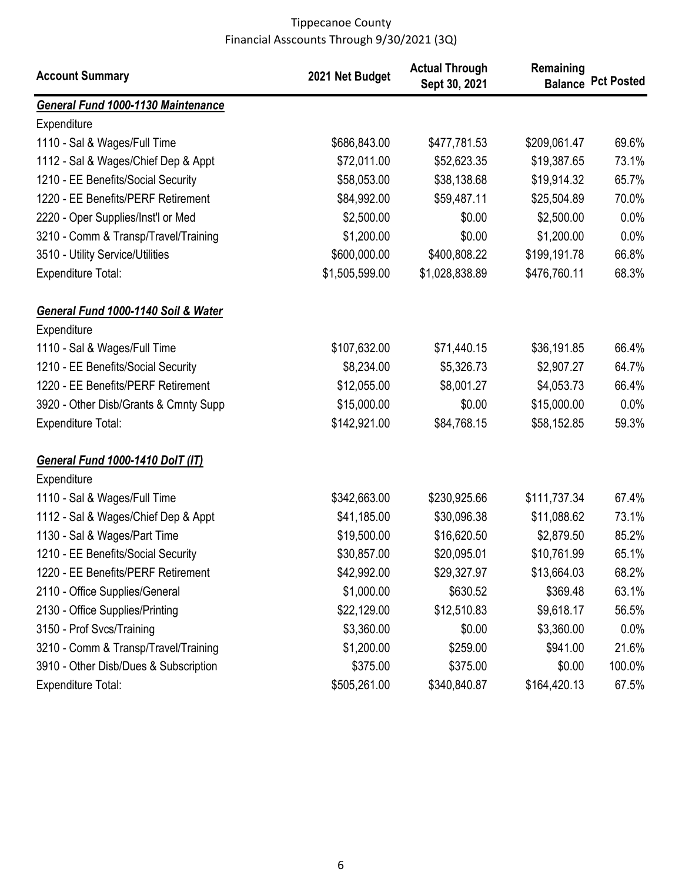Tippecanoe County
Financial Asscounts Through 9/30/2021 (3Q)

| Account Summary | 2021 Net Budget | Actual Through Sept 30, 2021 | Remaining Balance | Pct Posted |
|---|---|---|---|---|
| ***General Fund 1000-1130 Maintenance*** | | | | |
| Expenditure | | | | |
| 1110 - Sal & Wages/Full Time | $686,843.00 | $477,781.53 | $209,061.47 | 69.6% |
| 1112 - Sal & Wages/Chief Dep & Appt | $72,011.00 | $52,623.35 | $19,387.65 | 73.1% |
| 1210 - EE Benefits/Social Security | $58,053.00 | $38,138.68 | $19,914.32 | 65.7% |
| 1220 - EE Benefits/PERF Retirement | $84,992.00 | $59,487.11 | $25,504.89 | 70.0% |
| 2220 - Oper Supplies/Inst'l or Med | $2,500.00 | $0.00 | $2,500.00 | 0.0% |
| 3210 - Comm & Transp/Travel/Training | $1,200.00 | $0.00 | $1,200.00 | 0.0% |
| 3510 - Utility Service/Utilities | $600,000.00 | $400,808.22 | $199,191.78 | 66.8% |
| Expenditure Total: | $1,505,599.00 | $1,028,838.89 | $476,760.11 | 68.3% |
| ***General Fund 1000-1140 Soil & Water*** | | | | |
| Expenditure | | | | |
| 1110 - Sal & Wages/Full Time | $107,632.00 | $71,440.15 | $36,191.85 | 66.4% |
| 1210 - EE Benefits/Social Security | $8,234.00 | $5,326.73 | $2,907.27 | 64.7% |
| 1220 - EE Benefits/PERF Retirement | $12,055.00 | $8,001.27 | $4,053.73 | 66.4% |
| 3920 - Other Disb/Grants & Cmnty Supp | $15,000.00 | $0.00 | $15,000.00 | 0.0% |
| Expenditure Total: | $142,921.00 | $84,768.15 | $58,152.85 | 59.3% |
| ***General Fund 1000-1410 DoIT (IT)*** | | | | |
| Expenditure | | | | |
| 1110 - Sal & Wages/Full Time | $342,663.00 | $230,925.66 | $111,737.34 | 67.4% |
| 1112 - Sal & Wages/Chief Dep & Appt | $41,185.00 | $30,096.38 | $11,088.62 | 73.1% |
| 1130 - Sal & Wages/Part Time | $19,500.00 | $16,620.50 | $2,879.50 | 85.2% |
| 1210 - EE Benefits/Social Security | $30,857.00 | $20,095.01 | $10,761.99 | 65.1% |
| 1220 - EE Benefits/PERF Retirement | $42,992.00 | $29,327.97 | $13,664.03 | 68.2% |
| 2110 - Office Supplies/General | $1,000.00 | $630.52 | $369.48 | 63.1% |
| 2130 - Office Supplies/Printing | $22,129.00 | $12,510.83 | $9,618.17 | 56.5% |
| 3150 - Prof Svcs/Training | $3,360.00 | $0.00 | $3,360.00 | 0.0% |
| 3210 - Comm & Transp/Travel/Training | $1,200.00 | $259.00 | $941.00 | 21.6% |
| 3910 - Other Disb/Dues & Subscription | $375.00 | $375.00 | $0.00 | 100.0% |
| Expenditure Total: | $505,261.00 | $340,840.87 | $164,420.13 | 67.5% |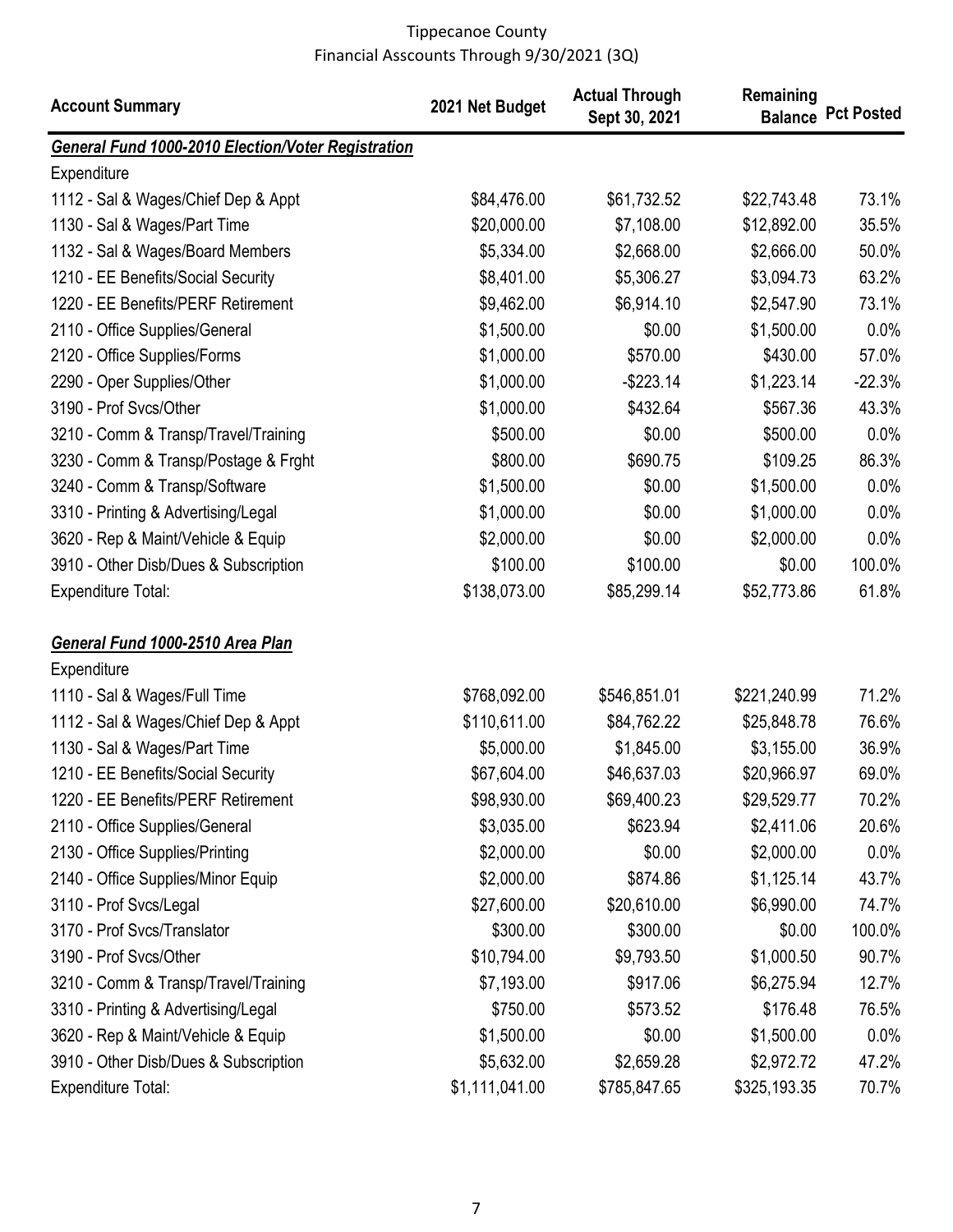Tippecanoe County
Financial Asscounts Through 9/30/2021 (3Q)

| Account Summary | 2021 Net Budget | Actual Through Sept 30, 2021 | Remaining Balance | Pct Posted |
|---|---|---|---|---|
| ***General Fund 1000-2010 Election/Voter Registration*** | | | | |
| Expenditure | | | | |
| 1112 - Sal & Wages/Chief Dep & Appt | $84,476.00 | $61,732.52 | $22,743.48 | 73.1% |
| 1130 - Sal & Wages/Part Time | $20,000.00 | $7,108.00 | $12,892.00 | 35.5% |
| 1132 - Sal & Wages/Board Members | $5,334.00 | $2,668.00 | $2,666.00 | 50.0% |
| 1210 - EE Benefits/Social Security | $8,401.00 | $5,306.27 | $3,094.73 | 63.2% |
| 1220 - EE Benefits/PERF Retirement | $9,462.00 | $6,914.10 | $2,547.90 | 73.1% |
| 2110 - Office Supplies/General | $1,500.00 | $0.00 | $1,500.00 | 0.0% |
| 2120 - Office Supplies/Forms | $1,000.00 | $570.00 | $430.00 | 57.0% |
| 2290 - Oper Supplies/Other | $1,000.00 | -$223.14 | $1,223.14 | -22.3% |
| 3190 - Prof Svcs/Other | $1,000.00 | $432.64 | $567.36 | 43.3% |
| 3210 - Comm & Transp/Travel/Training | $500.00 | $0.00 | $500.00 | 0.0% |
| 3230 - Comm & Transp/Postage & Frght | $800.00 | $690.75 | $109.25 | 86.3% |
| 3240 - Comm & Transp/Software | $1,500.00 | $0.00 | $1,500.00 | 0.0% |
| 3310 - Printing & Advertising/Legal | $1,000.00 | $0.00 | $1,000.00 | 0.0% |
| 3620 - Rep & Maint/Vehicle & Equip | $2,000.00 | $0.00 | $2,000.00 | 0.0% |
| 3910 - Other Disb/Dues & Subscription | $100.00 | $100.00 | $0.00 | 100.0% |
| Expenditure Total: | $138,073.00 | $85,299.14 | $52,773.86 | 61.8% |
| | | | | |
| ***General Fund 1000-2510 Area Plan*** | | | | |
| Expenditure | | | | |
| 1110 - Sal & Wages/Full Time | $768,092.00 | $546,851.01 | $221,240.99 | 71.2% |
| 1112 - Sal & Wages/Chief Dep & Appt | $110,611.00 | $84,762.22 | $25,848.78 | 76.6% |
| 1130 - Sal & Wages/Part Time | $5,000.00 | $1,845.00 | $3,155.00 | 36.9% |
| 1210 - EE Benefits/Social Security | $67,604.00 | $46,637.03 | $20,966.97 | 69.0% |
| 1220 - EE Benefits/PERF Retirement | $98,930.00 | $69,400.23 | $29,529.77 | 70.2% |
| 2110 - Office Supplies/General | $3,035.00 | $623.94 | $2,411.06 | 20.6% |
| 2130 - Office Supplies/Printing | $2,000.00 | $0.00 | $2,000.00 | 0.0% |
| 2140 - Office Supplies/Minor Equip | $2,000.00 | $874.86 | $1,125.14 | 43.7% |
| 3110 - Prof Svcs/Legal | $27,600.00 | $20,610.00 | $6,990.00 | 74.7% |
| 3170 - Prof Svcs/Translator | $300.00 | $300.00 | $0.00 | 100.0% |
| 3190 - Prof Svcs/Other | $10,794.00 | $9,793.50 | $1,000.50 | 90.7% |
| 3210 - Comm & Transp/Travel/Training | $7,193.00 | $917.06 | $6,275.94 | 12.7% |
| 3310 - Printing & Advertising/Legal | $750.00 | $573.52 | $176.48 | 76.5% |
| 3620 - Rep & Maint/Vehicle & Equip | $1,500.00 | $0.00 | $1,500.00 | 0.0% |
| 3910 - Other Disb/Dues & Subscription | $5,632.00 | $2,659.28 | $2,972.72 | 47.2% |
| Expenditure Total: | $1,111,041.00 | $785,847.65 | $325,193.35 | 70.7% |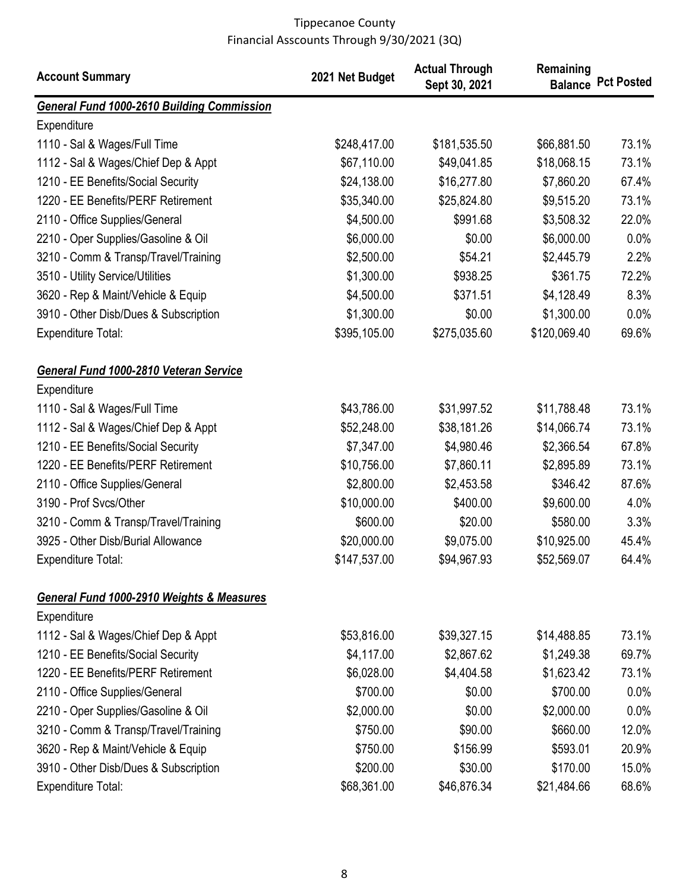Tippecanoe County
Financial Asscounts Through 9/30/2021 (3Q)

| Account Summary | 2021 Net Budget | Actual Through Sept 30, 2021 | Remaining Balance | Pct Posted |
|---|---|---|---|---|
| ***General Fund 1000-2610 Building Commission*** | | | | |
| Expenditure | | | | |
| 1110 - Sal & Wages/Full Time | $248,417.00 | $181,535.50 | $66,881.50 | 73.1% |
| 1112 - Sal & Wages/Chief Dep & Appt | $67,110.00 | $49,041.85 | $18,068.15 | 73.1% |
| 1210 - EE Benefits/Social Security | $24,138.00 | $16,277.80 | $7,860.20 | 67.4% |
| 1220 - EE Benefits/PERF Retirement | $35,340.00 | $25,824.80 | $9,515.20 | 73.1% |
| 2110 - Office Supplies/General | $4,500.00 | $991.68 | $3,508.32 | 22.0% |
| 2210 - Oper Supplies/Gasoline & Oil | $6,000.00 | $0.00 | $6,000.00 | 0.0% |
| 3210 - Comm & Transp/Travel/Training | $2,500.00 | $54.21 | $2,445.79 | 2.2% |
| 3510 - Utility Service/Utilities | $1,300.00 | $938.25 | $361.75 | 72.2% |
| 3620 - Rep & Maint/Vehicle & Equip | $4,500.00 | $371.51 | $4,128.49 | 8.3% |
| 3910 - Other Disb/Dues & Subscription | $1,300.00 | $0.00 | $1,300.00 | 0.0% |
| Expenditure Total: | $395,105.00 | $275,035.60 | $120,069.40 | 69.6% |
| ***General Fund 1000-2810 Veteran Service*** | | | | |
| Expenditure | | | | |
| 1110 - Sal & Wages/Full Time | $43,786.00 | $31,997.52 | $11,788.48 | 73.1% |
| 1112 - Sal & Wages/Chief Dep & Appt | $52,248.00 | $38,181.26 | $14,066.74 | 73.1% |
| 1210 - EE Benefits/Social Security | $7,347.00 | $4,980.46 | $2,366.54 | 67.8% |
| 1220 - EE Benefits/PERF Retirement | $10,756.00 | $7,860.11 | $2,895.89 | 73.1% |
| 2110 - Office Supplies/General | $2,800.00 | $2,453.58 | $346.42 | 87.6% |
| 3190 - Prof Svcs/Other | $10,000.00 | $400.00 | $9,600.00 | 4.0% |
| 3210 - Comm & Transp/Travel/Training | $600.00 | $20.00 | $580.00 | 3.3% |
| 3925 - Other Disb/Burial Allowance | $20,000.00 | $9,075.00 | $10,925.00 | 45.4% |
| Expenditure Total: | $147,537.00 | $94,967.93 | $52,569.07 | 64.4% |
| ***General Fund 1000-2910 Weights & Measures*** | | | | |
| Expenditure | | | | |
| 1112 - Sal & Wages/Chief Dep & Appt | $53,816.00 | $39,327.15 | $14,488.85 | 73.1% |
| 1210 - EE Benefits/Social Security | $4,117.00 | $2,867.62 | $1,249.38 | 69.7% |
| 1220 - EE Benefits/PERF Retirement | $6,028.00 | $4,404.58 | $1,623.42 | 73.1% |
| 2110 - Office Supplies/General | $700.00 | $0.00 | $700.00 | 0.0% |
| 2210 - Oper Supplies/Gasoline & Oil | $2,000.00 | $0.00 | $2,000.00 | 0.0% |
| 3210 - Comm & Transp/Travel/Training | $750.00 | $90.00 | $660.00 | 12.0% |
| 3620 - Rep & Maint/Vehicle & Equip | $750.00 | $156.99 | $593.01 | 20.9% |
| 3910 - Other Disb/Dues & Subscription | $200.00 | $30.00 | $170.00 | 15.0% |
| Expenditure Total: | $68,361.00 | $46,876.34 | $21,484.66 | 68.6% |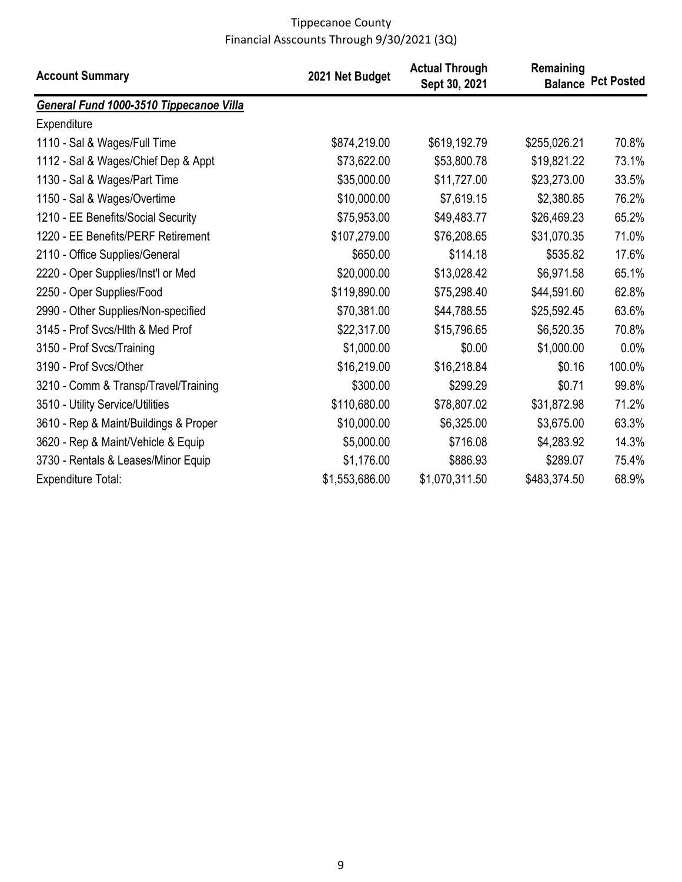Tippecanoe County
Financial Asscounts Through 9/30/2021 (3Q)

| Account Summary | 2021 Net Budget | Actual Through Sept 30, 2021 | Remaining Balance | Pct Posted |
|---|---|---|---|---|
| ***General Fund 1000-3510 Tippecanoe Villa*** | | | | |
| Expenditure | | | | |
| 1110 - Sal & Wages/Full Time | $874,219.00 | $619,192.79 | $255,026.21 | 70.8% |
| 1112 - Sal & Wages/Chief Dep & Appt | $73,622.00 | $53,800.78 | $19,821.22 | 73.1% |
| 1130 - Sal & Wages/Part Time | $35,000.00 | $11,727.00 | $23,273.00 | 33.5% |
| 1150 - Sal & Wages/Overtime | $10,000.00 | $7,619.15 | $2,380.85 | 76.2% |
| 1210 - EE Benefits/Social Security | $75,953.00 | $49,483.77 | $26,469.23 | 65.2% |
| 1220 - EE Benefits/PERF Retirement | $107,279.00 | $76,208.65 | $31,070.35 | 71.0% |
| 2110 - Office Supplies/General | $650.00 | $114.18 | $535.82 | 17.6% |
| 2220 - Oper Supplies/Inst'l or Med | $20,000.00 | $13,028.42 | $6,971.58 | 65.1% |
| 2250 - Oper Supplies/Food | $119,890.00 | $75,298.40 | $44,591.60 | 62.8% |
| 2990 - Other Supplies/Non-specified | $70,381.00 | $44,788.55 | $25,592.45 | 63.6% |
| 3145 - Prof Svcs/Hlth & Med Prof | $22,317.00 | $15,796.65 | $6,520.35 | 70.8% |
| 3150 - Prof Svcs/Training | $1,000.00 | $0.00 | $1,000.00 | 0.0% |
| 3190 - Prof Svcs/Other | $16,219.00 | $16,218.84 | $0.16 | 100.0% |
| 3210 - Comm & Transp/Travel/Training | $300.00 | $299.29 | $0.71 | 99.8% |
| 3510 - Utility Service/Utilities | $110,680.00 | $78,807.02 | $31,872.98 | 71.2% |
| 3610 - Rep & Maint/Buildings & Proper | $10,000.00 | $6,325.00 | $3,675.00 | 63.3% |
| 3620 - Rep & Maint/Vehicle & Equip | $5,000.00 | $716.08 | $4,283.92 | 14.3% |
| 3730 - Rentals & Leases/Minor Equip | $1,176.00 | $886.93 | $289.07 | 75.4% |
| Expenditure Total: | $1,553,686.00 | $1,070,311.50 | $483,374.50 | 68.9% |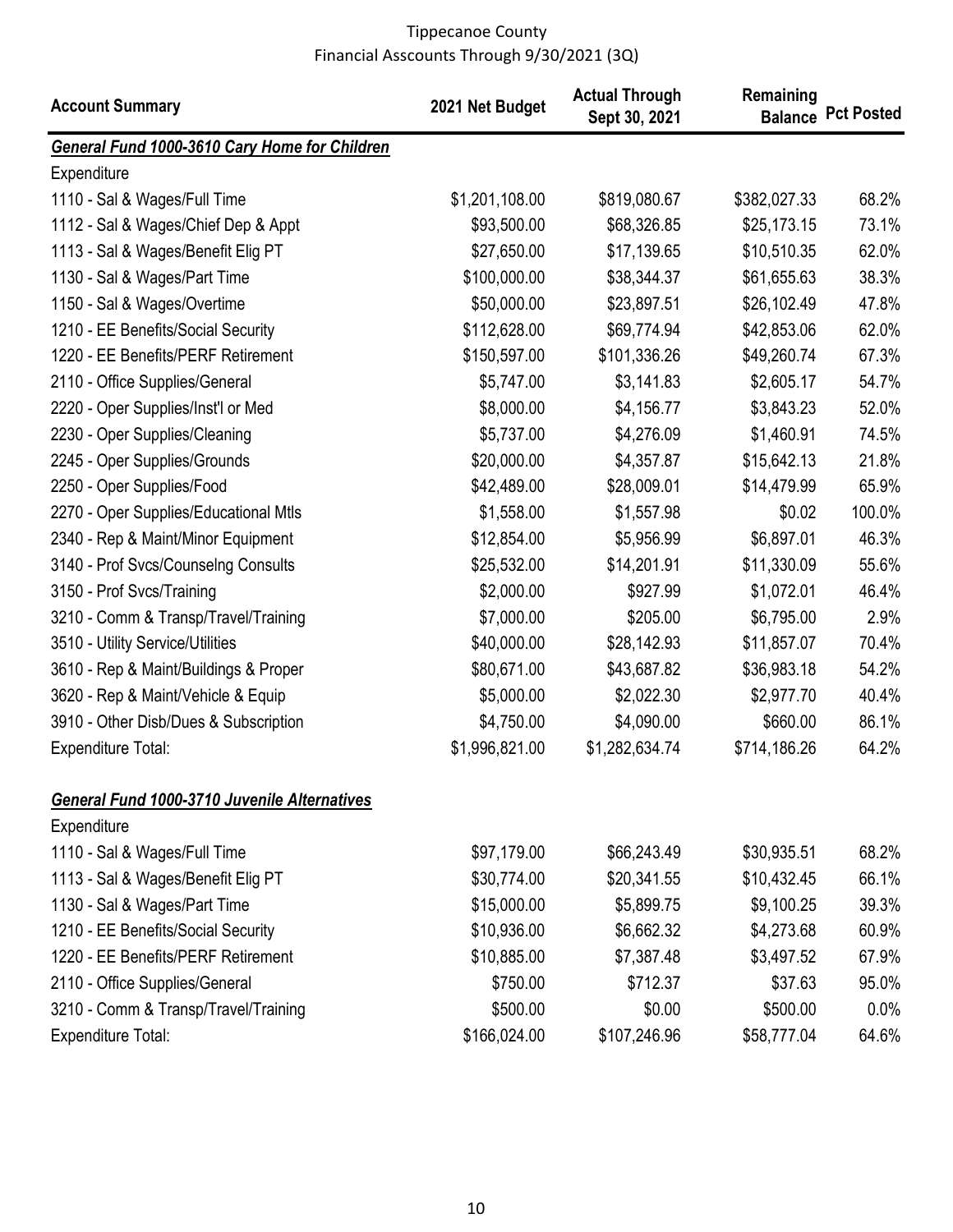Tippecanoe County
Financial Asscounts Through 9/30/2021 (3Q)

| Account Summary | 2021 Net Budget | Actual Through Sept 30, 2021 | Remaining Balance | Pct Posted |
|---|---|---|---|---|
| ***General Fund 1000-3610 Cary Home for Children*** | | | | |
| Expenditure | | | | |
| 1110 - Sal & Wages/Full Time | $1,201,108.00 | $819,080.67 | $382,027.33 | 68.2% |
| 1112 - Sal & Wages/Chief Dep & Appt | $93,500.00 | $68,326.85 | $25,173.15 | 73.1% |
| 1113 - Sal & Wages/Benefit Elig PT | $27,650.00 | $17,139.65 | $10,510.35 | 62.0% |
| 1130 - Sal & Wages/Part Time | $100,000.00 | $38,344.37 | $61,655.63 | 38.3% |
| 1150 - Sal & Wages/Overtime | $50,000.00 | $23,897.51 | $26,102.49 | 47.8% |
| 1210 - EE Benefits/Social Security | $112,628.00 | $69,774.94 | $42,853.06 | 62.0% |
| 1220 - EE Benefits/PERF Retirement | $150,597.00 | $101,336.26 | $49,260.74 | 67.3% |
| 2110 - Office Supplies/General | $5,747.00 | $3,141.83 | $2,605.17 | 54.7% |
| 2220 - Oper Supplies/Inst'l or Med | $8,000.00 | $4,156.77 | $3,843.23 | 52.0% |
| 2230 - Oper Supplies/Cleaning | $5,737.00 | $4,276.09 | $1,460.91 | 74.5% |
| 2245 - Oper Supplies/Grounds | $20,000.00 | $4,357.87 | $15,642.13 | 21.8% |
| 2250 - Oper Supplies/Food | $42,489.00 | $28,009.01 | $14,479.99 | 65.9% |
| 2270 - Oper Supplies/Educational Mtls | $1,558.00 | $1,557.98 | $0.02 | 100.0% |
| 2340 - Rep & Maint/Minor Equipment | $12,854.00 | $5,956.99 | $6,897.01 | 46.3% |
| 3140 - Prof Svcs/Counselng Consults | $25,532.00 | $14,201.91 | $11,330.09 | 55.6% |
| 3150 - Prof Svcs/Training | $2,000.00 | $927.99 | $1,072.01 | 46.4% |
| 3210 - Comm & Transp/Travel/Training | $7,000.00 | $205.00 | $6,795.00 | 2.9% |
| 3510 - Utility Service/Utilities | $40,000.00 | $28,142.93 | $11,857.07 | 70.4% |
| 3610 - Rep & Maint/Buildings & Proper | $80,671.00 | $43,687.82 | $36,983.18 | 54.2% |
| 3620 - Rep & Maint/Vehicle & Equip | $5,000.00 | $2,022.30 | $2,977.70 | 40.4% |
| 3910 - Other Disb/Dues & Subscription | $4,750.00 | $4,090.00 | $660.00 | 86.1% |
| Expenditure Total: | $1,996,821.00 | $1,282,634.74 | $714,186.26 | 64.2% |
| | | | | |
| ***General Fund 1000-3710 Juvenile Alternatives*** | | | | |
| Expenditure | | | | |
| 1110 - Sal & Wages/Full Time | $97,179.00 | $66,243.49 | $30,935.51 | 68.2% |
| 1113 - Sal & Wages/Benefit Elig PT | $30,774.00 | $20,341.55 | $10,432.45 | 66.1% |
| 1130 - Sal & Wages/Part Time | $15,000.00 | $5,899.75 | $9,100.25 | 39.3% |
| 1210 - EE Benefits/Social Security | $10,936.00 | $6,662.32 | $4,273.68 | 60.9% |
| 1220 - EE Benefits/PERF Retirement | $10,885.00 | $7,387.48 | $3,497.52 | 67.9% |
| 2110 - Office Supplies/General | $750.00 | $712.37 | $37.63 | 95.0% |
| 3210 - Comm & Transp/Travel/Training | $500.00 | $0.00 | $500.00 | 0.0% |
| Expenditure Total: | $166,024.00 | $107,246.96 | $58,777.04 | 64.6% |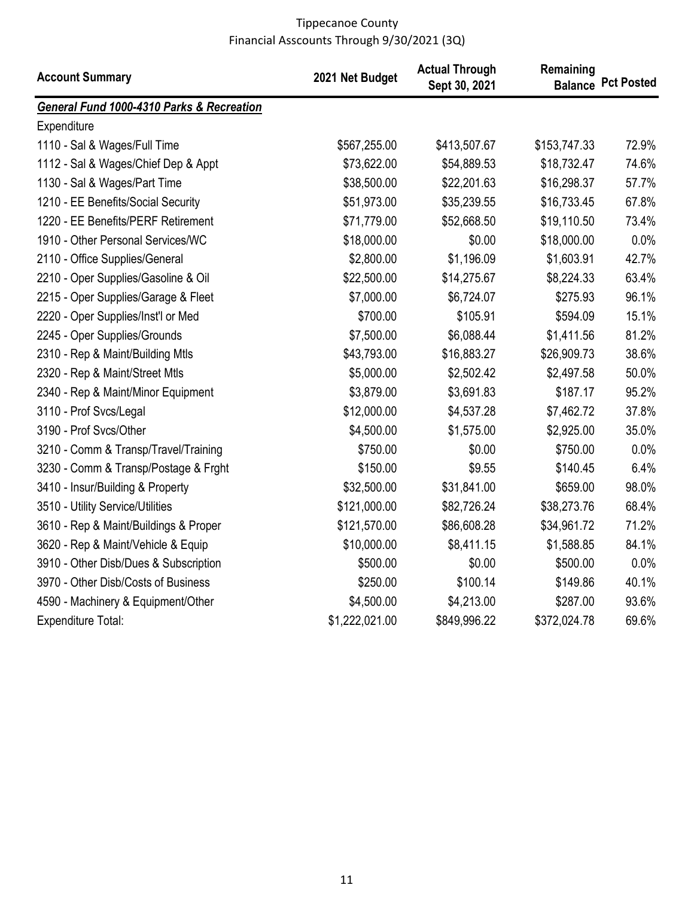Tippecanoe County
Financial Asscounts Through 9/30/2021 (3Q)

| Account Summary | 2021 Net Budget | Actual Through Sept 30, 2021 | Remaining Balance | Pct Posted |
|---|---|---|---|---|
| ***General Fund 1000-4310 Parks & Recreation*** | | | | |
| Expenditure | | | | |
| 1110 - Sal & Wages/Full Time | $567,255.00 | $413,507.67 | $153,747.33 | 72.9% |
| 1112 - Sal & Wages/Chief Dep & Appt | $73,622.00 | $54,889.53 | $18,732.47 | 74.6% |
| 1130 - Sal & Wages/Part Time | $38,500.00 | $22,201.63 | $16,298.37 | 57.7% |
| 1210 - EE Benefits/Social Security | $51,973.00 | $35,239.55 | $16,733.45 | 67.8% |
| 1220 - EE Benefits/PERF Retirement | $71,779.00 | $52,668.50 | $19,110.50 | 73.4% |
| 1910 - Other Personal Services/WC | $18,000.00 | $0.00 | $18,000.00 | 0.0% |
| 2110 - Office Supplies/General | $2,800.00 | $1,196.09 | $1,603.91 | 42.7% |
| 2210 - Oper Supplies/Gasoline & Oil | $22,500.00 | $14,275.67 | $8,224.33 | 63.4% |
| 2215 - Oper Supplies/Garage & Fleet | $7,000.00 | $6,724.07 | $275.93 | 96.1% |
| 2220 - Oper Supplies/Inst'l or Med | $700.00 | $105.91 | $594.09 | 15.1% |
| 2245 - Oper Supplies/Grounds | $7,500.00 | $6,088.44 | $1,411.56 | 81.2% |
| 2310 - Rep & Maint/Building Mtls | $43,793.00 | $16,883.27 | $26,909.73 | 38.6% |
| 2320 - Rep & Maint/Street Mtls | $5,000.00 | $2,502.42 | $2,497.58 | 50.0% |
| 2340 - Rep & Maint/Minor Equipment | $3,879.00 | $3,691.83 | $187.17 | 95.2% |
| 3110 - Prof Svcs/Legal | $12,000.00 | $4,537.28 | $7,462.72 | 37.8% |
| 3190 - Prof Svcs/Other | $4,500.00 | $1,575.00 | $2,925.00 | 35.0% |
| 3210 - Comm & Transp/Travel/Training | $750.00 | $0.00 | $750.00 | 0.0% |
| 3230 - Comm & Transp/Postage & Frght | $150.00 | $9.55 | $140.45 | 6.4% |
| 3410 - Insur/Building & Property | $32,500.00 | $31,841.00 | $659.00 | 98.0% |
| 3510 - Utility Service/Utilities | $121,000.00 | $82,726.24 | $38,273.76 | 68.4% |
| 3610 - Rep & Maint/Buildings & Proper | $121,570.00 | $86,608.28 | $34,961.72 | 71.2% |
| 3620 - Rep & Maint/Vehicle & Equip | $10,000.00 | $8,411.15 | $1,588.85 | 84.1% |
| 3910 - Other Disb/Dues & Subscription | $500.00 | $0.00 | $500.00 | 0.0% |
| 3970 - Other Disb/Costs of Business | $250.00 | $100.14 | $149.86 | 40.1% |
| 4590 - Machinery & Equipment/Other | $4,500.00 | $4,213.00 | $287.00 | 93.6% |
| Expenditure Total: | $1,222,021.00 | $849,996.22 | $372,024.78 | 69.6% |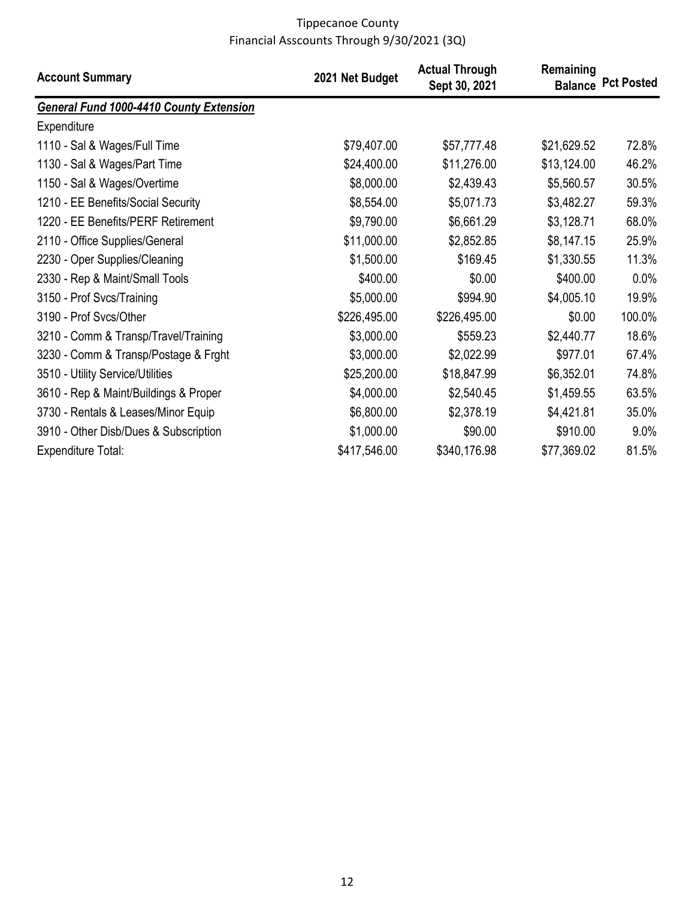Tippecanoe County
Financial Asscounts Through 9/30/2021 (3Q)

| Account Summary | 2021 Net Budget | Actual Through Sept 30, 2021 | Remaining Balance | Pct Posted |
|---|---|---|---|---|
| ***General Fund 1000-4410 County Extension*** | | | | |
| Expenditure | | | | |
| 1110 - Sal & Wages/Full Time | $79,407.00 | $57,777.48 | $21,629.52 | 72.8% |
| 1130 - Sal & Wages/Part Time | $24,400.00 | $11,276.00 | $13,124.00 | 46.2% |
| 1150 - Sal & Wages/Overtime | $8,000.00 | $2,439.43 | $5,560.57 | 30.5% |
| 1210 - EE Benefits/Social Security | $8,554.00 | $5,071.73 | $3,482.27 | 59.3% |
| 1220 - EE Benefits/PERF Retirement | $9,790.00 | $6,661.29 | $3,128.71 | 68.0% |
| 2110 - Office Supplies/General | $11,000.00 | $2,852.85 | $8,147.15 | 25.9% |
| 2230 - Oper Supplies/Cleaning | $1,500.00 | $169.45 | $1,330.55 | 11.3% |
| 2330 - Rep & Maint/Small Tools | $400.00 | $0.00 | $400.00 | 0.0% |
| 3150 - Prof Svcs/Training | $5,000.00 | $994.90 | $4,005.10 | 19.9% |
| 3190 - Prof Svcs/Other | $226,495.00 | $226,495.00 | $0.00 | 100.0% |
| 3210 - Comm & Transp/Travel/Training | $3,000.00 | $559.23 | $2,440.77 | 18.6% |
| 3230 - Comm & Transp/Postage & Frght | $3,000.00 | $2,022.99 | $977.01 | 67.4% |
| 3510 - Utility Service/Utilities | $25,200.00 | $18,847.99 | $6,352.01 | 74.8% |
| 3610 - Rep & Maint/Buildings & Proper | $4,000.00 | $2,540.45 | $1,459.55 | 63.5% |
| 3730 - Rentals & Leases/Minor Equip | $6,800.00 | $2,378.19 | $4,421.81 | 35.0% |
| 3910 - Other Disb/Dues & Subscription | $1,000.00 | $90.00 | $910.00 | 9.0% |
| Expenditure Total: | $417,546.00 | $340,176.98 | $77,369.02 | 81.5% |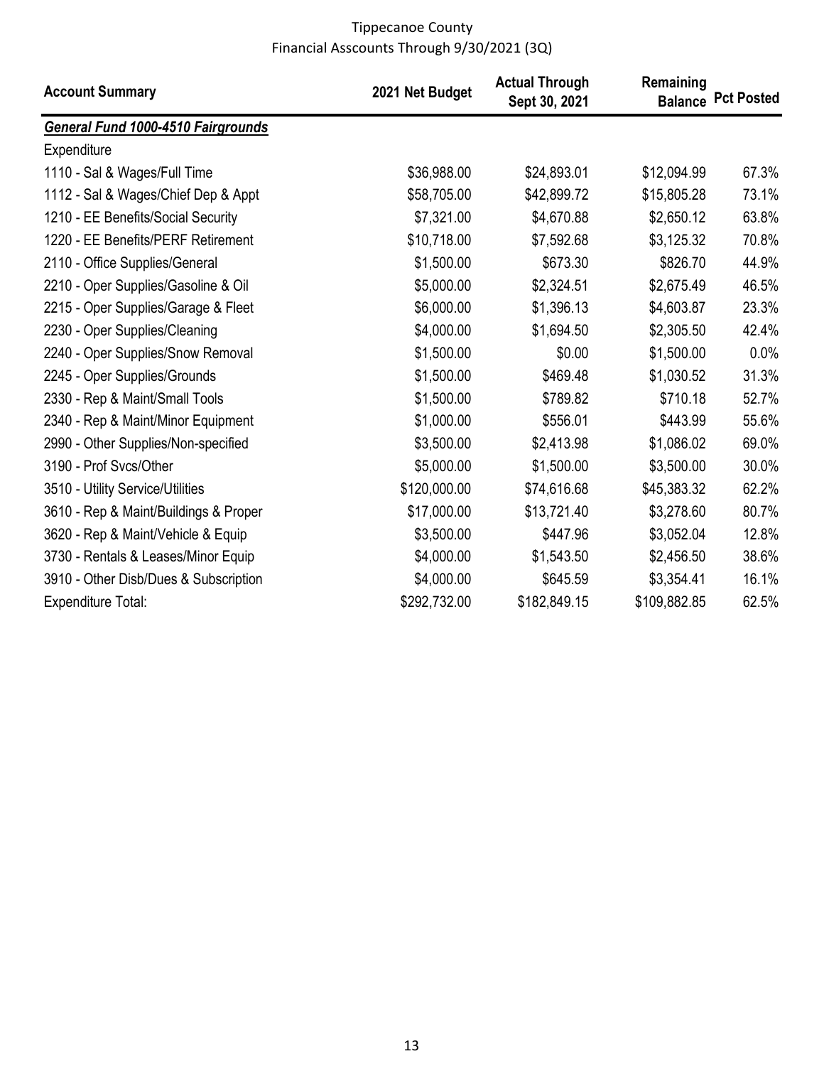Tippecanoe County
Financial Asscounts Through 9/30/2021 (3Q)

| Account Summary | 2021 Net Budget | Actual Through Sept 30, 2021 | Remaining Balance | Pct Posted |
|---|---|---|---|---|
| ***General Fund 1000-4510 Fairgrounds*** | | | | |
| Expenditure | | | | |
| 1110 - Sal & Wages/Full Time | $36,988.00 | $24,893.01 | $12,094.99 | 67.3% |
| 1112 - Sal & Wages/Chief Dep & Appt | $58,705.00 | $42,899.72 | $15,805.28 | 73.1% |
| 1210 - EE Benefits/Social Security | $7,321.00 | $4,670.88 | $2,650.12 | 63.8% |
| 1220 - EE Benefits/PERF Retirement | $10,718.00 | $7,592.68 | $3,125.32 | 70.8% |
| 2110 - Office Supplies/General | $1,500.00 | $673.30 | $826.70 | 44.9% |
| 2210 - Oper Supplies/Gasoline & Oil | $5,000.00 | $2,324.51 | $2,675.49 | 46.5% |
| 2215 - Oper Supplies/Garage & Fleet | $6,000.00 | $1,396.13 | $4,603.87 | 23.3% |
| 2230 - Oper Supplies/Cleaning | $4,000.00 | $1,694.50 | $2,305.50 | 42.4% |
| 2240 - Oper Supplies/Snow Removal | $1,500.00 | $0.00 | $1,500.00 | 0.0% |
| 2245 - Oper Supplies/Grounds | $1,500.00 | $469.48 | $1,030.52 | 31.3% |
| 2330 - Rep & Maint/Small Tools | $1,500.00 | $789.82 | $710.18 | 52.7% |
| 2340 - Rep & Maint/Minor Equipment | $1,000.00 | $556.01 | $443.99 | 55.6% |
| 2990 - Other Supplies/Non-specified | $3,500.00 | $2,413.98 | $1,086.02 | 69.0% |
| 3190 - Prof Svcs/Other | $5,000.00 | $1,500.00 | $3,500.00 | 30.0% |
| 3510 - Utility Service/Utilities | $120,000.00 | $74,616.68 | $45,383.32 | 62.2% |
| 3610 - Rep & Maint/Buildings & Proper | $17,000.00 | $13,721.40 | $3,278.60 | 80.7% |
| 3620 - Rep & Maint/Vehicle & Equip | $3,500.00 | $447.96 | $3,052.04 | 12.8% |
| 3730 - Rentals & Leases/Minor Equip | $4,000.00 | $1,543.50 | $2,456.50 | 38.6% |
| 3910 - Other Disb/Dues & Subscription | $4,000.00 | $645.59 | $3,354.41 | 16.1% |
| Expenditure Total: | $292,732.00 | $182,849.15 | $109,882.85 | 62.5% |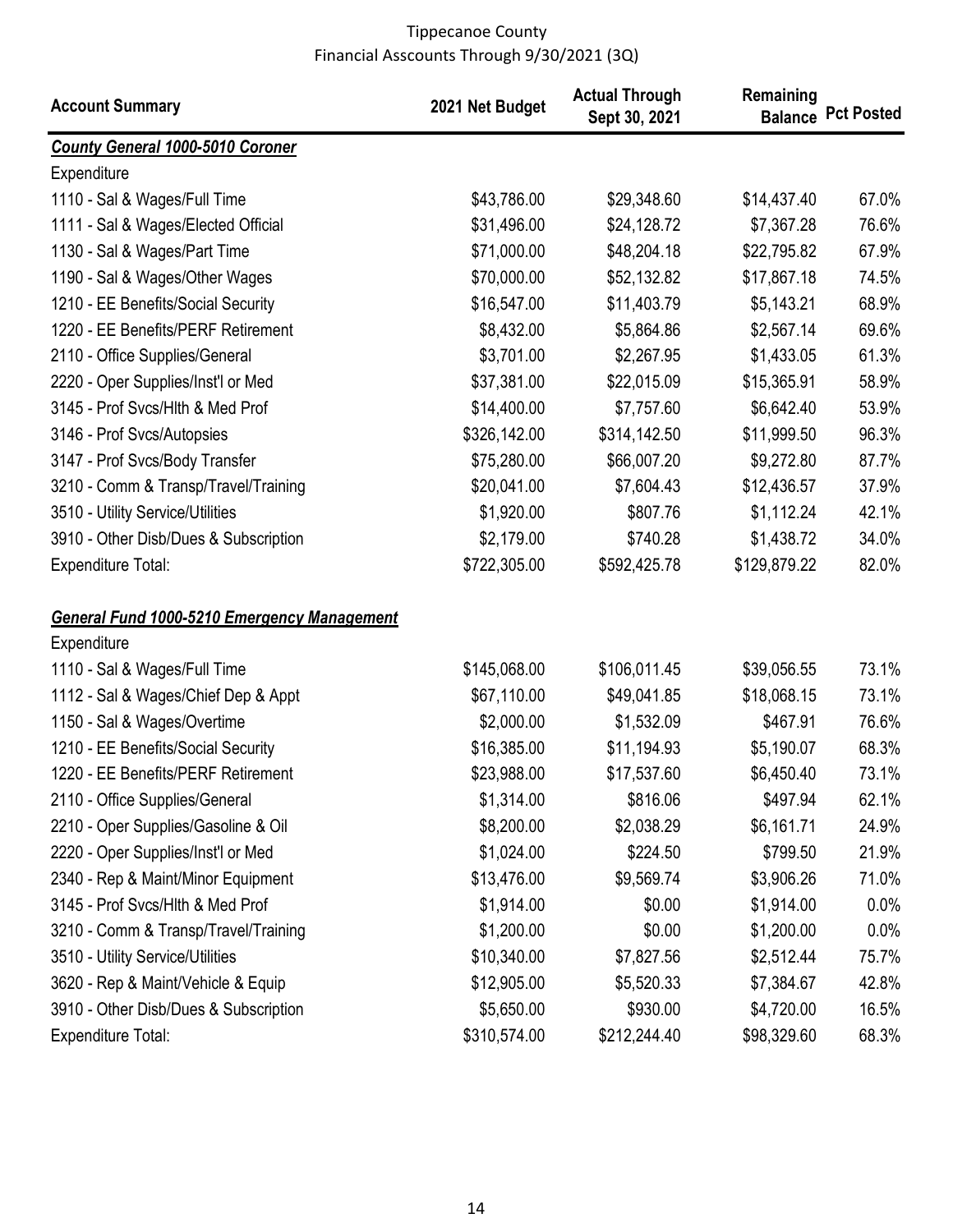Tippecanoe County
Financial Asscounts Through 9/30/2021 (3Q)

| Account Summary | 2021 Net Budget | Actual Through Sept 30, 2021 | Remaining Balance | Pct Posted |
|---|---|---|---|---|
| ***County General 1000-5010 Coroner*** | | | | |
| Expenditure | | | | |
| 1110 - Sal & Wages/Full Time | $43,786.00 | $29,348.60 | $14,437.40 | 67.0% |
| 1111 - Sal & Wages/Elected Official | $31,496.00 | $24,128.72 | $7,367.28 | 76.6% |
| 1130 - Sal & Wages/Part Time | $71,000.00 | $48,204.18 | $22,795.82 | 67.9% |
| 1190 - Sal & Wages/Other Wages | $70,000.00 | $52,132.82 | $17,867.18 | 74.5% |
| 1210 - EE Benefits/Social Security | $16,547.00 | $11,403.79 | $5,143.21 | 68.9% |
| 1220 - EE Benefits/PERF Retirement | $8,432.00 | $5,864.86 | $2,567.14 | 69.6% |
| 2110 - Office Supplies/General | $3,701.00 | $2,267.95 | $1,433.05 | 61.3% |
| 2220 - Oper Supplies/Inst'l or Med | $37,381.00 | $22,015.09 | $15,365.91 | 58.9% |
| 3145 - Prof Svcs/Hlth & Med Prof | $14,400.00 | $7,757.60 | $6,642.40 | 53.9% |
| 3146 - Prof Svcs/Autopsies | $326,142.00 | $314,142.50 | $11,999.50 | 96.3% |
| 3147 - Prof Svcs/Body Transfer | $75,280.00 | $66,007.20 | $9,272.80 | 87.7% |
| 3210 - Comm & Transp/Travel/Training | $20,041.00 | $7,604.43 | $12,436.57 | 37.9% |
| 3510 - Utility Service/Utilities | $1,920.00 | $807.76 | $1,112.24 | 42.1% |
| 3910 - Other Disb/Dues & Subscription | $2,179.00 | $740.28 | $1,438.72 | 34.0% |
| Expenditure Total: | $722,305.00 | $592,425.78 | $129,879.22 | 82.0% |
| | | | | |
| ***General Fund 1000-5210 Emergency Management*** | | | | |
| Expenditure | | | | |
| 1110 - Sal & Wages/Full Time | $145,068.00 | $106,011.45 | $39,056.55 | 73.1% |
| 1112 - Sal & Wages/Chief Dep & Appt | $67,110.00 | $49,041.85 | $18,068.15 | 73.1% |
| 1150 - Sal & Wages/Overtime | $2,000.00 | $1,532.09 | $467.91 | 76.6% |
| 1210 - EE Benefits/Social Security | $16,385.00 | $11,194.93 | $5,190.07 | 68.3% |
| 1220 - EE Benefits/PERF Retirement | $23,988.00 | $17,537.60 | $6,450.40 | 73.1% |
| 2110 - Office Supplies/General | $1,314.00 | $816.06 | $497.94 | 62.1% |
| 2210 - Oper Supplies/Gasoline & Oil | $8,200.00 | $2,038.29 | $6,161.71 | 24.9% |
| 2220 - Oper Supplies/Inst'l or Med | $1,024.00 | $224.50 | $799.50 | 21.9% |
| 2340 - Rep & Maint/Minor Equipment | $13,476.00 | $9,569.74 | $3,906.26 | 71.0% |
| 3145 - Prof Svcs/Hlth & Med Prof | $1,914.00 | $0.00 | $1,914.00 | 0.0% |
| 3210 - Comm & Transp/Travel/Training | $1,200.00 | $0.00 | $1,200.00 | 0.0% |
| 3510 - Utility Service/Utilities | $10,340.00 | $7,827.56 | $2,512.44 | 75.7% |
| 3620 - Rep & Maint/Vehicle & Equip | $12,905.00 | $5,520.33 | $7,384.67 | 42.8% |
| 3910 - Other Disb/Dues & Subscription | $5,650.00 | $930.00 | $4,720.00 | 16.5% |
| Expenditure Total: | $310,574.00 | $212,244.40 | $98,329.60 | 68.3% |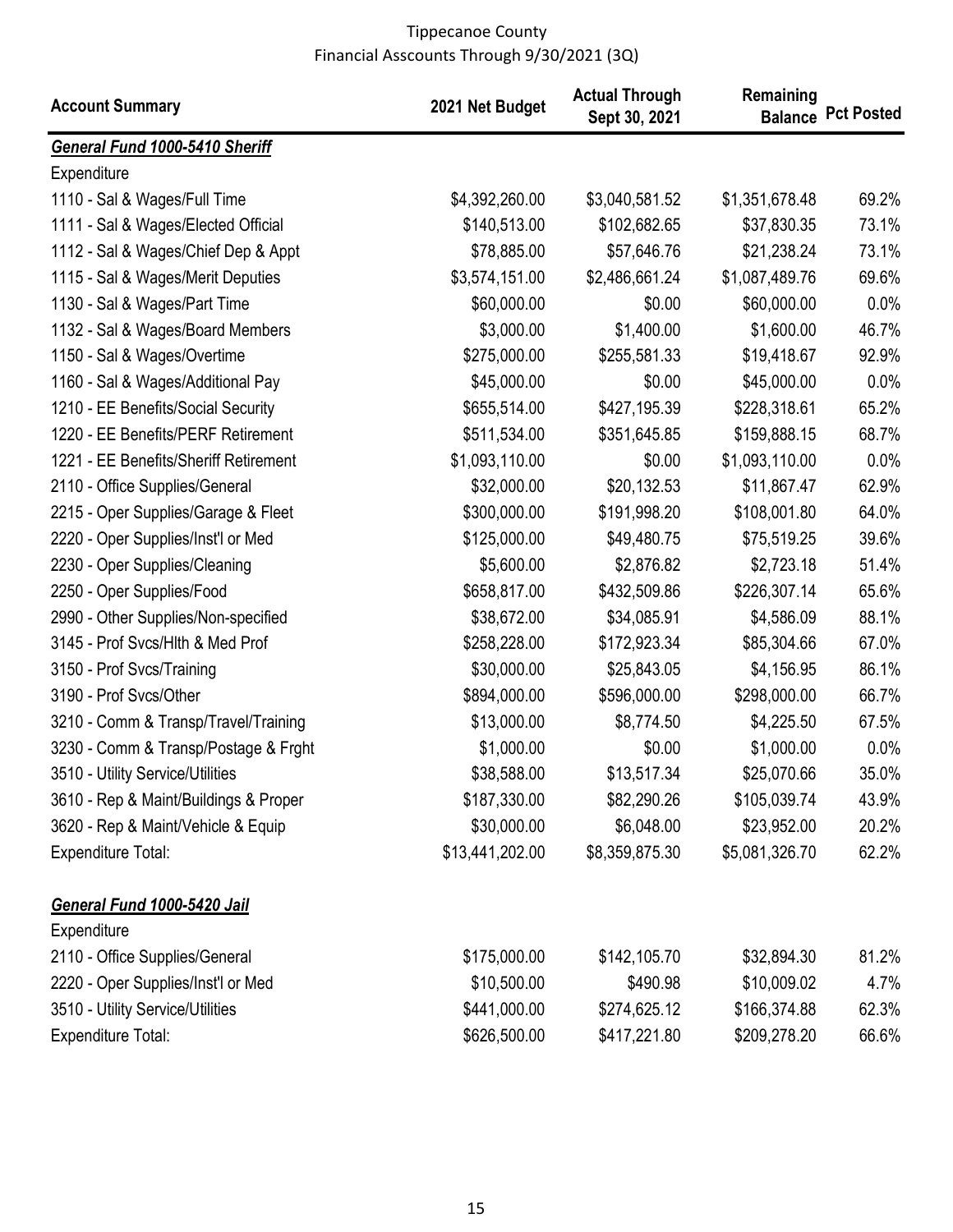# Tippecanoe County
## Financial Asscounts Through 9/30/2021 (3Q)

| Account Summary | 2021 Net Budget | Actual Through Sept 30, 2021 | Remaining Balance | Pct Posted |
|---|---|---|---|---|
| ***General Fund 1000-5410 Sheriff*** | | | | |
| Expenditure | | | | |
| 1110 - Sal & Wages/Full Time | $4,392,260.00 | $3,040,581.52 | $1,351,678.48 | 69.2% |
| 1111 - Sal & Wages/Elected Official | $140,513.00 | $102,682.65 | $37,830.35 | 73.1% |
| 1112 - Sal & Wages/Chief Dep & Appt | $78,885.00 | $57,646.76 | $21,238.24 | 73.1% |
| 1115 - Sal & Wages/Merit Deputies | $3,574,151.00 | $2,486,661.24 | $1,087,489.76 | 69.6% |
| 1130 - Sal & Wages/Part Time | $60,000.00 | $0.00 | $60,000.00 | 0.0% |
| 1132 - Sal & Wages/Board Members | $3,000.00 | $1,400.00 | $1,600.00 | 46.7% |
| 1150 - Sal & Wages/Overtime | $275,000.00 | $255,581.33 | $19,418.67 | 92.9% |
| 1160 - Sal & Wages/Additional Pay | $45,000.00 | $0.00 | $45,000.00 | 0.0% |
| 1210 - EE Benefits/Social Security | $655,514.00 | $427,195.39 | $228,318.61 | 65.2% |
| 1220 - EE Benefits/PERF Retirement | $511,534.00 | $351,645.85 | $159,888.15 | 68.7% |
| 1221 - EE Benefits/Sheriff Retirement | $1,093,110.00 | $0.00 | $1,093,110.00 | 0.0% |
| 2110 - Office Supplies/General | $32,000.00 | $20,132.53 | $11,867.47 | 62.9% |
| 2215 - Oper Supplies/Garage & Fleet | $300,000.00 | $191,998.20 | $108,001.80 | 64.0% |
| 2220 - Oper Supplies/Inst'l or Med | $125,000.00 | $49,480.75 | $75,519.25 | 39.6% |
| 2230 - Oper Supplies/Cleaning | $5,600.00 | $2,876.82 | $2,723.18 | 51.4% |
| 2250 - Oper Supplies/Food | $658,817.00 | $432,509.86 | $226,307.14 | 65.6% |
| 2990 - Other Supplies/Non-specified | $38,672.00 | $34,085.91 | $4,586.09 | 88.1% |
| 3145 - Prof Svcs/Hlth & Med Prof | $258,228.00 | $172,923.34 | $85,304.66 | 67.0% |
| 3150 - Prof Svcs/Training | $30,000.00 | $25,843.05 | $4,156.95 | 86.1% |
| 3190 - Prof Svcs/Other | $894,000.00 | $596,000.00 | $298,000.00 | 66.7% |
| 3210 - Comm & Transp/Travel/Training | $13,000.00 | $8,774.50 | $4,225.50 | 67.5% |
| 3230 - Comm & Transp/Postage & Frght | $1,000.00 | $0.00 | $1,000.00 | 0.0% |
| 3510 - Utility Service/Utilities | $38,588.00 | $13,517.34 | $25,070.66 | 35.0% |
| 3610 - Rep & Maint/Buildings & Proper | $187,330.00 | $82,290.26 | $105,039.74 | 43.9% |
| 3620 - Rep & Maint/Vehicle & Equip | $30,000.00 | $6,048.00 | $23,952.00 | 20.2% |
| Expenditure Total: | $13,441,202.00 | $8,359,875.30 | $5,081,326.70 | 62.2% |
| | | | | |
| ***General Fund 1000-5420 Jail*** | | | | |
| Expenditure | | | | |
| 2110 - Office Supplies/General | $175,000.00 | $142,105.70 | $32,894.30 | 81.2% |
| 2220 - Oper Supplies/Inst'l or Med | $10,500.00 | $490.98 | $10,009.02 | 4.7% |
| 3510 - Utility Service/Utilities | $441,000.00 | $274,625.12 | $166,374.88 | 62.3% |
| Expenditure Total: | $626,500.00 | $417,221.80 | $209,278.20 | 66.6% |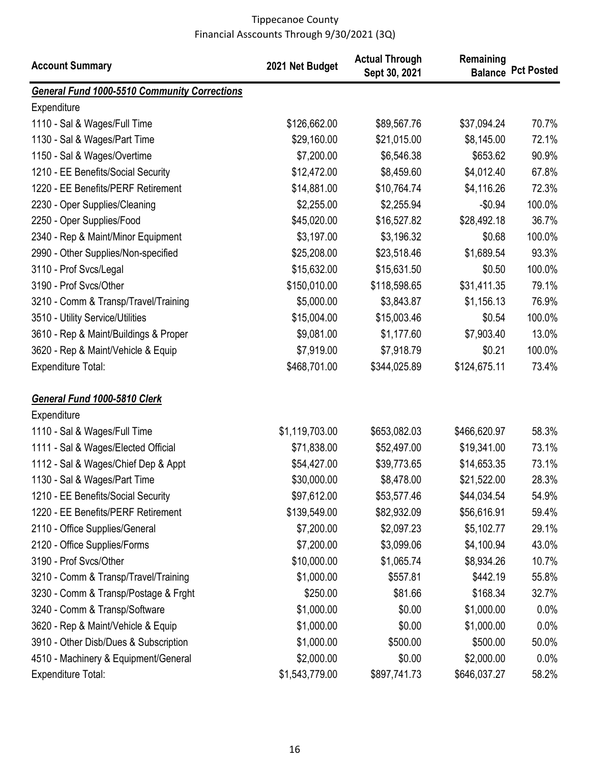Tippecanoe County
Financial Asscounts Through 9/30/2021 (3Q)

| Account Summary | 2021 Net Budget | Actual Through Sept 30, 2021 | Remaining Balance | Pct Posted |
|---|---|---|---|---|
| ***General Fund 1000-5510 Community Corrections*** | | | | |
| Expenditure | | | | |
| 1110 - Sal & Wages/Full Time | $126,662.00 | $89,567.76 | $37,094.24 | 70.7% |
| 1130 - Sal & Wages/Part Time | $29,160.00 | $21,015.00 | $8,145.00 | 72.1% |
| 1150 - Sal & Wages/Overtime | $7,200.00 | $6,546.38 | $653.62 | 90.9% |
| 1210 - EE Benefits/Social Security | $12,472.00 | $8,459.60 | $4,012.40 | 67.8% |
| 1220 - EE Benefits/PERF Retirement | $14,881.00 | $10,764.74 | $4,116.26 | 72.3% |
| 2230 - Oper Supplies/Cleaning | $2,255.00 | $2,255.94 | -$0.94 | 100.0% |
| 2250 - Oper Supplies/Food | $45,020.00 | $16,527.82 | $28,492.18 | 36.7% |
| 2340 - Rep & Maint/Minor Equipment | $3,197.00 | $3,196.32 | $0.68 | 100.0% |
| 2990 - Other Supplies/Non-specified | $25,208.00 | $23,518.46 | $1,689.54 | 93.3% |
| 3110 - Prof Svcs/Legal | $15,632.00 | $15,631.50 | $0.50 | 100.0% |
| 3190 - Prof Svcs/Other | $150,010.00 | $118,598.65 | $31,411.35 | 79.1% |
| 3210 - Comm & Transp/Travel/Training | $5,000.00 | $3,843.87 | $1,156.13 | 76.9% |
| 3510 - Utility Service/Utilities | $15,004.00 | $15,003.46 | $0.54 | 100.0% |
| 3610 - Rep & Maint/Buildings & Proper | $9,081.00 | $1,177.60 | $7,903.40 | 13.0% |
| 3620 - Rep & Maint/Vehicle & Equip | $7,919.00 | $7,918.79 | $0.21 | 100.0% |
| Expenditure Total: | $468,701.00 | $344,025.89 | $124,675.11 | 73.4% |
| ***General Fund 1000-5810 Clerk*** | | | | |
| Expenditure | | | | |
| 1110 - Sal & Wages/Full Time | $1,119,703.00 | $653,082.03 | $466,620.97 | 58.3% |
| 1111 - Sal & Wages/Elected Official | $71,838.00 | $52,497.00 | $19,341.00 | 73.1% |
| 1112 - Sal & Wages/Chief Dep & Appt | $54,427.00 | $39,773.65 | $14,653.35 | 73.1% |
| 1130 - Sal & Wages/Part Time | $30,000.00 | $8,478.00 | $21,522.00 | 28.3% |
| 1210 - EE Benefits/Social Security | $97,612.00 | $53,577.46 | $44,034.54 | 54.9% |
| 1220 - EE Benefits/PERF Retirement | $139,549.00 | $82,932.09 | $56,616.91 | 59.4% |
| 2110 - Office Supplies/General | $7,200.00 | $2,097.23 | $5,102.77 | 29.1% |
| 2120 - Office Supplies/Forms | $7,200.00 | $3,099.06 | $4,100.94 | 43.0% |
| 3190 - Prof Svcs/Other | $10,000.00 | $1,065.74 | $8,934.26 | 10.7% |
| 3210 - Comm & Transp/Travel/Training | $1,000.00 | $557.81 | $442.19 | 55.8% |
| 3230 - Comm & Transp/Postage & Frght | $250.00 | $81.66 | $168.34 | 32.7% |
| 3240 - Comm & Transp/Software | $1,000.00 | $0.00 | $1,000.00 | 0.0% |
| 3620 - Rep & Maint/Vehicle & Equip | $1,000.00 | $0.00 | $1,000.00 | 0.0% |
| 3910 - Other Disb/Dues & Subscription | $1,000.00 | $500.00 | $500.00 | 50.0% |
| 4510 - Machinery & Equipment/General | $2,000.00 | $0.00 | $2,000.00 | 0.0% |
| Expenditure Total: | $1,543,779.00 | $897,741.73 | $646,037.27 | 58.2% |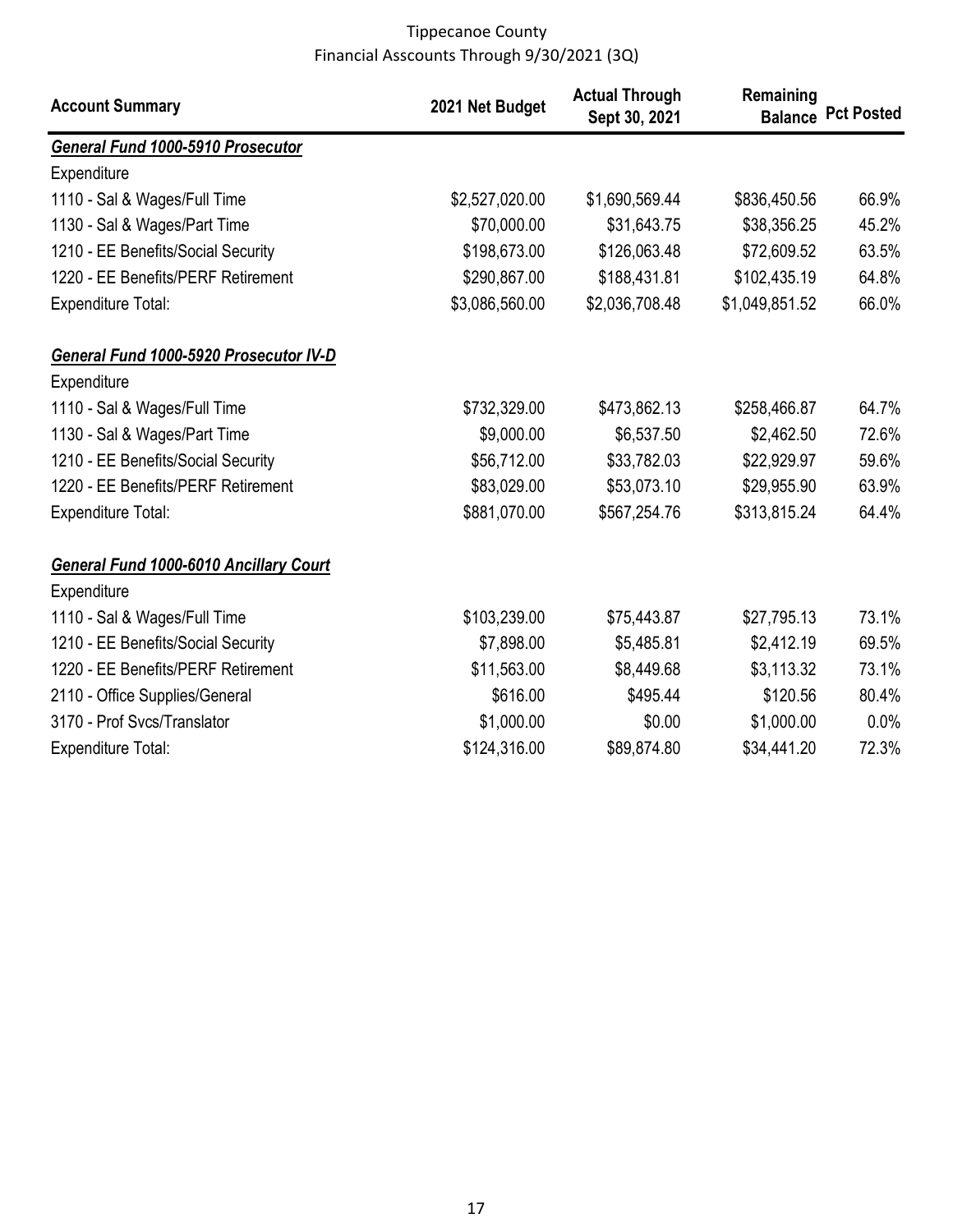Tippecanoe County
Financial Asscounts Through 9/30/2021 (3Q)

| Account Summary | 2021 Net Budget | Actual Through Sept 30, 2021 | Remaining Balance | Pct Posted |
|---|---|---|---|---|
| ***General Fund 1000-5910 Prosecutor*** | | | | |
| Expenditure | | | | |
| 1110 - Sal & Wages/Full Time | $2,527,020.00 | $1,690,569.44 | $836,450.56 | 66.9% |
| 1130 - Sal & Wages/Part Time | $70,000.00 | $31,643.75 | $38,356.25 | 45.2% |
| 1210 - EE Benefits/Social Security | $198,673.00 | $126,063.48 | $72,609.52 | 63.5% |
| 1220 - EE Benefits/PERF Retirement | $290,867.00 | $188,431.81 | $102,435.19 | 64.8% |
| Expenditure Total: | $3,086,560.00 | $2,036,708.48 | $1,049,851.52 | 66.0% |
| ***General Fund 1000-5920 Prosecutor IV-D*** | | | | |
| Expenditure | | | | |
| 1110 - Sal & Wages/Full Time | $732,329.00 | $473,862.13 | $258,466.87 | 64.7% |
| 1130 - Sal & Wages/Part Time | $9,000.00 | $6,537.50 | $2,462.50 | 72.6% |
| 1210 - EE Benefits/Social Security | $56,712.00 | $33,782.03 | $22,929.97 | 59.6% |
| 1220 - EE Benefits/PERF Retirement | $83,029.00 | $53,073.10 | $29,955.90 | 63.9% |
| Expenditure Total: | $881,070.00 | $567,254.76 | $313,815.24 | 64.4% |
| ***General Fund 1000-6010 Ancillary Court*** | | | | |
| Expenditure | | | | |
| 1110 - Sal & Wages/Full Time | $103,239.00 | $75,443.87 | $27,795.13 | 73.1% |
| 1210 - EE Benefits/Social Security | $7,898.00 | $5,485.81 | $2,412.19 | 69.5% |
| 1220 - EE Benefits/PERF Retirement | $11,563.00 | $8,449.68 | $3,113.32 | 73.1% |
| 2110 - Office Supplies/General | $616.00 | $495.44 | $120.56 | 80.4% |
| 3170 - Prof Svcs/Translator | $1,000.00 | $0.00 | $1,000.00 | 0.0% |
| Expenditure Total: | $124,316.00 | $89,874.80 | $34,441.20 | 72.3% |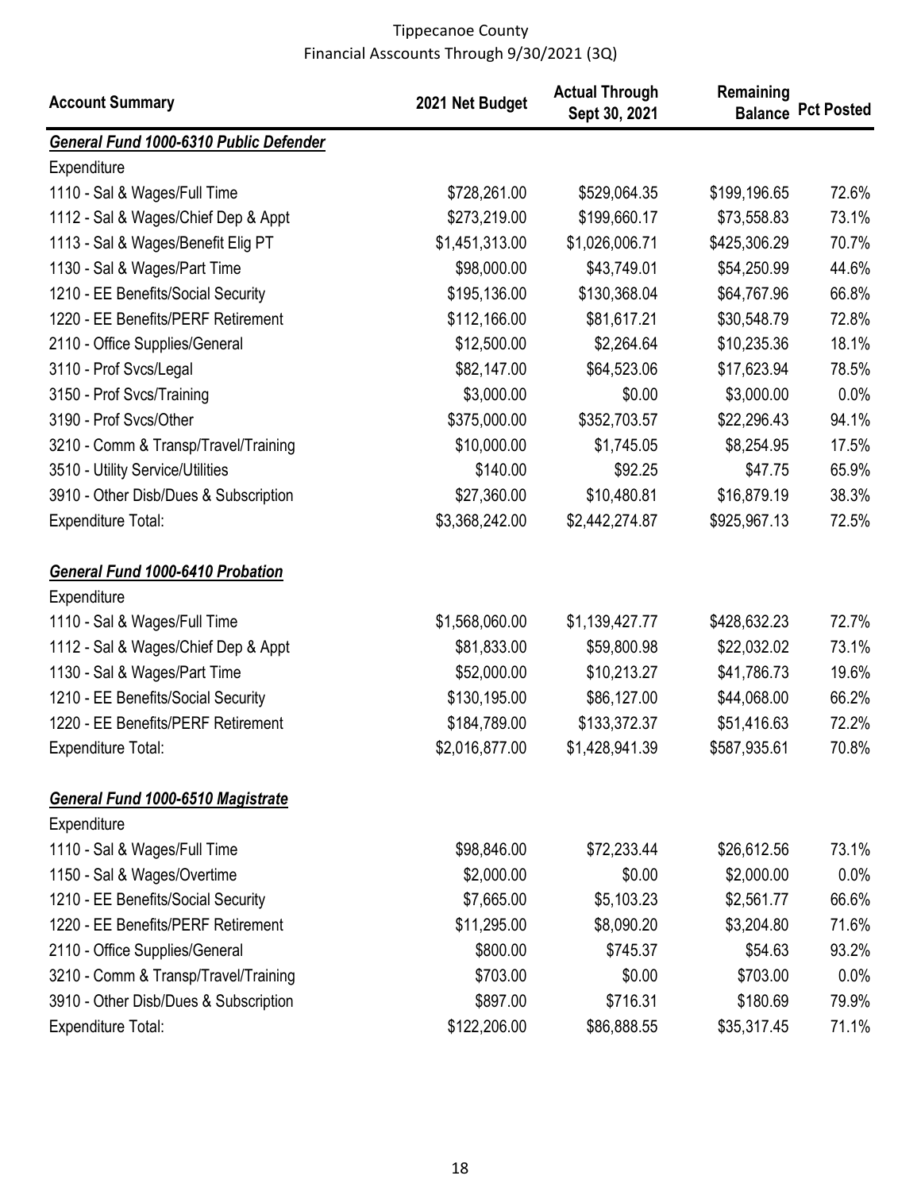Tippecanoe County
Financial Asscounts Through 9/30/2021 (3Q)

| Account Summary | 2021 Net Budget | Actual Through Sept 30, 2021 | Remaining Balance | Pct Posted |
|---|---|---|---|---|
| ***General Fund 1000-6310 Public Defender*** | | | | |
| Expenditure | | | | |
| 1110 - Sal & Wages/Full Time | $728,261.00 | $529,064.35 | $199,196.65 | 72.6% |
| 1112 - Sal & Wages/Chief Dep & Appt | $273,219.00 | $199,660.17 | $73,558.83 | 73.1% |
| 1113 - Sal & Wages/Benefit Elig PT | $1,451,313.00 | $1,026,006.71 | $425,306.29 | 70.7% |
| 1130 - Sal & Wages/Part Time | $98,000.00 | $43,749.01 | $54,250.99 | 44.6% |
| 1210 - EE Benefits/Social Security | $195,136.00 | $130,368.04 | $64,767.96 | 66.8% |
| 1220 - EE Benefits/PERF Retirement | $112,166.00 | $81,617.21 | $30,548.79 | 72.8% |
| 2110 - Office Supplies/General | $12,500.00 | $2,264.64 | $10,235.36 | 18.1% |
| 3110 - Prof Svcs/Legal | $82,147.00 | $64,523.06 | $17,623.94 | 78.5% |
| 3150 - Prof Svcs/Training | $3,000.00 | $0.00 | $3,000.00 | 0.0% |
| 3190 - Prof Svcs/Other | $375,000.00 | $352,703.57 | $22,296.43 | 94.1% |
| 3210 - Comm & Transp/Travel/Training | $10,000.00 | $1,745.05 | $8,254.95 | 17.5% |
| 3510 - Utility Service/Utilities | $140.00 | $92.25 | $47.75 | 65.9% |
| 3910 - Other Disb/Dues & Subscription | $27,360.00 | $10,480.81 | $16,879.19 | 38.3% |
| Expenditure Total: | $3,368,242.00 | $2,442,274.87 | $925,967.13 | 72.5% |
| | | | | |
| ***General Fund 1000-6410 Probation*** | | | | |
| Expenditure | | | | |
| 1110 - Sal & Wages/Full Time | $1,568,060.00 | $1,139,427.77 | $428,632.23 | 72.7% |
| 1112 - Sal & Wages/Chief Dep & Appt | $81,833.00 | $59,800.98 | $22,032.02 | 73.1% |
| 1130 - Sal & Wages/Part Time | $52,000.00 | $10,213.27 | $41,786.73 | 19.6% |
| 1210 - EE Benefits/Social Security | $130,195.00 | $86,127.00 | $44,068.00 | 66.2% |
| 1220 - EE Benefits/PERF Retirement | $184,789.00 | $133,372.37 | $51,416.63 | 72.2% |
| Expenditure Total: | $2,016,877.00 | $1,428,941.39 | $587,935.61 | 70.8% |
| | | | | |
| ***General Fund 1000-6510 Magistrate*** | | | | |
| Expenditure | | | | |
| 1110 - Sal & Wages/Full Time | $98,846.00 | $72,233.44 | $26,612.56 | 73.1% |
| 1150 - Sal & Wages/Overtime | $2,000.00 | $0.00 | $2,000.00 | 0.0% |
| 1210 - EE Benefits/Social Security | $7,665.00 | $5,103.23 | $2,561.77 | 66.6% |
| 1220 - EE Benefits/PERF Retirement | $11,295.00 | $8,090.20 | $3,204.80 | 71.6% |
| 2110 - Office Supplies/General | $800.00 | $745.37 | $54.63 | 93.2% |
| 3210 - Comm & Transp/Travel/Training | $703.00 | $0.00 | $703.00 | 0.0% |
| 3910 - Other Disb/Dues & Subscription | $897.00 | $716.31 | $180.69 | 79.9% |
| Expenditure Total: | $122,206.00 | $86,888.55 | $35,317.45 | 71.1% |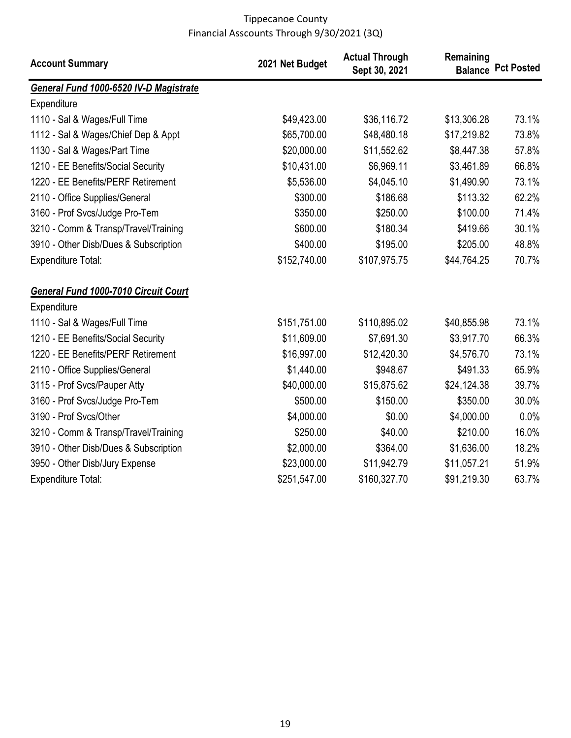# Tippecanoe County
## Financial Asscounts Through 9/30/2021 (3Q)

| Account Summary | 2021 Net Budget | Actual Through Sept 30, 2021 | Remaining Balance | Pct Posted |
|---|---|---|---|---|
| ***General Fund 1000-6520 IV-D Magistrate*** | | | | |
| Expenditure | | | | |
| 1110 - Sal & Wages/Full Time | \$49,423.00 | \$36,116.72 | \$13,306.28 | 73.1% |
| 1112 - Sal & Wages/Chief Dep & Appt | \$65,700.00 | \$48,480.18 | \$17,219.82 | 73.8% |
| 1130 - Sal & Wages/Part Time | \$20,000.00 | \$11,552.62 | \$8,447.38 | 57.8% |
| 1210 - EE Benefits/Social Security | \$10,431.00 | \$6,969.11 | \$3,461.89 | 66.8% |
| 1220 - EE Benefits/PERF Retirement | \$5,536.00 | \$4,045.10 | \$1,490.90 | 73.1% |
| 2110 - Office Supplies/General | \$300.00 | \$186.68 | \$113.32 | 62.2% |
| 3160 - Prof Svcs/Judge Pro-Tem | \$350.00 | \$250.00 | \$100.00 | 71.4% |
| 3210 - Comm & Transp/Travel/Training | \$600.00 | \$180.34 | \$419.66 | 30.1% |
| 3910 - Other Disb/Dues & Subscription | \$400.00 | \$195.00 | \$205.00 | 48.8% |
| Expenditure Total: | \$152,740.00 | \$107,975.75 | \$44,764.25 | 70.7% |
| ***General Fund 1000-7010 Circuit Court*** | | | | |
| Expenditure | | | | |
| 1110 - Sal & Wages/Full Time | \$151,751.00 | \$110,895.02 | \$40,855.98 | 73.1% |
| 1210 - EE Benefits/Social Security | \$11,609.00 | \$7,691.30 | \$3,917.70 | 66.3% |
| 1220 - EE Benefits/PERF Retirement | \$16,997.00 | \$12,420.30 | \$4,576.70 | 73.1% |
| 2110 - Office Supplies/General | \$1,440.00 | \$948.67 | \$491.33 | 65.9% |
| 3115 - Prof Svcs/Pauper Atty | \$40,000.00 | \$15,875.62 | \$24,124.38 | 39.7% |
| 3160 - Prof Svcs/Judge Pro-Tem | \$500.00 | \$150.00 | \$350.00 | 30.0% |
| 3190 - Prof Svcs/Other | \$4,000.00 | \$0.00 | \$4,000.00 | 0.0% |
| 3210 - Comm & Transp/Travel/Training | \$250.00 | \$40.00 | \$210.00 | 16.0% |
| 3910 - Other Disb/Dues & Subscription | \$2,000.00 | \$364.00 | \$1,636.00 | 18.2% |
| 3950 - Other Disb/Jury Expense | \$23,000.00 | \$11,942.79 | \$11,057.21 | 51.9% |
| Expenditure Total: | \$251,547.00 | \$160,327.70 | \$91,219.30 | 63.7% |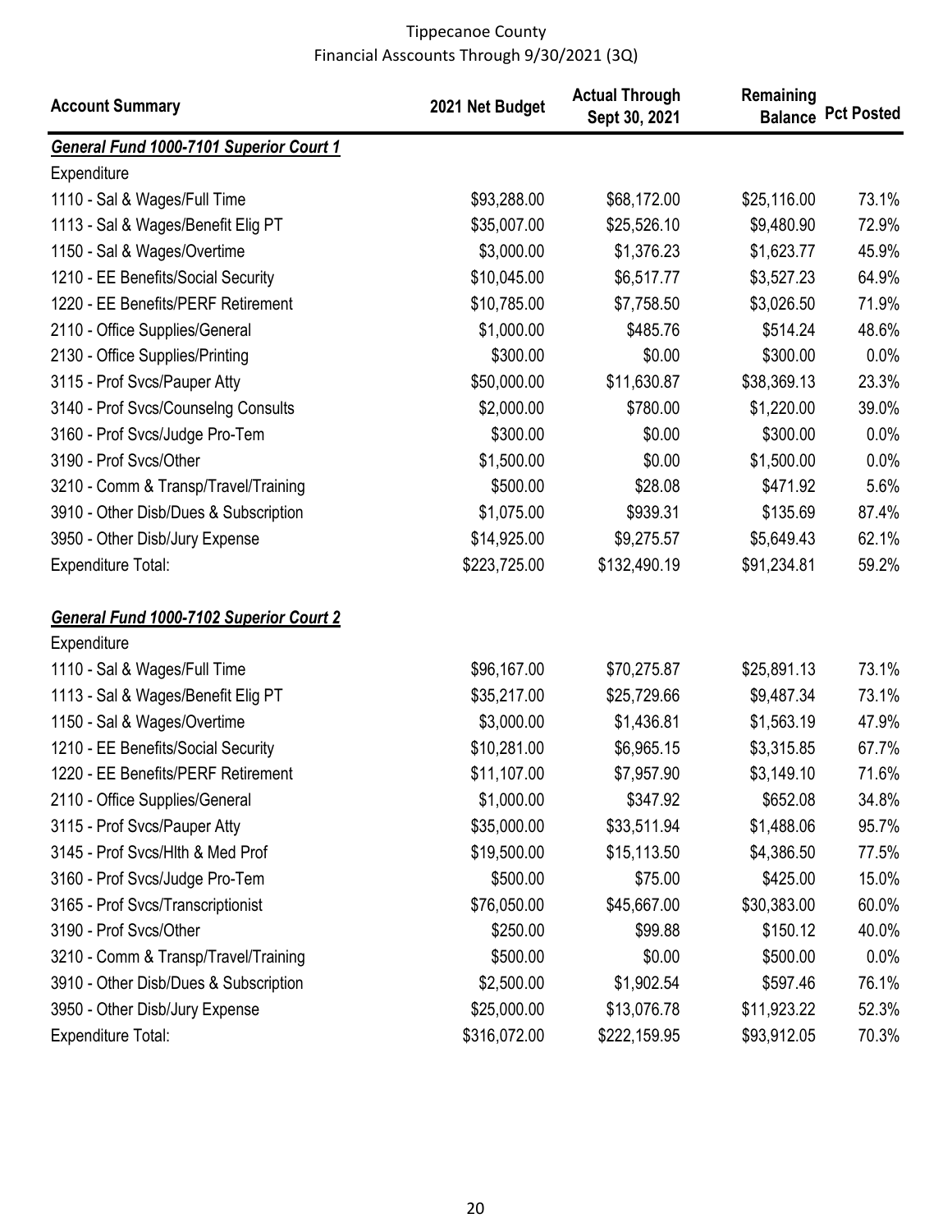Tippecanoe County
Financial Asscounts Through 9/30/2021 (3Q)

| Account Summary | 2021 Net Budget | Actual Through Sept 30, 2021 | Remaining Balance | Pct Posted |
|---|---|---|---|---|
| ***General Fund 1000-7101 Superior Court 1*** | | | | |
| Expenditure | | | | |
| 1110 - Sal & Wages/Full Time | $93,288.00 | $68,172.00 | $25,116.00 | 73.1% |
| 1113 - Sal & Wages/Benefit Elig PT | $35,007.00 | $25,526.10 | $9,480.90 | 72.9% |
| 1150 - Sal & Wages/Overtime | $3,000.00 | $1,376.23 | $1,623.77 | 45.9% |
| 1210 - EE Benefits/Social Security | $10,045.00 | $6,517.77 | $3,527.23 | 64.9% |
| 1220 - EE Benefits/PERF Retirement | $10,785.00 | $7,758.50 | $3,026.50 | 71.9% |
| 2110 - Office Supplies/General | $1,000.00 | $485.76 | $514.24 | 48.6% |
| 2130 - Office Supplies/Printing | $300.00 | $0.00 | $300.00 | 0.0% |
| 3115 - Prof Svcs/Pauper Atty | $50,000.00 | $11,630.87 | $38,369.13 | 23.3% |
| 3140 - Prof Svcs/Counselng Consults | $2,000.00 | $780.00 | $1,220.00 | 39.0% |
| 3160 - Prof Svcs/Judge Pro-Tem | $300.00 | $0.00 | $300.00 | 0.0% |
| 3190 - Prof Svcs/Other | $1,500.00 | $0.00 | $1,500.00 | 0.0% |
| 3210 - Comm & Transp/Travel/Training | $500.00 | $28.08 | $471.92 | 5.6% |
| 3910 - Other Disb/Dues & Subscription | $1,075.00 | $939.31 | $135.69 | 87.4% |
| 3950 - Other Disb/Jury Expense | $14,925.00 | $9,275.57 | $5,649.43 | 62.1% |
| Expenditure Total: | $223,725.00 | $132,490.19 | $91,234.81 | 59.2% |
| | | | | |
| ***General Fund 1000-7102 Superior Court 2*** | | | | |
| Expenditure | | | | |
| 1110 - Sal & Wages/Full Time | $96,167.00 | $70,275.87 | $25,891.13 | 73.1% |
| 1113 - Sal & Wages/Benefit Elig PT | $35,217.00 | $25,729.66 | $9,487.34 | 73.1% |
| 1150 - Sal & Wages/Overtime | $3,000.00 | $1,436.81 | $1,563.19 | 47.9% |
| 1210 - EE Benefits/Social Security | $10,281.00 | $6,965.15 | $3,315.85 | 67.7% |
| 1220 - EE Benefits/PERF Retirement | $11,107.00 | $7,957.90 | $3,149.10 | 71.6% |
| 2110 - Office Supplies/General | $1,000.00 | $347.92 | $652.08 | 34.8% |
| 3115 - Prof Svcs/Pauper Atty | $35,000.00 | $33,511.94 | $1,488.06 | 95.7% |
| 3145 - Prof Svcs/Hlth & Med Prof | $19,500.00 | $15,113.50 | $4,386.50 | 77.5% |
| 3160 - Prof Svcs/Judge Pro-Tem | $500.00 | $75.00 | $425.00 | 15.0% |
| 3165 - Prof Svcs/Transcriptionist | $76,050.00 | $45,667.00 | $30,383.00 | 60.0% |
| 3190 - Prof Svcs/Other | $250.00 | $99.88 | $150.12 | 40.0% |
| 3210 - Comm & Transp/Travel/Training | $500.00 | $0.00 | $500.00 | 0.0% |
| 3910 - Other Disb/Dues & Subscription | $2,500.00 | $1,902.54 | $597.46 | 76.1% |
| 3950 - Other Disb/Jury Expense | $25,000.00 | $13,076.78 | $11,923.22 | 52.3% |
| Expenditure Total: | $316,072.00 | $222,159.95 | $93,912.05 | 70.3% |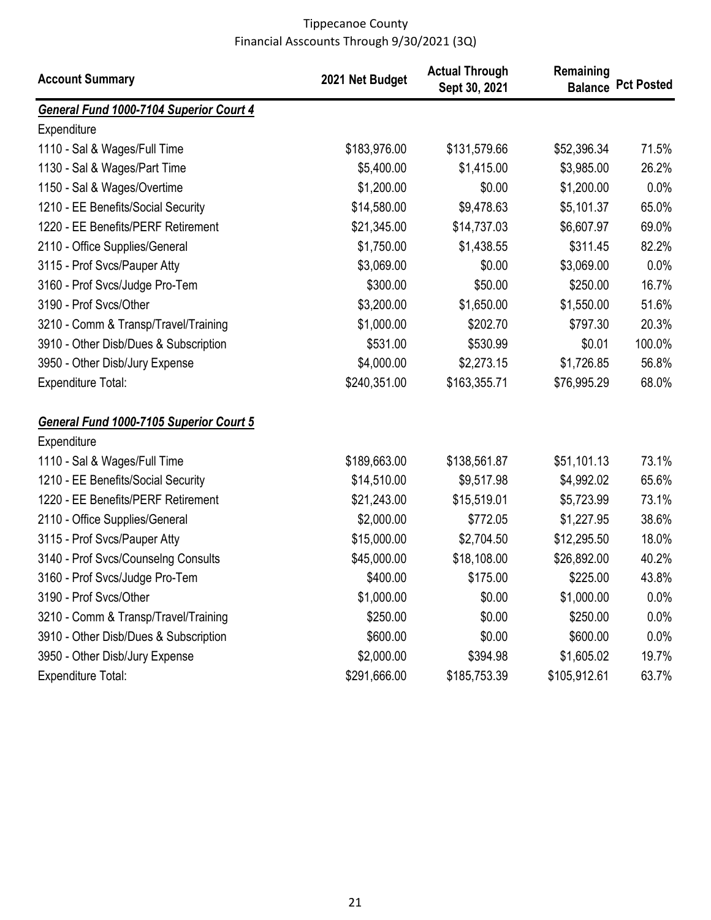# Tippecanoe County
## Financial Asscounts Through 9/30/2021 (3Q)

| Account Summary | 2021 Net Budget | Actual Through Sept 30, 2021 | Remaining Balance | Pct Posted |
|---|---|---|---|---|
| ***General Fund 1000-7104 Superior Court 4*** | | | | |
| Expenditure | | | | |
| 1110 - Sal & Wages/Full Time | $183,976.00 | $131,579.66 | $52,396.34 | 71.5% |
| 1130 - Sal & Wages/Part Time | $5,400.00 | $1,415.00 | $3,985.00 | 26.2% |
| 1150 - Sal & Wages/Overtime | $1,200.00 | $0.00 | $1,200.00 | 0.0% |
| 1210 - EE Benefits/Social Security | $14,580.00 | $9,478.63 | $5,101.37 | 65.0% |
| 1220 - EE Benefits/PERF Retirement | $21,345.00 | $14,737.03 | $6,607.97 | 69.0% |
| 2110 - Office Supplies/General | $1,750.00 | $1,438.55 | $311.45 | 82.2% |
| 3115 - Prof Svcs/Pauper Atty | $3,069.00 | $0.00 | $3,069.00 | 0.0% |
| 3160 - Prof Svcs/Judge Pro-Tem | $300.00 | $50.00 | $250.00 | 16.7% |
| 3190 - Prof Svcs/Other | $3,200.00 | $1,650.00 | $1,550.00 | 51.6% |
| 3210 - Comm & Transp/Travel/Training | $1,000.00 | $202.70 | $797.30 | 20.3% |
| 3910 - Other Disb/Dues & Subscription | $531.00 | $530.99 | $0.01 | 100.0% |
| 3950 - Other Disb/Jury Expense | $4,000.00 | $2,273.15 | $1,726.85 | 56.8% |
| Expenditure Total: | $240,351.00 | $163,355.71 | $76,995.29 | 68.0% |
| | | | | |
| ***General Fund 1000-7105 Superior Court 5*** | | | | |
| Expenditure | | | | |
| 1110 - Sal & Wages/Full Time | $189,663.00 | $138,561.87 | $51,101.13 | 73.1% |
| 1210 - EE Benefits/Social Security | $14,510.00 | $9,517.98 | $4,992.02 | 65.6% |
| 1220 - EE Benefits/PERF Retirement | $21,243.00 | $15,519.01 | $5,723.99 | 73.1% |
| 2110 - Office Supplies/General | $2,000.00 | $772.05 | $1,227.95 | 38.6% |
| 3115 - Prof Svcs/Pauper Atty | $15,000.00 | $2,704.50 | $12,295.50 | 18.0% |
| 3140 - Prof Svcs/Counselng Consults | $45,000.00 | $18,108.00 | $26,892.00 | 40.2% |
| 3160 - Prof Svcs/Judge Pro-Tem | $400.00 | $175.00 | $225.00 | 43.8% |
| 3190 - Prof Svcs/Other | $1,000.00 | $0.00 | $1,000.00 | 0.0% |
| 3210 - Comm & Transp/Travel/Training | $250.00 | $0.00 | $250.00 | 0.0% |
| 3910 - Other Disb/Dues & Subscription | $600.00 | $0.00 | $600.00 | 0.0% |
| 3950 - Other Disb/Jury Expense | $2,000.00 | $394.98 | $1,605.02 | 19.7% |
| Expenditure Total: | $291,666.00 | $185,753.39 | $105,912.61 | 63.7% |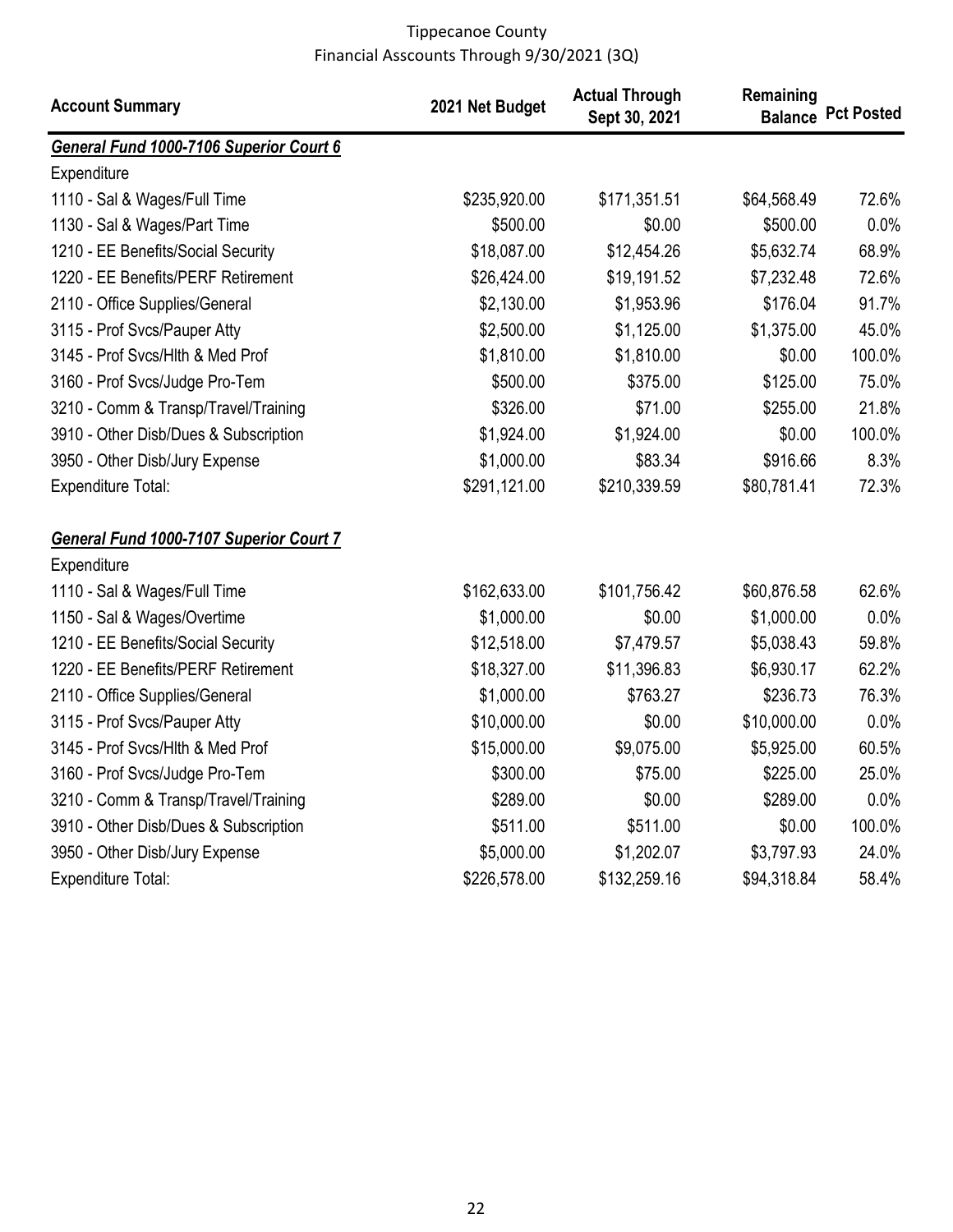Tippecanoe County
Financial Asscounts Through 9/30/2021 (3Q)

| Account Summary | 2021 Net Budget | Actual Through Sept 30, 2021 | Remaining Balance | Pct Posted |
|---|---|---|---|---|
| ***General Fund 1000-7106 Superior Court 6*** | | | | |
| Expenditure | | | | |
| 1110 - Sal & Wages/Full Time | $235,920.00 | $171,351.51 | $64,568.49 | 72.6% |
| 1130 - Sal & Wages/Part Time | $500.00 | $0.00 | $500.00 | 0.0% |
| 1210 - EE Benefits/Social Security | $18,087.00 | $12,454.26 | $5,632.74 | 68.9% |
| 1220 - EE Benefits/PERF Retirement | $26,424.00 | $19,191.52 | $7,232.48 | 72.6% |
| 2110 - Office Supplies/General | $2,130.00 | $1,953.96 | $176.04 | 91.7% |
| 3115 - Prof Svcs/Pauper Atty | $2,500.00 | $1,125.00 | $1,375.00 | 45.0% |
| 3145 - Prof Svcs/Hlth & Med Prof | $1,810.00 | $1,810.00 | $0.00 | 100.0% |
| 3160 - Prof Svcs/Judge Pro-Tem | $500.00 | $375.00 | $125.00 | 75.0% |
| 3210 - Comm & Transp/Travel/Training | $326.00 | $71.00 | $255.00 | 21.8% |
| 3910 - Other Disb/Dues & Subscription | $1,924.00 | $1,924.00 | $0.00 | 100.0% |
| 3950 - Other Disb/Jury Expense | $1,000.00 | $83.34 | $916.66 | 8.3% |
| Expenditure Total: | $291,121.00 | $210,339.59 | $80,781.41 | 72.3% |
| ***General Fund 1000-7107 Superior Court 7*** | | | | |
| Expenditure | | | | |
| 1110 - Sal & Wages/Full Time | $162,633.00 | $101,756.42 | $60,876.58 | 62.6% |
| 1150 - Sal & Wages/Overtime | $1,000.00 | $0.00 | $1,000.00 | 0.0% |
| 1210 - EE Benefits/Social Security | $12,518.00 | $7,479.57 | $5,038.43 | 59.8% |
| 1220 - EE Benefits/PERF Retirement | $18,327.00 | $11,396.83 | $6,930.17 | 62.2% |
| 2110 - Office Supplies/General | $1,000.00 | $763.27 | $236.73 | 76.3% |
| 3115 - Prof Svcs/Pauper Atty | $10,000.00 | $0.00 | $10,000.00 | 0.0% |
| 3145 - Prof Svcs/Hlth & Med Prof | $15,000.00 | $9,075.00 | $5,925.00 | 60.5% |
| 3160 - Prof Svcs/Judge Pro-Tem | $300.00 | $75.00 | $225.00 | 25.0% |
| 3210 - Comm & Transp/Travel/Training | $289.00 | $0.00 | $289.00 | 0.0% |
| 3910 - Other Disb/Dues & Subscription | $511.00 | $511.00 | $0.00 | 100.0% |
| 3950 - Other Disb/Jury Expense | $5,000.00 | $1,202.07 | $3,797.93 | 24.0% |
| Expenditure Total: | $226,578.00 | $132,259.16 | $94,318.84 | 58.4% |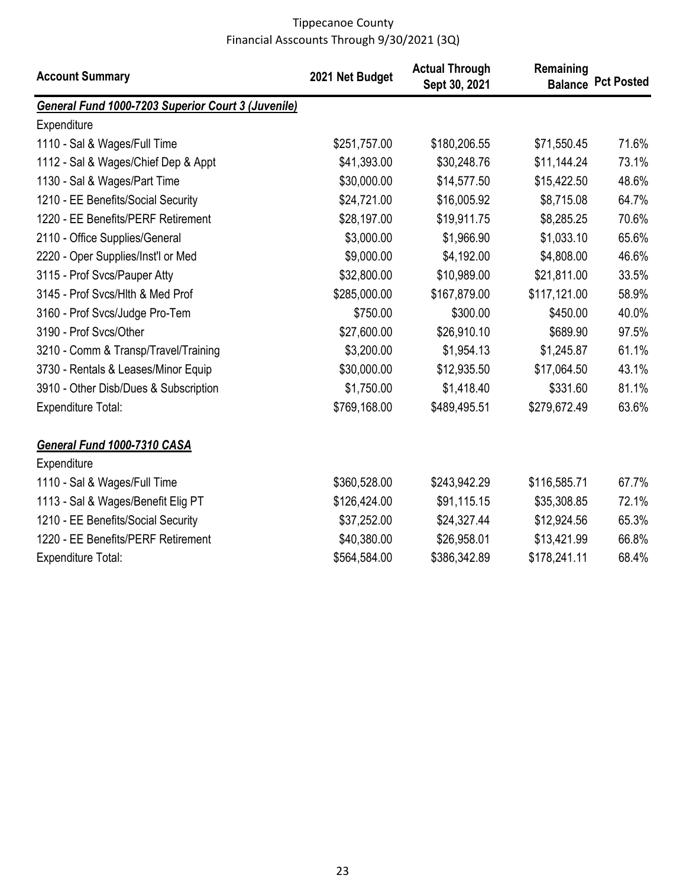Tippecanoe County
Financial Asscounts Through 9/30/2021 (3Q)

| Account Summary | 2021 Net Budget | Actual Through Sept 30, 2021 | Remaining Balance | Pct Posted |
|---|---|---|---|---|
| ***General Fund 1000-7203 Superior Court 3 (Juvenile)*** | | | | |
| Expenditure | | | | |
| 1110 - Sal & Wages/Full Time | $251,757.00 | $180,206.55 | $71,550.45 | 71.6% |
| 1112 - Sal & Wages/Chief Dep & Appt | $41,393.00 | $30,248.76 | $11,144.24 | 73.1% |
| 1130 - Sal & Wages/Part Time | $30,000.00 | $14,577.50 | $15,422.50 | 48.6% |
| 1210 - EE Benefits/Social Security | $24,721.00 | $16,005.92 | $8,715.08 | 64.7% |
| 1220 - EE Benefits/PERF Retirement | $28,197.00 | $19,911.75 | $8,285.25 | 70.6% |
| 2110 - Office Supplies/General | $3,000.00 | $1,966.90 | $1,033.10 | 65.6% |
| 2220 - Oper Supplies/Inst'l or Med | $9,000.00 | $4,192.00 | $4,808.00 | 46.6% |
| 3115 - Prof Svcs/Pauper Atty | $32,800.00 | $10,989.00 | $21,811.00 | 33.5% |
| 3145 - Prof Svcs/Hlth & Med Prof | $285,000.00 | $167,879.00 | $117,121.00 | 58.9% |
| 3160 - Prof Svcs/Judge Pro-Tem | $750.00 | $300.00 | $450.00 | 40.0% |
| 3190 - Prof Svcs/Other | $27,600.00 | $26,910.10 | $689.90 | 97.5% |
| 3210 - Comm & Transp/Travel/Training | $3,200.00 | $1,954.13 | $1,245.87 | 61.1% |
| 3730 - Rentals & Leases/Minor Equip | $30,000.00 | $12,935.50 | $17,064.50 | 43.1% |
| 3910 - Other Disb/Dues & Subscription | $1,750.00 | $1,418.40 | $331.60 | 81.1% |
| Expenditure Total: | $769,168.00 | $489,495.51 | $279,672.49 | 63.6% |
| | | | | |
| ***General Fund 1000-7310 CASA*** | | | | |
| Expenditure | | | | |
| 1110 - Sal & Wages/Full Time | $360,528.00 | $243,942.29 | $116,585.71 | 67.7% |
| 1113 - Sal & Wages/Benefit Elig PT | $126,424.00 | $91,115.15 | $35,308.85 | 72.1% |
| 1210 - EE Benefits/Social Security | $37,252.00 | $24,327.44 | $12,924.56 | 65.3% |
| 1220 - EE Benefits/PERF Retirement | $40,380.00 | $26,958.01 | $13,421.99 | 66.8% |
| Expenditure Total: | $564,584.00 | $386,342.89 | $178,241.11 | 68.4% |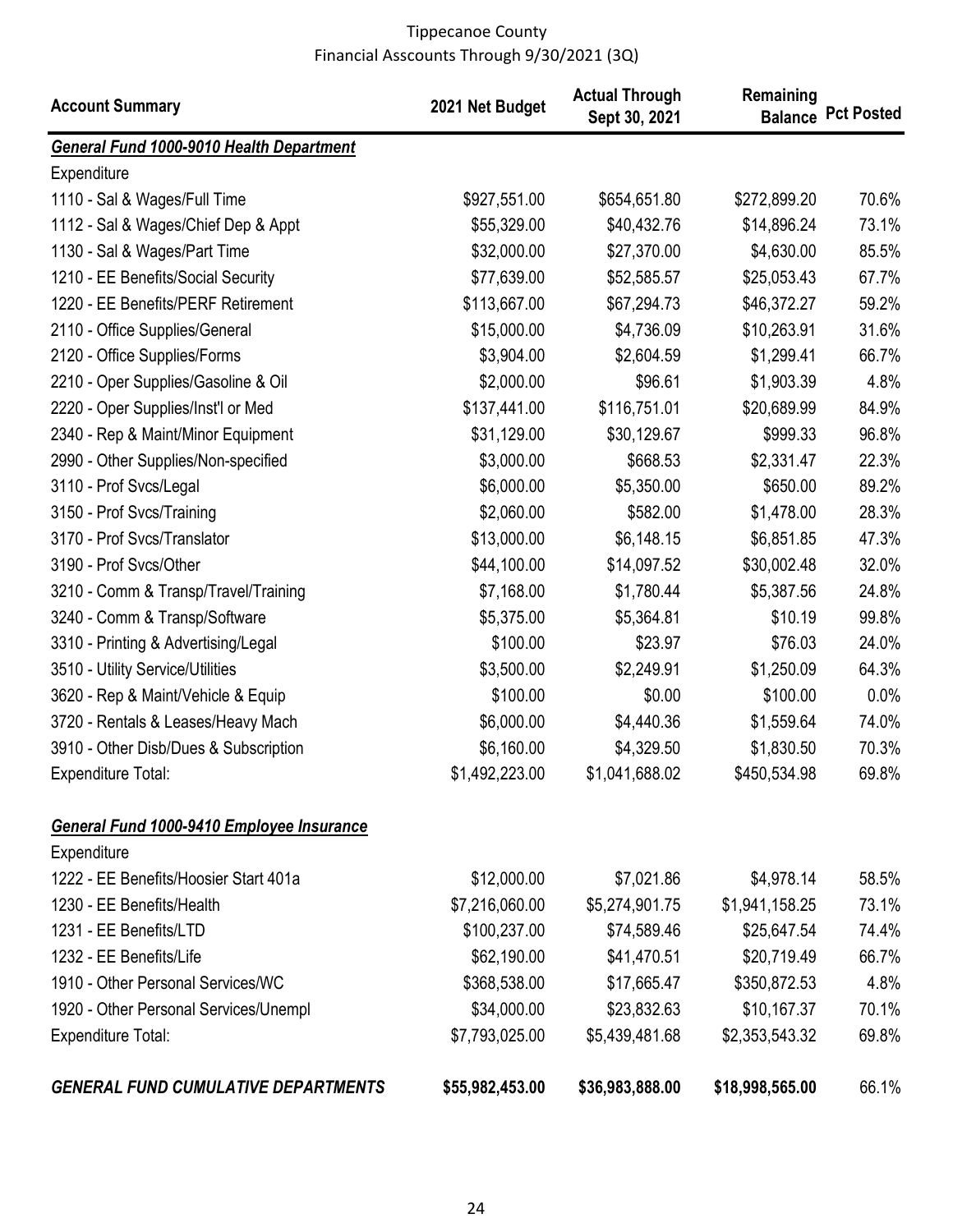Tippecanoe County
Financial Asscounts Through 9/30/2021 (3Q)

| Account Summary | 2021 Net Budget | Actual Through Sept 30, 2021 | Remaining Balance | Pct Posted |
|---|---|---|---|---|
| ***General Fund 1000-9010 Health Department*** | | | | |
| Expenditure | | | | |
| 1110 - Sal & Wages/Full Time | $927,551.00 | $654,651.80 | $272,899.20 | 70.6% |
| 1112 - Sal & Wages/Chief Dep & Appt | $55,329.00 | $40,432.76 | $14,896.24 | 73.1% |
| 1130 - Sal & Wages/Part Time | $32,000.00 | $27,370.00 | $4,630.00 | 85.5% |
| 1210 - EE Benefits/Social Security | $77,639.00 | $52,585.57 | $25,053.43 | 67.7% |
| 1220 - EE Benefits/PERF Retirement | $113,667.00 | $67,294.73 | $46,372.27 | 59.2% |
| 2110 - Office Supplies/General | $15,000.00 | $4,736.09 | $10,263.91 | 31.6% |
| 2120 - Office Supplies/Forms | $3,904.00 | $2,604.59 | $1,299.41 | 66.7% |
| 2210 - Oper Supplies/Gasoline & Oil | $2,000.00 | $96.61 | $1,903.39 | 4.8% |
| 2220 - Oper Supplies/Inst'l or Med | $137,441.00 | $116,751.01 | $20,689.99 | 84.9% |
| 2340 - Rep & Maint/Minor Equipment | $31,129.00 | $30,129.67 | $999.33 | 96.8% |
| 2990 - Other Supplies/Non-specified | $3,000.00 | $668.53 | $2,331.47 | 22.3% |
| 3110 - Prof Svcs/Legal | $6,000.00 | $5,350.00 | $650.00 | 89.2% |
| 3150 - Prof Svcs/Training | $2,060.00 | $582.00 | $1,478.00 | 28.3% |
| 3170 - Prof Svcs/Translator | $13,000.00 | $6,148.15 | $6,851.85 | 47.3% |
| 3190 - Prof Svcs/Other | $44,100.00 | $14,097.52 | $30,002.48 | 32.0% |
| 3210 - Comm & Transp/Travel/Training | $7,168.00 | $1,780.44 | $5,387.56 | 24.8% |
| 3240 - Comm & Transp/Software | $5,375.00 | $5,364.81 | $10.19 | 99.8% |
| 3310 - Printing & Advertising/Legal | $100.00 | $23.97 | $76.03 | 24.0% |
| 3510 - Utility Service/Utilities | $3,500.00 | $2,249.91 | $1,250.09 | 64.3% |
| 3620 - Rep & Maint/Vehicle & Equip | $100.00 | $0.00 | $100.00 | 0.0% |
| 3720 - Rentals & Leases/Heavy Mach | $6,000.00 | $4,440.36 | $1,559.64 | 74.0% |
| 3910 - Other Disb/Dues & Subscription | $6,160.00 | $4,329.50 | $1,830.50 | 70.3% |
| Expenditure Total: | $1,492,223.00 | $1,041,688.02 | $450,534.98 | 69.8% |
| ***General Fund 1000-9410 Employee Insurance*** | | | | |
| Expenditure | | | | |
| 1222 - EE Benefits/Hoosier Start 401a | $12,000.00 | $7,021.86 | $4,978.14 | 58.5% |
| 1230 - EE Benefits/Health | $7,216,060.00 | $5,274,901.75 | $1,941,158.25 | 73.1% |
| 1231 - EE Benefits/LTD | $100,237.00 | $74,589.46 | $25,647.54 | 74.4% |
| 1232 - EE Benefits/Life | $62,190.00 | $41,470.51 | $20,719.49 | 66.7% |
| 1910 - Other Personal Services/WC | $368,538.00 | $17,665.47 | $350,872.53 | 4.8% |
| 1920 - Other Personal Services/Unempl | $34,000.00 | $23,832.63 | $10,167.37 | 70.1% |
| Expenditure Total: | $7,793,025.00 | $5,439,481.68 | $2,353,543.32 | 69.8% |
| ***GENERAL FUND CUMULATIVE DEPARTMENTS*** | **$55,982,453.00** | **$36,983,888.00** | **$18,998,565.00** | 66.1% |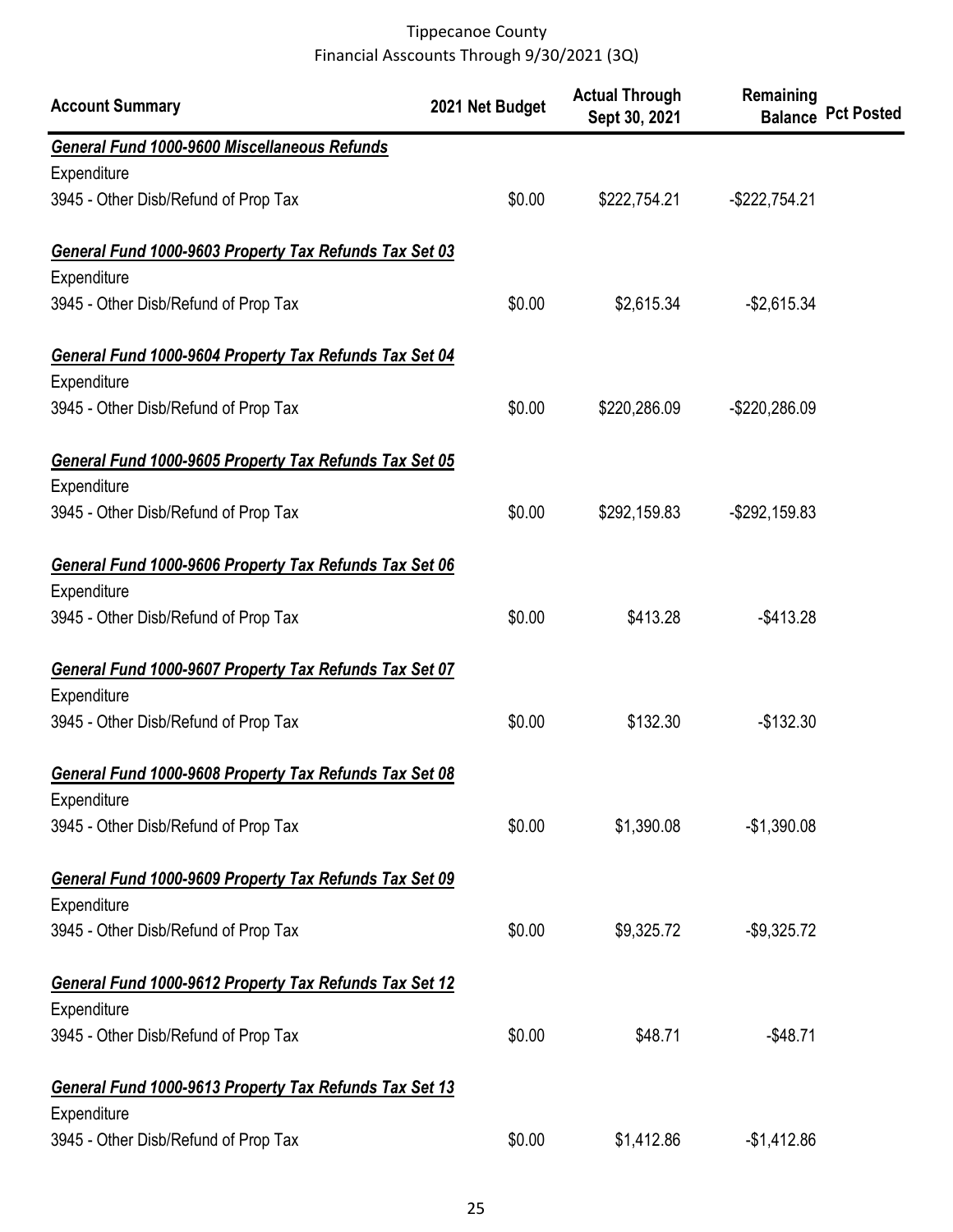| Account Summary | 2021 Net Budget | Actual Through Sept 30, 2021 | Remaining Balance | Pct Posted |
|---|---|---|---|---|
| ***General Fund 1000-9600 Miscellaneous Refunds*** | | | | |
| Expenditure | | | | |
| 3945 - Other Disb/Refund of Prop Tax | $0.00 | $222,754.21 | -$222,754.21 | |
| ***General Fund 1000-9603 Property Tax Refunds Tax Set 03*** | | | | |
| Expenditure | | | | |
| 3945 - Other Disb/Refund of Prop Tax | $0.00 | $2,615.34 | -$2,615.34 | |
| ***General Fund 1000-9604 Property Tax Refunds Tax Set 04*** | | | | |
| Expenditure | | | | |
| 3945 - Other Disb/Refund of Prop Tax | $0.00 | $220,286.09 | -$220,286.09 | |
| ***General Fund 1000-9605 Property Tax Refunds Tax Set 05*** | | | | |
| Expenditure | | | | |
| 3945 - Other Disb/Refund of Prop Tax | $0.00 | $292,159.83 | -$292,159.83 | |
| ***General Fund 1000-9606 Property Tax Refunds Tax Set 06*** | | | | |
| Expenditure | | | | |
| 3945 - Other Disb/Refund of Prop Tax | $0.00 | $413.28 | -$413.28 | |
| ***General Fund 1000-9607 Property Tax Refunds Tax Set 07*** | | | | |
| Expenditure | | | | |
| 3945 - Other Disb/Refund of Prop Tax | $0.00 | $132.30 | -$132.30 | |
| ***General Fund 1000-9608 Property Tax Refunds Tax Set 08*** | | | | |
| Expenditure | | | | |
| 3945 - Other Disb/Refund of Prop Tax | $0.00 | $1,390.08 | -$1,390.08 | |
| ***General Fund 1000-9609 Property Tax Refunds Tax Set 09*** | | | | |
| Expenditure | | | | |
| 3945 - Other Disb/Refund of Prop Tax | $0.00 | $9,325.72 | -$9,325.72 | |
| ***General Fund 1000-9612 Property Tax Refunds Tax Set 12*** | | | | |
| Expenditure | | | | |
| 3945 - Other Disb/Refund of Prop Tax | $0.00 | $48.71 | -$48.71 | |
| ***General Fund 1000-9613 Property Tax Refunds Tax Set 13*** | | | | |
| Expenditure | | | | |
| 3945 - Other Disb/Refund of Prop Tax | $0.00 | $1,412.86 | -$1,412.86 | |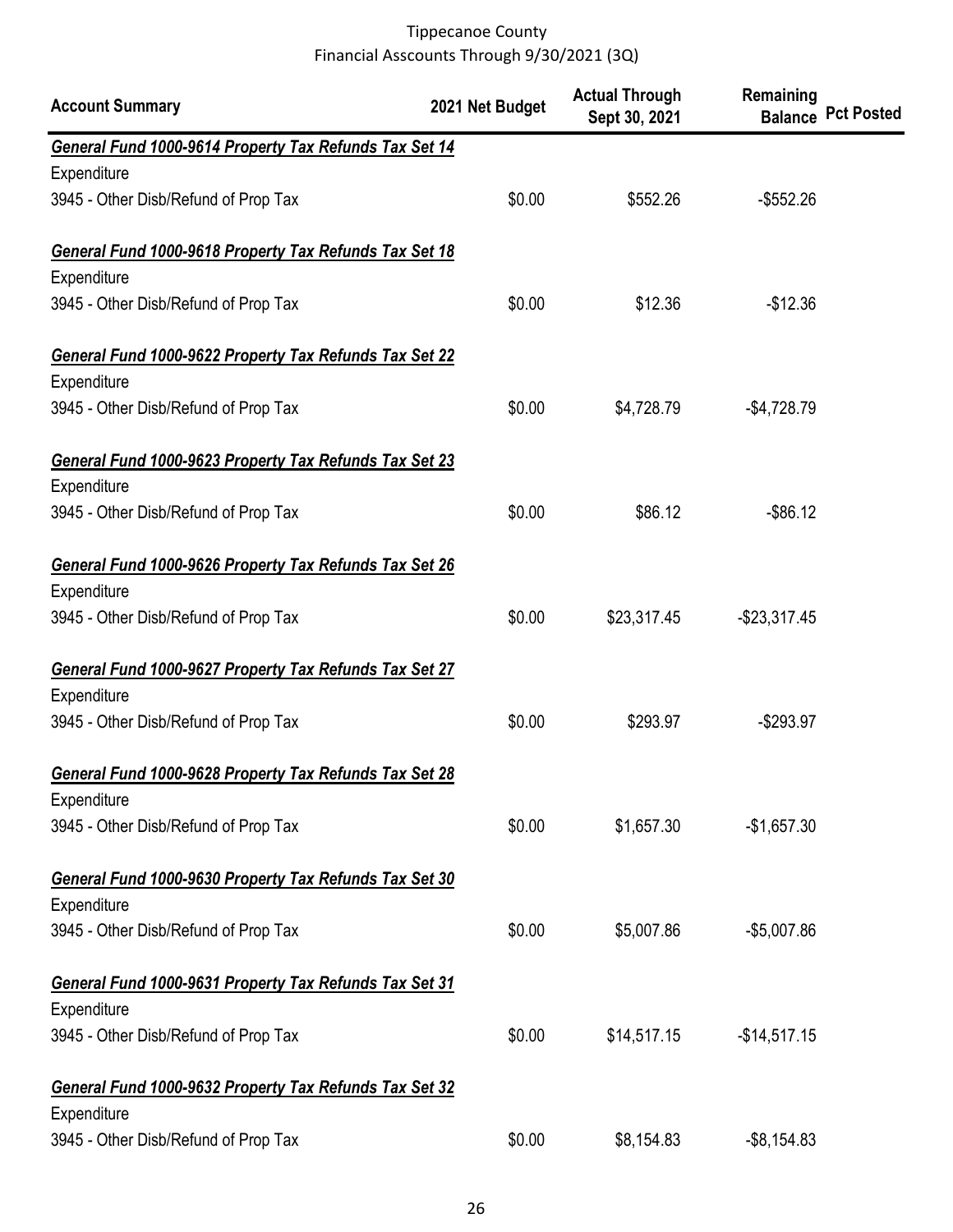Tippecanoe County
Financial Asscounts Through 9/30/2021 (3Q)

| Account Summary | 2021 Net Budget | Actual Through Sept 30, 2021 | Remaining Balance | Pct Posted |
|---|---|---|---|---|
| ***General Fund 1000-9614 Property Tax Refunds Tax Set 14*** | | | | |
| Expenditure | | | | |
| 3945 - Other Disb/Refund of Prop Tax | $0.00 | $552.26 | -$552.26 | |
| ***General Fund 1000-9618 Property Tax Refunds Tax Set 18*** | | | | |
| Expenditure | | | | |
| 3945 - Other Disb/Refund of Prop Tax | $0.00 | $12.36 | -$12.36 | |
| ***General Fund 1000-9622 Property Tax Refunds Tax Set 22*** | | | | |
| Expenditure | | | | |
| 3945 - Other Disb/Refund of Prop Tax | $0.00 | $4,728.79 | -$4,728.79 | |
| ***General Fund 1000-9623 Property Tax Refunds Tax Set 23*** | | | | |
| Expenditure | | | | |
| 3945 - Other Disb/Refund of Prop Tax | $0.00 | $86.12 | -$86.12 | |
| ***General Fund 1000-9626 Property Tax Refunds Tax Set 26*** | | | | |
| Expenditure | | | | |
| 3945 - Other Disb/Refund of Prop Tax | $0.00 | $23,317.45 | -$23,317.45 | |
| ***General Fund 1000-9627 Property Tax Refunds Tax Set 27*** | | | | |
| Expenditure | | | | |
| 3945 - Other Disb/Refund of Prop Tax | $0.00 | $293.97 | -$293.97 | |
| ***General Fund 1000-9628 Property Tax Refunds Tax Set 28*** | | | | |
| Expenditure | | | | |
| 3945 - Other Disb/Refund of Prop Tax | $0.00 | $1,657.30 | -$1,657.30 | |
| ***General Fund 1000-9630 Property Tax Refunds Tax Set 30*** | | | | |
| Expenditure | | | | |
| 3945 - Other Disb/Refund of Prop Tax | $0.00 | $5,007.86 | -$5,007.86 | |
| ***General Fund 1000-9631 Property Tax Refunds Tax Set 31*** | | | | |
| Expenditure | | | | |
| 3945 - Other Disb/Refund of Prop Tax | $0.00 | $14,517.15 | -$14,517.15 | |
| ***General Fund 1000-9632 Property Tax Refunds Tax Set 32*** | | | | |
| Expenditure | | | | |
| 3945 - Other Disb/Refund of Prop Tax | $0.00 | $8,154.83 | -$8,154.83 | |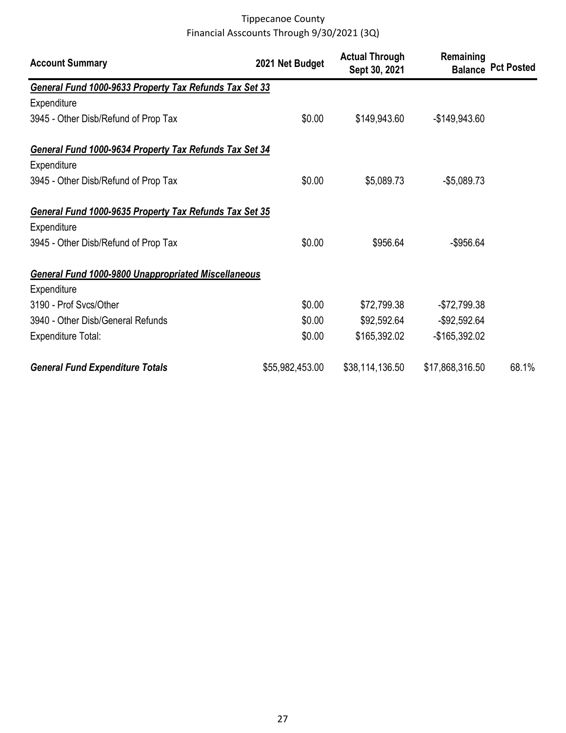Tippecanoe County
Financial Asscounts Through 9/30/2021 (3Q)

| Account Summary | 2021 Net Budget | Actual Through Sept 30, 2021 | Remaining Balance | Pct Posted |
|---|---|---|---|---|
| ***General Fund 1000-9633 Property Tax Refunds Tax Set 33*** | | | | |
| Expenditure | | | | |
| 3945 - Other Disb/Refund of Prop Tax | $0.00 | $149,943.60 | -$149,943.60 | |
| ***General Fund 1000-9634 Property Tax Refunds Tax Set 34*** | | | | |
| Expenditure | | | | |
| 3945 - Other Disb/Refund of Prop Tax | $0.00 | $5,089.73 | -$5,089.73 | |
| ***General Fund 1000-9635 Property Tax Refunds Tax Set 35*** | | | | |
| Expenditure | | | | |
| 3945 - Other Disb/Refund of Prop Tax | $0.00 | $956.64 | -$956.64 | |
| ***General Fund 1000-9800 Unappropriated Miscellaneous*** | | | | |
| Expenditure | | | | |
| 3190 - Prof Svcs/Other | $0.00 | $72,799.38 | -$72,799.38 | |
| 3940 - Other Disb/General Refunds | $0.00 | $92,592.64 | -$92,592.64 | |
| Expenditure Total: | $0.00 | $165,392.02 | -$165,392.02 | |
| ***General Fund Expenditure Totals*** | $55,982,453.00 | $38,114,136.50 | $17,868,316.50 | 68.1% |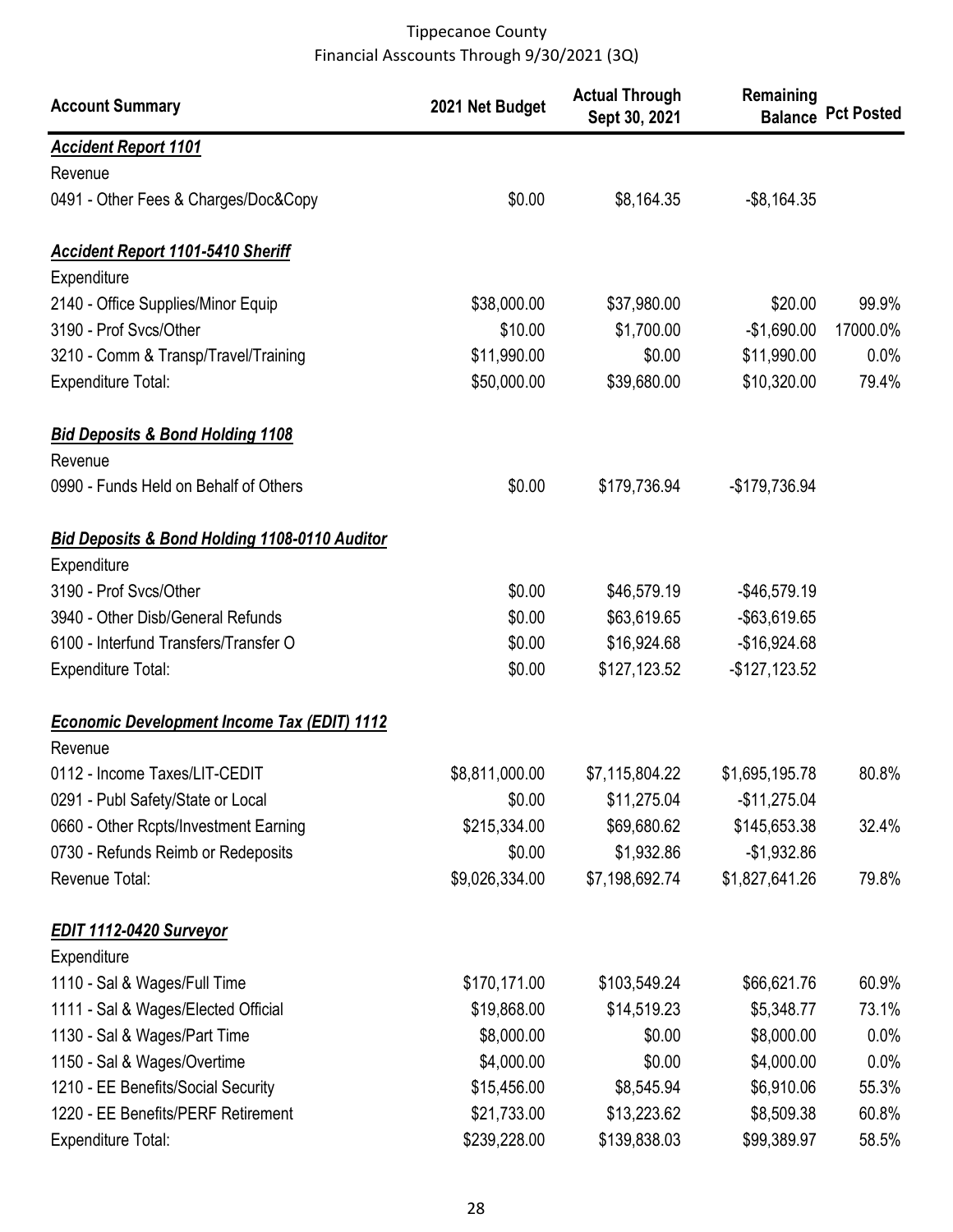Tippecanoe County
Financial Asscounts Through 9/30/2021 (3Q)

| Account Summary | 2021 Net Budget | Actual Through Sept 30, 2021 | Remaining Balance | Pct Posted |
|---|---|---|---|---|
| ***Accident Report 1101*** | | | | |
| Revenue | | | | |
| 0491 - Other Fees & Charges/Doc&Copy | $0.00 | $8,164.35 | -$8,164.35 | |
| | | | | |
| ***Accident Report 1101-5410 Sheriff*** | | | | |
| Expenditure | | | | |
| 2140 - Office Supplies/Minor Equip | $38,000.00 | $37,980.00 | $20.00 | 99.9% |
| 3190 - Prof Svcs/Other | $10.00 | $1,700.00 | -$1,690.00 | 17000.0% |
| 3210 - Comm & Transp/Travel/Training | $11,990.00 | $0.00 | $11,990.00 | 0.0% |
| Expenditure Total: | $50,000.00 | $39,680.00 | $10,320.00 | 79.4% |
| | | | | |
| ***Bid Deposits & Bond Holding 1108*** | | | | |
| Revenue | | | | |
| 0990 - Funds Held on Behalf of Others | $0.00 | $179,736.94 | -$179,736.94 | |
| | | | | |
| ***Bid Deposits & Bond Holding 1108-0110 Auditor*** | | | | |
| Expenditure | | | | |
| 3190 - Prof Svcs/Other | $0.00 | $46,579.19 | -$46,579.19 | |
| 3940 - Other Disb/General Refunds | $0.00 | $63,619.65 | -$63,619.65 | |
| 6100 - Interfund Transfers/Transfer O | $0.00 | $16,924.68 | -$16,924.68 | |
| Expenditure Total: | $0.00 | $127,123.52 | -$127,123.52 | |
| | | | | |
| ***Economic Development Income Tax (EDIT) 1112*** | | | | |
| Revenue | | | | |
| 0112 - Income Taxes/LIT-CEDIT | $8,811,000.00 | $7,115,804.22 | $1,695,195.78 | 80.8% |
| 0291 - Publ Safety/State or Local | $0.00 | $11,275.04 | -$11,275.04 | |
| 0660 - Other Rcpts/Investment Earning | $215,334.00 | $69,680.62 | $145,653.38 | 32.4% |
| 0730 - Refunds Reimb or Redeposits | $0.00 | $1,932.86 | -$1,932.86 | |
| Revenue Total: | $9,026,334.00 | $7,198,692.74 | $1,827,641.26 | 79.8% |
| | | | | |
| ***EDIT 1112-0420 Surveyor*** | | | | |
| Expenditure | | | | |
| 1110 - Sal & Wages/Full Time | $170,171.00 | $103,549.24 | $66,621.76 | 60.9% |
| 1111 - Sal & Wages/Elected Official | $19,868.00 | $14,519.23 | $5,348.77 | 73.1% |
| 1130 - Sal & Wages/Part Time | $8,000.00 | $0.00 | $8,000.00 | 0.0% |
| 1150 - Sal & Wages/Overtime | $4,000.00 | $0.00 | $4,000.00 | 0.0% |
| 1210 - EE Benefits/Social Security | $15,456.00 | $8,545.94 | $6,910.06 | 55.3% |
| 1220 - EE Benefits/PERF Retirement | $21,733.00 | $13,223.62 | $8,509.38 | 60.8% |
| Expenditure Total: | $239,228.00 | $139,838.03 | $99,389.97 | 58.5% |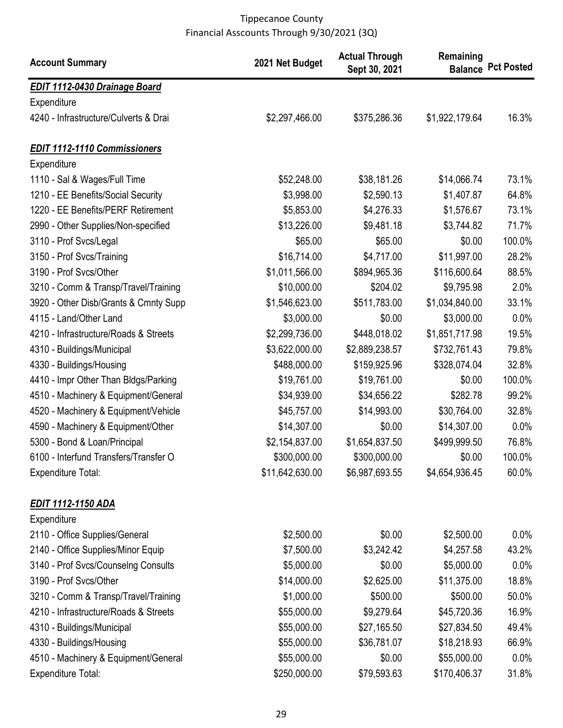Tippecanoe County
Financial Asscounts Through 9/30/2021 (3Q)

| Account Summary | 2021 Net Budget | Actual Through Sept 30, 2021 | Remaining Balance | Pct Posted |
|---|---|---|---|---|
| ***EDIT 1112-0430 Drainage Board*** | | | | |
| Expenditure | | | | |
| 4240 - Infrastructure/Culverts & Drai | $2,297,466.00 | $375,286.36 | $1,922,179.64 | 16.3% |
| | | | | |
| ***EDIT 1112-1110 Commissioners*** | | | | |
| Expenditure | | | | |
| 1110 - Sal & Wages/Full Time | $52,248.00 | $38,181.26 | $14,066.74 | 73.1% |
| 1210 - EE Benefits/Social Security | $3,998.00 | $2,590.13 | $1,407.87 | 64.8% |
| 1220 - EE Benefits/PERF Retirement | $5,853.00 | $4,276.33 | $1,576.67 | 73.1% |
| 2990 - Other Supplies/Non-specified | $13,226.00 | $9,481.18 | $3,744.82 | 71.7% |
| 3110 - Prof Svcs/Legal | $65.00 | $65.00 | $0.00 | 100.0% |
| 3150 - Prof Svcs/Training | $16,714.00 | $4,717.00 | $11,997.00 | 28.2% |
| 3190 - Prof Svcs/Other | $1,011,566.00 | $894,965.36 | $116,600.64 | 88.5% |
| 3210 - Comm & Transp/Travel/Training | $10,000.00 | $204.02 | $9,795.98 | 2.0% |
| 3920 - Other Disb/Grants & Cmnty Supp | $1,546,623.00 | $511,783.00 | $1,034,840.00 | 33.1% |
| 4115 - Land/Other Land | $3,000.00 | $0.00 | $3,000.00 | 0.0% |
| 4210 - Infrastructure/Roads & Streets | $2,299,736.00 | $448,018.02 | $1,851,717.98 | 19.5% |
| 4310 - Buildings/Municipal | $3,622,000.00 | $2,889,238.57 | $732,761.43 | 79.8% |
| 4330 - Buildings/Housing | $488,000.00 | $159,925.96 | $328,074.04 | 32.8% |
| 4410 - Impr Other Than Bldgs/Parking | $19,761.00 | $19,761.00 | $0.00 | 100.0% |
| 4510 - Machinery & Equipment/General | $34,939.00 | $34,656.22 | $282.78 | 99.2% |
| 4520 - Machinery & Equipment/Vehicle | $45,757.00 | $14,993.00 | $30,764.00 | 32.8% |
| 4590 - Machinery & Equipment/Other | $14,307.00 | $0.00 | $14,307.00 | 0.0% |
| 5300 - Bond & Loan/Principal | $2,154,837.00 | $1,654,837.50 | $499,999.50 | 76.8% |
| 6100 - Interfund Transfers/Transfer O | $300,000.00 | $300,000.00 | $0.00 | 100.0% |
| Expenditure Total: | $11,642,630.00 | $6,987,693.55 | $4,654,936.45 | 60.0% |
| | | | | |
| ***EDIT 1112-1150 ADA*** | | | | |
| Expenditure | | | | |
| 2110 - Office Supplies/General | $2,500.00 | $0.00 | $2,500.00 | 0.0% |
| 2140 - Office Supplies/Minor Equip | $7,500.00 | $3,242.42 | $4,257.58 | 43.2% |
| 3140 - Prof Svcs/Counselng Consults | $5,000.00 | $0.00 | $5,000.00 | 0.0% |
| 3190 - Prof Svcs/Other | $14,000.00 | $2,625.00 | $11,375.00 | 18.8% |
| 3210 - Comm & Transp/Travel/Training | $1,000.00 | $500.00 | $500.00 | 50.0% |
| 4210 - Infrastructure/Roads & Streets | $55,000.00 | $9,279.64 | $45,720.36 | 16.9% |
| 4310 - Buildings/Municipal | $55,000.00 | $27,165.50 | $27,834.50 | 49.4% |
| 4330 - Buildings/Housing | $55,000.00 | $36,781.07 | $18,218.93 | 66.9% |
| 4510 - Machinery & Equipment/General | $55,000.00 | $0.00 | $55,000.00 | 0.0% |
| Expenditure Total: | $250,000.00 | $79,593.63 | $170,406.37 | 31.8% |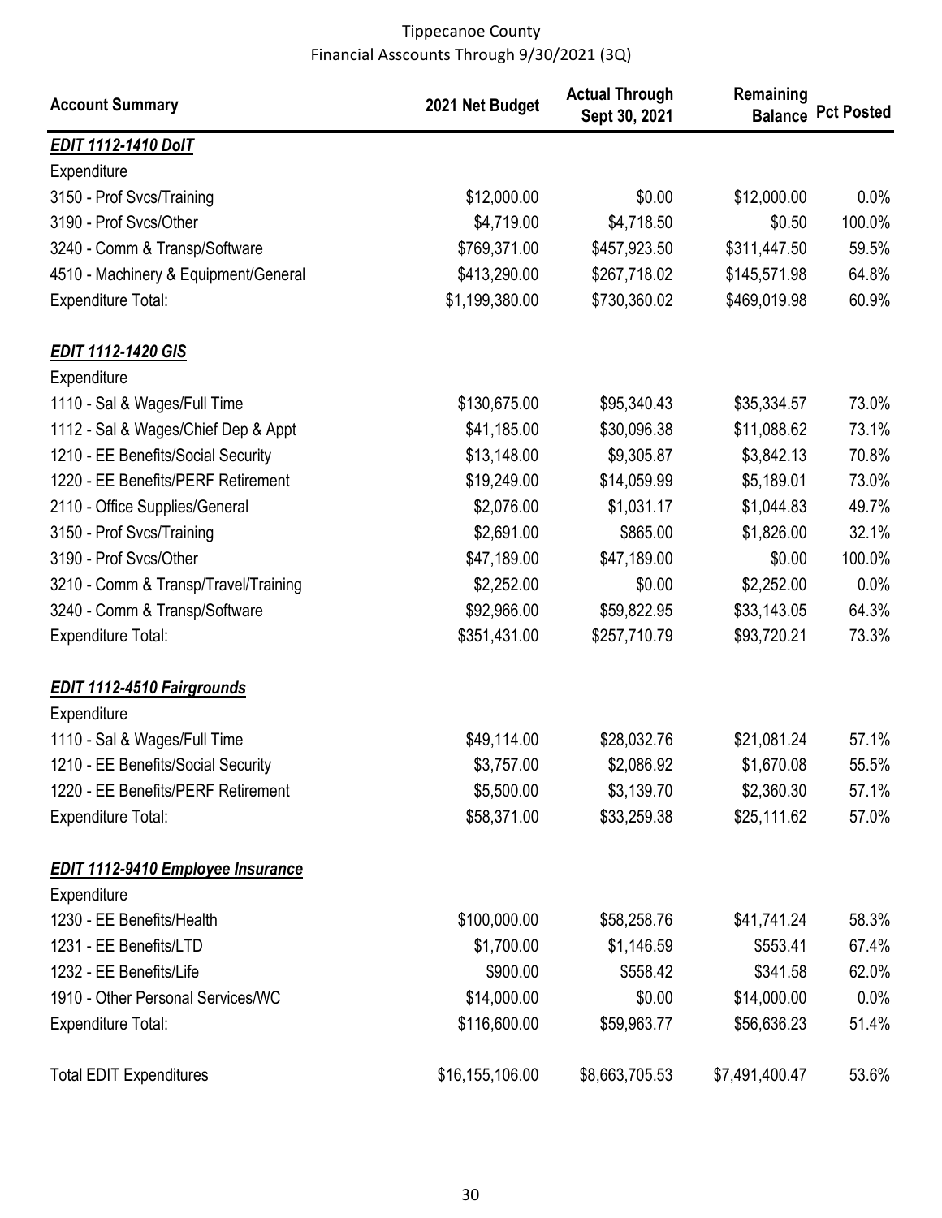Tippecanoe County
Financial Asscounts Through 9/30/2021 (3Q)

| Account Summary | 2021 Net Budget | Actual Through Sept 30, 2021 | Remaining Balance | Pct Posted |
|---|---|---|---|---|
| ***EDIT 1112-1410 DoIT*** | | | | |
| Expenditure | | | | |
| 3150 - Prof Svcs/Training | $12,000.00 | $0.00 | $12,000.00 | 0.0% |
| 3190 - Prof Svcs/Other | $4,719.00 | $4,718.50 | $0.50 | 100.0% |
| 3240 - Comm & Transp/Software | $769,371.00 | $457,923.50 | $311,447.50 | 59.5% |
| 4510 - Machinery & Equipment/General | $413,290.00 | $267,718.02 | $145,571.98 | 64.8% |
| Expenditure Total: | $1,199,380.00 | $730,360.02 | $469,019.98 | 60.9% |
| ***EDIT 1112-1420 GIS*** | | | | |
| Expenditure | | | | |
| 1110 - Sal & Wages/Full Time | $130,675.00 | $95,340.43 | $35,334.57 | 73.0% |
| 1112 - Sal & Wages/Chief Dep & Appt | $41,185.00 | $30,096.38 | $11,088.62 | 73.1% |
| 1210 - EE Benefits/Social Security | $13,148.00 | $9,305.87 | $3,842.13 | 70.8% |
| 1220 - EE Benefits/PERF Retirement | $19,249.00 | $14,059.99 | $5,189.01 | 73.0% |
| 2110 - Office Supplies/General | $2,076.00 | $1,031.17 | $1,044.83 | 49.7% |
| 3150 - Prof Svcs/Training | $2,691.00 | $865.00 | $1,826.00 | 32.1% |
| 3190 - Prof Svcs/Other | $47,189.00 | $47,189.00 | $0.00 | 100.0% |
| 3210 - Comm & Transp/Travel/Training | $2,252.00 | $0.00 | $2,252.00 | 0.0% |
| 3240 - Comm & Transp/Software | $92,966.00 | $59,822.95 | $33,143.05 | 64.3% |
| Expenditure Total: | $351,431.00 | $257,710.79 | $93,720.21 | 73.3% |
| ***EDIT 1112-4510 Fairgrounds*** | | | | |
| Expenditure | | | | |
| 1110 - Sal & Wages/Full Time | $49,114.00 | $28,032.76 | $21,081.24 | 57.1% |
| 1210 - EE Benefits/Social Security | $3,757.00 | $2,086.92 | $1,670.08 | 55.5% |
| 1220 - EE Benefits/PERF Retirement | $5,500.00 | $3,139.70 | $2,360.30 | 57.1% |
| Expenditure Total: | $58,371.00 | $33,259.38 | $25,111.62 | 57.0% |
| ***EDIT 1112-9410 Employee Insurance*** | | | | |
| Expenditure | | | | |
| 1230 - EE Benefits/Health | $100,000.00 | $58,258.76 | $41,741.24 | 58.3% |
| 1231 - EE Benefits/LTD | $1,700.00 | $1,146.59 | $553.41 | 67.4% |
| 1232 - EE Benefits/Life | $900.00 | $558.42 | $341.58 | 62.0% |
| 1910 - Other Personal Services/WC | $14,000.00 | $0.00 | $14,000.00 | 0.0% |
| Expenditure Total: | $116,600.00 | $59,963.77 | $56,636.23 | 51.4% |
| Total EDIT Expenditures | $16,155,106.00 | $8,663,705.53 | $7,491,400.47 | 53.6% |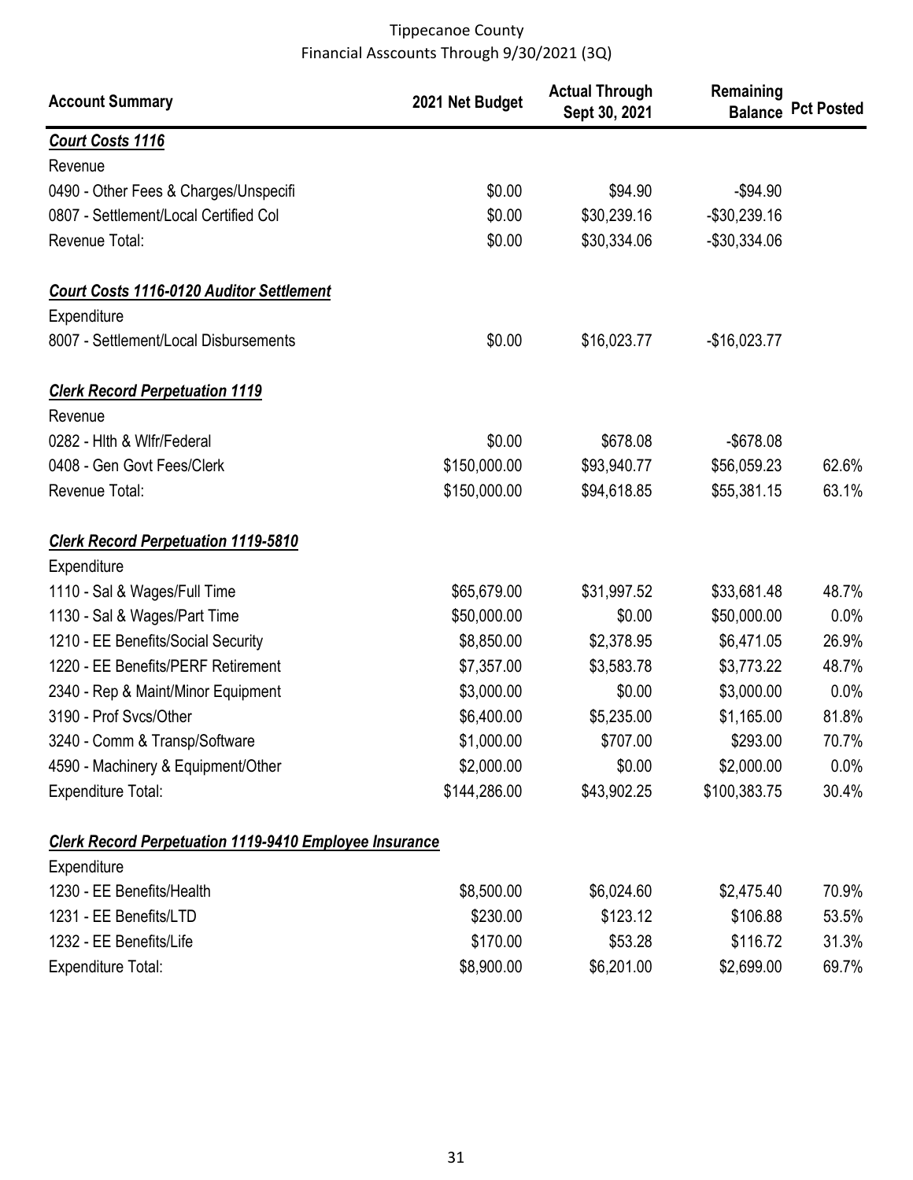Tippecanoe County
Financial Asscounts Through 9/30/2021 (3Q)

| Account Summary | 2021 Net Budget | Actual Through Sept 30, 2021 | Remaining Balance | Pct Posted |
|---|---|---|---|---|
| ***Court Costs 1116*** | | | | |
| Revenue | | | | |
| 0490 - Other Fees & Charges/Unspecifi | $0.00 | $94.90 | -$94.90 | |
| 0807 - Settlement/Local Certified Col | $0.00 | $30,239.16 | -$30,239.16 | |
| Revenue Total: | $0.00 | $30,334.06 | -$30,334.06 | |
| ***Court Costs 1116-0120 Auditor Settlement*** | | | | |
| Expenditure | | | | |
| 8007 - Settlement/Local Disbursements | $0.00 | $16,023.77 | -$16,023.77 | |
| ***Clerk Record Perpetuation 1119*** | | | | |
| Revenue | | | | |
| 0282 - Hlth & Wlfr/Federal | $0.00 | $678.08 | -$678.08 | |
| 0408 - Gen Govt Fees/Clerk | $150,000.00 | $93,940.77 | $56,059.23 | 62.6% |
| Revenue Total: | $150,000.00 | $94,618.85 | $55,381.15 | 63.1% |
| ***Clerk Record Perpetuation 1119-5810*** | | | | |
| Expenditure | | | | |
| 1110 - Sal & Wages/Full Time | $65,679.00 | $31,997.52 | $33,681.48 | 48.7% |
| 1130 - Sal & Wages/Part Time | $50,000.00 | $0.00 | $50,000.00 | 0.0% |
| 1210 - EE Benefits/Social Security | $8,850.00 | $2,378.95 | $6,471.05 | 26.9% |
| 1220 - EE Benefits/PERF Retirement | $7,357.00 | $3,583.78 | $3,773.22 | 48.7% |
| 2340 - Rep & Maint/Minor Equipment | $3,000.00 | $0.00 | $3,000.00 | 0.0% |
| 3190 - Prof Svcs/Other | $6,400.00 | $5,235.00 | $1,165.00 | 81.8% |
| 3240 - Comm & Transp/Software | $1,000.00 | $707.00 | $293.00 | 70.7% |
| 4590 - Machinery & Equipment/Other | $2,000.00 | $0.00 | $2,000.00 | 0.0% |
| Expenditure Total: | $144,286.00 | $43,902.25 | $100,383.75 | 30.4% |
| ***Clerk Record Perpetuation 1119-9410 Employee Insurance*** | | | | |
| Expenditure | | | | |
| 1230 - EE Benefits/Health | $8,500.00 | $6,024.60 | $2,475.40 | 70.9% |
| 1231 - EE Benefits/LTD | $230.00 | $123.12 | $106.88 | 53.5% |
| 1232 - EE Benefits/Life | $170.00 | $53.28 | $116.72 | 31.3% |
| Expenditure Total: | $8,900.00 | $6,201.00 | $2,699.00 | 69.7% |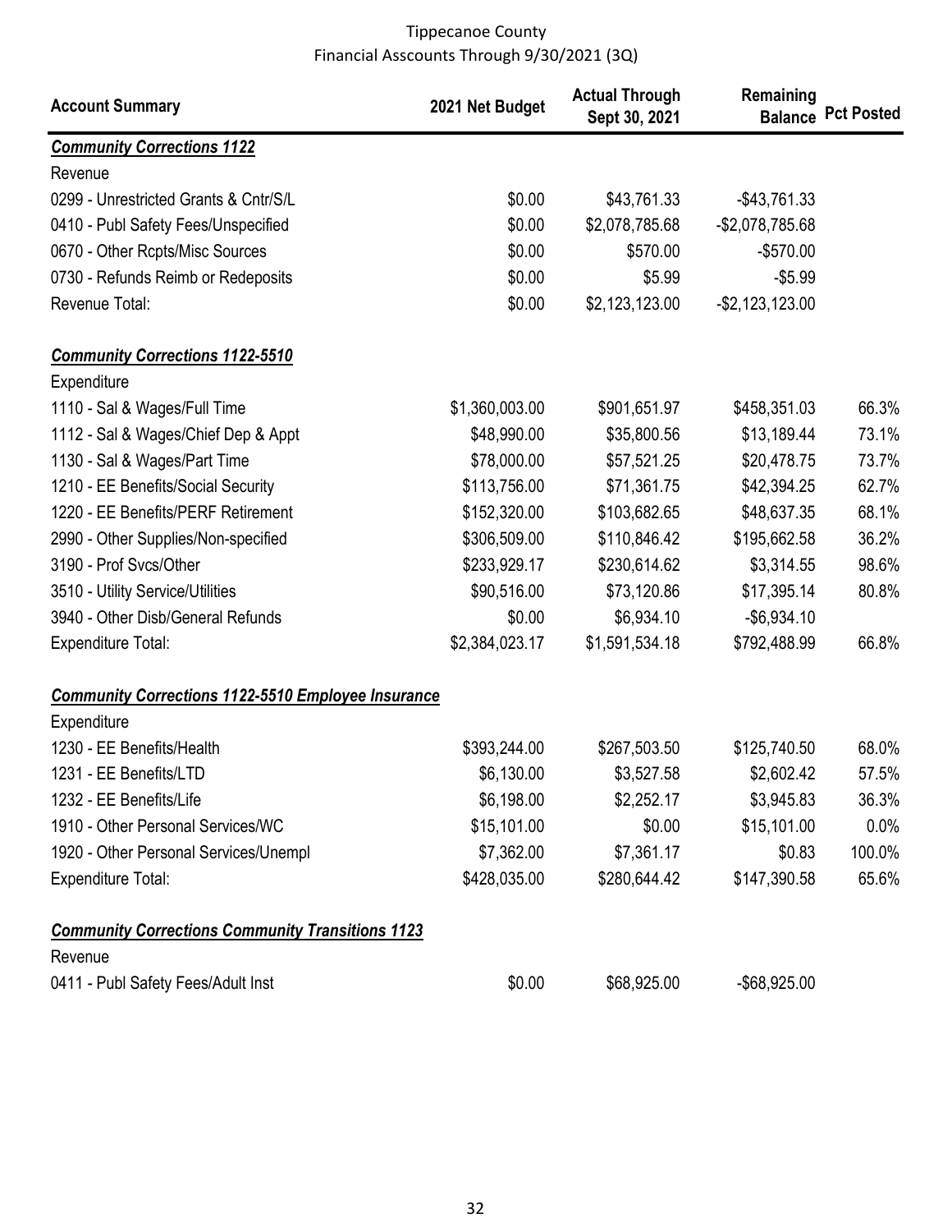Tippecanoe County
Financial Asscounts Through 9/30/2021 (3Q)

| Account Summary | 2021 Net Budget | Actual Through Sept 30, 2021 | Remaining Balance | Pct Posted |
|---|---|---|---|---|
| ***Community Corrections 1122*** | | | | |
| Revenue | | | | |
| 0299 - Unrestricted Grants & Cntr/S/L | $0.00 | $43,761.33 | -$43,761.33 | |
| 0410 - Publ Safety Fees/Unspecified | $0.00 | $2,078,785.68 | -$2,078,785.68 | |
| 0670 - Other Rcpts/Misc Sources | $0.00 | $570.00 | -$570.00 | |
| 0730 - Refunds Reimb or Redeposits | $0.00 | $5.99 | -$5.99 | |
| Revenue Total: | $0.00 | $2,123,123.00 | -$2,123,123.00 | |
| ***Community Corrections 1122-5510*** | | | | |
| Expenditure | | | | |
| 1110 - Sal & Wages/Full Time | $1,360,003.00 | $901,651.97 | $458,351.03 | 66.3% |
| 1112 - Sal & Wages/Chief Dep & Appt | $48,990.00 | $35,800.56 | $13,189.44 | 73.1% |
| 1130 - Sal & Wages/Part Time | $78,000.00 | $57,521.25 | $20,478.75 | 73.7% |
| 1210 - EE Benefits/Social Security | $113,756.00 | $71,361.75 | $42,394.25 | 62.7% |
| 1220 - EE Benefits/PERF Retirement | $152,320.00 | $103,682.65 | $48,637.35 | 68.1% |
| 2990 - Other Supplies/Non-specified | $306,509.00 | $110,846.42 | $195,662.58 | 36.2% |
| 3190 - Prof Svcs/Other | $233,929.17 | $230,614.62 | $3,314.55 | 98.6% |
| 3510 - Utility Service/Utilities | $90,516.00 | $73,120.86 | $17,395.14 | 80.8% |
| 3940 - Other Disb/General Refunds | $0.00 | $6,934.10 | -$6,934.10 | |
| Expenditure Total: | $2,384,023.17 | $1,591,534.18 | $792,488.99 | 66.8% |
| ***Community Corrections 1122-5510 Employee Insurance*** | | | | |
| Expenditure | | | | |
| 1230 - EE Benefits/Health | $393,244.00 | $267,503.50 | $125,740.50 | 68.0% |
| 1231 - EE Benefits/LTD | $6,130.00 | $3,527.58 | $2,602.42 | 57.5% |
| 1232 - EE Benefits/Life | $6,198.00 | $2,252.17 | $3,945.83 | 36.3% |
| 1910 - Other Personal Services/WC | $15,101.00 | $0.00 | $15,101.00 | 0.0% |
| 1920 - Other Personal Services/Unempl | $7,362.00 | $7,361.17 | $0.83 | 100.0% |
| Expenditure Total: | $428,035.00 | $280,644.42 | $147,390.58 | 65.6% |
| ***Community Corrections Community Transitions 1123*** | | | | |
| Revenue | | | | |
| 0411 - Publ Safety Fees/Adult Inst | $0.00 | $68,925.00 | -$68,925.00 | |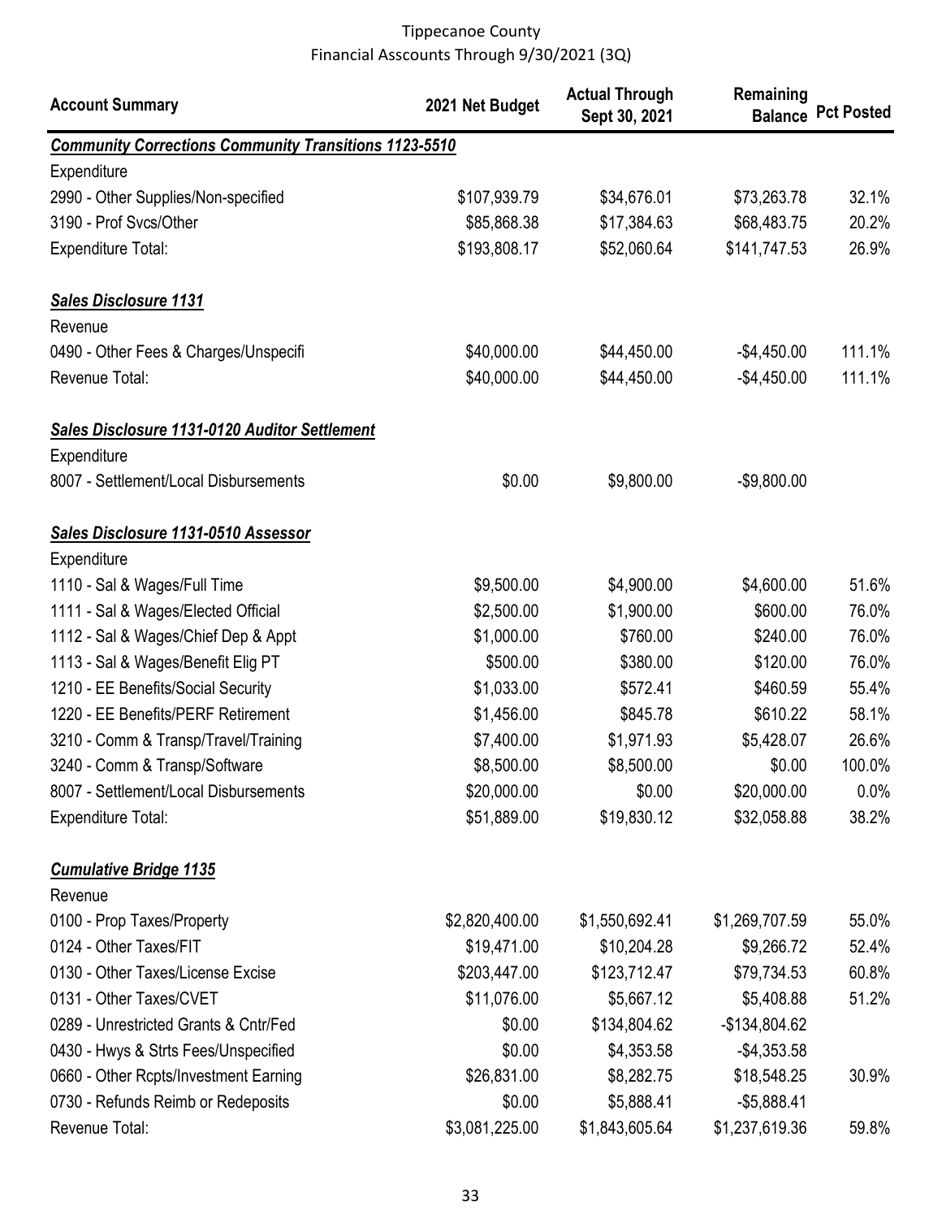Tippecanoe County
Financial Asscounts Through 9/30/2021 (3Q)

| Account Summary | 2021 Net Budget | Actual Through Sept 30, 2021 | Remaining Balance | Pct Posted |
|---|---|---|---|---|
| ***Community Corrections Community Transitions 1123-5510*** | | | | |
| Expenditure | | | | |
| 2990 - Other Supplies/Non-specified | $107,939.79 | $34,676.01 | $73,263.78 | 32.1% |
| 3190 - Prof Svcs/Other | $85,868.38 | $17,384.63 | $68,483.75 | 20.2% |
| Expenditure Total: | $193,808.17 | $52,060.64 | $141,747.53 | 26.9% |
| | | | | |
| ***Sales Disclosure 1131*** | | | | |
| Revenue | | | | |
| 0490 - Other Fees & Charges/Unspecifi | $40,000.00 | $44,450.00 | -$4,450.00 | 111.1% |
| Revenue Total: | $40,000.00 | $44,450.00 | -$4,450.00 | 111.1% |
| | | | | |
| ***Sales Disclosure 1131-0120 Auditor Settlement*** | | | | |
| Expenditure | | | | |
| 8007 - Settlement/Local Disbursements | $0.00 | $9,800.00 | -$9,800.00 | |
| | | | | |
| ***Sales Disclosure 1131-0510 Assessor*** | | | | |
| Expenditure | | | | |
| 1110 - Sal & Wages/Full Time | $9,500.00 | $4,900.00 | $4,600.00 | 51.6% |
| 1111 - Sal & Wages/Elected Official | $2,500.00 | $1,900.00 | $600.00 | 76.0% |
| 1112 - Sal & Wages/Chief Dep & Appt | $1,000.00 | $760.00 | $240.00 | 76.0% |
| 1113 - Sal & Wages/Benefit Elig PT | $500.00 | $380.00 | $120.00 | 76.0% |
| 1210 - EE Benefits/Social Security | $1,033.00 | $572.41 | $460.59 | 55.4% |
| 1220 - EE Benefits/PERF Retirement | $1,456.00 | $845.78 | $610.22 | 58.1% |
| 3210 - Comm & Transp/Travel/Training | $7,400.00 | $1,971.93 | $5,428.07 | 26.6% |
| 3240 - Comm & Transp/Software | $8,500.00 | $8,500.00 | $0.00 | 100.0% |
| 8007 - Settlement/Local Disbursements | $20,000.00 | $0.00 | $20,000.00 | 0.0% |
| Expenditure Total: | $51,889.00 | $19,830.12 | $32,058.88 | 38.2% |
| | | | | |
| ***Cumulative Bridge 1135*** | | | | |
| Revenue | | | | |
| 0100 - Prop Taxes/Property | $2,820,400.00 | $1,550,692.41 | $1,269,707.59 | 55.0% |
| 0124 - Other Taxes/FIT | $19,471.00 | $10,204.28 | $9,266.72 | 52.4% |
| 0130 - Other Taxes/License Excise | $203,447.00 | $123,712.47 | $79,734.53 | 60.8% |
| 0131 - Other Taxes/CVET | $11,076.00 | $5,667.12 | $5,408.88 | 51.2% |
| 0289 - Unrestricted Grants & Cntr/Fed | $0.00 | $134,804.62 | -$134,804.62 | |
| 0430 - Hwys & Strts Fees/Unspecified | $0.00 | $4,353.58 | -$4,353.58 | |
| 0660 - Other Rcpts/Investment Earning | $26,831.00 | $8,282.75 | $18,548.25 | 30.9% |
| 0730 - Refunds Reimb or Redeposits | $0.00 | $5,888.41 | -$5,888.41 | |
| Revenue Total: | $3,081,225.00 | $1,843,605.64 | $1,237,619.36 | 59.8% |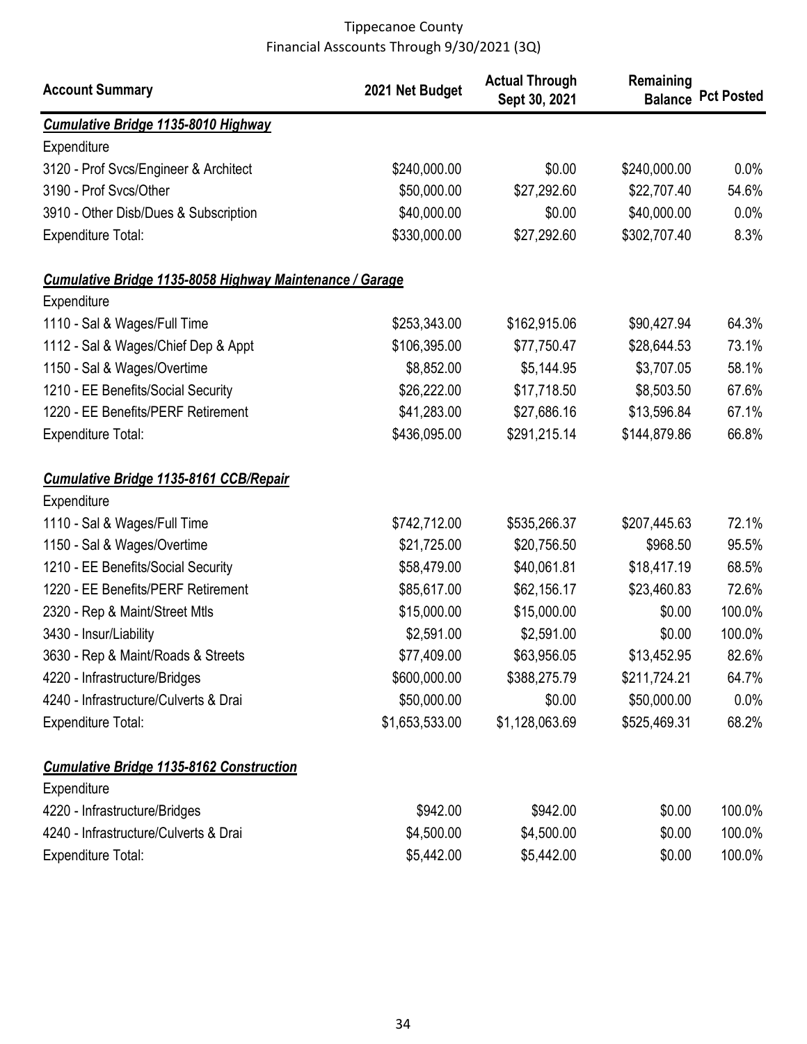Tippecanoe County
Financial Asscounts Through 9/30/2021 (3Q)

| Account Summary | 2021 Net Budget | Actual Through Sept 30, 2021 | Remaining Balance | Pct Posted |
|---|---|---|---|---|
| ***Cumulative Bridge 1135-8010 Highway*** | | | | |
| Expenditure | | | | |
| 3120 - Prof Svcs/Engineer & Architect | \$240,000.00 | \$0.00 | \$240,000.00 | 0.0% |
| 3190 - Prof Svcs/Other | \$50,000.00 | \$27,292.60 | \$22,707.40 | 54.6% |
| 3910 - Other Disb/Dues & Subscription | \$40,000.00 | \$0.00 | \$40,000.00 | 0.0% |
| Expenditure Total: | \$330,000.00 | \$27,292.60 | \$302,707.40 | 8.3% |
| ***Cumulative Bridge 1135-8058 Highway Maintenance / Garage*** | | | | |
| Expenditure | | | | |
| 1110 - Sal & Wages/Full Time | \$253,343.00 | \$162,915.06 | \$90,427.94 | 64.3% |
| 1112 - Sal & Wages/Chief Dep & Appt | \$106,395.00 | \$77,750.47 | \$28,644.53 | 73.1% |
| 1150 - Sal & Wages/Overtime | \$8,852.00 | \$5,144.95 | \$3,707.05 | 58.1% |
| 1210 - EE Benefits/Social Security | \$26,222.00 | \$17,718.50 | \$8,503.50 | 67.6% |
| 1220 - EE Benefits/PERF Retirement | \$41,283.00 | \$27,686.16 | \$13,596.84 | 67.1% |
| Expenditure Total: | \$436,095.00 | \$291,215.14 | \$144,879.86 | 66.8% |
| ***Cumulative Bridge 1135-8161 CCB/Repair*** | | | | |
| Expenditure | | | | |
| 1110 - Sal & Wages/Full Time | \$742,712.00 | \$535,266.37 | \$207,445.63 | 72.1% |
| 1150 - Sal & Wages/Overtime | \$21,725.00 | \$20,756.50 | \$968.50 | 95.5% |
| 1210 - EE Benefits/Social Security | \$58,479.00 | \$40,061.81 | \$18,417.19 | 68.5% |
| 1220 - EE Benefits/PERF Retirement | \$85,617.00 | \$62,156.17 | \$23,460.83 | 72.6% |
| 2320 - Rep & Maint/Street Mtls | \$15,000.00 | \$15,000.00 | \$0.00 | 100.0% |
| 3430 - Insur/Liability | \$2,591.00 | \$2,591.00 | \$0.00 | 100.0% |
| 3630 - Rep & Maint/Roads & Streets | \$77,409.00 | \$63,956.05 | \$13,452.95 | 82.6% |
| 4220 - Infrastructure/Bridges | \$600,000.00 | \$388,275.79 | \$211,724.21 | 64.7% |
| 4240 - Infrastructure/Culverts & Drai | \$50,000.00 | \$0.00 | \$50,000.00 | 0.0% |
| Expenditure Total: | \$1,653,533.00 | \$1,128,063.69 | \$525,469.31 | 68.2% |
| ***Cumulative Bridge 1135-8162 Construction*** | | | | |
| Expenditure | | | | |
| 4220 - Infrastructure/Bridges | \$942.00 | \$942.00 | \$0.00 | 100.0% |
| 4240 - Infrastructure/Culverts & Drai | \$4,500.00 | \$4,500.00 | \$0.00 | 100.0% |
| Expenditure Total: | \$5,442.00 | \$5,442.00 | \$0.00 | 100.0% |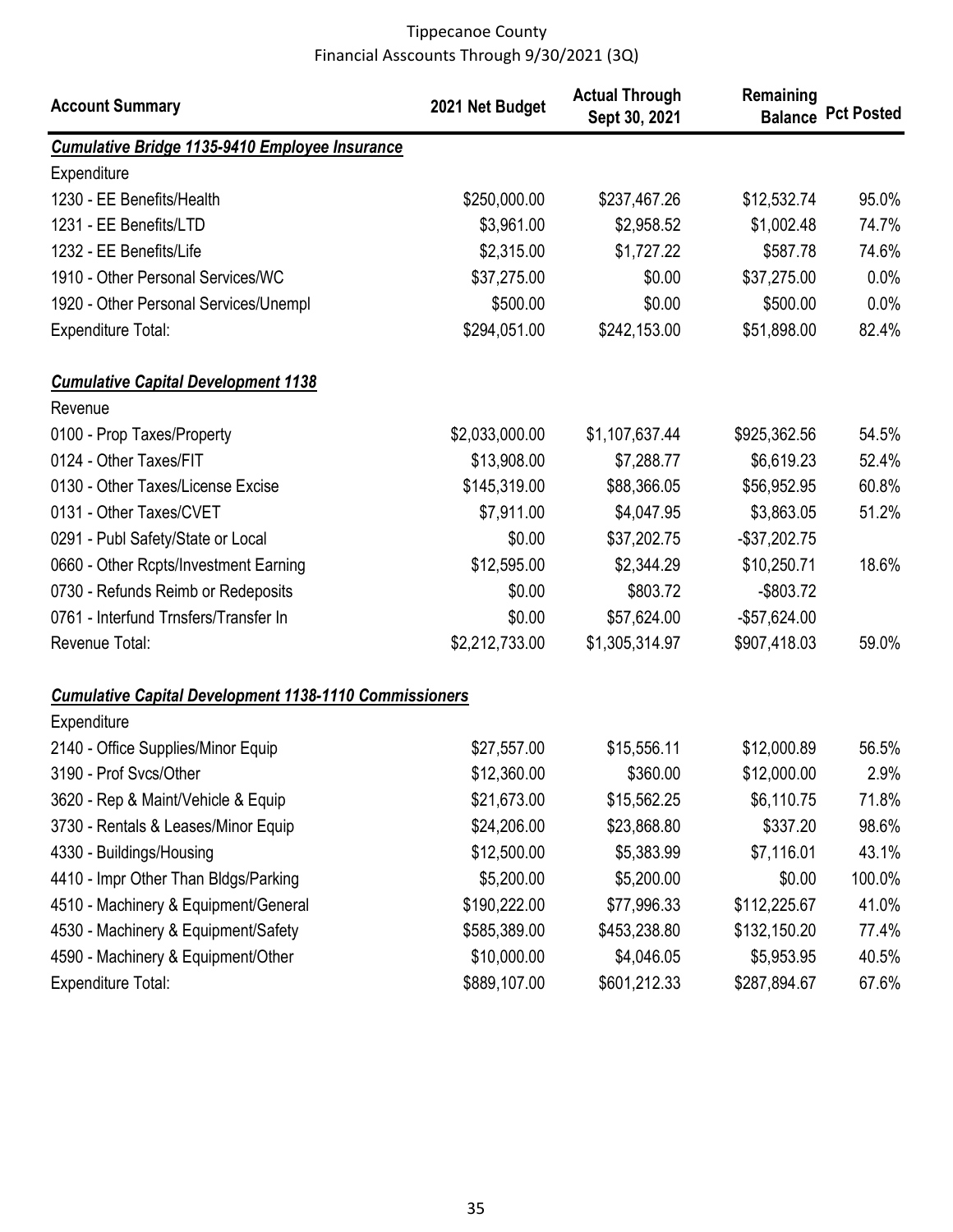Tippecanoe County
Financial Asscounts Through 9/30/2021 (3Q)

| Account Summary | 2021 Net Budget | Actual Through Sept 30, 2021 | Remaining Balance | Pct Posted |
|---|---|---|---|---|
| ***Cumulative Bridge 1135-9410 Employee Insurance*** | | | | |
| Expenditure | | | | |
| 1230 - EE Benefits/Health | $250,000.00 | $237,467.26 | $12,532.74 | 95.0% |
| 1231 - EE Benefits/LTD | $3,961.00 | $2,958.52 | $1,002.48 | 74.7% |
| 1232 - EE Benefits/Life | $2,315.00 | $1,727.22 | $587.78 | 74.6% |
| 1910 - Other Personal Services/WC | $37,275.00 | $0.00 | $37,275.00 | 0.0% |
| 1920 - Other Personal Services/Unempl | $500.00 | $0.00 | $500.00 | 0.0% |
| Expenditure Total: | $294,051.00 | $242,153.00 | $51,898.00 | 82.4% |
| ***Cumulative Capital Development 1138*** | | | | |
| Revenue | | | | |
| 0100 - Prop Taxes/Property | $2,033,000.00 | $1,107,637.44 | $925,362.56 | 54.5% |
| 0124 - Other Taxes/FIT | $13,908.00 | $7,288.77 | $6,619.23 | 52.4% |
| 0130 - Other Taxes/License Excise | $145,319.00 | $88,366.05 | $56,952.95 | 60.8% |
| 0131 - Other Taxes/CVET | $7,911.00 | $4,047.95 | $3,863.05 | 51.2% |
| 0291 - Publ Safety/State or Local | $0.00 | $37,202.75 | -$37,202.75 | |
| 0660 - Other Rcpts/Investment Earning | $12,595.00 | $2,344.29 | $10,250.71 | 18.6% |
| 0730 - Refunds Reimb or Redeposits | $0.00 | $803.72 | -$803.72 | |
| 0761 - Interfund Trnsfers/Transfer In | $0.00 | $57,624.00 | -$57,624.00 | |
| Revenue Total: | $2,212,733.00 | $1,305,314.97 | $907,418.03 | 59.0% |
| ***Cumulative Capital Development 1138-1110 Commissioners*** | | | | |
| Expenditure | | | | |
| 2140 - Office Supplies/Minor Equip | $27,557.00 | $15,556.11 | $12,000.89 | 56.5% |
| 3190 - Prof Svcs/Other | $12,360.00 | $360.00 | $12,000.00 | 2.9% |
| 3620 - Rep & Maint/Vehicle & Equip | $21,673.00 | $15,562.25 | $6,110.75 | 71.8% |
| 3730 - Rentals & Leases/Minor Equip | $24,206.00 | $23,868.80 | $337.20 | 98.6% |
| 4330 - Buildings/Housing | $12,500.00 | $5,383.99 | $7,116.01 | 43.1% |
| 4410 - Impr Other Than Bldgs/Parking | $5,200.00 | $5,200.00 | $0.00 | 100.0% |
| 4510 - Machinery & Equipment/General | $190,222.00 | $77,996.33 | $112,225.67 | 41.0% |
| 4530 - Machinery & Equipment/Safety | $585,389.00 | $453,238.80 | $132,150.20 | 77.4% |
| 4590 - Machinery & Equipment/Other | $10,000.00 | $4,046.05 | $5,953.95 | 40.5% |
| Expenditure Total: | $889,107.00 | $601,212.33 | $287,894.67 | 67.6% |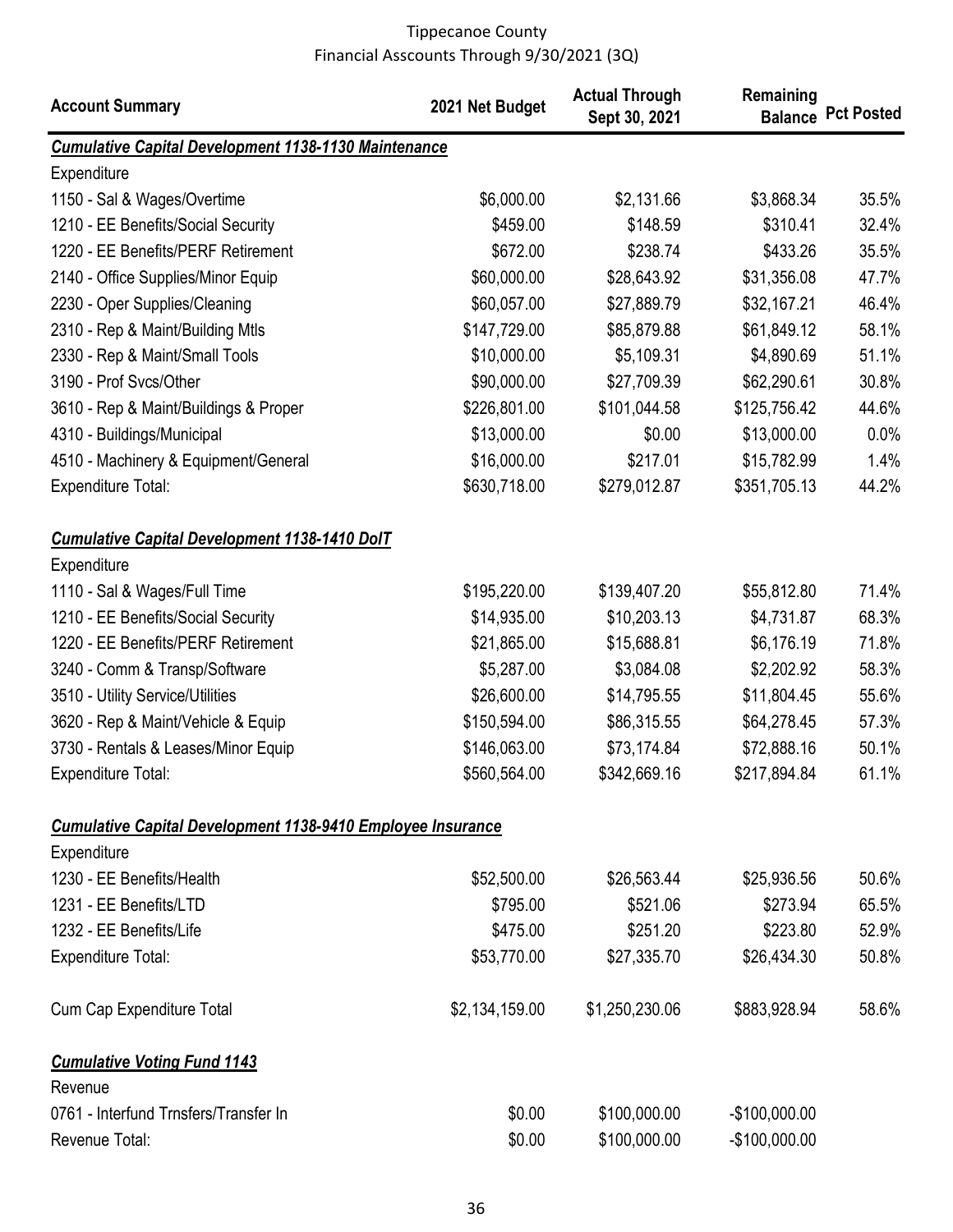Tippecanoe County
Financial Asscounts Through 9/30/2021 (3Q)

| Account Summary | 2021 Net Budget | Actual Through Sept 30, 2021 | Remaining Balance | Pct Posted |
|---|---|---|---|---|
| ***Cumulative Capital Development 1138-1130 Maintenance*** | | | | |
| Expenditure | | | | |
| 1150 - Sal & Wages/Overtime | $6,000.00 | $2,131.66 | $3,868.34 | 35.5% |
| 1210 - EE Benefits/Social Security | $459.00 | $148.59 | $310.41 | 32.4% |
| 1220 - EE Benefits/PERF Retirement | $672.00 | $238.74 | $433.26 | 35.5% |
| 2140 - Office Supplies/Minor Equip | $60,000.00 | $28,643.92 | $31,356.08 | 47.7% |
| 2230 - Oper Supplies/Cleaning | $60,057.00 | $27,889.79 | $32,167.21 | 46.4% |
| 2310 - Rep & Maint/Building Mtls | $147,729.00 | $85,879.88 | $61,849.12 | 58.1% |
| 2330 - Rep & Maint/Small Tools | $10,000.00 | $5,109.31 | $4,890.69 | 51.1% |
| 3190 - Prof Svcs/Other | $90,000.00 | $27,709.39 | $62,290.61 | 30.8% |
| 3610 - Rep & Maint/Buildings & Proper | $226,801.00 | $101,044.58 | $125,756.42 | 44.6% |
| 4310 - Buildings/Municipal | $13,000.00 | $0.00 | $13,000.00 | 0.0% |
| 4510 - Machinery & Equipment/General | $16,000.00 | $217.01 | $15,782.99 | 1.4% |
| Expenditure Total: | $630,718.00 | $279,012.87 | $351,705.13 | 44.2% |
| | | | | |
| ***Cumulative Capital Development 1138-1410 DoIT*** | | | | |
| Expenditure | | | | |
| 1110 - Sal & Wages/Full Time | $195,220.00 | $139,407.20 | $55,812.80 | 71.4% |
| 1210 - EE Benefits/Social Security | $14,935.00 | $10,203.13 | $4,731.87 | 68.3% |
| 1220 - EE Benefits/PERF Retirement | $21,865.00 | $15,688.81 | $6,176.19 | 71.8% |
| 3240 - Comm & Transp/Software | $5,287.00 | $3,084.08 | $2,202.92 | 58.3% |
| 3510 - Utility Service/Utilities | $26,600.00 | $14,795.55 | $11,804.45 | 55.6% |
| 3620 - Rep & Maint/Vehicle & Equip | $150,594.00 | $86,315.55 | $64,278.45 | 57.3% |
| 3730 - Rentals & Leases/Minor Equip | $146,063.00 | $73,174.84 | $72,888.16 | 50.1% |
| Expenditure Total: | $560,564.00 | $342,669.16 | $217,894.84 | 61.1% |
| | | | | |
| ***Cumulative Capital Development 1138-9410 Employee Insurance*** | | | | |
| Expenditure | | | | |
| 1230 - EE Benefits/Health | $52,500.00 | $26,563.44 | $25,936.56 | 50.6% |
| 1231 - EE Benefits/LTD | $795.00 | $521.06 | $273.94 | 65.5% |
| 1232 - EE Benefits/Life | $475.00 | $251.20 | $223.80 | 52.9% |
| Expenditure Total: | $53,770.00 | $27,335.70 | $26,434.30 | 50.8% |
| | | | | |
| Cum Cap Expenditure Total | $2,134,159.00 | $1,250,230.06 | $883,928.94 | 58.6% |
| | | | | |
| ***Cumulative Voting Fund 1143*** | | | | |
| Revenue | | | | |
| 0761 - Interfund Trnsfers/Transfer In | $0.00 | $100,000.00 | -$100,000.00 | |
| Revenue Total: | $0.00 | $100,000.00 | -$100,000.00 | |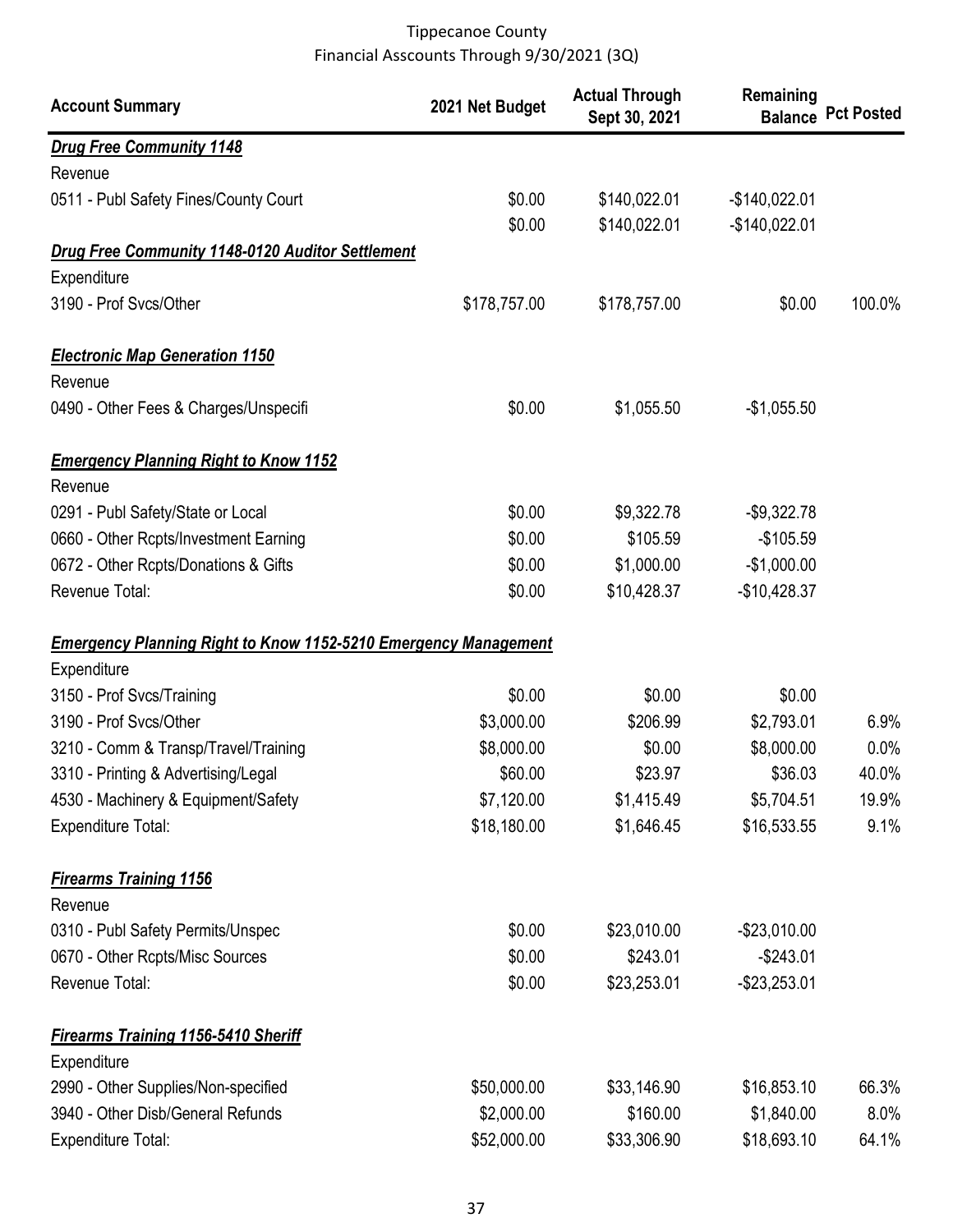Tippecanoe County
Financial Asscounts Through 9/30/2021 (3Q)

| Account Summary | 2021 Net Budget | Actual Through Sept 30, 2021 | Remaining Balance | Pct Posted |
|---|---|---|---|---|
| ***Drug Free Community 1148*** | | | | |
| Revenue | | | | |
| 0511 - Publ Safety Fines/County Court | $0.00 | $140,022.01 | -$140,022.01 | |
| | $0.00 | $140,022.01 | -$140,022.01 | |
| ***Drug Free Community 1148-0120 Auditor Settlement*** | | | | |
| Expenditure | | | | |
| 3190 - Prof Svcs/Other | $178,757.00 | $178,757.00 | $0.00 | 100.0% |
| ***Electronic Map Generation 1150*** | | | | |
| Revenue | | | | |
| 0490 - Other Fees & Charges/Unspecifi | $0.00 | $1,055.50 | -$1,055.50 | |
| ***Emergency Planning Right to Know 1152*** | | | | |
| Revenue | | | | |
| 0291 - Publ Safety/State or Local | $0.00 | $9,322.78 | -$9,322.78 | |
| 0660 - Other Rcpts/Investment Earning | $0.00 | $105.59 | -$105.59 | |
| 0672 - Other Rcpts/Donations & Gifts | $0.00 | $1,000.00 | -$1,000.00 | |
| Revenue Total: | $0.00 | $10,428.37 | -$10,428.37 | |
| ***Emergency Planning Right to Know 1152-5210 Emergency Management*** | | | | |
| Expenditure | | | | |
| 3150 - Prof Svcs/Training | $0.00 | $0.00 | $0.00 | |
| 3190 - Prof Svcs/Other | $3,000.00 | $206.99 | $2,793.01 | 6.9% |
| 3210 - Comm & Transp/Travel/Training | $8,000.00 | $0.00 | $8,000.00 | 0.0% |
| 3310 - Printing & Advertising/Legal | $60.00 | $23.97 | $36.03 | 40.0% |
| 4530 - Machinery & Equipment/Safety | $7,120.00 | $1,415.49 | $5,704.51 | 19.9% |
| Expenditure Total: | $18,180.00 | $1,646.45 | $16,533.55 | 9.1% |
| ***Firearms Training 1156*** | | | | |
| Revenue | | | | |
| 0310 - Publ Safety Permits/Unspec | $0.00 | $23,010.00 | -$23,010.00 | |
| 0670 - Other Rcpts/Misc Sources | $0.00 | $243.01 | -$243.01 | |
| Revenue Total: | $0.00 | $23,253.01 | -$23,253.01 | |
| ***Firearms Training 1156-5410 Sheriff*** | | | | |
| Expenditure | | | | |
| 2990 - Other Supplies/Non-specified | $50,000.00 | $33,146.90 | $16,853.10 | 66.3% |
| 3940 - Other Disb/General Refunds | $2,000.00 | $160.00 | $1,840.00 | 8.0% |
| Expenditure Total: | $52,000.00 | $33,306.90 | $18,693.10 | 64.1% |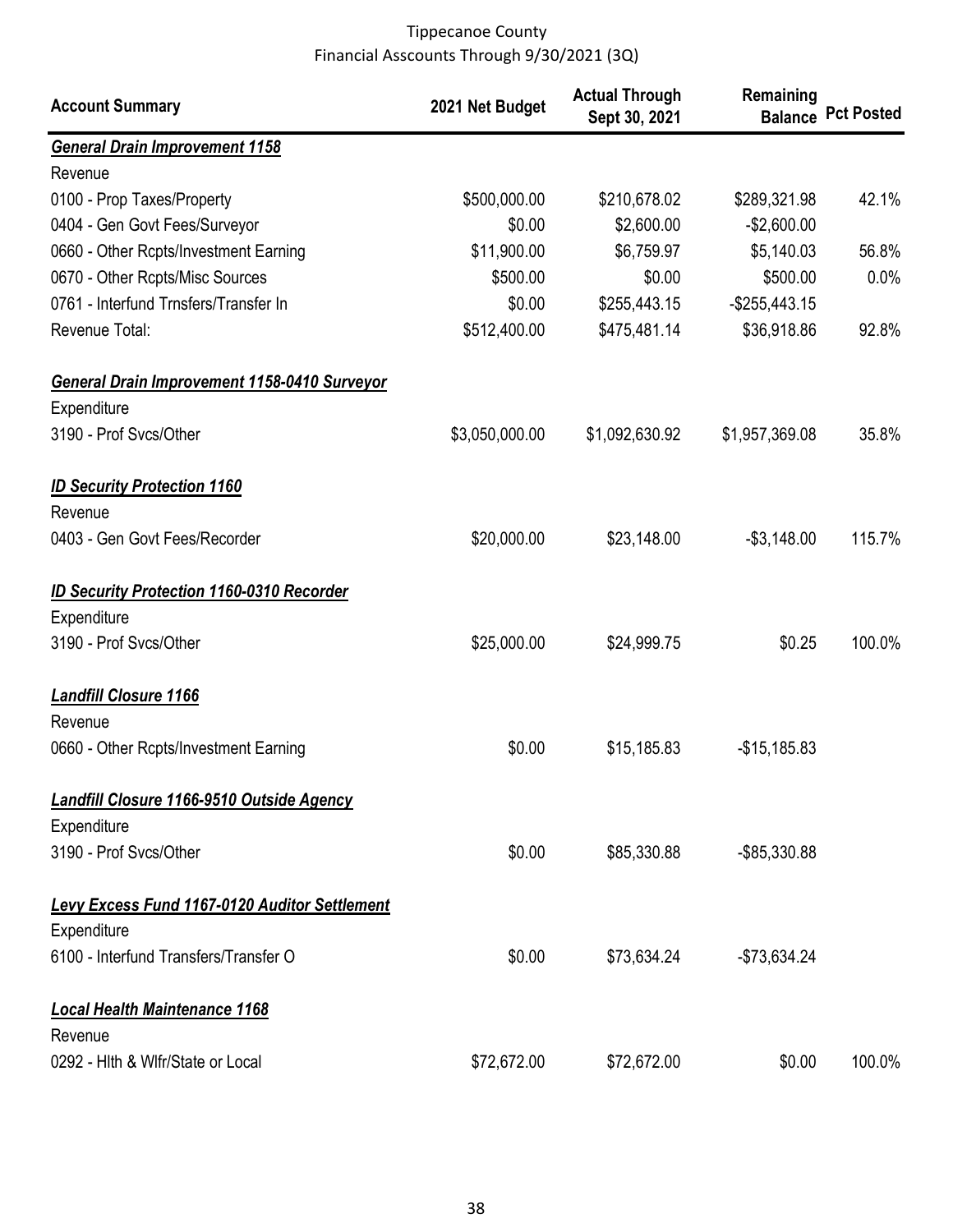Tippecanoe County
Financial Asscounts Through 9/30/2021 (3Q)

| Account Summary | 2021 Net Budget | Actual Through Sept 30, 2021 | Remaining Balance | Pct Posted |
|---|---|---|---|---|
| ***General Drain Improvement 1158*** | | | | |
| Revenue | | | | |
| 0100 - Prop Taxes/Property | $500,000.00 | $210,678.02 | $289,321.98 | 42.1% |
| 0404 - Gen Govt Fees/Surveyor | $0.00 | $2,600.00 | -$2,600.00 | |
| 0660 - Other Rcpts/Investment Earning | $11,900.00 | $6,759.97 | $5,140.03 | 56.8% |
| 0670 - Other Rcpts/Misc Sources | $500.00 | $0.00 | $500.00 | 0.0% |
| 0761 - Interfund Trnsfers/Transfer In | $0.00 | $255,443.15 | -$255,443.15 | |
| Revenue Total: | $512,400.00 | $475,481.14 | $36,918.86 | 92.8% |
| ***General Drain Improvement 1158-0410 Surveyor*** | | | | |
| Expenditure | | | | |
| 3190 - Prof Svcs/Other | $3,050,000.00 | $1,092,630.92 | $1,957,369.08 | 35.8% |
| ***ID Security Protection 1160*** | | | | |
| Revenue | | | | |
| 0403 - Gen Govt Fees/Recorder | $20,000.00 | $23,148.00 | -$3,148.00 | 115.7% |
| ***ID Security Protection 1160-0310 Recorder*** | | | | |
| Expenditure | | | | |
| 3190 - Prof Svcs/Other | $25,000.00 | $24,999.75 | $0.25 | 100.0% |
| ***Landfill Closure 1166*** | | | | |
| Revenue | | | | |
| 0660 - Other Rcpts/Investment Earning | $0.00 | $15,185.83 | -$15,185.83 | |
| ***Landfill Closure 1166-9510 Outside Agency*** | | | | |
| Expenditure | | | | |
| 3190 - Prof Svcs/Other | $0.00 | $85,330.88 | -$85,330.88 | |
| ***Levy Excess Fund 1167-0120 Auditor Settlement*** | | | | |
| Expenditure | | | | |
| 6100 - Interfund Transfers/Transfer O | $0.00 | $73,634.24 | -$73,634.24 | |
| ***Local Health Maintenance 1168*** | | | | |
| Revenue | | | | |
| 0292 - Hlth & Wlfr/State or Local | $72,672.00 | $72,672.00 | $0.00 | 100.0% |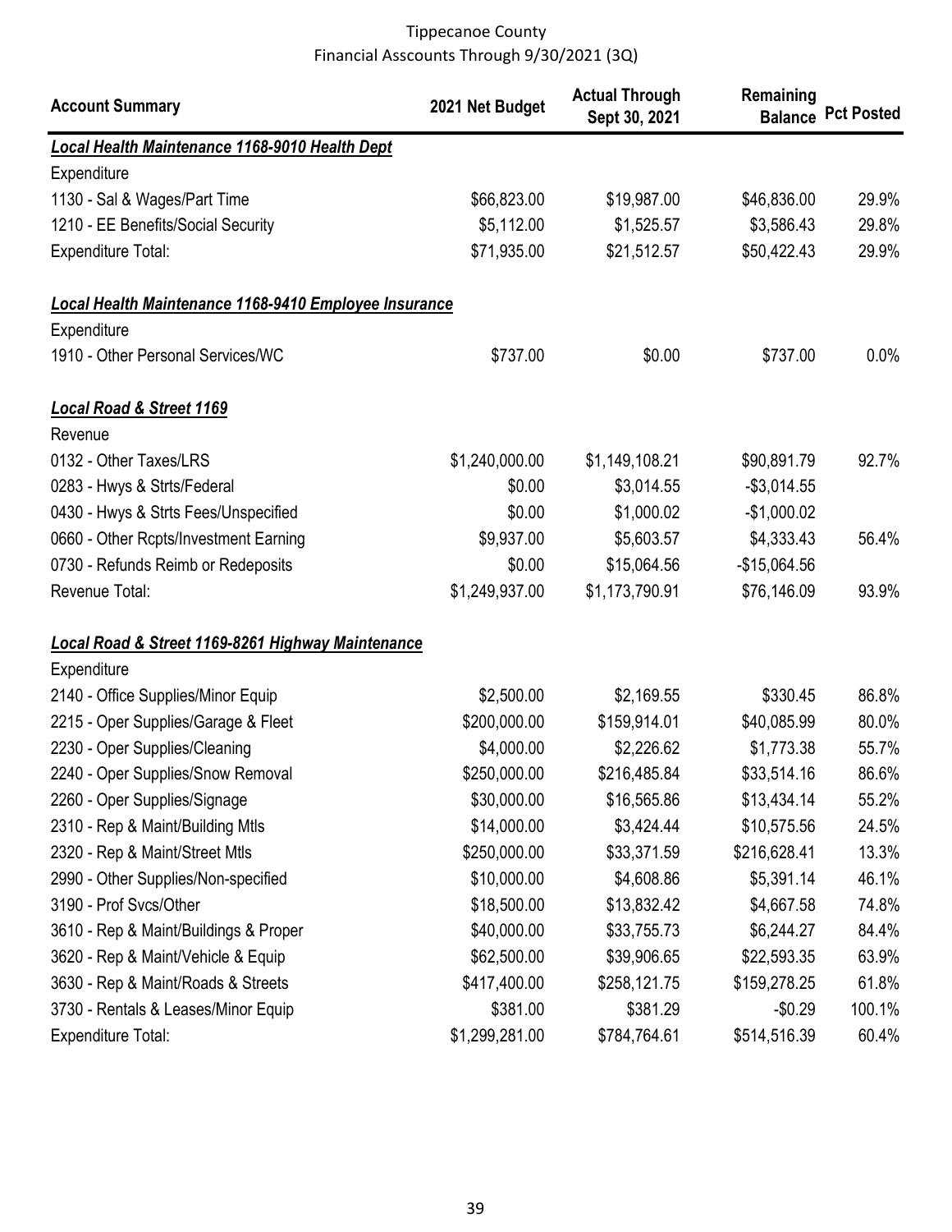Tippecanoe County
Financial Asscounts Through 9/30/2021 (3Q)

| Account Summary | 2021 Net Budget | Actual Through Sept 30, 2021 | Remaining Balance | Pct Posted |
|---|---|---|---|---|
| ***Local Health Maintenance 1168-9010 Health Dept*** | | | | |
| Expenditure | | | | |
| 1130 - Sal & Wages/Part Time | $66,823.00 | $19,987.00 | $46,836.00 | 29.9% |
| 1210 - EE Benefits/Social Security | $5,112.00 | $1,525.57 | $3,586.43 | 29.8% |
| Expenditure Total: | $71,935.00 | $21,512.57 | $50,422.43 | 29.9% |
| | | | | |
| ***Local Health Maintenance 1168-9410 Employee Insurance*** | | | | |
| Expenditure | | | | |
| 1910 - Other Personal Services/WC | $737.00 | $0.00 | $737.00 | 0.0% |
| | | | | |
| ***Local Road & Street 1169*** | | | | |
| Revenue | | | | |
| 0132 - Other Taxes/LRS | $1,240,000.00 | $1,149,108.21 | $90,891.79 | 92.7% |
| 0283 - Hwys & Strts/Federal | $0.00 | $3,014.55 | -$3,014.55 | |
| 0430 - Hwys & Strts Fees/Unspecified | $0.00 | $1,000.02 | -$1,000.02 | |
| 0660 - Other Rcpts/Investment Earning | $9,937.00 | $5,603.57 | $4,333.43 | 56.4% |
| 0730 - Refunds Reimb or Redeposits | $0.00 | $15,064.56 | -$15,064.56 | |
| Revenue Total: | $1,249,937.00 | $1,173,790.91 | $76,146.09 | 93.9% |
| | | | | |
| ***Local Road & Street 1169-8261 Highway Maintenance*** | | | | |
| Expenditure | | | | |
| 2140 - Office Supplies/Minor Equip | $2,500.00 | $2,169.55 | $330.45 | 86.8% |
| 2215 - Oper Supplies/Garage & Fleet | $200,000.00 | $159,914.01 | $40,085.99 | 80.0% |
| 2230 - Oper Supplies/Cleaning | $4,000.00 | $2,226.62 | $1,773.38 | 55.7% |
| 2240 - Oper Supplies/Snow Removal | $250,000.00 | $216,485.84 | $33,514.16 | 86.6% |
| 2260 - Oper Supplies/Signage | $30,000.00 | $16,565.86 | $13,434.14 | 55.2% |
| 2310 - Rep & Maint/Building Mtls | $14,000.00 | $3,424.44 | $10,575.56 | 24.5% |
| 2320 - Rep & Maint/Street Mtls | $250,000.00 | $33,371.59 | $216,628.41 | 13.3% |
| 2990 - Other Supplies/Non-specified | $10,000.00 | $4,608.86 | $5,391.14 | 46.1% |
| 3190 - Prof Svcs/Other | $18,500.00 | $13,832.42 | $4,667.58 | 74.8% |
| 3610 - Rep & Maint/Buildings & Proper | $40,000.00 | $33,755.73 | $6,244.27 | 84.4% |
| 3620 - Rep & Maint/Vehicle & Equip | $62,500.00 | $39,906.65 | $22,593.35 | 63.9% |
| 3630 - Rep & Maint/Roads & Streets | $417,400.00 | $258,121.75 | $159,278.25 | 61.8% |
| 3730 - Rentals & Leases/Minor Equip | $381.00 | $381.29 | -$0.29 | 100.1% |
| Expenditure Total: | $1,299,281.00 | $784,764.61 | $514,516.39 | 60.4% |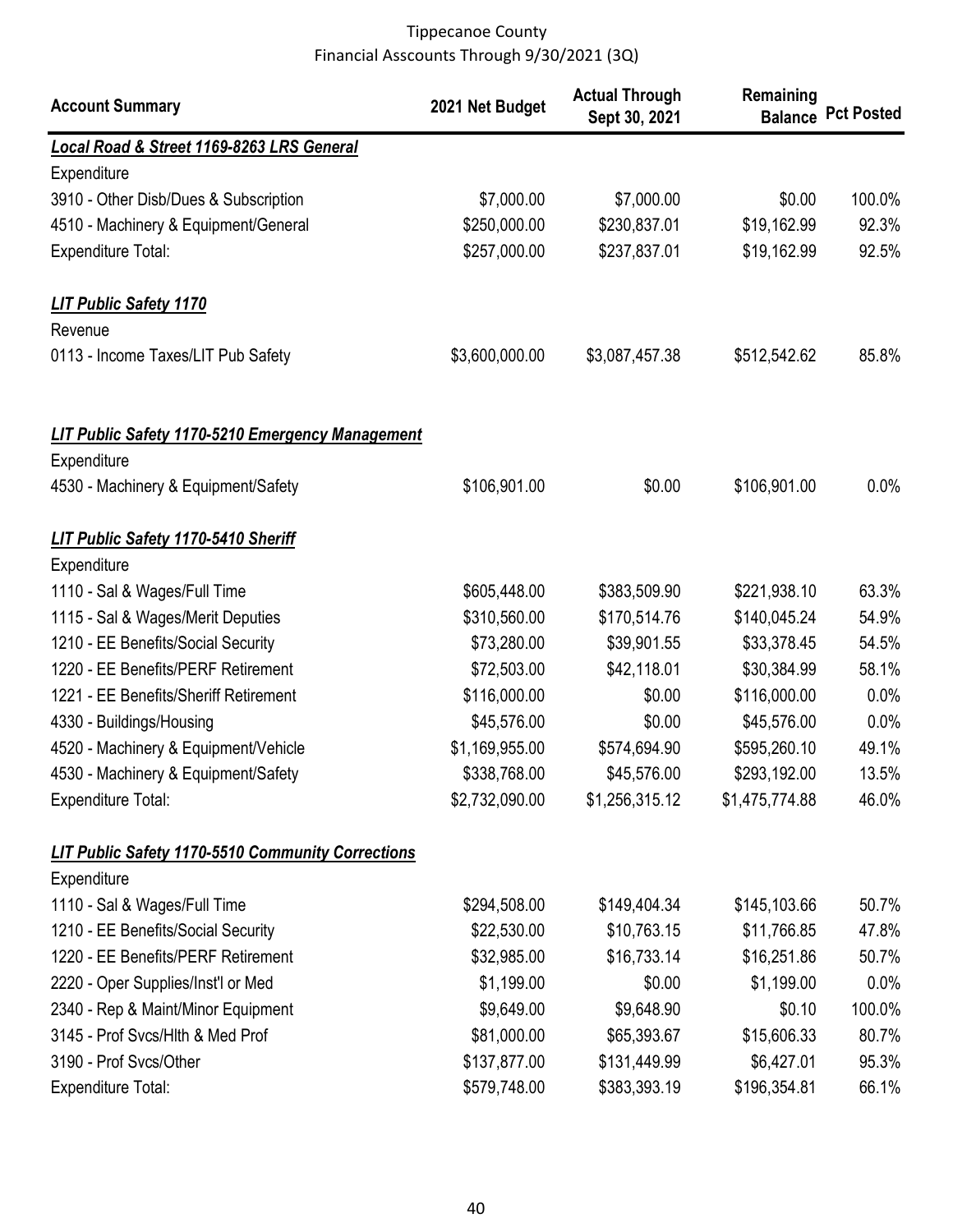Tippecanoe County
Financial Asscounts Through 9/30/2021 (3Q)

| Account Summary | 2021 Net Budget | Actual Through Sept 30, 2021 | Remaining Balance | Pct Posted |
|---|---|---|---|---|
| ***Local Road & Street 1169-8263 LRS General*** | | | | |
| Expenditure | | | | |
| 3910 - Other Disb/Dues & Subscription | $7,000.00 | $7,000.00 | $0.00 | 100.0% |
| 4510 - Machinery & Equipment/General | $250,000.00 | $230,837.01 | $19,162.99 | 92.3% |
| Expenditure Total: | $257,000.00 | $237,837.01 | $19,162.99 | 92.5% |
| ***LIT Public Safety 1170*** | | | | |
| Revenue | | | | |
| 0113 - Income Taxes/LIT Pub Safety | $3,600,000.00 | $3,087,457.38 | $512,542.62 | 85.8% |
| ***LIT Public Safety 1170-5210 Emergency Management*** | | | | |
| Expenditure | | | | |
| 4530 - Machinery & Equipment/Safety | $106,901.00 | $0.00 | $106,901.00 | 0.0% |
| ***LIT Public Safety 1170-5410 Sheriff*** | | | | |
| Expenditure | | | | |
| 1110 - Sal & Wages/Full Time | $605,448.00 | $383,509.90 | $221,938.10 | 63.3% |
| 1115 - Sal & Wages/Merit Deputies | $310,560.00 | $170,514.76 | $140,045.24 | 54.9% |
| 1210 - EE Benefits/Social Security | $73,280.00 | $39,901.55 | $33,378.45 | 54.5% |
| 1220 - EE Benefits/PERF Retirement | $72,503.00 | $42,118.01 | $30,384.99 | 58.1% |
| 1221 - EE Benefits/Sheriff Retirement | $116,000.00 | $0.00 | $116,000.00 | 0.0% |
| 4330 - Buildings/Housing | $45,576.00 | $0.00 | $45,576.00 | 0.0% |
| 4520 - Machinery & Equipment/Vehicle | $1,169,955.00 | $574,694.90 | $595,260.10 | 49.1% |
| 4530 - Machinery & Equipment/Safety | $338,768.00 | $45,576.00 | $293,192.00 | 13.5% |
| Expenditure Total: | $2,732,090.00 | $1,256,315.12 | $1,475,774.88 | 46.0% |
| ***LIT Public Safety 1170-5510 Community Corrections*** | | | | |
| Expenditure | | | | |
| 1110 - Sal & Wages/Full Time | $294,508.00 | $149,404.34 | $145,103.66 | 50.7% |
| 1210 - EE Benefits/Social Security | $22,530.00 | $10,763.15 | $11,766.85 | 47.8% |
| 1220 - EE Benefits/PERF Retirement | $32,985.00 | $16,733.14 | $16,251.86 | 50.7% |
| 2220 - Oper Supplies/Inst'l or Med | $1,199.00 | $0.00 | $1,199.00 | 0.0% |
| 2340 - Rep & Maint/Minor Equipment | $9,649.00 | $9,648.90 | $0.10 | 100.0% |
| 3145 - Prof Svcs/Hlth & Med Prof | $81,000.00 | $65,393.67 | $15,606.33 | 80.7% |
| 3190 - Prof Svcs/Other | $137,877.00 | $131,449.99 | $6,427.01 | 95.3% |
| Expenditure Total: | $579,748.00 | $383,393.19 | $196,354.81 | 66.1% |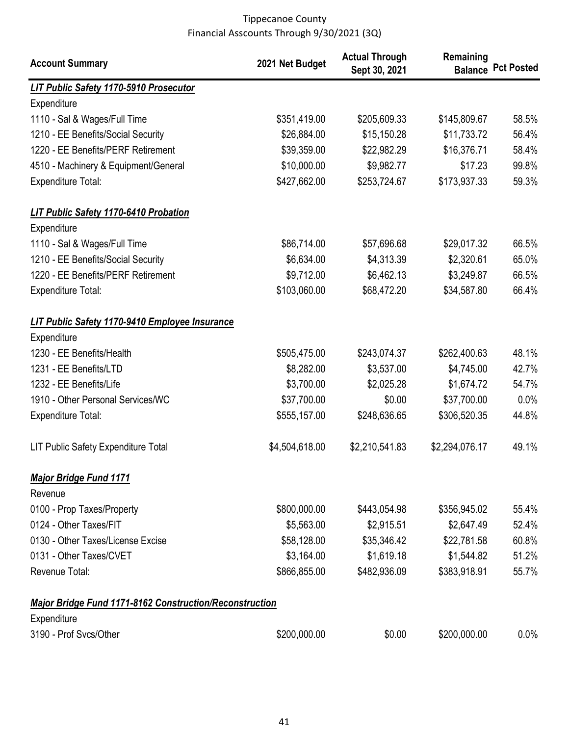Tippecanoe County
Financial Asscounts Through 9/30/2021 (3Q)

| Account Summary | 2021 Net Budget | Actual Through Sept 30, 2021 | Remaining Balance | Pct Posted |
|---|---|---|---|---|
| ***LIT Public Safety 1170-5910 Prosecutor*** | | | | |
| Expenditure | | | | |
| 1110 - Sal & Wages/Full Time | $351,419.00 | $205,609.33 | $145,809.67 | 58.5% |
| 1210 - EE Benefits/Social Security | $26,884.00 | $15,150.28 | $11,733.72 | 56.4% |
| 1220 - EE Benefits/PERF Retirement | $39,359.00 | $22,982.29 | $16,376.71 | 58.4% |
| 4510 - Machinery & Equipment/General | $10,000.00 | $9,982.77 | $17.23 | 99.8% |
| Expenditure Total: | $427,662.00 | $253,724.67 | $173,937.33 | 59.3% |
| ***LIT Public Safety 1170-6410 Probation*** | | | | |
| Expenditure | | | | |
| 1110 - Sal & Wages/Full Time | $86,714.00 | $57,696.68 | $29,017.32 | 66.5% |
| 1210 - EE Benefits/Social Security | $6,634.00 | $4,313.39 | $2,320.61 | 65.0% |
| 1220 - EE Benefits/PERF Retirement | $9,712.00 | $6,462.13 | $3,249.87 | 66.5% |
| Expenditure Total: | $103,060.00 | $68,472.20 | $34,587.80 | 66.4% |
| ***LIT Public Safety 1170-9410 Employee Insurance*** | | | | |
| Expenditure | | | | |
| 1230 - EE Benefits/Health | $505,475.00 | $243,074.37 | $262,400.63 | 48.1% |
| 1231 - EE Benefits/LTD | $8,282.00 | $3,537.00 | $4,745.00 | 42.7% |
| 1232 - EE Benefits/Life | $3,700.00 | $2,025.28 | $1,674.72 | 54.7% |
| 1910 - Other Personal Services/WC | $37,700.00 | $0.00 | $37,700.00 | 0.0% |
| Expenditure Total: | $555,157.00 | $248,636.65 | $306,520.35 | 44.8% |
| LIT Public Safety Expenditure Total | $4,504,618.00 | $2,210,541.83 | $2,294,076.17 | 49.1% |
| ***Major Bridge Fund 1171*** | | | | |
| Revenue | | | | |
| 0100 - Prop Taxes/Property | $800,000.00 | $443,054.98 | $356,945.02 | 55.4% |
| 0124 - Other Taxes/FIT | $5,563.00 | $2,915.51 | $2,647.49 | 52.4% |
| 0130 - Other Taxes/License Excise | $58,128.00 | $35,346.42 | $22,781.58 | 60.8% |
| 0131 - Other Taxes/CVET | $3,164.00 | $1,619.18 | $1,544.82 | 51.2% |
| Revenue Total: | $866,855.00 | $482,936.09 | $383,918.91 | 55.7% |
| ***Major Bridge Fund 1171-8162 Construction/Reconstruction*** | | | | |
| Expenditure | | | | |
| 3190 - Prof Svcs/Other | $200,000.00 | $0.00 | $200,000.00 | 0.0% |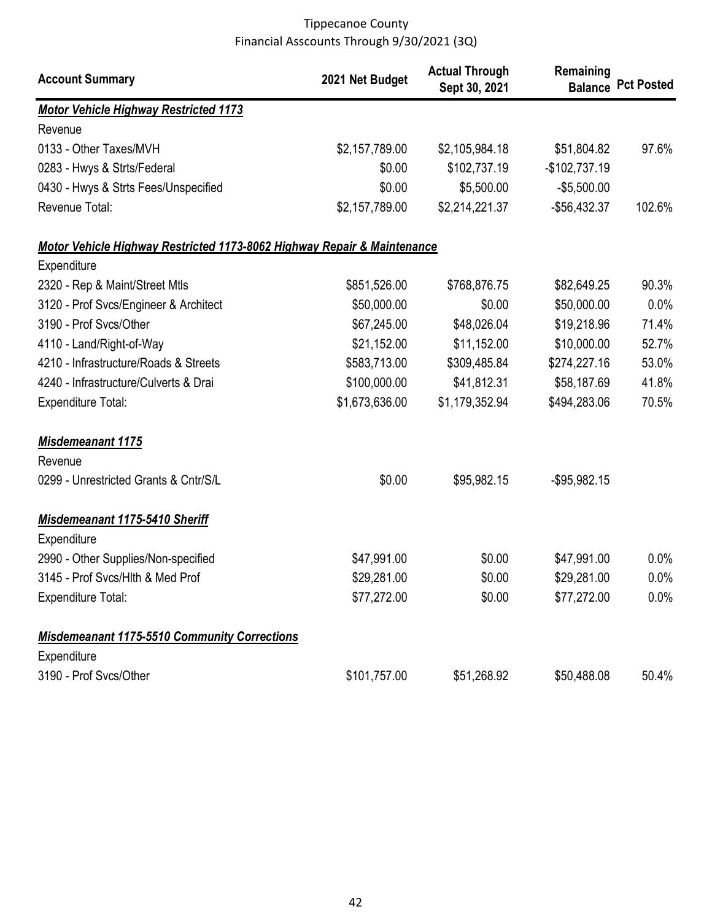Tippecanoe County
Financial Asscounts Through 9/30/2021 (3Q)

| Account Summary | 2021 Net Budget | Actual Through Sept 30, 2021 | Remaining Balance | Pct Posted |
|---|---|---|---|---|
| ***Motor Vehicle Highway Restricted 1173*** | | | | |
| Revenue | | | | |
| 0133 - Other Taxes/MVH | $2,157,789.00 | $2,105,984.18 | $51,804.82 | 97.6% |
| 0283 - Hwys & Strts/Federal | $0.00 | $102,737.19 | -$102,737.19 | |
| 0430 - Hwys & Strts Fees/Unspecified | $0.00 | $5,500.00 | -$5,500.00 | |
| Revenue Total: | $2,157,789.00 | $2,214,221.37 | -$56,432.37 | 102.6% |
| ***Motor Vehicle Highway Restricted 1173-8062 Highway Repair & Maintenance*** | | | | |
| Expenditure | | | | |
| 2320 - Rep & Maint/Street Mtls | $851,526.00 | $768,876.75 | $82,649.25 | 90.3% |
| 3120 - Prof Svcs/Engineer & Architect | $50,000.00 | $0.00 | $50,000.00 | 0.0% |
| 3190 - Prof Svcs/Other | $67,245.00 | $48,026.04 | $19,218.96 | 71.4% |
| 4110 - Land/Right-of-Way | $21,152.00 | $11,152.00 | $10,000.00 | 52.7% |
| 4210 - Infrastructure/Roads & Streets | $583,713.00 | $309,485.84 | $274,227.16 | 53.0% |
| 4240 - Infrastructure/Culverts & Drai | $100,000.00 | $41,812.31 | $58,187.69 | 41.8% |
| Expenditure Total: | $1,673,636.00 | $1,179,352.94 | $494,283.06 | 70.5% |
| ***Misdemeanant 1175*** | | | | |
| Revenue | | | | |
| 0299 - Unrestricted Grants & Cntr/S/L | $0.00 | $95,982.15 | -$95,982.15 | |
| ***Misdemeanant 1175-5410 Sheriff*** | | | | |
| Expenditure | | | | |
| 2990 - Other Supplies/Non-specified | $47,991.00 | $0.00 | $47,991.00 | 0.0% |
| 3145 - Prof Svcs/Hlth & Med Prof | $29,281.00 | $0.00 | $29,281.00 | 0.0% |
| Expenditure Total: | $77,272.00 | $0.00 | $77,272.00 | 0.0% |
| ***Misdemeanant 1175-5510 Community Corrections*** | | | | |
| Expenditure | | | | |
| 3190 - Prof Svcs/Other | $101,757.00 | $51,268.92 | $50,488.08 | 50.4% |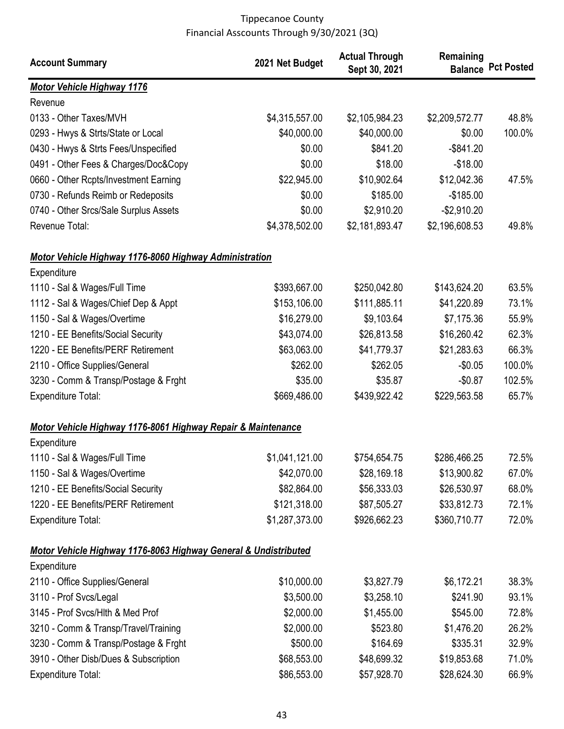Tippecanoe County
Financial Asscounts Through 9/30/2021 (3Q)

| Account Summary | 2021 Net Budget | Actual Through Sept 30, 2021 | Remaining Balance | Pct Posted |
|---|---|---|---|---|
| ***Motor Vehicle Highway 1176*** | | | | |
| Revenue | | | | |
| 0133 - Other Taxes/MVH | $4,315,557.00 | $2,105,984.23 | $2,209,572.77 | 48.8% |
| 0293 - Hwys & Strts/State or Local | $40,000.00 | $40,000.00 | $0.00 | 100.0% |
| 0430 - Hwys & Strts Fees/Unspecified | $0.00 | $841.20 | -$841.20 | |
| 0491 - Other Fees & Charges/Doc&Copy | $0.00 | $18.00 | -$18.00 | |
| 0660 - Other Rcpts/Investment Earning | $22,945.00 | $10,902.64 | $12,042.36 | 47.5% |
| 0730 - Refunds Reimb or Redeposits | $0.00 | $185.00 | -$185.00 | |
| 0740 - Other Srcs/Sale Surplus Assets | $0.00 | $2,910.20 | -$2,910.20 | |
| Revenue Total: | $4,378,502.00 | $2,181,893.47 | $2,196,608.53 | 49.8% |
| ***Motor Vehicle Highway 1176-8060 Highway Administration*** | | | | |
| Expenditure | | | | |
| 1110 - Sal & Wages/Full Time | $393,667.00 | $250,042.80 | $143,624.20 | 63.5% |
| 1112 - Sal & Wages/Chief Dep & Appt | $153,106.00 | $111,885.11 | $41,220.89 | 73.1% |
| 1150 - Sal & Wages/Overtime | $16,279.00 | $9,103.64 | $7,175.36 | 55.9% |
| 1210 - EE Benefits/Social Security | $43,074.00 | $26,813.58 | $16,260.42 | 62.3% |
| 1220 - EE Benefits/PERF Retirement | $63,063.00 | $41,779.37 | $21,283.63 | 66.3% |
| 2110 - Office Supplies/General | $262.00 | $262.05 | -$0.05 | 100.0% |
| 3230 - Comm & Transp/Postage & Frght | $35.00 | $35.87 | -$0.87 | 102.5% |
| Expenditure Total: | $669,486.00 | $439,922.42 | $229,563.58 | 65.7% |
| ***Motor Vehicle Highway 1176-8061 Highway Repair & Maintenance*** | | | | |
| Expenditure | | | | |
| 1110 - Sal & Wages/Full Time | $1,041,121.00 | $754,654.75 | $286,466.25 | 72.5% |
| 1150 - Sal & Wages/Overtime | $42,070.00 | $28,169.18 | $13,900.82 | 67.0% |
| 1210 - EE Benefits/Social Security | $82,864.00 | $56,333.03 | $26,530.97 | 68.0% |
| 1220 - EE Benefits/PERF Retirement | $121,318.00 | $87,505.27 | $33,812.73 | 72.1% |
| Expenditure Total: | $1,287,373.00 | $926,662.23 | $360,710.77 | 72.0% |
| ***Motor Vehicle Highway 1176-8063 Highway General & Undistributed*** | | | | |
| Expenditure | | | | |
| 2110 - Office Supplies/General | $10,000.00 | $3,827.79 | $6,172.21 | 38.3% |
| 3110 - Prof Svcs/Legal | $3,500.00 | $3,258.10 | $241.90 | 93.1% |
| 3145 - Prof Svcs/Hlth & Med Prof | $2,000.00 | $1,455.00 | $545.00 | 72.8% |
| 3210 - Comm & Transp/Travel/Training | $2,000.00 | $523.80 | $1,476.20 | 26.2% |
| 3230 - Comm & Transp/Postage & Frght | $500.00 | $164.69 | $335.31 | 32.9% |
| 3910 - Other Disb/Dues & Subscription | $68,553.00 | $48,699.32 | $19,853.68 | 71.0% |
| Expenditure Total: | $86,553.00 | $57,928.70 | $28,624.30 | 66.9% |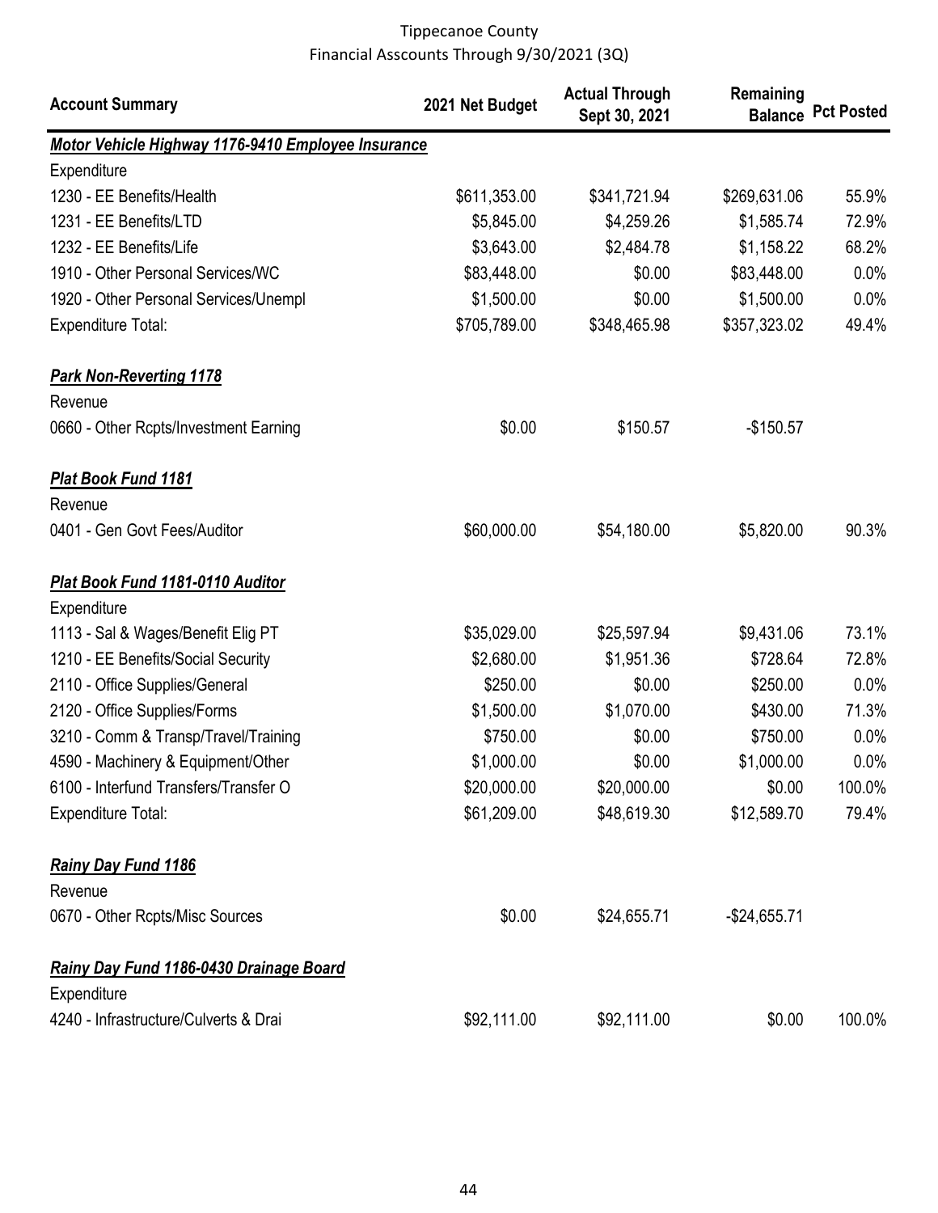Tippecanoe County
Financial Asscounts Through 9/30/2021 (3Q)

| Account Summary | 2021 Net Budget | Actual Through Sept 30, 2021 | Remaining Balance | Pct Posted |
|---|---|---|---|---|
| ***Motor Vehicle Highway 1176-9410 Employee Insurance*** | | | | |
| Expenditure | | | | |
| 1230 - EE Benefits/Health | $611,353.00 | $341,721.94 | $269,631.06 | 55.9% |
| 1231 - EE Benefits/LTD | $5,845.00 | $4,259.26 | $1,585.74 | 72.9% |
| 1232 - EE Benefits/Life | $3,643.00 | $2,484.78 | $1,158.22 | 68.2% |
| 1910 - Other Personal Services/WC | $83,448.00 | $0.00 | $83,448.00 | 0.0% |
| 1920 - Other Personal Services/Unempl | $1,500.00 | $0.00 | $1,500.00 | 0.0% |
| Expenditure Total: | $705,789.00 | $348,465.98 | $357,323.02 | 49.4% |
| ***Park Non-Reverting 1178*** | | | | |
| Revenue | | | | |
| 0660 - Other Rcpts/Investment Earning | $0.00 | $150.57 | -$150.57 | |
| ***Plat Book Fund 1181*** | | | | |
| Revenue | | | | |
| 0401 - Gen Govt Fees/Auditor | $60,000.00 | $54,180.00 | $5,820.00 | 90.3% |
| ***Plat Book Fund 1181-0110 Auditor*** | | | | |
| Expenditure | | | | |
| 1113 - Sal & Wages/Benefit Elig PT | $35,029.00 | $25,597.94 | $9,431.06 | 73.1% |
| 1210 - EE Benefits/Social Security | $2,680.00 | $1,951.36 | $728.64 | 72.8% |
| 2110 - Office Supplies/General | $250.00 | $0.00 | $250.00 | 0.0% |
| 2120 - Office Supplies/Forms | $1,500.00 | $1,070.00 | $430.00 | 71.3% |
| 3210 - Comm & Transp/Travel/Training | $750.00 | $0.00 | $750.00 | 0.0% |
| 4590 - Machinery & Equipment/Other | $1,000.00 | $0.00 | $1,000.00 | 0.0% |
| 6100 - Interfund Transfers/Transfer O | $20,000.00 | $20,000.00 | $0.00 | 100.0% |
| Expenditure Total: | $61,209.00 | $48,619.30 | $12,589.70 | 79.4% |
| ***Rainy Day Fund 1186*** | | | | |
| Revenue | | | | |
| 0670 - Other Rcpts/Misc Sources | $0.00 | $24,655.71 | -$24,655.71 | |
| ***Rainy Day Fund 1186-0430 Drainage Board*** | | | | |
| Expenditure | | | | |
| 4240 - Infrastructure/Culverts & Drai | $92,111.00 | $92,111.00 | $0.00 | 100.0% |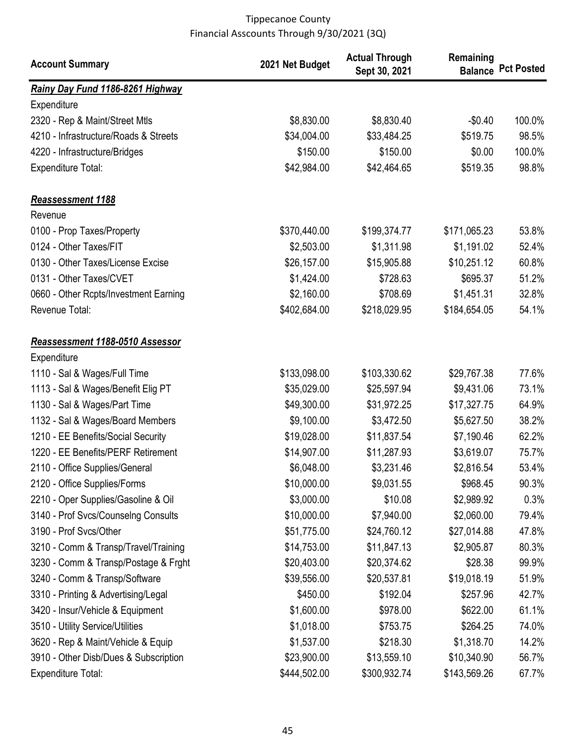Tippecanoe County
Financial Asscounts Through 9/30/2021 (3Q)

| Account Summary | 2021 Net Budget | Actual Through Sept 30, 2021 | Remaining Balance | Pct Posted |
|---|---|---|---|---|
| ***Rainy Day Fund 1186-8261 Highway*** | | | | |
| Expenditure | | | | |
| 2320 - Rep & Maint/Street Mtls | $8,830.00 | $8,830.40 | -$0.40 | 100.0% |
| 4210 - Infrastructure/Roads & Streets | $34,004.00 | $33,484.25 | $519.75 | 98.5% |
| 4220 - Infrastructure/Bridges | $150.00 | $150.00 | $0.00 | 100.0% |
| Expenditure Total: | $42,984.00 | $42,464.65 | $519.35 | 98.8% |
| ***Reassessment 1188*** | | | | |
| Revenue | | | | |
| 0100 - Prop Taxes/Property | $370,440.00 | $199,374.77 | $171,065.23 | 53.8% |
| 0124 - Other Taxes/FIT | $2,503.00 | $1,311.98 | $1,191.02 | 52.4% |
| 0130 - Other Taxes/License Excise | $26,157.00 | $15,905.88 | $10,251.12 | 60.8% |
| 0131 - Other Taxes/CVET | $1,424.00 | $728.63 | $695.37 | 51.2% |
| 0660 - Other Rcpts/Investment Earning | $2,160.00 | $708.69 | $1,451.31 | 32.8% |
| Revenue Total: | $402,684.00 | $218,029.95 | $184,654.05 | 54.1% |
| ***Reassessment 1188-0510 Assessor*** | | | | |
| Expenditure | | | | |
| 1110 - Sal & Wages/Full Time | $133,098.00 | $103,330.62 | $29,767.38 | 77.6% |
| 1113 - Sal & Wages/Benefit Elig PT | $35,029.00 | $25,597.94 | $9,431.06 | 73.1% |
| 1130 - Sal & Wages/Part Time | $49,300.00 | $31,972.25 | $17,327.75 | 64.9% |
| 1132 - Sal & Wages/Board Members | $9,100.00 | $3,472.50 | $5,627.50 | 38.2% |
| 1210 - EE Benefits/Social Security | $19,028.00 | $11,837.54 | $7,190.46 | 62.2% |
| 1220 - EE Benefits/PERF Retirement | $14,907.00 | $11,287.93 | $3,619.07 | 75.7% |
| 2110 - Office Supplies/General | $6,048.00 | $3,231.46 | $2,816.54 | 53.4% |
| 2120 - Office Supplies/Forms | $10,000.00 | $9,031.55 | $968.45 | 90.3% |
| 2210 - Oper Supplies/Gasoline & Oil | $3,000.00 | $10.08 | $2,989.92 | 0.3% |
| 3140 - Prof Svcs/Counselng Consults | $10,000.00 | $7,940.00 | $2,060.00 | 79.4% |
| 3190 - Prof Svcs/Other | $51,775.00 | $24,760.12 | $27,014.88 | 47.8% |
| 3210 - Comm & Transp/Travel/Training | $14,753.00 | $11,847.13 | $2,905.87 | 80.3% |
| 3230 - Comm & Transp/Postage & Frght | $20,403.00 | $20,374.62 | $28.38 | 99.9% |
| 3240 - Comm & Transp/Software | $39,556.00 | $20,537.81 | $19,018.19 | 51.9% |
| 3310 - Printing & Advertising/Legal | $450.00 | $192.04 | $257.96 | 42.7% |
| 3420 - Insur/Vehicle & Equipment | $1,600.00 | $978.00 | $622.00 | 61.1% |
| 3510 - Utility Service/Utilities | $1,018.00 | $753.75 | $264.25 | 74.0% |
| 3620 - Rep & Maint/Vehicle & Equip | $1,537.00 | $218.30 | $1,318.70 | 14.2% |
| 3910 - Other Disb/Dues & Subscription | $23,900.00 | $13,559.10 | $10,340.90 | 56.7% |
| Expenditure Total: | $444,502.00 | $300,932.74 | $143,569.26 | 67.7% |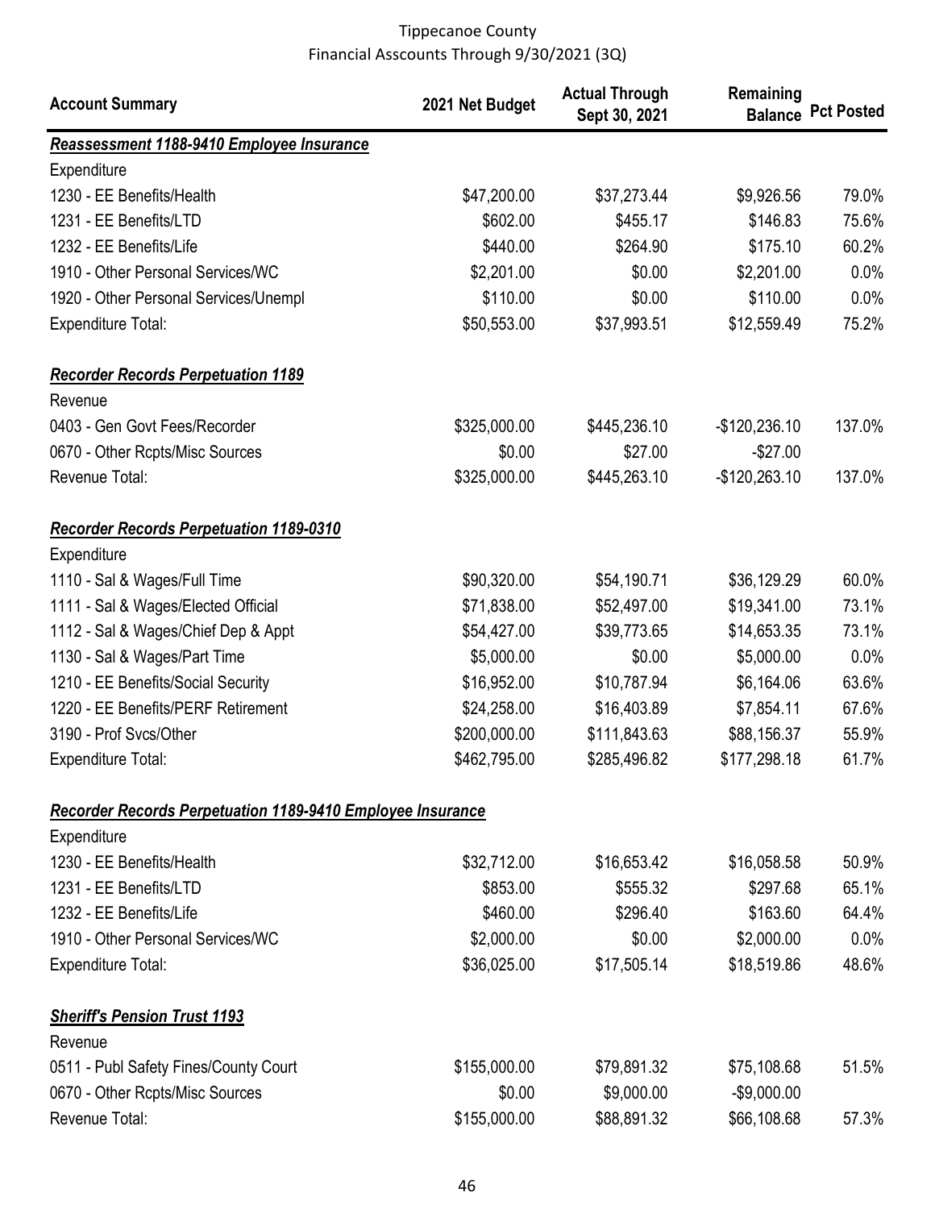Tippecanoe County
Financial Asscounts Through 9/30/2021 (3Q)

| Account Summary | 2021 Net Budget | Actual Through Sept 30, 2021 | Remaining Balance | Pct Posted |
|---|---|---|---|---|
| ***Reassessment 1188-9410 Employee Insurance*** | | | | |
| Expenditure | | | | |
| 1230 - EE Benefits/Health | \$47,200.00 | \$37,273.44 | \$9,926.56 | 79.0% |
| 1231 - EE Benefits/LTD | \$602.00 | \$455.17 | \$146.83 | 75.6% |
| 1232 - EE Benefits/Life | \$440.00 | \$264.90 | \$175.10 | 60.2% |
| 1910 - Other Personal Services/WC | \$2,201.00 | \$0.00 | \$2,201.00 | 0.0% |
| 1920 - Other Personal Services/Unempl | \$110.00 | \$0.00 | \$110.00 | 0.0% |
| Expenditure Total: | \$50,553.00 | \$37,993.51 | \$12,559.49 | 75.2% |
| | | | | |
| ***Recorder Records Perpetuation 1189*** | | | | |
| Revenue | | | | |
| 0403 - Gen Govt Fees/Recorder | \$325,000.00 | \$445,236.10 | -\$120,236.10 | 137.0% |
| 0670 - Other Rcpts/Misc Sources | \$0.00 | \$27.00 | -\$27.00 | |
| Revenue Total: | \$325,000.00 | \$445,263.10 | -\$120,263.10 | 137.0% |
| | | | | |
| ***Recorder Records Perpetuation 1189-0310*** | | | | |
| Expenditure | | | | |
| 1110 - Sal & Wages/Full Time | \$90,320.00 | \$54,190.71 | \$36,129.29 | 60.0% |
| 1111 - Sal & Wages/Elected Official | \$71,838.00 | \$52,497.00 | \$19,341.00 | 73.1% |
| 1112 - Sal & Wages/Chief Dep & Appt | \$54,427.00 | \$39,773.65 | \$14,653.35 | 73.1% |
| 1130 - Sal & Wages/Part Time | \$5,000.00 | \$0.00 | \$5,000.00 | 0.0% |
| 1210 - EE Benefits/Social Security | \$16,952.00 | \$10,787.94 | \$6,164.06 | 63.6% |
| 1220 - EE Benefits/PERF Retirement | \$24,258.00 | \$16,403.89 | \$7,854.11 | 67.6% |
| 3190 - Prof Svcs/Other | \$200,000.00 | \$111,843.63 | \$88,156.37 | 55.9% |
| Expenditure Total: | \$462,795.00 | \$285,496.82 | \$177,298.18 | 61.7% |
| | | | | |
| ***Recorder Records Perpetuation 1189-9410 Employee Insurance*** | | | | |
| Expenditure | | | | |
| 1230 - EE Benefits/Health | \$32,712.00 | \$16,653.42 | \$16,058.58 | 50.9% |
| 1231 - EE Benefits/LTD | \$853.00 | \$555.32 | \$297.68 | 65.1% |
| 1232 - EE Benefits/Life | \$460.00 | \$296.40 | \$163.60 | 64.4% |
| 1910 - Other Personal Services/WC | \$2,000.00 | \$0.00 | \$2,000.00 | 0.0% |
| Expenditure Total: | \$36,025.00 | \$17,505.14 | \$18,519.86 | 48.6% |
| | | | | |
| ***Sheriff's Pension Trust 1193*** | | | | |
| Revenue | | | | |
| 0511 - Publ Safety Fines/County Court | \$155,000.00 | \$79,891.32 | \$75,108.68 | 51.5% |
| 0670 - Other Rcpts/Misc Sources | \$0.00 | \$9,000.00 | -\$9,000.00 | |
| Revenue Total: | \$155,000.00 | \$88,891.32 | \$66,108.68 | 57.3% |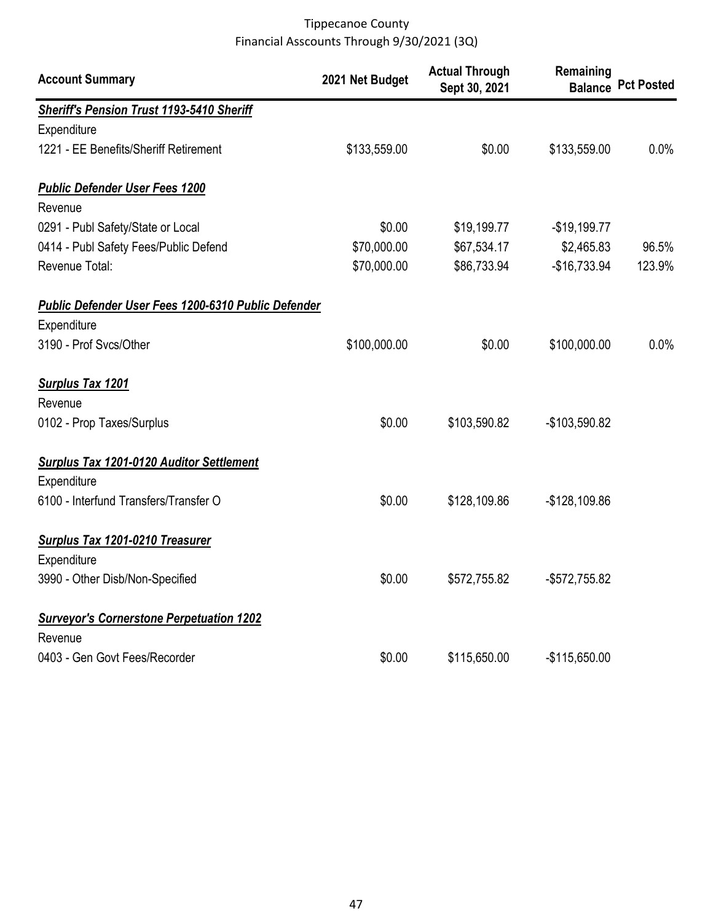Tippecanoe County
Financial Asscounts Through 9/30/2021 (3Q)

| Account Summary | 2021 Net Budget | Actual Through Sept 30, 2021 | Remaining Balance | Pct Posted |
|---|---|---|---|---|
| ***Sheriff's Pension Trust 1193-5410 Sheriff*** | | | | |
| Expenditure | | | | |
| 1221 - EE Benefits/Sheriff Retirement | $133,559.00 | $0.00 | $133,559.00 | 0.0% |
| ***Public Defender User Fees 1200*** | | | | |
| Revenue | | | | |
| 0291 - Publ Safety/State or Local | $0.00 | $19,199.77 | -$19,199.77 | |
| 0414 - Publ Safety Fees/Public Defend | $70,000.00 | $67,534.17 | $2,465.83 | 96.5% |
| Revenue Total: | $70,000.00 | $86,733.94 | -$16,733.94 | 123.9% |
| ***Public Defender User Fees 1200-6310 Public Defender*** | | | | |
| Expenditure | | | | |
| 3190 - Prof Svcs/Other | $100,000.00 | $0.00 | $100,000.00 | 0.0% |
| ***Surplus Tax 1201*** | | | | |
| Revenue | | | | |
| 0102 - Prop Taxes/Surplus | $0.00 | $103,590.82 | -$103,590.82 | |
| ***Surplus Tax 1201-0120 Auditor Settlement*** | | | | |
| Expenditure | | | | |
| 6100 - Interfund Transfers/Transfer O | $0.00 | $128,109.86 | -$128,109.86 | |
| ***Surplus Tax 1201-0210 Treasurer*** | | | | |
| Expenditure | | | | |
| 3990 - Other Disb/Non-Specified | $0.00 | $572,755.82 | -$572,755.82 | |
| ***Surveyor's Cornerstone Perpetuation 1202*** | | | | |
| Revenue | | | | |
| 0403 - Gen Govt Fees/Recorder | $0.00 | $115,650.00 | -$115,650.00 | |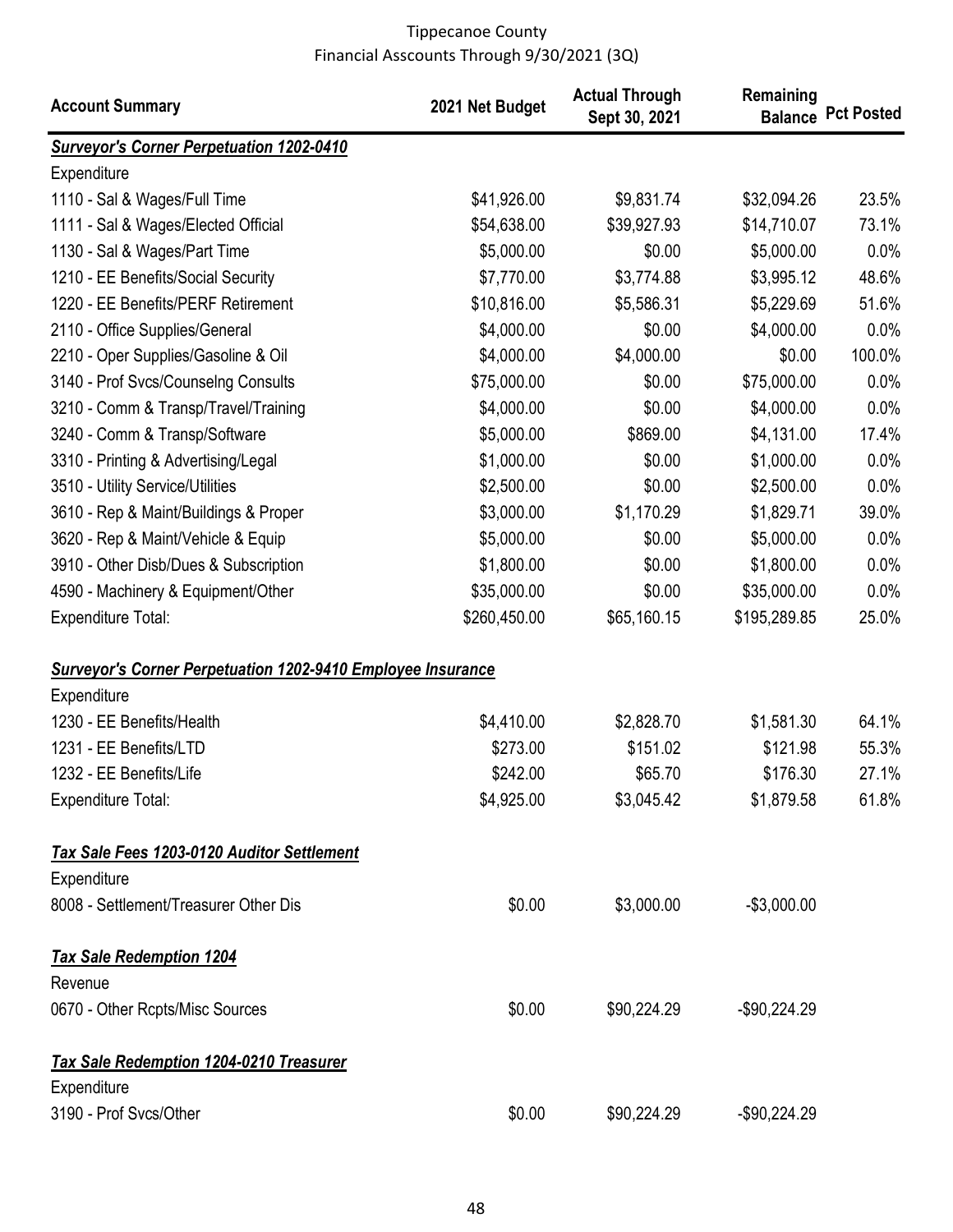Tippecanoe County
Financial Asscounts Through 9/30/2021 (3Q)

| Account Summary | 2021 Net Budget | Actual Through Sept 30, 2021 | Remaining Balance | Pct Posted |
|---|---|---|---|---|
| ***Surveyor's Corner Perpetuation 1202-0410*** | | | | |
| Expenditure | | | | |
| 1110 - Sal & Wages/Full Time | $41,926.00 | $9,831.74 | $32,094.26 | 23.5% |
| 1111 - Sal & Wages/Elected Official | $54,638.00 | $39,927.93 | $14,710.07 | 73.1% |
| 1130 - Sal & Wages/Part Time | $5,000.00 | $0.00 | $5,000.00 | 0.0% |
| 1210 - EE Benefits/Social Security | $7,770.00 | $3,774.88 | $3,995.12 | 48.6% |
| 1220 - EE Benefits/PERF Retirement | $10,816.00 | $5,586.31 | $5,229.69 | 51.6% |
| 2110 - Office Supplies/General | $4,000.00 | $0.00 | $4,000.00 | 0.0% |
| 2210 - Oper Supplies/Gasoline & Oil | $4,000.00 | $4,000.00 | $0.00 | 100.0% |
| 3140 - Prof Svcs/Counselng Consults | $75,000.00 | $0.00 | $75,000.00 | 0.0% |
| 3210 - Comm & Transp/Travel/Training | $4,000.00 | $0.00 | $4,000.00 | 0.0% |
| 3240 - Comm & Transp/Software | $5,000.00 | $869.00 | $4,131.00 | 17.4% |
| 3310 - Printing & Advertising/Legal | $1,000.00 | $0.00 | $1,000.00 | 0.0% |
| 3510 - Utility Service/Utilities | $2,500.00 | $0.00 | $2,500.00 | 0.0% |
| 3610 - Rep & Maint/Buildings & Proper | $3,000.00 | $1,170.29 | $1,829.71 | 39.0% |
| 3620 - Rep & Maint/Vehicle & Equip | $5,000.00 | $0.00 | $5,000.00 | 0.0% |
| 3910 - Other Disb/Dues & Subscription | $1,800.00 | $0.00 | $1,800.00 | 0.0% |
| 4590 - Machinery & Equipment/Other | $35,000.00 | $0.00 | $35,000.00 | 0.0% |
| Expenditure Total: | $260,450.00 | $65,160.15 | $195,289.85 | 25.0% |
| ***Surveyor's Corner Perpetuation 1202-9410 Employee Insurance*** | | | | |
| Expenditure | | | | |
| 1230 - EE Benefits/Health | $4,410.00 | $2,828.70 | $1,581.30 | 64.1% |
| 1231 - EE Benefits/LTD | $273.00 | $151.02 | $121.98 | 55.3% |
| 1232 - EE Benefits/Life | $242.00 | $65.70 | $176.30 | 27.1% |
| Expenditure Total: | $4,925.00 | $3,045.42 | $1,879.58 | 61.8% |
| ***Tax Sale Fees 1203-0120 Auditor Settlement*** | | | | |
| Expenditure | | | | |
| 8008 - Settlement/Treasurer Other Dis | $0.00 | $3,000.00 | -$3,000.00 | |
| ***Tax Sale Redemption 1204*** | | | | |
| Revenue | | | | |
| 0670 - Other Rcpts/Misc Sources | $0.00 | $90,224.29 | -$90,224.29 | |
| ***Tax Sale Redemption 1204-0210 Treasurer*** | | | | |
| Expenditure | | | | |
| 3190 - Prof Svcs/Other | $0.00 | $90,224.29 | -$90,224.29 | |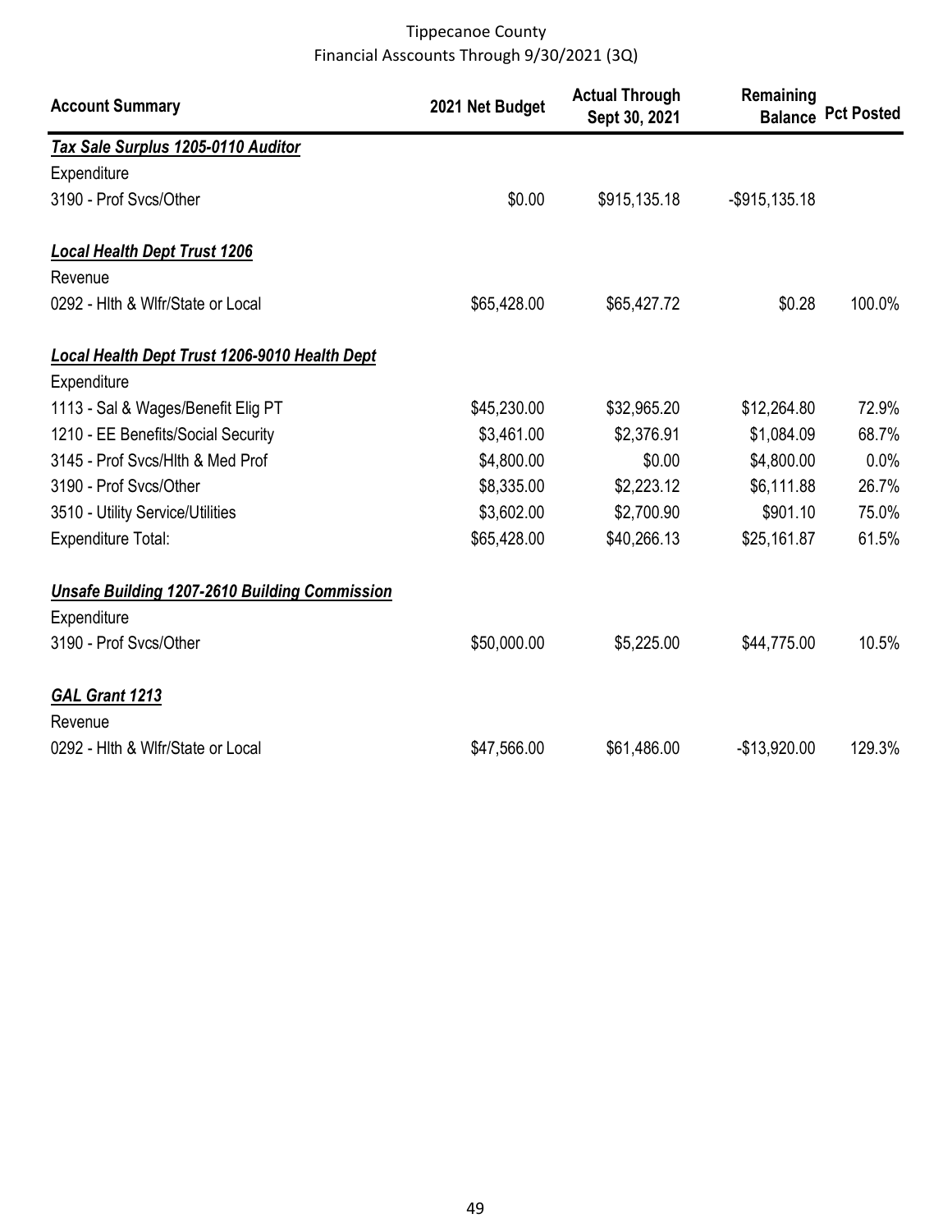Tippecanoe County
Financial Asscounts Through 9/30/2021 (3Q)

| Account Summary | 2021 Net Budget | Actual Through Sept 30, 2021 | Remaining Balance | Pct Posted |
|---|---|---|---|---|
| ***Tax Sale Surplus 1205-0110 Auditor*** | | | | |
| Expenditure | | | | |
| 3190 - Prof Svcs/Other | $0.00 | $915,135.18 | -$915,135.18 | |
| ***Local Health Dept Trust 1206*** | | | | |
| Revenue | | | | |
| 0292 - Hlth & Wlfr/State or Local | $65,428.00 | $65,427.72 | $0.28 | 100.0% |
| ***Local Health Dept Trust 1206-9010 Health Dept*** | | | | |
| Expenditure | | | | |
| 1113 - Sal & Wages/Benefit Elig PT | $45,230.00 | $32,965.20 | $12,264.80 | 72.9% |
| 1210 - EE Benefits/Social Security | $3,461.00 | $2,376.91 | $1,084.09 | 68.7% |
| 3145 - Prof Svcs/Hlth & Med Prof | $4,800.00 | $0.00 | $4,800.00 | 0.0% |
| 3190 - Prof Svcs/Other | $8,335.00 | $2,223.12 | $6,111.88 | 26.7% |
| 3510 - Utility Service/Utilities | $3,602.00 | $2,700.90 | $901.10 | 75.0% |
| Expenditure Total: | $65,428.00 | $40,266.13 | $25,161.87 | 61.5% |
| ***Unsafe Building 1207-2610 Building Commission*** | | | | |
| Expenditure | | | | |
| 3190 - Prof Svcs/Other | $50,000.00 | $5,225.00 | $44,775.00 | 10.5% |
| ***GAL Grant 1213*** | | | | |
| Revenue | | | | |
| 0292 - Hlth & Wlfr/State or Local | $47,566.00 | $61,486.00 | -$13,920.00 | 129.3% |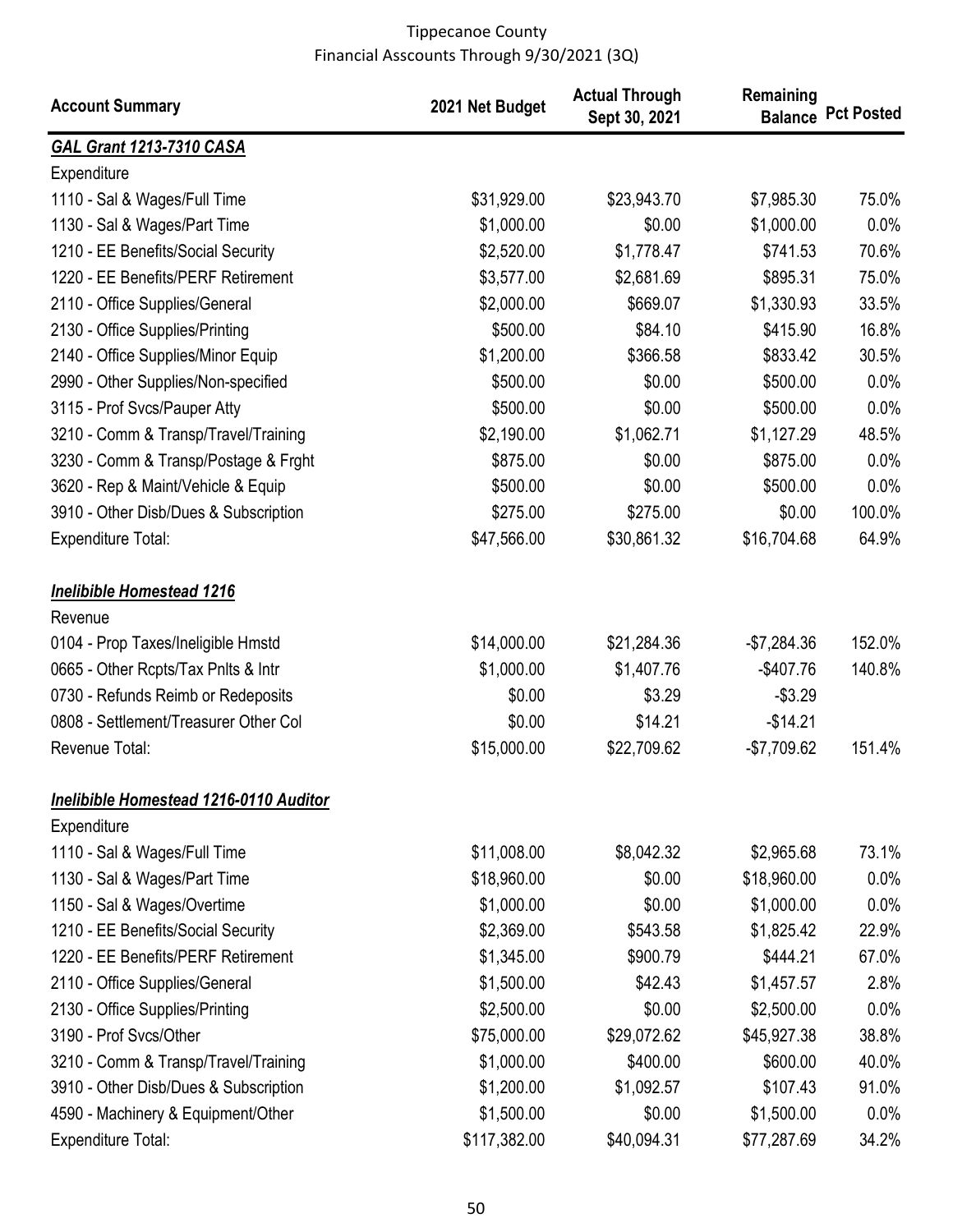Tippecanoe County
Financial Asscounts Through 9/30/2021 (3Q)

| Account Summary | 2021 Net Budget | Actual Through Sept 30, 2021 | Remaining Balance | Pct Posted |
|---|---|---|---|---|
| ***GAL Grant 1213-7310 CASA*** | | | | |
| Expenditure | | | | |
| 1110 - Sal & Wages/Full Time | $31,929.00 | $23,943.70 | $7,985.30 | 75.0% |
| 1130 - Sal & Wages/Part Time | $1,000.00 | $0.00 | $1,000.00 | 0.0% |
| 1210 - EE Benefits/Social Security | $2,520.00 | $1,778.47 | $741.53 | 70.6% |
| 1220 - EE Benefits/PERF Retirement | $3,577.00 | $2,681.69 | $895.31 | 75.0% |
| 2110 - Office Supplies/General | $2,000.00 | $669.07 | $1,330.93 | 33.5% |
| 2130 - Office Supplies/Printing | $500.00 | $84.10 | $415.90 | 16.8% |
| 2140 - Office Supplies/Minor Equip | $1,200.00 | $366.58 | $833.42 | 30.5% |
| 2990 - Other Supplies/Non-specified | $500.00 | $0.00 | $500.00 | 0.0% |
| 3115 - Prof Svcs/Pauper Atty | $500.00 | $0.00 | $500.00 | 0.0% |
| 3210 - Comm & Transp/Travel/Training | $2,190.00 | $1,062.71 | $1,127.29 | 48.5% |
| 3230 - Comm & Transp/Postage & Frght | $875.00 | $0.00 | $875.00 | 0.0% |
| 3620 - Rep & Maint/Vehicle & Equip | $500.00 | $0.00 | $500.00 | 0.0% |
| 3910 - Other Disb/Dues & Subscription | $275.00 | $275.00 | $0.00 | 100.0% |
| Expenditure Total: | $47,566.00 | $30,861.32 | $16,704.68 | 64.9% |
| | | | | |
| ***Inelibible Homestead 1216*** | | | | |
| Revenue | | | | |
| 0104 - Prop Taxes/Ineligible Hmstd | $14,000.00 | $21,284.36 | -$7,284.36 | 152.0% |
| 0665 - Other Rcpts/Tax Pnlts & Intr | $1,000.00 | $1,407.76 | -$407.76 | 140.8% |
| 0730 - Refunds Reimb or Redeposits | $0.00 | $3.29 | -$3.29 | |
| 0808 - Settlement/Treasurer Other Col | $0.00 | $14.21 | -$14.21 | |
| Revenue Total: | $15,000.00 | $22,709.62 | -$7,709.62 | 151.4% |
| | | | | |
| ***Inelibible Homestead 1216-0110 Auditor*** | | | | |
| Expenditure | | | | |
| 1110 - Sal & Wages/Full Time | $11,008.00 | $8,042.32 | $2,965.68 | 73.1% |
| 1130 - Sal & Wages/Part Time | $18,960.00 | $0.00 | $18,960.00 | 0.0% |
| 1150 - Sal & Wages/Overtime | $1,000.00 | $0.00 | $1,000.00 | 0.0% |
| 1210 - EE Benefits/Social Security | $2,369.00 | $543.58 | $1,825.42 | 22.9% |
| 1220 - EE Benefits/PERF Retirement | $1,345.00 | $900.79 | $444.21 | 67.0% |
| 2110 - Office Supplies/General | $1,500.00 | $42.43 | $1,457.57 | 2.8% |
| 2130 - Office Supplies/Printing | $2,500.00 | $0.00 | $2,500.00 | 0.0% |
| 3190 - Prof Svcs/Other | $75,000.00 | $29,072.62 | $45,927.38 | 38.8% |
| 3210 - Comm & Transp/Travel/Training | $1,000.00 | $400.00 | $600.00 | 40.0% |
| 3910 - Other Disb/Dues & Subscription | $1,200.00 | $1,092.57 | $107.43 | 91.0% |
| 4590 - Machinery & Equipment/Other | $1,500.00 | $0.00 | $1,500.00 | 0.0% |
| Expenditure Total: | $117,382.00 | $40,094.31 | $77,287.69 | 34.2% |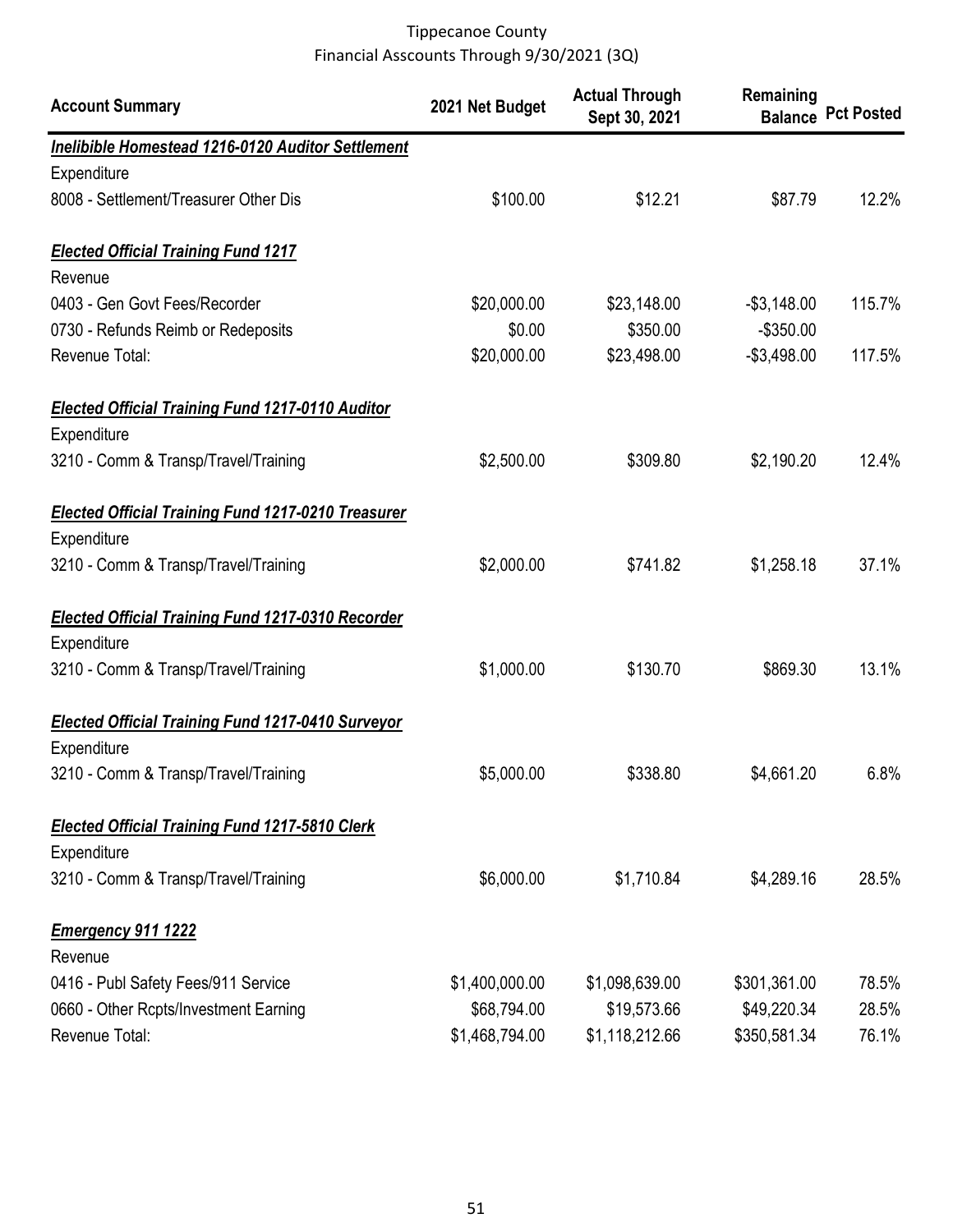Tippecanoe County
Financial Asscounts Through 9/30/2021 (3Q)

| Account Summary | 2021 Net Budget | Actual Through Sept 30, 2021 | Remaining Balance | Pct Posted |
|---|---|---|---|---|
| ***Inelibible Homestead 1216-0120 Auditor Settlement*** | | | | |
| Expenditure | | | | |
| 8008 - Settlement/Treasurer Other Dis | $100.00 | $12.21 | $87.79 | 12.2% |
| ***Elected Official Training Fund 1217*** | | | | |
| Revenue | | | | |
| 0403 - Gen Govt Fees/Recorder | $20,000.00 | $23,148.00 | -$3,148.00 | 115.7% |
| 0730 - Refunds Reimb or Redeposits | $0.00 | $350.00 | -$350.00 | |
| Revenue Total: | $20,000.00 | $23,498.00 | -$3,498.00 | 117.5% |
| ***Elected Official Training Fund 1217-0110 Auditor*** | | | | |
| Expenditure | | | | |
| 3210 - Comm & Transp/Travel/Training | $2,500.00 | $309.80 | $2,190.20 | 12.4% |
| ***Elected Official Training Fund 1217-0210 Treasurer*** | | | | |
| Expenditure | | | | |
| 3210 - Comm & Transp/Travel/Training | $2,000.00 | $741.82 | $1,258.18 | 37.1% |
| ***Elected Official Training Fund 1217-0310 Recorder*** | | | | |
| Expenditure | | | | |
| 3210 - Comm & Transp/Travel/Training | $1,000.00 | $130.70 | $869.30 | 13.1% |
| ***Elected Official Training Fund 1217-0410 Surveyor*** | | | | |
| Expenditure | | | | |
| 3210 - Comm & Transp/Travel/Training | $5,000.00 | $338.80 | $4,661.20 | 6.8% |
| ***Elected Official Training Fund 1217-5810 Clerk*** | | | | |
| Expenditure | | | | |
| 3210 - Comm & Transp/Travel/Training | $6,000.00 | $1,710.84 | $4,289.16 | 28.5% |
| ***Emergency 911 1222*** | | | | |
| Revenue | | | | |
| 0416 - Publ Safety Fees/911 Service | $1,400,000.00 | $1,098,639.00 | $301,361.00 | 78.5% |
| 0660 - Other Rcpts/Investment Earning | $68,794.00 | $19,573.66 | $49,220.34 | 28.5% |
| Revenue Total: | $1,468,794.00 | $1,118,212.66 | $350,581.34 | 76.1% |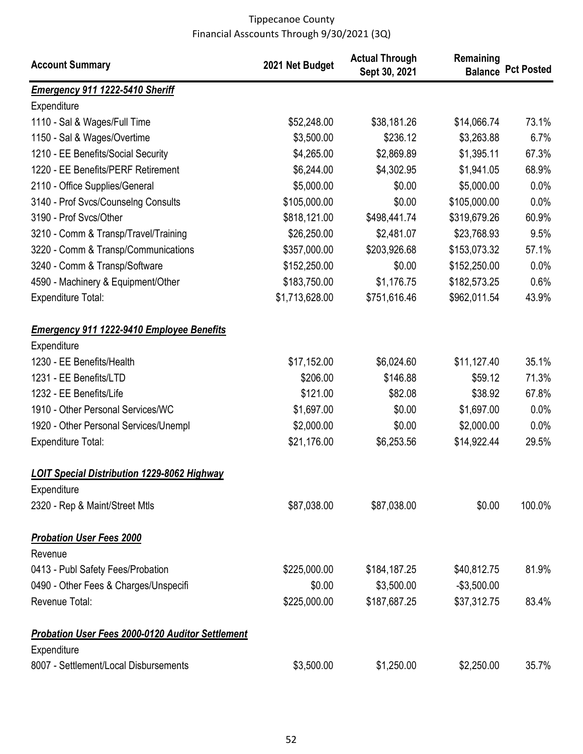Tippecanoe County
Financial Asscounts Through 9/30/2021 (3Q)

| Account Summary | 2021 Net Budget | Actual Through Sept 30, 2021 | Remaining Balance | Pct Posted |
|---|---|---|---|---|
| ***Emergency 911 1222-5410 Sheriff*** | | | | |
| Expenditure | | | | |
| 1110 - Sal & Wages/Full Time | $52,248.00 | $38,181.26 | $14,066.74 | 73.1% |
| 1150 - Sal & Wages/Overtime | $3,500.00 | $236.12 | $3,263.88 | 6.7% |
| 1210 - EE Benefits/Social Security | $4,265.00 | $2,869.89 | $1,395.11 | 67.3% |
| 1220 - EE Benefits/PERF Retirement | $6,244.00 | $4,302.95 | $1,941.05 | 68.9% |
| 2110 - Office Supplies/General | $5,000.00 | $0.00 | $5,000.00 | 0.0% |
| 3140 - Prof Svcs/Counselng Consults | $105,000.00 | $0.00 | $105,000.00 | 0.0% |
| 3190 - Prof Svcs/Other | $818,121.00 | $498,441.74 | $319,679.26 | 60.9% |
| 3210 - Comm & Transp/Travel/Training | $26,250.00 | $2,481.07 | $23,768.93 | 9.5% |
| 3220 - Comm & Transp/Communications | $357,000.00 | $203,926.68 | $153,073.32 | 57.1% |
| 3240 - Comm & Transp/Software | $152,250.00 | $0.00 | $152,250.00 | 0.0% |
| 4590 - Machinery & Equipment/Other | $183,750.00 | $1,176.75 | $182,573.25 | 0.6% |
| Expenditure Total: | $1,713,628.00 | $751,616.46 | $962,011.54 | 43.9% |
| ***Emergency 911 1222-9410 Employee Benefits*** | | | | |
| Expenditure | | | | |
| 1230 - EE Benefits/Health | $17,152.00 | $6,024.60 | $11,127.40 | 35.1% |
| 1231 - EE Benefits/LTD | $206.00 | $146.88 | $59.12 | 71.3% |
| 1232 - EE Benefits/Life | $121.00 | $82.08 | $38.92 | 67.8% |
| 1910 - Other Personal Services/WC | $1,697.00 | $0.00 | $1,697.00 | 0.0% |
| 1920 - Other Personal Services/Unempl | $2,000.00 | $0.00 | $2,000.00 | 0.0% |
| Expenditure Total: | $21,176.00 | $6,253.56 | $14,922.44 | 29.5% |
| ***LOIT Special Distribution 1229-8062 Highway*** | | | | |
| Expenditure | | | | |
| 2320 - Rep & Maint/Street Mtls | $87,038.00 | $87,038.00 | $0.00 | 100.0% |
| ***Probation User Fees 2000*** | | | | |
| Revenue | | | | |
| 0413 - Publ Safety Fees/Probation | $225,000.00 | $184,187.25 | $40,812.75 | 81.9% |
| 0490 - Other Fees & Charges/Unspecifi | $0.00 | $3,500.00 | -$3,500.00 | |
| Revenue Total: | $225,000.00 | $187,687.25 | $37,312.75 | 83.4% |
| ***Probation User Fees 2000-0120 Auditor Settlement*** | | | | |
| Expenditure | | | | |
| 8007 - Settlement/Local Disbursements | $3,500.00 | $1,250.00 | $2,250.00 | 35.7% |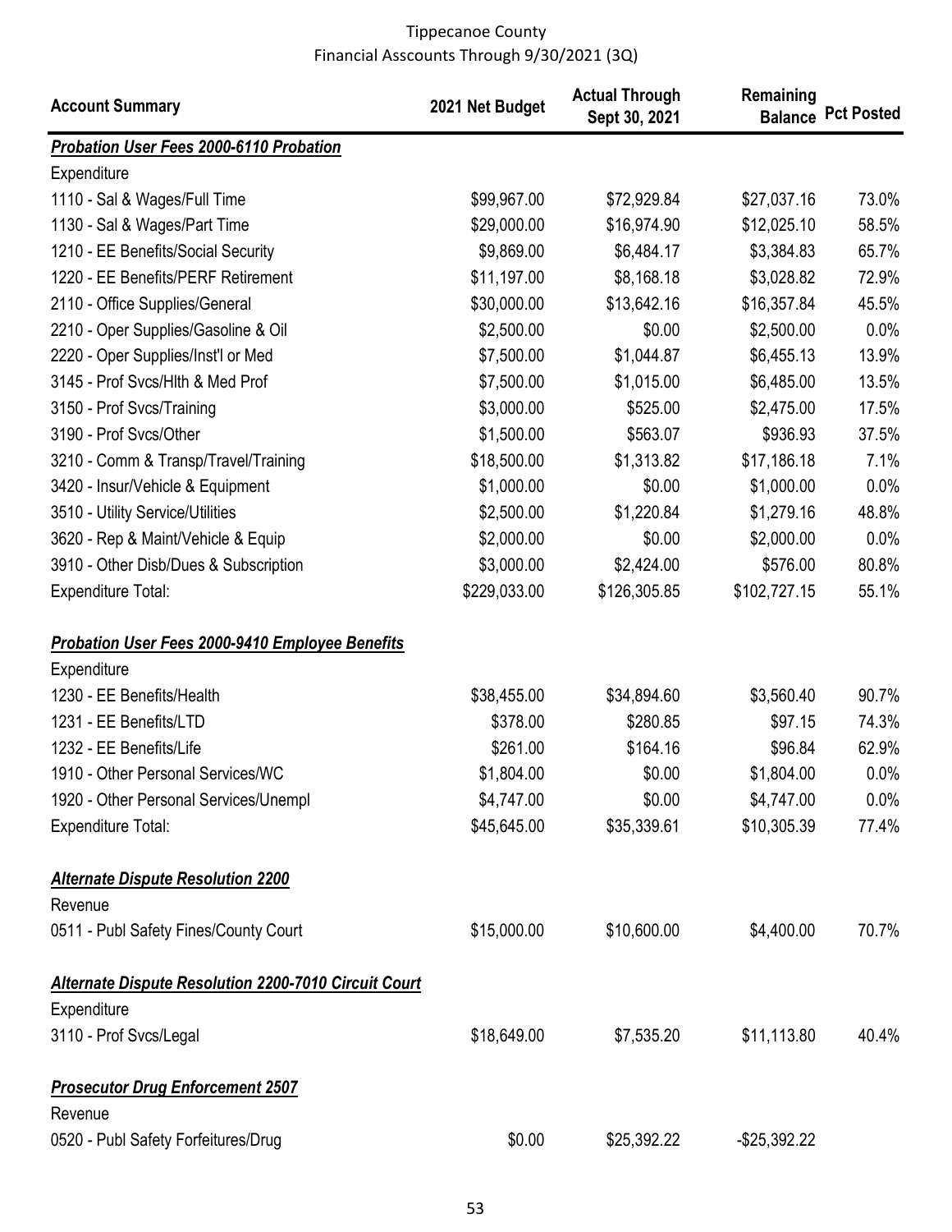Tippecanoe County
Financial Asscounts Through 9/30/2021 (3Q)

| Account Summary | 2021 Net Budget | Actual Through Sept 30, 2021 | Remaining Balance | Pct Posted |
|---|---|---|---|---|
| ***Probation User Fees 2000-6110 Probation*** | | | | |
| Expenditure | | | | |
| 1110 - Sal & Wages/Full Time | $99,967.00 | $72,929.84 | $27,037.16 | 73.0% |
| 1130 - Sal & Wages/Part Time | $29,000.00 | $16,974.90 | $12,025.10 | 58.5% |
| 1210 - EE Benefits/Social Security | $9,869.00 | $6,484.17 | $3,384.83 | 65.7% |
| 1220 - EE Benefits/PERF Retirement | $11,197.00 | $8,168.18 | $3,028.82 | 72.9% |
| 2110 - Office Supplies/General | $30,000.00 | $13,642.16 | $16,357.84 | 45.5% |
| 2210 - Oper Supplies/Gasoline & Oil | $2,500.00 | $0.00 | $2,500.00 | 0.0% |
| 2220 - Oper Supplies/Inst'l or Med | $7,500.00 | $1,044.87 | $6,455.13 | 13.9% |
| 3145 - Prof Svcs/Hlth & Med Prof | $7,500.00 | $1,015.00 | $6,485.00 | 13.5% |
| 3150 - Prof Svcs/Training | $3,000.00 | $525.00 | $2,475.00 | 17.5% |
| 3190 - Prof Svcs/Other | $1,500.00 | $563.07 | $936.93 | 37.5% |
| 3210 - Comm & Transp/Travel/Training | $18,500.00 | $1,313.82 | $17,186.18 | 7.1% |
| 3420 - Insur/Vehicle & Equipment | $1,000.00 | $0.00 | $1,000.00 | 0.0% |
| 3510 - Utility Service/Utilities | $2,500.00 | $1,220.84 | $1,279.16 | 48.8% |
| 3620 - Rep & Maint/Vehicle & Equip | $2,000.00 | $0.00 | $2,000.00 | 0.0% |
| 3910 - Other Disb/Dues & Subscription | $3,000.00 | $2,424.00 | $576.00 | 80.8% |
| Expenditure Total: | $229,033.00 | $126,305.85 | $102,727.15 | 55.1% |
| ***Probation User Fees 2000-9410 Employee Benefits*** | | | | |
| Expenditure | | | | |
| 1230 - EE Benefits/Health | $38,455.00 | $34,894.60 | $3,560.40 | 90.7% |
| 1231 - EE Benefits/LTD | $378.00 | $280.85 | $97.15 | 74.3% |
| 1232 - EE Benefits/Life | $261.00 | $164.16 | $96.84 | 62.9% |
| 1910 - Other Personal Services/WC | $1,804.00 | $0.00 | $1,804.00 | 0.0% |
| 1920 - Other Personal Services/Unempl | $4,747.00 | $0.00 | $4,747.00 | 0.0% |
| Expenditure Total: | $45,645.00 | $35,339.61 | $10,305.39 | 77.4% |
| ***Alternate Dispute Resolution 2200*** | | | | |
| Revenue | | | | |
| 0511 - Publ Safety Fines/County Court | $15,000.00 | $10,600.00 | $4,400.00 | 70.7% |
| ***Alternate Dispute Resolution 2200-7010 Circuit Court*** | | | | |
| Expenditure | | | | |
| 3110 - Prof Svcs/Legal | $18,649.00 | $7,535.20 | $11,113.80 | 40.4% |
| ***Prosecutor Drug Enforcement 2507*** | | | | |
| Revenue | | | | |
| 0520 - Publ Safety Forfeitures/Drug | $0.00 | $25,392.22 | -$25,392.22 | |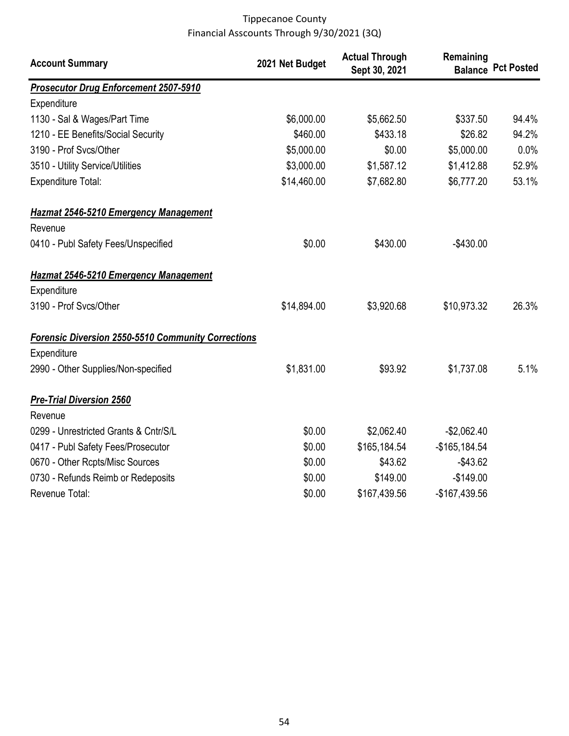Tippecanoe County
Financial Asscounts Through 9/30/2021 (3Q)

| Account Summary | 2021 Net Budget | Actual Through Sept 30, 2021 | Remaining Balance | Pct Posted |
|---|---|---|---|---|
| ***Prosecutor Drug Enforcement 2507-5910*** | | | | |
| Expenditure | | | | |
| 1130 - Sal & Wages/Part Time | $6,000.00 | $5,662.50 | $337.50 | 94.4% |
| 1210 - EE Benefits/Social Security | $460.00 | $433.18 | $26.82 | 94.2% |
| 3190 - Prof Svcs/Other | $5,000.00 | $0.00 | $5,000.00 | 0.0% |
| 3510 - Utility Service/Utilities | $3,000.00 | $1,587.12 | $1,412.88 | 52.9% |
| Expenditure Total: | $14,460.00 | $7,682.80 | $6,777.20 | 53.1% |
| ***Hazmat 2546-5210 Emergency Management*** | | | | |
| Revenue | | | | |
| 0410 - Publ Safety Fees/Unspecified | $0.00 | $430.00 | -$430.00 | |
| ***Hazmat 2546-5210 Emergency Management*** | | | | |
| Expenditure | | | | |
| 3190 - Prof Svcs/Other | $14,894.00 | $3,920.68 | $10,973.32 | 26.3% |
| ***Forensic Diversion 2550-5510 Community Corrections*** | | | | |
| Expenditure | | | | |
| 2990 - Other Supplies/Non-specified | $1,831.00 | $93.92 | $1,737.08 | 5.1% |
| ***Pre-Trial Diversion 2560*** | | | | |
| Revenue | | | | |
| 0299 - Unrestricted Grants & Cntr/S/L | $0.00 | $2,062.40 | -$2,062.40 | |
| 0417 - Publ Safety Fees/Prosecutor | $0.00 | $165,184.54 | -$165,184.54 | |
| 0670 - Other Rcpts/Misc Sources | $0.00 | $43.62 | -$43.62 | |
| 0730 - Refunds Reimb or Redeposits | $0.00 | $149.00 | -$149.00 | |
| Revenue Total: | $0.00 | $167,439.56 | -$167,439.56 | |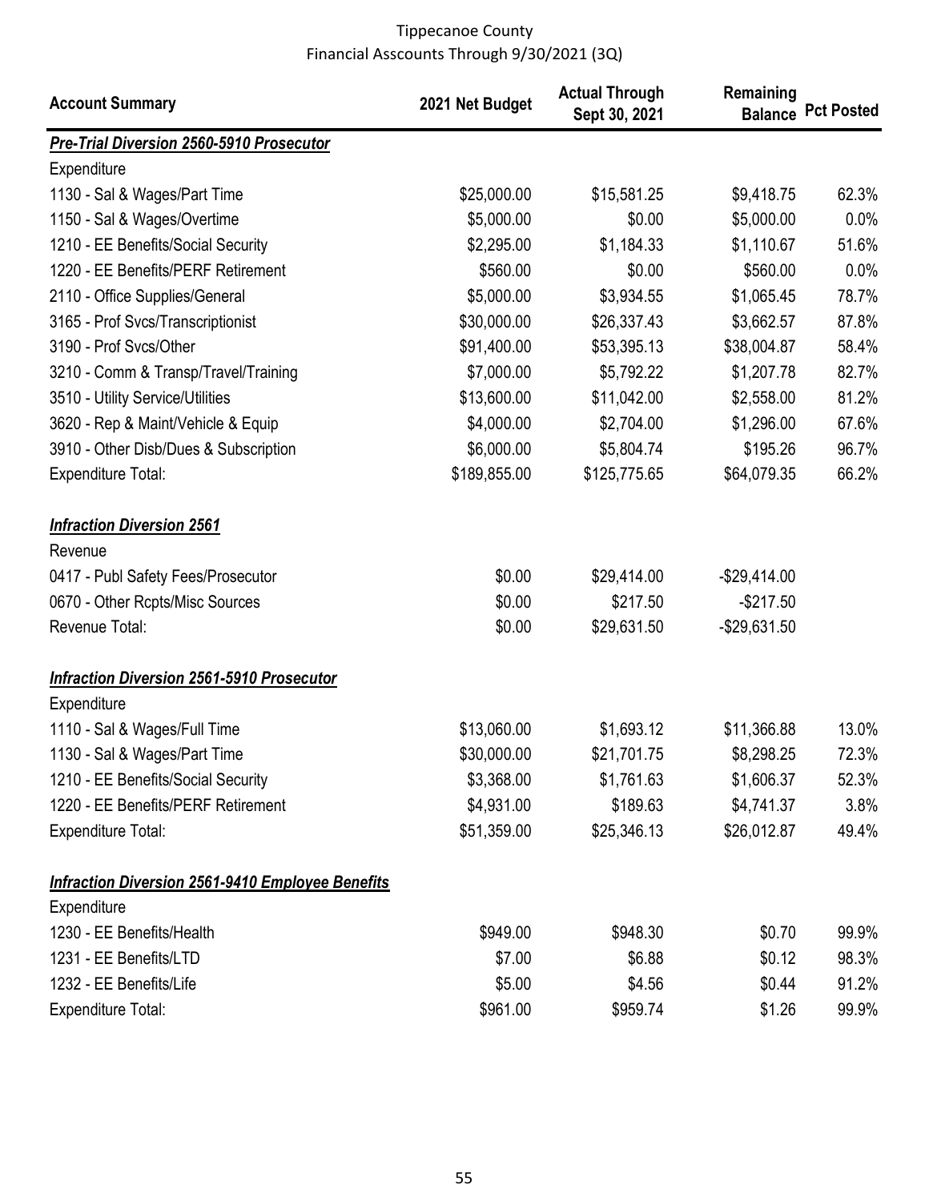Tippecanoe County
Financial Asscounts Through 9/30/2021 (3Q)

| Account Summary | 2021 Net Budget | Actual Through Sept 30, 2021 | Remaining Balance | Pct Posted |
|---|---|---|---|---|
| ***Pre-Trial Diversion 2560-5910 Prosecutor*** | | | | |
| Expenditure | | | | |
| 1130 - Sal & Wages/Part Time | $25,000.00 | $15,581.25 | $9,418.75 | 62.3% |
| 1150 - Sal & Wages/Overtime | $5,000.00 | $0.00 | $5,000.00 | 0.0% |
| 1210 - EE Benefits/Social Security | $2,295.00 | $1,184.33 | $1,110.67 | 51.6% |
| 1220 - EE Benefits/PERF Retirement | $560.00 | $0.00 | $560.00 | 0.0% |
| 2110 - Office Supplies/General | $5,000.00 | $3,934.55 | $1,065.45 | 78.7% |
| 3165 - Prof Svcs/Transcriptionist | $30,000.00 | $26,337.43 | $3,662.57 | 87.8% |
| 3190 - Prof Svcs/Other | $91,400.00 | $53,395.13 | $38,004.87 | 58.4% |
| 3210 - Comm & Transp/Travel/Training | $7,000.00 | $5,792.22 | $1,207.78 | 82.7% |
| 3510 - Utility Service/Utilities | $13,600.00 | $11,042.00 | $2,558.00 | 81.2% |
| 3620 - Rep & Maint/Vehicle & Equip | $4,000.00 | $2,704.00 | $1,296.00 | 67.6% |
| 3910 - Other Disb/Dues & Subscription | $6,000.00 | $5,804.74 | $195.26 | 96.7% |
| Expenditure Total: | $189,855.00 | $125,775.65 | $64,079.35 | 66.2% |
| ***Infraction Diversion 2561*** | | | | |
| Revenue | | | | |
| 0417 - Publ Safety Fees/Prosecutor | $0.00 | $29,414.00 | -$29,414.00 | |
| 0670 - Other Rcpts/Misc Sources | $0.00 | $217.50 | -$217.50 | |
| Revenue Total: | $0.00 | $29,631.50 | -$29,631.50 | |
| ***Infraction Diversion 2561-5910 Prosecutor*** | | | | |
| Expenditure | | | | |
| 1110 - Sal & Wages/Full Time | $13,060.00 | $1,693.12 | $11,366.88 | 13.0% |
| 1130 - Sal & Wages/Part Time | $30,000.00 | $21,701.75 | $8,298.25 | 72.3% |
| 1210 - EE Benefits/Social Security | $3,368.00 | $1,761.63 | $1,606.37 | 52.3% |
| 1220 - EE Benefits/PERF Retirement | $4,931.00 | $189.63 | $4,741.37 | 3.8% |
| Expenditure Total: | $51,359.00 | $25,346.13 | $26,012.87 | 49.4% |
| ***Infraction Diversion 2561-9410 Employee Benefits*** | | | | |
| Expenditure | | | | |
| 1230 - EE Benefits/Health | $949.00 | $948.30 | $0.70 | 99.9% |
| 1231 - EE Benefits/LTD | $7.00 | $6.88 | $0.12 | 98.3% |
| 1232 - EE Benefits/Life | $5.00 | $4.56 | $0.44 | 91.2% |
| Expenditure Total: | $961.00 | $959.74 | $1.26 | 99.9% |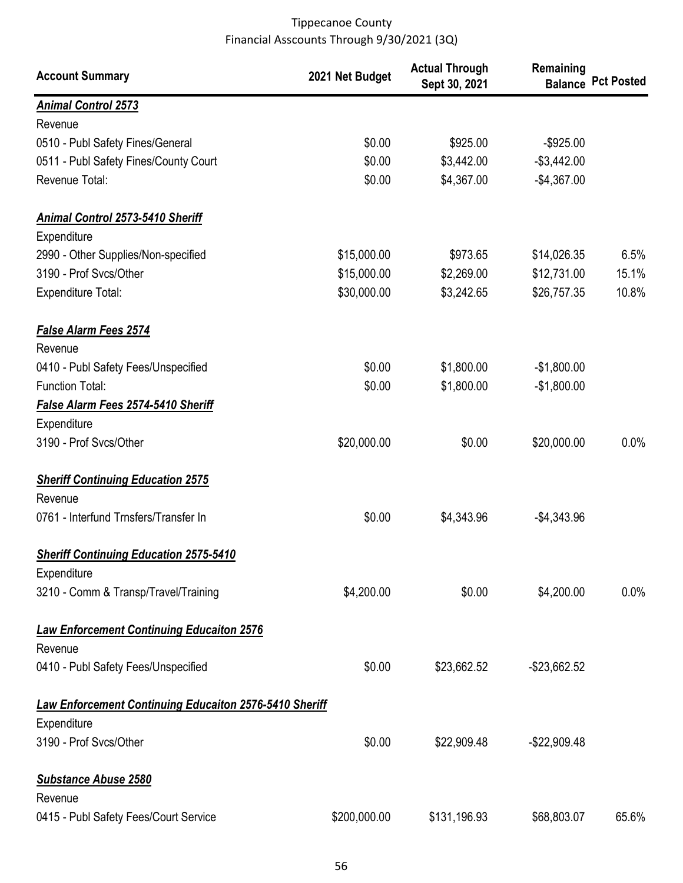Tippecanoe County
Financial Asscounts Through 9/30/2021 (3Q)

| Account Summary | 2021 Net Budget | Actual Through Sept 30, 2021 | Remaining Balance | Pct Posted |
|---|---|---|---|---|
| ***Animal Control 2573*** | | | | |
| Revenue | | | | |
| 0510 - Publ Safety Fines/General | $0.00 | $925.00 | -$925.00 | |
| 0511 - Publ Safety Fines/County Court | $0.00 | $3,442.00 | -$3,442.00 | |
| Revenue Total: | $0.00 | $4,367.00 | -$4,367.00 | |
| ***Animal Control 2573-5410 Sheriff*** | | | | |
| Expenditure | | | | |
| 2990 - Other Supplies/Non-specified | $15,000.00 | $973.65 | $14,026.35 | 6.5% |
| 3190 - Prof Svcs/Other | $15,000.00 | $2,269.00 | $12,731.00 | 15.1% |
| Expenditure Total: | $30,000.00 | $3,242.65 | $26,757.35 | 10.8% |
| ***False Alarm Fees 2574*** | | | | |
| Revenue | | | | |
| 0410 - Publ Safety Fees/Unspecified | $0.00 | $1,800.00 | -$1,800.00 | |
| Function Total: | $0.00 | $1,800.00 | -$1,800.00 | |
| ***False Alarm Fees 2574-5410 Sheriff*** | | | | |
| Expenditure | | | | |
| 3190 - Prof Svcs/Other | $20,000.00 | $0.00 | $20,000.00 | 0.0% |
| ***Sheriff Continuing Education 2575*** | | | | |
| Revenue | | | | |
| 0761 - Interfund Trnsfers/Transfer In | $0.00 | $4,343.96 | -$4,343.96 | |
| ***Sheriff Continuing Education 2575-5410*** | | | | |
| Expenditure | | | | |
| 3210 - Comm & Transp/Travel/Training | $4,200.00 | $0.00 | $4,200.00 | 0.0% |
| ***Law Enforcement Continuing Educaiton 2576*** | | | | |
| Revenue | | | | |
| 0410 - Publ Safety Fees/Unspecified | $0.00 | $23,662.52 | -$23,662.52 | |
| ***Law Enforcement Continuing Educaiton 2576-5410 Sheriff*** | | | | |
| Expenditure | | | | |
| 3190 - Prof Svcs/Other | $0.00 | $22,909.48 | -$22,909.48 | |
| ***Substance Abuse 2580*** | | | | |
| Revenue | | | | |
| 0415 - Publ Safety Fees/Court Service | $200,000.00 | $131,196.93 | $68,803.07 | 65.6% |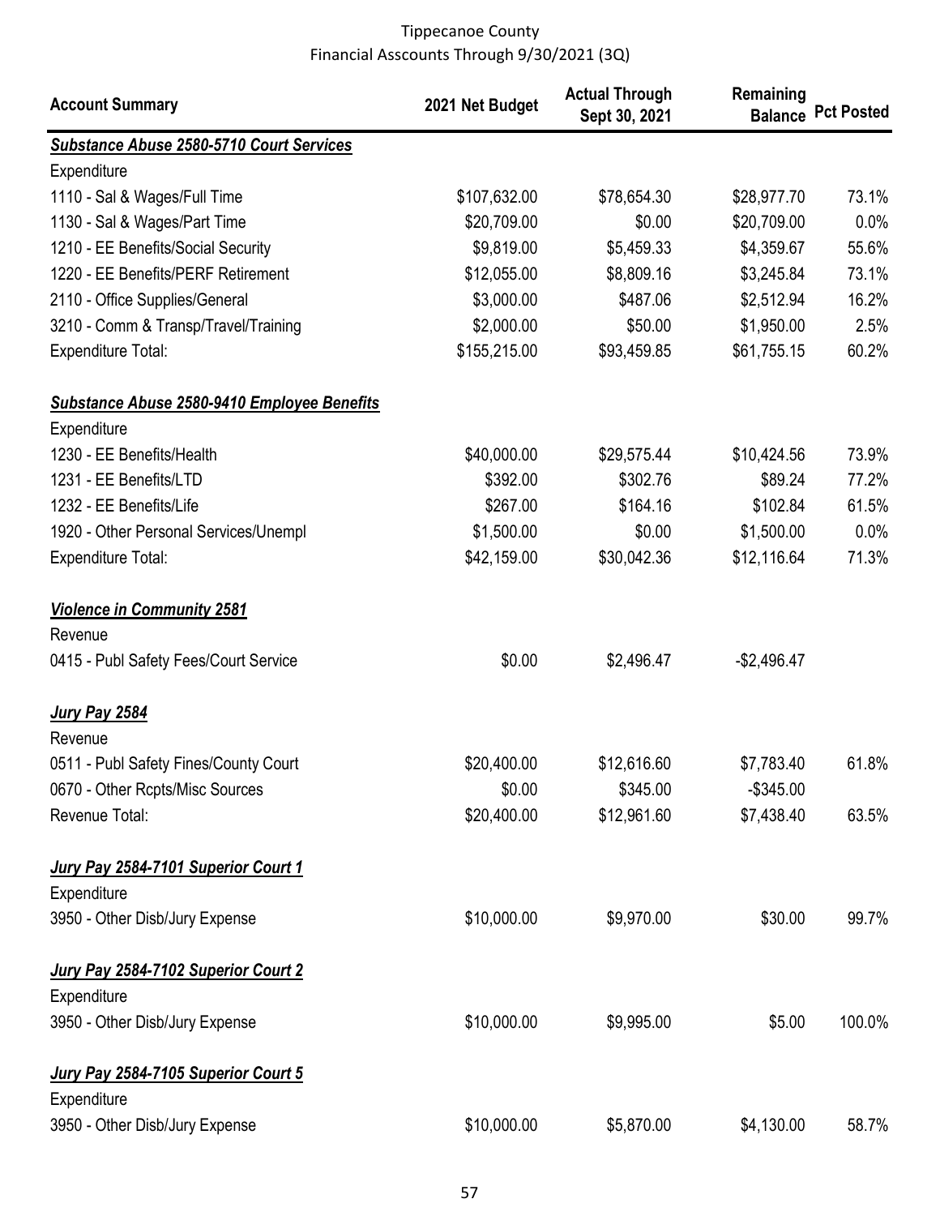Tippecanoe County
Financial Asscounts Through 9/30/2021 (3Q)

| Account Summary | 2021 Net Budget | Actual Through Sept 30, 2021 | Remaining Balance | Pct Posted |
|---|---|---|---|---|
| ***Substance Abuse 2580-5710 Court Services*** | | | | |
| Expenditure | | | | |
| 1110 - Sal & Wages/Full Time | $107,632.00 | $78,654.30 | $28,977.70 | 73.1% |
| 1130 - Sal & Wages/Part Time | $20,709.00 | $0.00 | $20,709.00 | 0.0% |
| 1210 - EE Benefits/Social Security | $9,819.00 | $5,459.33 | $4,359.67 | 55.6% |
| 1220 - EE Benefits/PERF Retirement | $12,055.00 | $8,809.16 | $3,245.84 | 73.1% |
| 2110 - Office Supplies/General | $3,000.00 | $487.06 | $2,512.94 | 16.2% |
| 3210 - Comm & Transp/Travel/Training | $2,000.00 | $50.00 | $1,950.00 | 2.5% |
| Expenditure Total: | $155,215.00 | $93,459.85 | $61,755.15 | 60.2% |
| ***Substance Abuse 2580-9410 Employee Benefits*** | | | | |
| Expenditure | | | | |
| 1230 - EE Benefits/Health | $40,000.00 | $29,575.44 | $10,424.56 | 73.9% |
| 1231 - EE Benefits/LTD | $392.00 | $302.76 | $89.24 | 77.2% |
| 1232 - EE Benefits/Life | $267.00 | $164.16 | $102.84 | 61.5% |
| 1920 - Other Personal Services/Unempl | $1,500.00 | $0.00 | $1,500.00 | 0.0% |
| Expenditure Total: | $42,159.00 | $30,042.36 | $12,116.64 | 71.3% |
| ***Violence in Community 2581*** | | | | |
| Revenue | | | | |
| 0415 - Publ Safety Fees/Court Service | $0.00 | $2,496.47 | -$2,496.47 | |
| ***Jury Pay 2584*** | | | | |
| Revenue | | | | |
| 0511 - Publ Safety Fines/County Court | $20,400.00 | $12,616.60 | $7,783.40 | 61.8% |
| 0670 - Other Rcpts/Misc Sources | $0.00 | $345.00 | -$345.00 | |
| Revenue Total: | $20,400.00 | $12,961.60 | $7,438.40 | 63.5% |
| ***Jury Pay 2584-7101 Superior Court 1*** | | | | |
| Expenditure | | | | |
| 3950 - Other Disb/Jury Expense | $10,000.00 | $9,970.00 | $30.00 | 99.7% |
| ***Jury Pay 2584-7102 Superior Court 2*** | | | | |
| Expenditure | | | | |
| 3950 - Other Disb/Jury Expense | $10,000.00 | $9,995.00 | $5.00 | 100.0% |
| ***Jury Pay 2584-7105 Superior Court 5*** | | | | |
| Expenditure | | | | |
| 3950 - Other Disb/Jury Expense | $10,000.00 | $5,870.00 | $4,130.00 | 58.7% |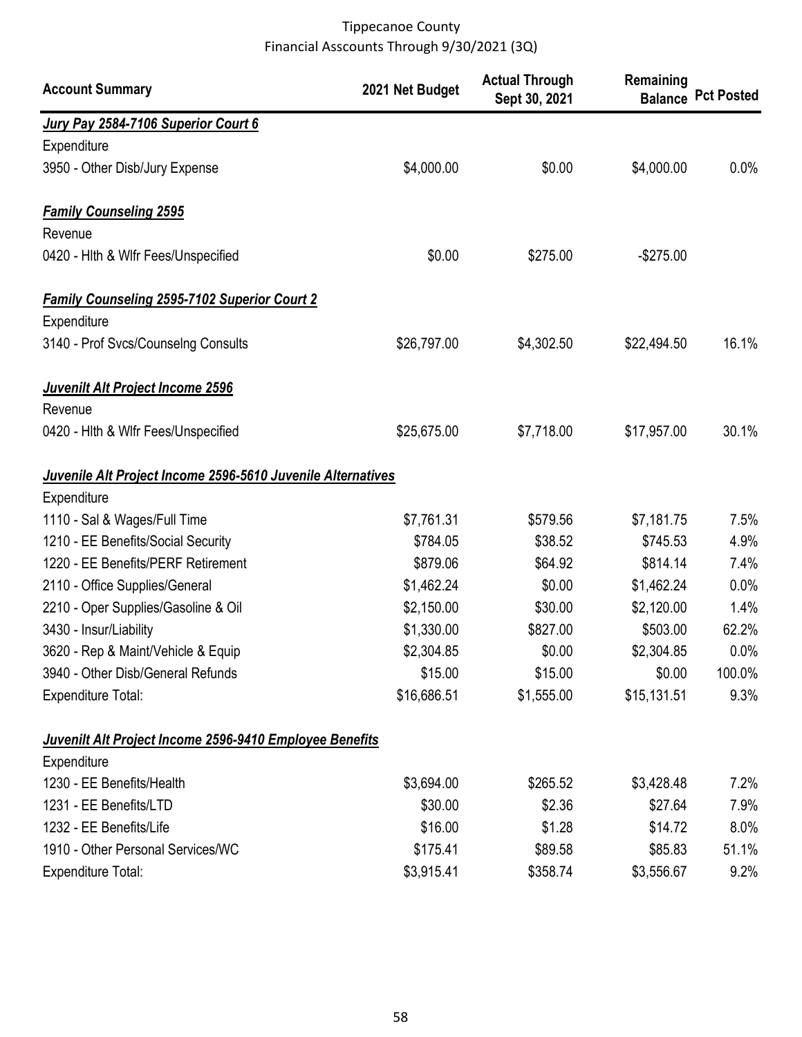Tippecanoe County
Financial Asscounts Through 9/30/2021 (3Q)

| Account Summary | 2021 Net Budget | Actual Through Sept 30, 2021 | Remaining Balance | Pct Posted |
|---|---|---|---|---|
| ***Jury Pay 2584-7106 Superior Court 6*** | | | | |
| Expenditure | | | | |
| 3950 - Other Disb/Jury Expense | $4,000.00 | $0.00 | $4,000.00 | 0.0% |
| ***Family Counseling 2595*** | | | | |
| Revenue | | | | |
| 0420 - Hlth & Wlfr Fees/Unspecified | $0.00 | $275.00 | -$275.00 | |
| ***Family Counseling 2595-7102 Superior Court 2*** | | | | |
| Expenditure | | | | |
| 3140 - Prof Svcs/Counselng Consults | $26,797.00 | $4,302.50 | $22,494.50 | 16.1% |
| ***Juvenilt Alt Project Income 2596*** | | | | |
| Revenue | | | | |
| 0420 - Hlth & Wlfr Fees/Unspecified | $25,675.00 | $7,718.00 | $17,957.00 | 30.1% |
| ***Juvenile Alt Project Income 2596-5610 Juvenile Alternatives*** | | | | |
| Expenditure | | | | |
| 1110 - Sal & Wages/Full Time | $7,761.31 | $579.56 | $7,181.75 | 7.5% |
| 1210 - EE Benefits/Social Security | $784.05 | $38.52 | $745.53 | 4.9% |
| 1220 - EE Benefits/PERF Retirement | $879.06 | $64.92 | $814.14 | 7.4% |
| 2110 - Office Supplies/General | $1,462.24 | $0.00 | $1,462.24 | 0.0% |
| 2210 - Oper Supplies/Gasoline & Oil | $2,150.00 | $30.00 | $2,120.00 | 1.4% |
| 3430 - Insur/Liability | $1,330.00 | $827.00 | $503.00 | 62.2% |
| 3620 - Rep & Maint/Vehicle & Equip | $2,304.85 | $0.00 | $2,304.85 | 0.0% |
| 3940 - Other Disb/General Refunds | $15.00 | $15.00 | $0.00 | 100.0% |
| Expenditure Total: | $16,686.51 | $1,555.00 | $15,131.51 | 9.3% |
| ***Juvenilt Alt Project Income 2596-9410 Employee Benefits*** | | | | |
| Expenditure | | | | |
| 1230 - EE Benefits/Health | $3,694.00 | $265.52 | $3,428.48 | 7.2% |
| 1231 - EE Benefits/LTD | $30.00 | $2.36 | $27.64 | 7.9% |
| 1232 - EE Benefits/Life | $16.00 | $1.28 | $14.72 | 8.0% |
| 1910 - Other Personal Services/WC | $175.41 | $89.58 | $85.83 | 51.1% |
| Expenditure Total: | $3,915.41 | $358.74 | $3,556.67 | 9.2% |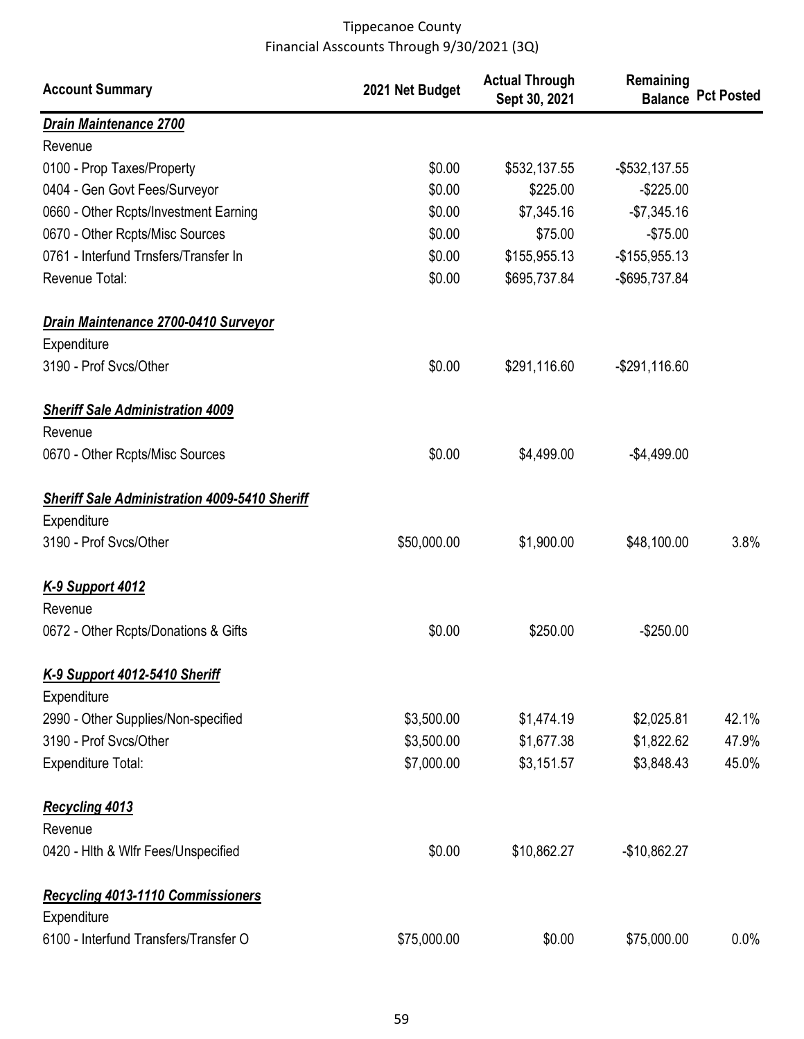Tippecanoe County
Financial Asscounts Through 9/30/2021 (3Q)

| Account Summary | 2021 Net Budget | Actual Through Sept 30, 2021 | Remaining Balance | Pct Posted |
|---|---|---|---|---|
| ***Drain Maintenance 2700*** | | | | |
| Revenue | | | | |
| 0100 - Prop Taxes/Property | $0.00 | $532,137.55 | -$532,137.55 | |
| 0404 - Gen Govt Fees/Surveyor | $0.00 | $225.00 | -$225.00 | |
| 0660 - Other Rcpts/Investment Earning | $0.00 | $7,345.16 | -$7,345.16 | |
| 0670 - Other Rcpts/Misc Sources | $0.00 | $75.00 | -$75.00 | |
| 0761 - Interfund Trnsfers/Transfer In | $0.00 | $155,955.13 | -$155,955.13 | |
| Revenue Total: | $0.00 | $695,737.84 | -$695,737.84 | |
| ***Drain Maintenance 2700-0410 Surveyor*** | | | | |
| Expenditure | | | | |
| 3190 - Prof Svcs/Other | $0.00 | $291,116.60 | -$291,116.60 | |
| ***Sheriff Sale Administration 4009*** | | | | |
| Revenue | | | | |
| 0670 - Other Rcpts/Misc Sources | $0.00 | $4,499.00 | -$4,499.00 | |
| ***Sheriff Sale Administration 4009-5410 Sheriff*** | | | | |
| Expenditure | | | | |
| 3190 - Prof Svcs/Other | $50,000.00 | $1,900.00 | $48,100.00 | 3.8% |
| ***K-9 Support 4012*** | | | | |
| Revenue | | | | |
| 0672 - Other Rcpts/Donations & Gifts | $0.00 | $250.00 | -$250.00 | |
| ***K-9 Support 4012-5410 Sheriff*** | | | | |
| Expenditure | | | | |
| 2990 - Other Supplies/Non-specified | $3,500.00 | $1,474.19 | $2,025.81 | 42.1% |
| 3190 - Prof Svcs/Other | $3,500.00 | $1,677.38 | $1,822.62 | 47.9% |
| Expenditure Total: | $7,000.00 | $3,151.57 | $3,848.43 | 45.0% |
| ***Recycling 4013*** | | | | |
| Revenue | | | | |
| 0420 - Hlth & Wlfr Fees/Unspecified | $0.00 | $10,862.27 | -$10,862.27 | |
| ***Recycling 4013-1110 Commissioners*** | | | | |
| Expenditure | | | | |
| 6100 - Interfund Transfers/Transfer O | $75,000.00 | $0.00 | $75,000.00 | 0.0% |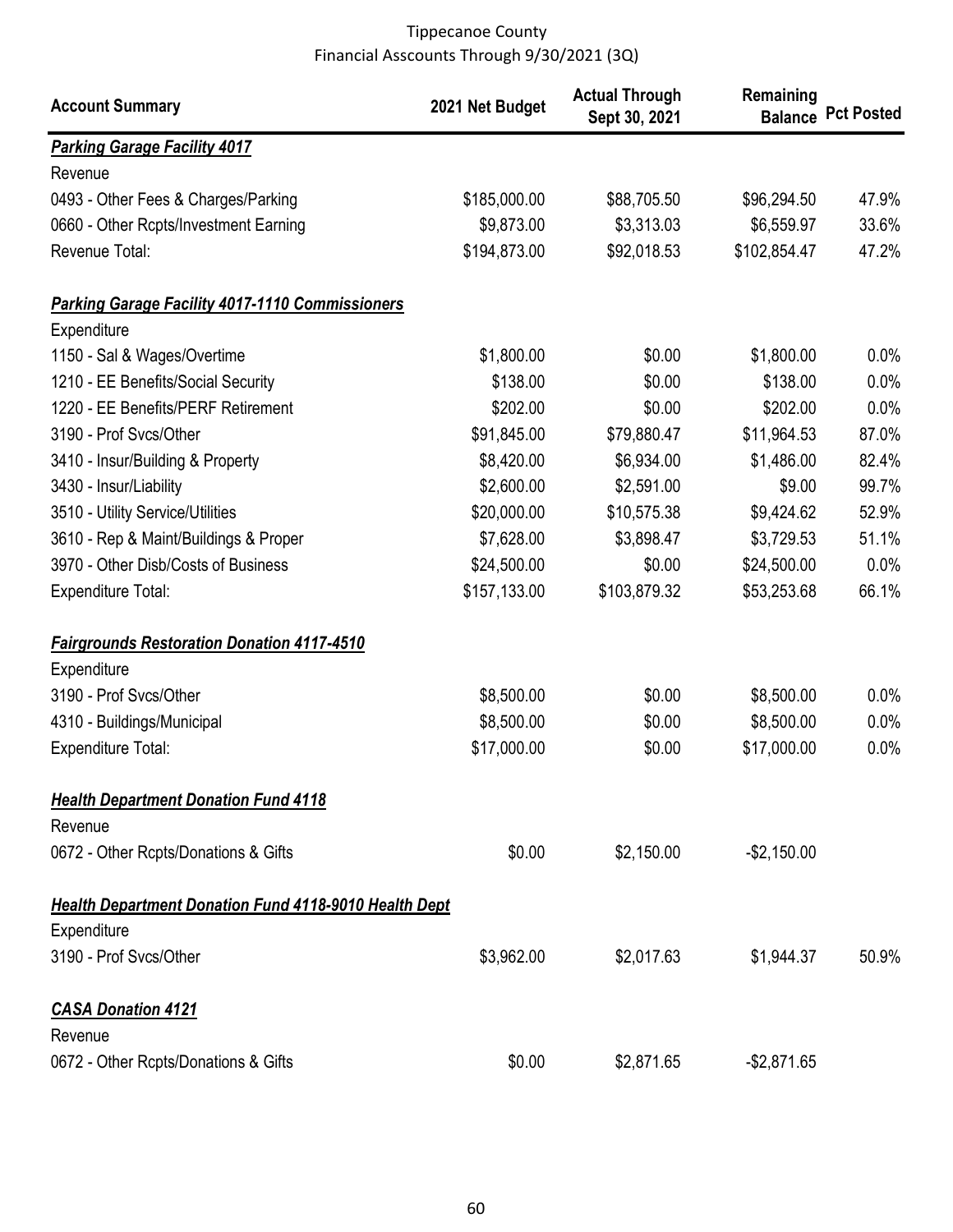Tippecanoe County
Financial Asscounts Through 9/30/2021 (3Q)

| Account Summary | 2021 Net Budget | Actual Through Sept 30, 2021 | Remaining Balance | Pct Posted |
|---|---|---|---|---|
| ***Parking Garage Facility 4017*** | | | | |
| Revenue | | | | |
| 0493 - Other Fees & Charges/Parking | $185,000.00 | $88,705.50 | $96,294.50 | 47.9% |
| 0660 - Other Rcpts/Investment Earning | $9,873.00 | $3,313.03 | $6,559.97 | 33.6% |
| Revenue Total: | $194,873.00 | $92,018.53 | $102,854.47 | 47.2% |
| | | | | |
| ***Parking Garage Facility 4017-1110 Commissioners*** | | | | |
| Expenditure | | | | |
| 1150 - Sal & Wages/Overtime | $1,800.00 | $0.00 | $1,800.00 | 0.0% |
| 1210 - EE Benefits/Social Security | $138.00 | $0.00 | $138.00 | 0.0% |
| 1220 - EE Benefits/PERF Retirement | $202.00 | $0.00 | $202.00 | 0.0% |
| 3190 - Prof Svcs/Other | $91,845.00 | $79,880.47 | $11,964.53 | 87.0% |
| 3410 - Insur/Building & Property | $8,420.00 | $6,934.00 | $1,486.00 | 82.4% |
| 3430 - Insur/Liability | $2,600.00 | $2,591.00 | $9.00 | 99.7% |
| 3510 - Utility Service/Utilities | $20,000.00 | $10,575.38 | $9,424.62 | 52.9% |
| 3610 - Rep & Maint/Buildings & Proper | $7,628.00 | $3,898.47 | $3,729.53 | 51.1% |
| 3970 - Other Disb/Costs of Business | $24,500.00 | $0.00 | $24,500.00 | 0.0% |
| Expenditure Total: | $157,133.00 | $103,879.32 | $53,253.68 | 66.1% |
| | | | | |
| ***Fairgrounds Restoration Donation 4117-4510*** | | | | |
| Expenditure | | | | |
| 3190 - Prof Svcs/Other | $8,500.00 | $0.00 | $8,500.00 | 0.0% |
| 4310 - Buildings/Municipal | $8,500.00 | $0.00 | $8,500.00 | 0.0% |
| Expenditure Total: | $17,000.00 | $0.00 | $17,000.00 | 0.0% |
| | | | | |
| ***Health Department Donation Fund 4118*** | | | | |
| Revenue | | | | |
| 0672 - Other Rcpts/Donations & Gifts | $0.00 | $2,150.00 | -$2,150.00 | |
| | | | | |
| ***Health Department Donation Fund 4118-9010 Health Dept*** | | | | |
| Expenditure | | | | |
| 3190 - Prof Svcs/Other | $3,962.00 | $2,017.63 | $1,944.37 | 50.9% |
| | | | | |
| ***CASA Donation 4121*** | | | | |
| Revenue | | | | |
| 0672 - Other Rcpts/Donations & Gifts | $0.00 | $2,871.65 | -$2,871.65 | |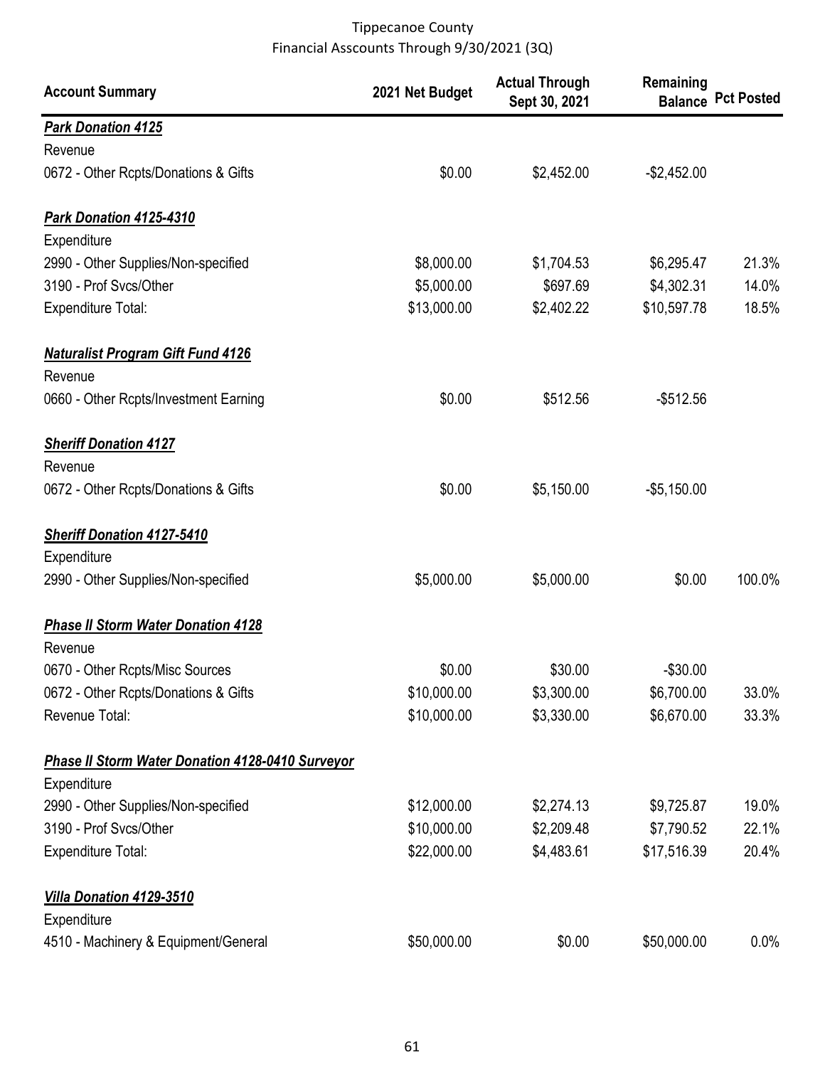Tippecanoe County
Financial Asscounts Through 9/30/2021 (3Q)

| Account Summary | 2021 Net Budget | Actual Through Sept 30, 2021 | Remaining Balance | Pct Posted |
|---|---|---|---|---|
| ***Park Donation 4125*** | | | | |
| Revenue | | | | |
| 0672 - Other Rcpts/Donations & Gifts | $0.00 | $2,452.00 | -$2,452.00 | |
| ***Park Donation 4125-4310*** | | | | |
| Expenditure | | | | |
| 2990 - Other Supplies/Non-specified | $8,000.00 | $1,704.53 | $6,295.47 | 21.3% |
| 3190 - Prof Svcs/Other | $5,000.00 | $697.69 | $4,302.31 | 14.0% |
| Expenditure Total: | $13,000.00 | $2,402.22 | $10,597.78 | 18.5% |
| ***Naturalist Program Gift Fund 4126*** | | | | |
| Revenue | | | | |
| 0660 - Other Rcpts/Investment Earning | $0.00 | $512.56 | -$512.56 | |
| ***Sheriff Donation 4127*** | | | | |
| Revenue | | | | |
| 0672 - Other Rcpts/Donations & Gifts | $0.00 | $5,150.00 | -$5,150.00 | |
| ***Sheriff Donation 4127-5410*** | | | | |
| Expenditure | | | | |
| 2990 - Other Supplies/Non-specified | $5,000.00 | $5,000.00 | $0.00 | 100.0% |
| ***Phase II Storm Water Donation 4128*** | | | | |
| Revenue | | | | |
| 0670 - Other Rcpts/Misc Sources | $0.00 | $30.00 | -$30.00 | |
| 0672 - Other Rcpts/Donations & Gifts | $10,000.00 | $3,300.00 | $6,700.00 | 33.0% |
| Revenue Total: | $10,000.00 | $3,330.00 | $6,670.00 | 33.3% |
| ***Phase II Storm Water Donation 4128-0410 Surveyor*** | | | | |
| Expenditure | | | | |
| 2990 - Other Supplies/Non-specified | $12,000.00 | $2,274.13 | $9,725.87 | 19.0% |
| 3190 - Prof Svcs/Other | $10,000.00 | $2,209.48 | $7,790.52 | 22.1% |
| Expenditure Total: | $22,000.00 | $4,483.61 | $17,516.39 | 20.4% |
| ***Villa Donation 4129-3510*** | | | | |
| Expenditure | | | | |
| 4510 - Machinery & Equipment/General | $50,000.00 | $0.00 | $50,000.00 | 0.0% |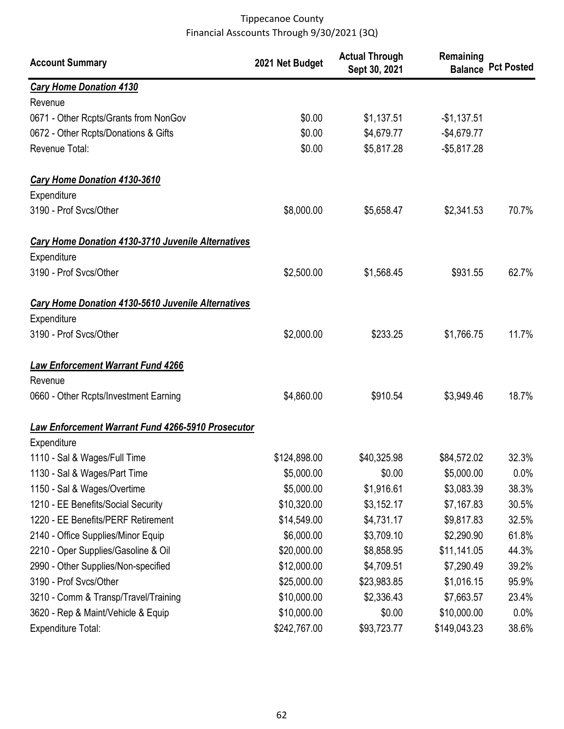Tippecanoe County
Financial Asscounts Through 9/30/2021 (3Q)

| Account Summary | 2021 Net Budget | Actual Through Sept 30, 2021 | Remaining Balance | Pct Posted |
|---|---|---|---|---|
| ***Cary Home Donation 4130*** | | | | |
| Revenue | | | | |
| 0671 - Other Rcpts/Grants from NonGov | $0.00 | $1,137.51 | -$1,137.51 | |
| 0672 - Other Rcpts/Donations & Gifts | $0.00 | $4,679.77 | -$4,679.77 | |
| Revenue Total: | $0.00 | $5,817.28 | -$5,817.28 | |
| ***Cary Home Donation 4130-3610*** | | | | |
| Expenditure | | | | |
| 3190 - Prof Svcs/Other | $8,000.00 | $5,658.47 | $2,341.53 | 70.7% |
| ***Cary Home Donation 4130-3710 Juvenile Alternatives*** | | | | |
| Expenditure | | | | |
| 3190 - Prof Svcs/Other | $2,500.00 | $1,568.45 | $931.55 | 62.7% |
| ***Cary Home Donation 4130-5610 Juvenile Alternatives*** | | | | |
| Expenditure | | | | |
| 3190 - Prof Svcs/Other | $2,000.00 | $233.25 | $1,766.75 | 11.7% |
| ***Law Enforcement Warrant Fund 4266*** | | | | |
| Revenue | | | | |
| 0660 - Other Rcpts/Investment Earning | $4,860.00 | $910.54 | $3,949.46 | 18.7% |
| ***Law Enforcement Warrant Fund 4266-5910 Prosecutor*** | | | | |
| Expenditure | | | | |
| 1110 - Sal & Wages/Full Time | $124,898.00 | $40,325.98 | $84,572.02 | 32.3% |
| 1130 - Sal & Wages/Part Time | $5,000.00 | $0.00 | $5,000.00 | 0.0% |
| 1150 - Sal & Wages/Overtime | $5,000.00 | $1,916.61 | $3,083.39 | 38.3% |
| 1210 - EE Benefits/Social Security | $10,320.00 | $3,152.17 | $7,167.83 | 30.5% |
| 1220 - EE Benefits/PERF Retirement | $14,549.00 | $4,731.17 | $9,817.83 | 32.5% |
| 2140 - Office Supplies/Minor Equip | $6,000.00 | $3,709.10 | $2,290.90 | 61.8% |
| 2210 - Oper Supplies/Gasoline & Oil | $20,000.00 | $8,858.95 | $11,141.05 | 44.3% |
| 2990 - Other Supplies/Non-specified | $12,000.00 | $4,709.51 | $7,290.49 | 39.2% |
| 3190 - Prof Svcs/Other | $25,000.00 | $23,983.85 | $1,016.15 | 95.9% |
| 3210 - Comm & Transp/Travel/Training | $10,000.00 | $2,336.43 | $7,663.57 | 23.4% |
| 3620 - Rep & Maint/Vehicle & Equip | $10,000.00 | $0.00 | $10,000.00 | 0.0% |
| Expenditure Total: | $242,767.00 | $93,723.77 | $149,043.23 | 38.6% |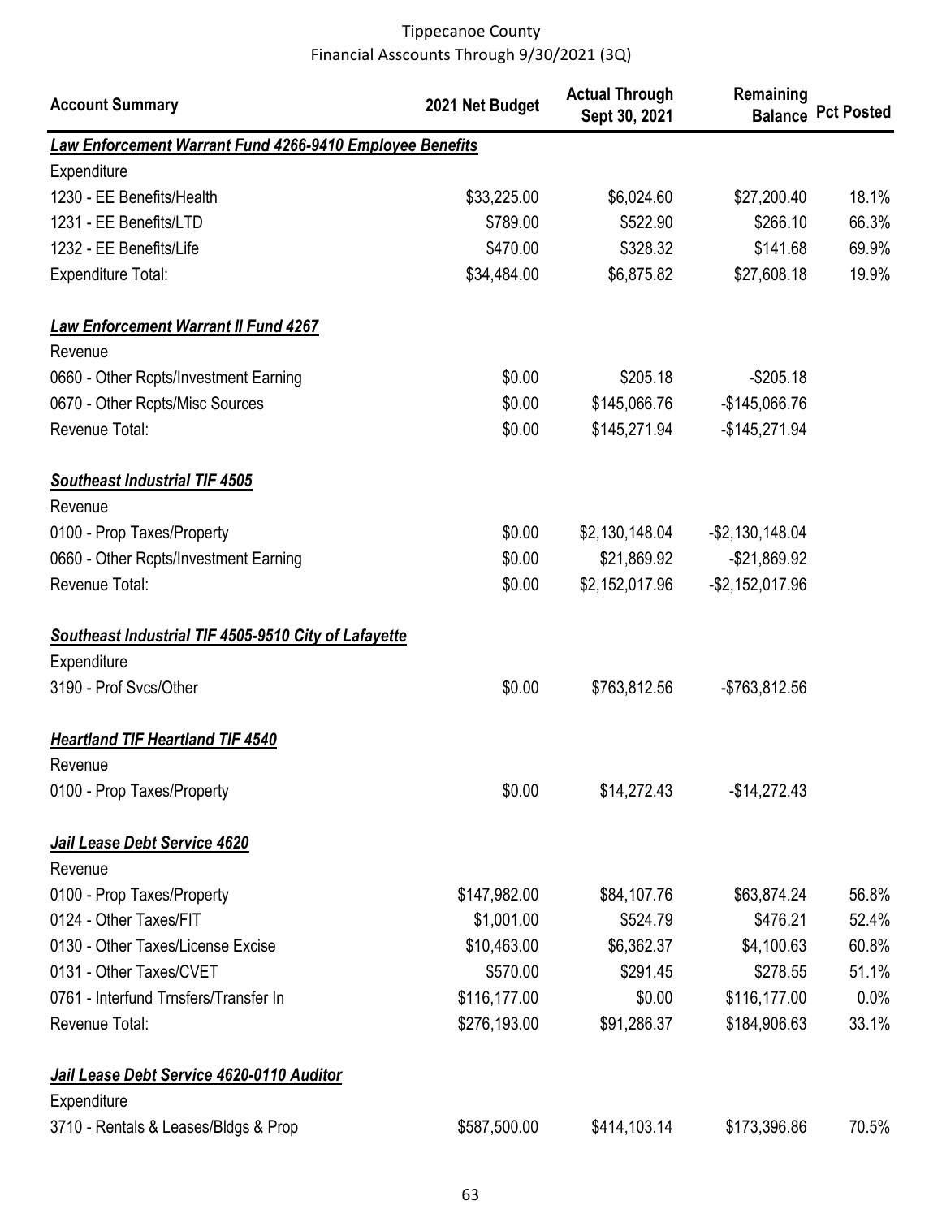Tippecanoe County
Financial Asscounts Through 9/30/2021 (3Q)

| Account Summary | 2021 Net Budget | Actual Through Sept 30, 2021 | Remaining Balance | Pct Posted |
|---|---|---|---|---|
| ***Law Enforcement Warrant Fund 4266-9410 Employee Benefits*** | | | | |
| Expenditure | | | | |
| 1230 - EE Benefits/Health | $33,225.00 | $6,024.60 | $27,200.40 | 18.1% |
| 1231 - EE Benefits/LTD | $789.00 | $522.90 | $266.10 | 66.3% |
| 1232 - EE Benefits/Life | $470.00 | $328.32 | $141.68 | 69.9% |
| Expenditure Total: | $34,484.00 | $6,875.82 | $27,608.18 | 19.9% |
| ***Law Enforcement Warrant II Fund 4267*** | | | | |
| Revenue | | | | |
| 0660 - Other Rcpts/Investment Earning | $0.00 | $205.18 | -$205.18 | |
| 0670 - Other Rcpts/Misc Sources | $0.00 | $145,066.76 | -$145,066.76 | |
| Revenue Total: | $0.00 | $145,271.94 | -$145,271.94 | |
| ***Southeast Industrial TIF 4505*** | | | | |
| Revenue | | | | |
| 0100 - Prop Taxes/Property | $0.00 | $2,130,148.04 | -$2,130,148.04 | |
| 0660 - Other Rcpts/Investment Earning | $0.00 | $21,869.92 | -$21,869.92 | |
| Revenue Total: | $0.00 | $2,152,017.96 | -$2,152,017.96 | |
| ***Southeast Industrial TIF 4505-9510 City of Lafayette*** | | | | |
| Expenditure | | | | |
| 3190 - Prof Svcs/Other | $0.00 | $763,812.56 | -$763,812.56 | |
| ***Heartland TIF Heartland TIF 4540*** | | | | |
| Revenue | | | | |
| 0100 - Prop Taxes/Property | $0.00 | $14,272.43 | -$14,272.43 | |
| ***Jail Lease Debt Service 4620*** | | | | |
| Revenue | | | | |
| 0100 - Prop Taxes/Property | $147,982.00 | $84,107.76 | $63,874.24 | 56.8% |
| 0124 - Other Taxes/FIT | $1,001.00 | $524.79 | $476.21 | 52.4% |
| 0130 - Other Taxes/License Excise | $10,463.00 | $6,362.37 | $4,100.63 | 60.8% |
| 0131 - Other Taxes/CVET | $570.00 | $291.45 | $278.55 | 51.1% |
| 0761 - Interfund Trnsfers/Transfer In | $116,177.00 | $0.00 | $116,177.00 | 0.0% |
| Revenue Total: | $276,193.00 | $91,286.37 | $184,906.63 | 33.1% |
| ***Jail Lease Debt Service 4620-0110 Auditor*** | | | | |
| Expenditure | | | | |
| 3710 - Rentals & Leases/Bldgs & Prop | $587,500.00 | $414,103.14 | $173,396.86 | 70.5% |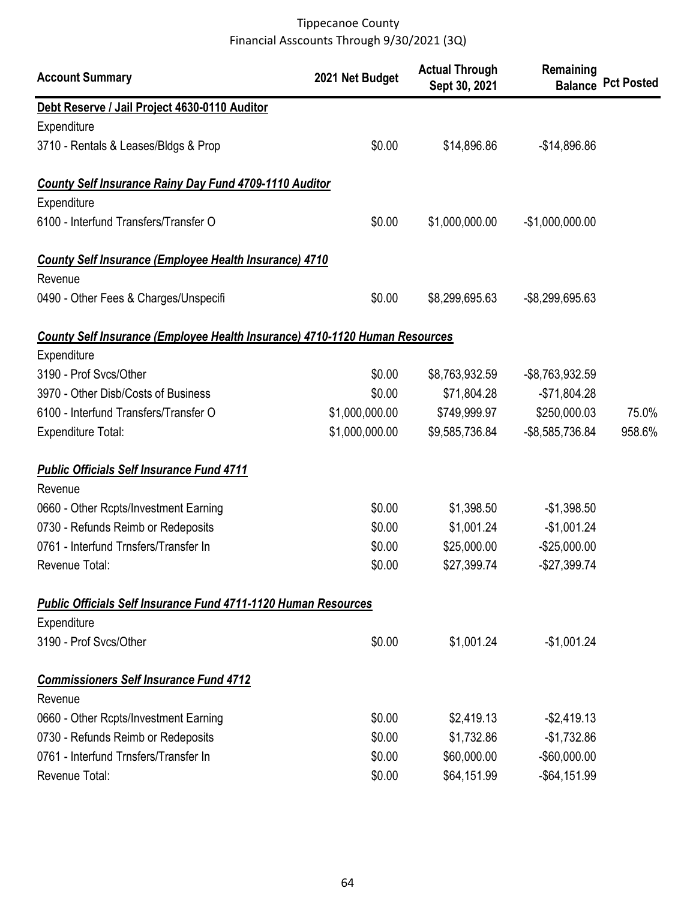Tippecanoe County
Financial Asscounts Through 9/30/2021 (3Q)

| Account Summary | 2021 Net Budget | Actual Through Sept 30, 2021 | Remaining Balance | Pct Posted |
|---|---|---|---|---|
| **Debt Reserve / Jail Project 4630-0110 Auditor** | | | | |
| Expenditure | | | | |
| 3710 - Rentals & Leases/Bldgs & Prop | $0.00 | $14,896.86 | -$14,896.86 | |
| ***County Self Insurance Rainy Day Fund 4709-1110 Auditor*** | | | | |
| Expenditure | | | | |
| 6100 - Interfund Transfers/Transfer O | $0.00 | $1,000,000.00 | -$1,000,000.00 | |
| ***County Self Insurance (Employee Health Insurance) 4710*** | | | | |
| Revenue | | | | |
| 0490 - Other Fees & Charges/Unspecifi | $0.00 | $8,299,695.63 | -$8,299,695.63 | |
| ***County Self Insurance (Employee Health Insurance) 4710-1120 Human Resources*** | | | | |
| Expenditure | | | | |
| 3190 - Prof Svcs/Other | $0.00 | $8,763,932.59 | -$8,763,932.59 | |
| 3970 - Other Disb/Costs of Business | $0.00 | $71,804.28 | -$71,804.28 | |
| 6100 - Interfund Transfers/Transfer O | $1,000,000.00 | $749,999.97 | $250,000.03 | 75.0% |
| Expenditure Total: | $1,000,000.00 | $9,585,736.84 | -$8,585,736.84 | 958.6% |
| ***Public Officials Self Insurance Fund 4711*** | | | | |
| Revenue | | | | |
| 0660 - Other Rcpts/Investment Earning | $0.00 | $1,398.50 | -$1,398.50 | |
| 0730 - Refunds Reimb or Redeposits | $0.00 | $1,001.24 | -$1,001.24 | |
| 0761 - Interfund Trnsfers/Transfer In | $0.00 | $25,000.00 | -$25,000.00 | |
| Revenue Total: | $0.00 | $27,399.74 | -$27,399.74 | |
| ***Public Officials Self Insurance Fund 4711-1120 Human Resources*** | | | | |
| Expenditure | | | | |
| 3190 - Prof Svcs/Other | $0.00 | $1,001.24 | -$1,001.24 | |
| ***Commissioners Self Insurance Fund 4712*** | | | | |
| Revenue | | | | |
| 0660 - Other Rcpts/Investment Earning | $0.00 | $2,419.13 | -$2,419.13 | |
| 0730 - Refunds Reimb or Redeposits | $0.00 | $1,732.86 | -$1,732.86 | |
| 0761 - Interfund Trnsfers/Transfer In | $0.00 | $60,000.00 | -$60,000.00 | |
| Revenue Total: | $0.00 | $64,151.99 | -$64,151.99 | |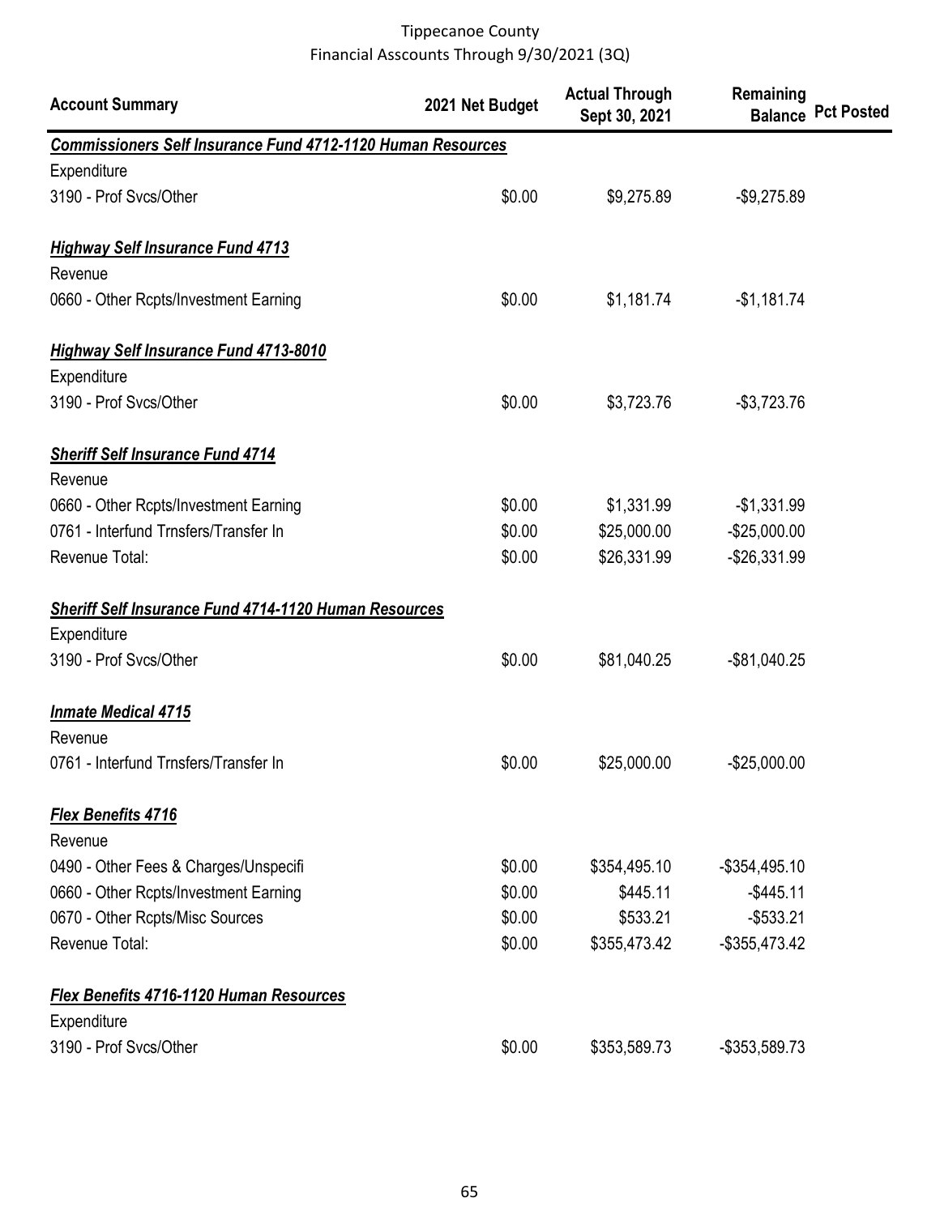Tippecanoe County
Financial Asscounts Through 9/30/2021 (3Q)

| Account Summary | 2021 Net Budget | Actual Through Sept 30, 2021 | Remaining Balance | Pct Posted |
|---|---|---|---|---|
| ***Commissioners Self Insurance Fund 4712-1120 Human Resources*** | | | | |
| Expenditure | | | | |
| 3190 - Prof Svcs/Other | $0.00 | $9,275.89 | -$9,275.89 | |
| ***Highway Self Insurance Fund 4713*** | | | | |
| Revenue | | | | |
| 0660 - Other Rcpts/Investment Earning | $0.00 | $1,181.74 | -$1,181.74 | |
| ***Highway Self Insurance Fund 4713-8010*** | | | | |
| Expenditure | | | | |
| 3190 - Prof Svcs/Other | $0.00 | $3,723.76 | -$3,723.76 | |
| ***Sheriff Self Insurance Fund 4714*** | | | | |
| Revenue | | | | |
| 0660 - Other Rcpts/Investment Earning | $0.00 | $1,331.99 | -$1,331.99 | |
| 0761 - Interfund Trnsfers/Transfer In | $0.00 | $25,000.00 | -$25,000.00 | |
| Revenue Total: | $0.00 | $26,331.99 | -$26,331.99 | |
| ***Sheriff Self Insurance Fund 4714-1120 Human Resources*** | | | | |
| Expenditure | | | | |
| 3190 - Prof Svcs/Other | $0.00 | $81,040.25 | -$81,040.25 | |
| ***Inmate Medical 4715*** | | | | |
| Revenue | | | | |
| 0761 - Interfund Trnsfers/Transfer In | $0.00 | $25,000.00 | -$25,000.00 | |
| ***Flex Benefits 4716*** | | | | |
| Revenue | | | | |
| 0490 - Other Fees & Charges/Unspecifi | $0.00 | $354,495.10 | -$354,495.10 | |
| 0660 - Other Rcpts/Investment Earning | $0.00 | $445.11 | -$445.11 | |
| 0670 - Other Rcpts/Misc Sources | $0.00 | $533.21 | -$533.21 | |
| Revenue Total: | $0.00 | $355,473.42 | -$355,473.42 | |
| ***Flex Benefits 4716-1120 Human Resources*** | | | | |
| Expenditure | | | | |
| 3190 - Prof Svcs/Other | $0.00 | $353,589.73 | -$353,589.73 | |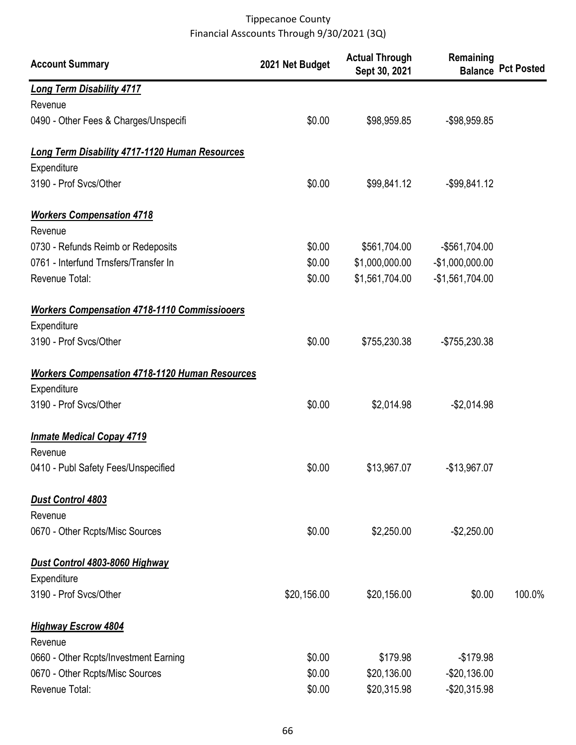Tippecanoe County
Financial Asscounts Through 9/30/2021 (3Q)

| Account Summary | 2021 Net Budget | Actual Through Sept 30, 2021 | Remaining Balance | Pct Posted |
|---|---|---|---|---|
| ***Long Term Disability 4717*** | | | | |
| Revenue | | | | |
| 0490 - Other Fees & Charges/Unspecifi | $0.00 | $98,959.85 | -$98,959.85 | |
| ***Long Term Disability 4717-1120 Human Resources*** | | | | |
| Expenditure | | | | |
| 3190 - Prof Svcs/Other | $0.00 | $99,841.12 | -$99,841.12 | |
| ***Workers Compensation 4718*** | | | | |
| Revenue | | | | |
| 0730 - Refunds Reimb or Redeposits | $0.00 | $561,704.00 | -$561,704.00 | |
| 0761 - Interfund Trnsfers/Transfer In | $0.00 | $1,000,000.00 | -$1,000,000.00 | |
| Revenue Total: | $0.00 | $1,561,704.00 | -$1,561,704.00 | |
| ***Workers Compensation 4718-1110 Commissiooers*** | | | | |
| Expenditure | | | | |
| 3190 - Prof Svcs/Other | $0.00 | $755,230.38 | -$755,230.38 | |
| ***Workers Compensation 4718-1120 Human Resources*** | | | | |
| Expenditure | | | | |
| 3190 - Prof Svcs/Other | $0.00 | $2,014.98 | -$2,014.98 | |
| ***Inmate Medical Copay 4719*** | | | | |
| Revenue | | | | |
| 0410 - Publ Safety Fees/Unspecified | $0.00 | $13,967.07 | -$13,967.07 | |
| ***Dust Control 4803*** | | | | |
| Revenue | | | | |
| 0670 - Other Rcpts/Misc Sources | $0.00 | $2,250.00 | -$2,250.00 | |
| ***Dust Control 4803-8060 Highway*** | | | | |
| Expenditure | | | | |
| 3190 - Prof Svcs/Other | $20,156.00 | $20,156.00 | $0.00 | 100.0% |
| ***Highway Escrow 4804*** | | | | |
| Revenue | | | | |
| 0660 - Other Rcpts/Investment Earning | $0.00 | $179.98 | -$179.98 | |
| 0670 - Other Rcpts/Misc Sources | $0.00 | $20,136.00 | -$20,136.00 | |
| Revenue Total: | $0.00 | $20,315.98 | -$20,315.98 | |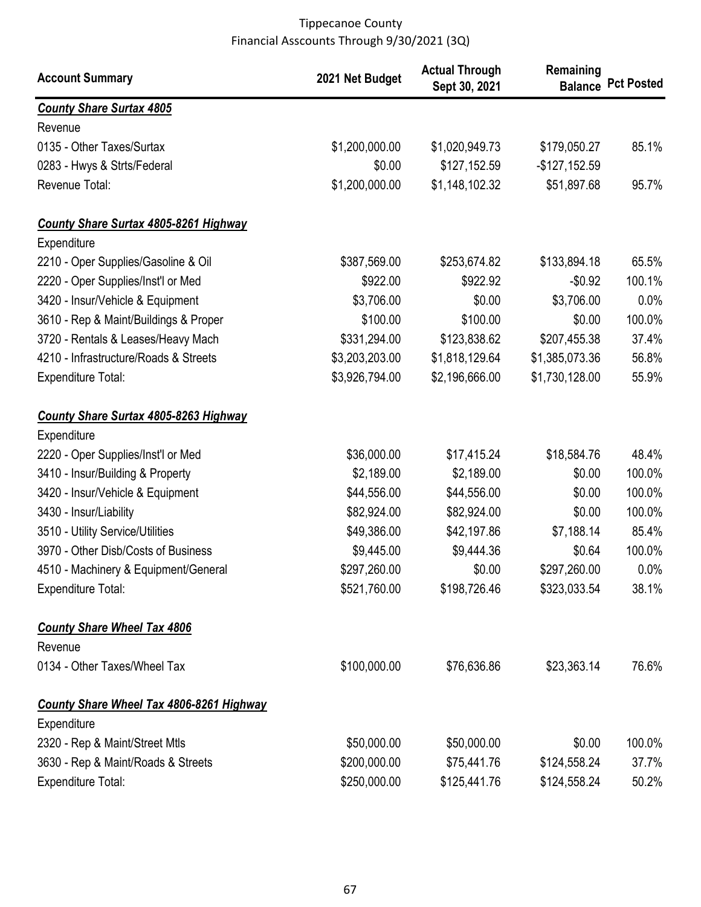Tippecanoe County
Financial Asscounts Through 9/30/2021 (3Q)

| Account Summary | 2021 Net Budget | Actual Through Sept 30, 2021 | Remaining Balance | Pct Posted |
|---|---|---|---|---|
| ***County Share Surtax 4805*** | | | | |
| Revenue | | | | |
| 0135 - Other Taxes/Surtax | $1,200,000.00 | $1,020,949.73 | $179,050.27 | 85.1% |
| 0283 - Hwys & Strts/Federal | $0.00 | $127,152.59 | -$127,152.59 | |
| Revenue Total: | $1,200,000.00 | $1,148,102.32 | $51,897.68 | 95.7% |
| ***County Share Surtax 4805-8261 Highway*** | | | | |
| Expenditure | | | | |
| 2210 - Oper Supplies/Gasoline & Oil | $387,569.00 | $253,674.82 | $133,894.18 | 65.5% |
| 2220 - Oper Supplies/Inst'l or Med | $922.00 | $922.92 | -$0.92 | 100.1% |
| 3420 - Insur/Vehicle & Equipment | $3,706.00 | $0.00 | $3,706.00 | 0.0% |
| 3610 - Rep & Maint/Buildings & Proper | $100.00 | $100.00 | $0.00 | 100.0% |
| 3720 - Rentals & Leases/Heavy Mach | $331,294.00 | $123,838.62 | $207,455.38 | 37.4% |
| 4210 - Infrastructure/Roads & Streets | $3,203,203.00 | $1,818,129.64 | $1,385,073.36 | 56.8% |
| Expenditure Total: | $3,926,794.00 | $2,196,666.00 | $1,730,128.00 | 55.9% |
| ***County Share Surtax 4805-8263 Highway*** | | | | |
| Expenditure | | | | |
| 2220 - Oper Supplies/Inst'l or Med | $36,000.00 | $17,415.24 | $18,584.76 | 48.4% |
| 3410 - Insur/Building & Property | $2,189.00 | $2,189.00 | $0.00 | 100.0% |
| 3420 - Insur/Vehicle & Equipment | $44,556.00 | $44,556.00 | $0.00 | 100.0% |
| 3430 - Insur/Liability | $82,924.00 | $82,924.00 | $0.00 | 100.0% |
| 3510 - Utility Service/Utilities | $49,386.00 | $42,197.86 | $7,188.14 | 85.4% |
| 3970 - Other Disb/Costs of Business | $9,445.00 | $9,444.36 | $0.64 | 100.0% |
| 4510 - Machinery & Equipment/General | $297,260.00 | $0.00 | $297,260.00 | 0.0% |
| Expenditure Total: | $521,760.00 | $198,726.46 | $323,033.54 | 38.1% |
| ***County Share Wheel Tax 4806*** | | | | |
| Revenue | | | | |
| 0134 - Other Taxes/Wheel Tax | $100,000.00 | $76,636.86 | $23,363.14 | 76.6% |
| ***County Share Wheel Tax 4806-8261 Highway*** | | | | |
| Expenditure | | | | |
| 2320 - Rep & Maint/Street Mtls | $50,000.00 | $50,000.00 | $0.00 | 100.0% |
| 3630 - Rep & Maint/Roads & Streets | $200,000.00 | $75,441.76 | $124,558.24 | 37.7% |
| Expenditure Total: | $250,000.00 | $125,441.76 | $124,558.24 | 50.2% |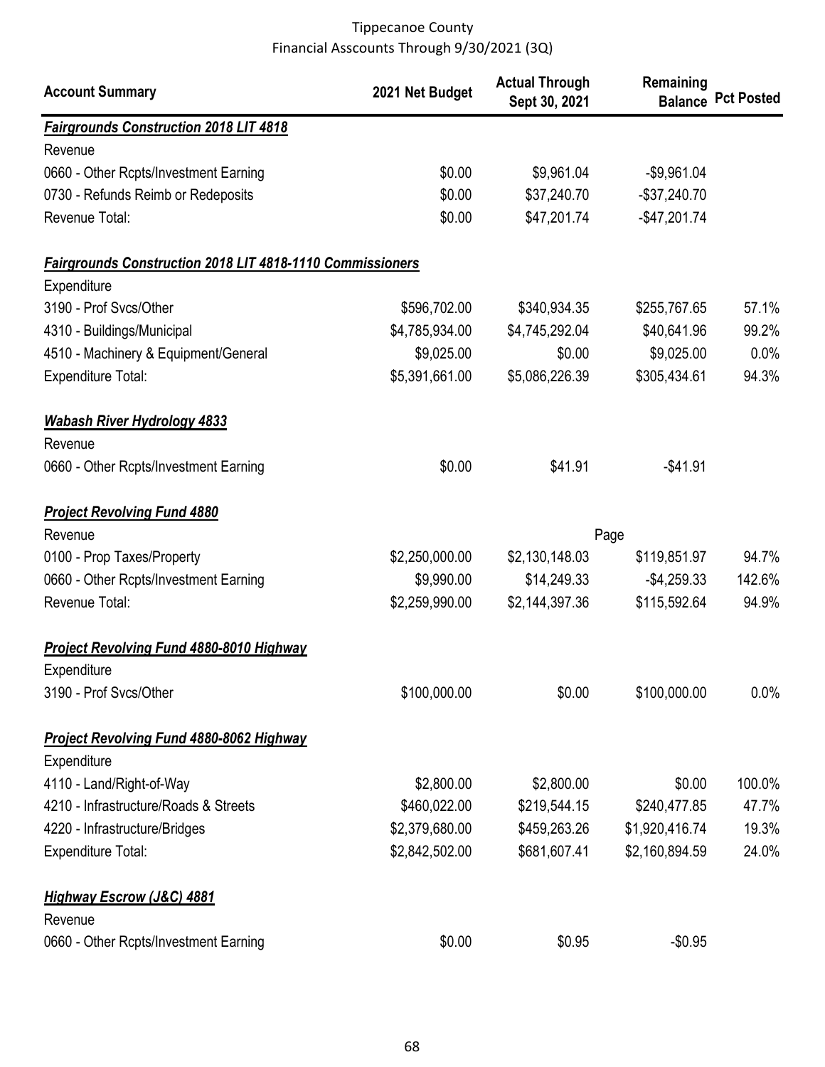Tippecanoe County
Financial Asscounts Through 9/30/2021 (3Q)

| Account Summary | 2021 Net Budget | Actual Through Sept 30, 2021 | Remaining Balance | Pct Posted |
|---|---|---|---|---|
| ***Fairgrounds Construction 2018 LIT 4818*** | | | | |
| Revenue | | | | |
| 0660 - Other Rcpts/Investment Earning | \$0.00 | \$9,961.04 | -\$9,961.04 | |
| 0730 - Refunds Reimb or Redeposits | \$0.00 | \$37,240.70 | -\$37,240.70 | |
| Revenue Total: | \$0.00 | \$47,201.74 | -\$47,201.74 | |
| ***Fairgrounds Construction 2018 LIT 4818-1110 Commissioners*** | | | | |
| Expenditure | | | | |
| 3190 - Prof Svcs/Other | \$596,702.00 | \$340,934.35 | \$255,767.65 | 57.1% |
| 4310 - Buildings/Municipal | \$4,785,934.00 | \$4,745,292.04 | \$40,641.96 | 99.2% |
| 4510 - Machinery & Equipment/General | \$9,025.00 | \$0.00 | \$9,025.00 | 0.0% |
| Expenditure Total: | \$5,391,661.00 | \$5,086,226.39 | \$305,434.61 | 94.3% |
| ***Wabash River Hydrology 4833*** | | | | |
| Revenue | | | | |
| 0660 - Other Rcpts/Investment Earning | \$0.00 | \$41.91 | -\$41.91 | |
| ***Project Revolving Fund 4880*** | | | | |
| Revenue | | | | |
| 0100 - Prop Taxes/Property | \$2,250,000.00 | \$2,130,148.03 | \$119,851.97 | 94.7% |
| 0660 - Other Rcpts/Investment Earning | \$9,990.00 | \$14,249.33 | -\$4,259.33 | 142.6% |
| Revenue Total: | \$2,259,990.00 | \$2,144,397.36 | \$115,592.64 | 94.9% |
| ***Project Revolving Fund 4880-8010 Highway*** | | | | |
| Expenditure | | | | |
| 3190 - Prof Svcs/Other | \$100,000.00 | \$0.00 | \$100,000.00 | 0.0% |
| ***Project Revolving Fund 4880-8062 Highway*** | | | | |
| Expenditure | | | | |
| 4110 - Land/Right-of-Way | \$2,800.00 | \$2,800.00 | \$0.00 | 100.0% |
| 4210 - Infrastructure/Roads & Streets | \$460,022.00 | \$219,544.15 | \$240,477.85 | 47.7% |
| 4220 - Infrastructure/Bridges | \$2,379,680.00 | \$459,263.26 | \$1,920,416.74 | 19.3% |
| Expenditure Total: | \$2,842,502.00 | \$681,607.41 | \$2,160,894.59 | 24.0% |
| ***Highway Escrow (J&C) 4881*** | | | | |
| Revenue | | | | |
| 0660 - Other Rcpts/Investment Earning | \$0.00 | \$0.95 | -\$0.95 | |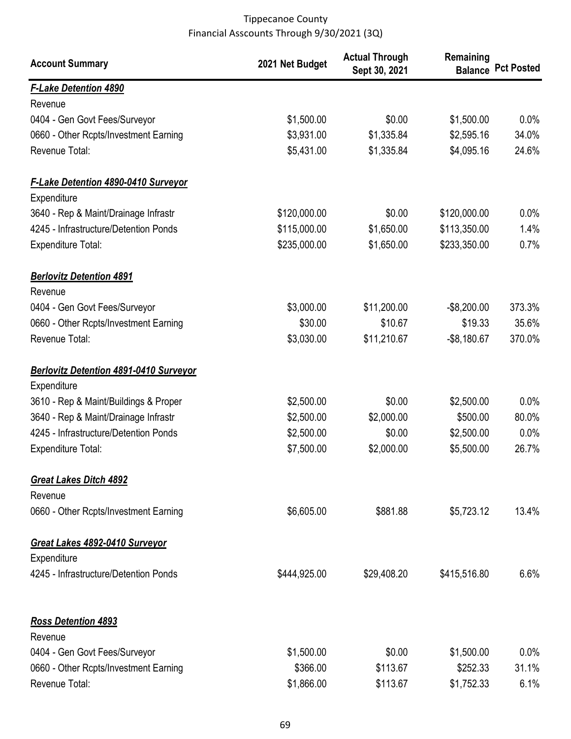Tippecanoe County
Financial Asscounts Through 9/30/2021 (3Q)

| Account Summary | 2021 Net Budget | Actual Through Sept 30, 2021 | Remaining Balance | Pct Posted |
|---|---|---|---|---|
| ***F-Lake Detention 4890*** | | | | |
| Revenue | | | | |
| 0404 - Gen Govt Fees/Surveyor | $1,500.00 | $0.00 | $1,500.00 | 0.0% |
| 0660 - Other Rcpts/Investment Earning | $3,931.00 | $1,335.84 | $2,595.16 | 34.0% |
| Revenue Total: | $5,431.00 | $1,335.84 | $4,095.16 | 24.6% |
| ***F-Lake Detention 4890-0410 Surveyor*** | | | | |
| Expenditure | | | | |
| 3640 - Rep & Maint/Drainage Infrastr | $120,000.00 | $0.00 | $120,000.00 | 0.0% |
| 4245 - Infrastructure/Detention Ponds | $115,000.00 | $1,650.00 | $113,350.00 | 1.4% |
| Expenditure Total: | $235,000.00 | $1,650.00 | $233,350.00 | 0.7% |
| ***Berlovitz Detention 4891*** | | | | |
| Revenue | | | | |
| 0404 - Gen Govt Fees/Surveyor | $3,000.00 | $11,200.00 | -$8,200.00 | 373.3% |
| 0660 - Other Rcpts/Investment Earning | $30.00 | $10.67 | $19.33 | 35.6% |
| Revenue Total: | $3,030.00 | $11,210.67 | -$8,180.67 | 370.0% |
| ***Berlovitz Detention 4891-0410 Surveyor*** | | | | |
| Expenditure | | | | |
| 3610 - Rep & Maint/Buildings & Proper | $2,500.00 | $0.00 | $2,500.00 | 0.0% |
| 3640 - Rep & Maint/Drainage Infrastr | $2,500.00 | $2,000.00 | $500.00 | 80.0% |
| 4245 - Infrastructure/Detention Ponds | $2,500.00 | $0.00 | $2,500.00 | 0.0% |
| Expenditure Total: | $7,500.00 | $2,000.00 | $5,500.00 | 26.7% |
| ***Great Lakes Ditch 4892*** | | | | |
| Revenue | | | | |
| 0660 - Other Rcpts/Investment Earning | $6,605.00 | $881.88 | $5,723.12 | 13.4% |
| ***Great Lakes 4892-0410 Surveyor*** | | | | |
| Expenditure | | | | |
| 4245 - Infrastructure/Detention Ponds | $444,925.00 | $29,408.20 | $415,516.80 | 6.6% |
| ***Ross Detention 4893*** | | | | |
| Revenue | | | | |
| 0404 - Gen Govt Fees/Surveyor | $1,500.00 | $0.00 | $1,500.00 | 0.0% |
| 0660 - Other Rcpts/Investment Earning | $366.00 | $113.67 | $252.33 | 31.1% |
| Revenue Total: | $1,866.00 | $113.67 | $1,752.33 | 6.1% |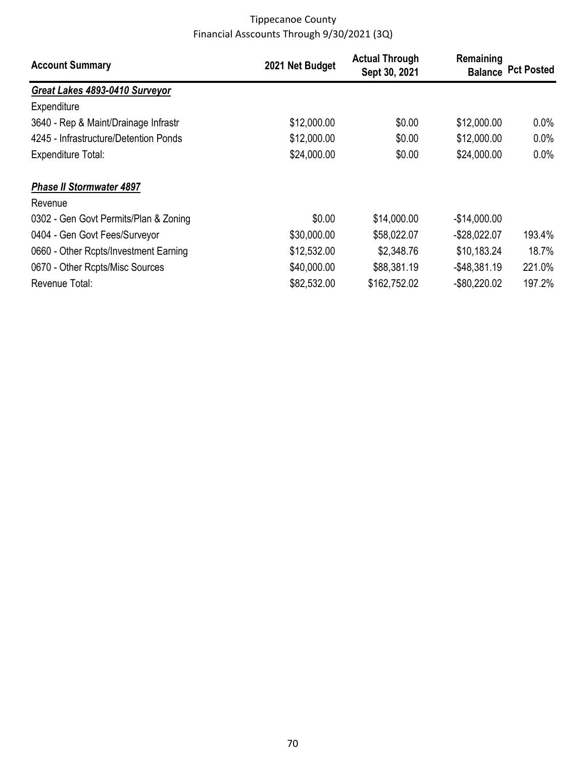Tippecanoe County
Financial Asscounts Through 9/30/2021 (3Q)

| Account Summary | 2021 Net Budget | Actual Through Sept 30, 2021 | Remaining Balance | Pct Posted |
|---|---|---|---|---|
| ***Great Lakes 4893-0410 Surveyor*** | | | | |
| Expenditure | | | | |
| 3640 - Rep & Maint/Drainage Infrastr | $12,000.00 | $0.00 | $12,000.00 | 0.0% |
| 4245 - Infrastructure/Detention Ponds | $12,000.00 | $0.00 | $12,000.00 | 0.0% |
| Expenditure Total: | $24,000.00 | $0.00 | $24,000.00 | 0.0% |
| ***Phase II Stormwater 4897*** | | | | |
| Revenue | | | | |
| 0302 - Gen Govt Permits/Plan & Zoning | $0.00 | $14,000.00 | -$14,000.00 | |
| 0404 - Gen Govt Fees/Surveyor | $30,000.00 | $58,022.07 | -$28,022.07 | 193.4% |
| 0660 - Other Rcpts/Investment Earning | $12,532.00 | $2,348.76 | $10,183.24 | 18.7% |
| 0670 - Other Rcpts/Misc Sources | $40,000.00 | $88,381.19 | -$48,381.19 | 221.0% |
| Revenue Total: | $82,532.00 | $162,752.02 | -$80,220.02 | 197.2% |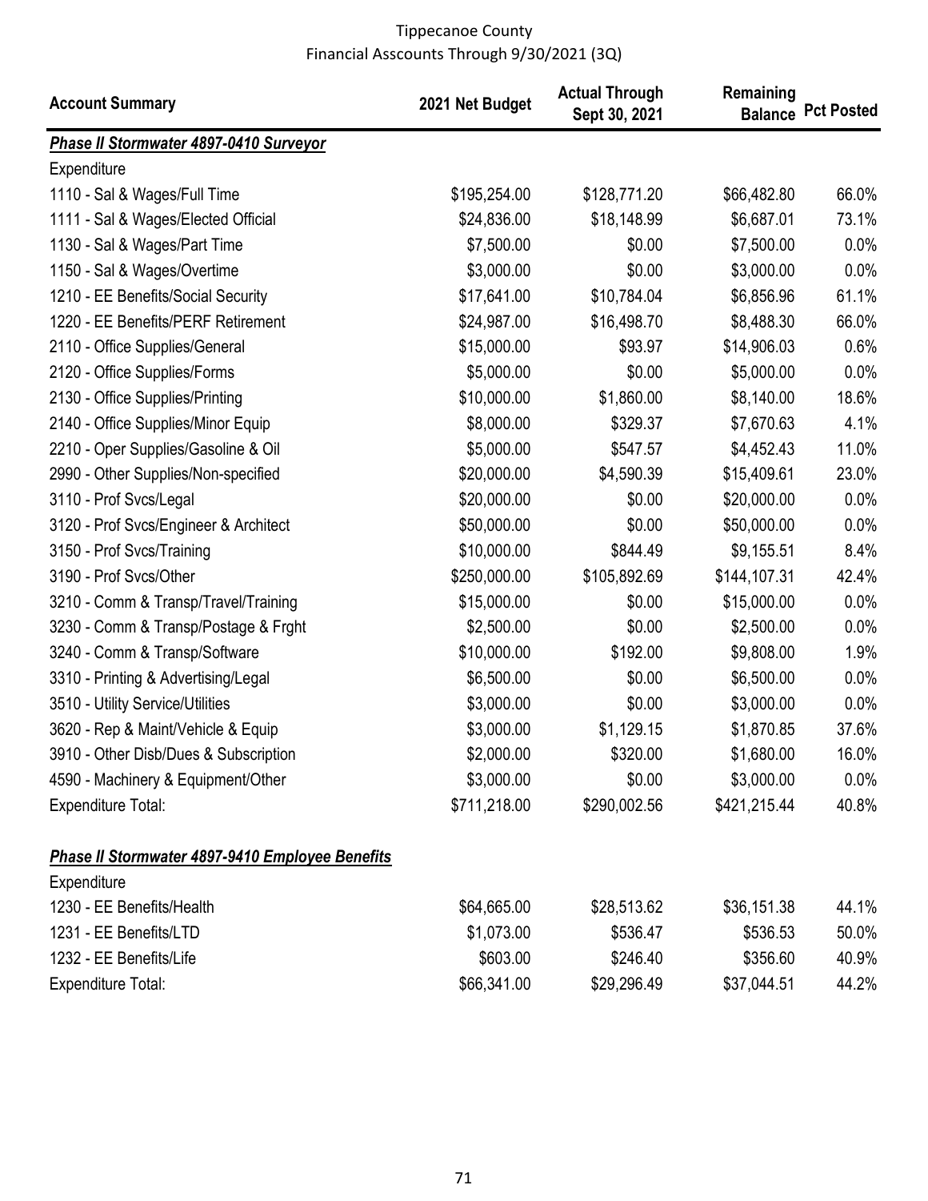Tippecanoe County
Financial Asscounts Through 9/30/2021 (3Q)

| Account Summary | 2021 Net Budget | Actual Through Sept 30, 2021 | Remaining Balance | Pct Posted |
|---|---|---|---|---|
| ***Phase II Stormwater 4897-0410 Surveyor*** | | | | |
| Expenditure | | | | |
| 1110 - Sal & Wages/Full Time | $195,254.00 | $128,771.20 | $66,482.80 | 66.0% |
| 1111 - Sal & Wages/Elected Official | $24,836.00 | $18,148.99 | $6,687.01 | 73.1% |
| 1130 - Sal & Wages/Part Time | $7,500.00 | $0.00 | $7,500.00 | 0.0% |
| 1150 - Sal & Wages/Overtime | $3,000.00 | $0.00 | $3,000.00 | 0.0% |
| 1210 - EE Benefits/Social Security | $17,641.00 | $10,784.04 | $6,856.96 | 61.1% |
| 1220 - EE Benefits/PERF Retirement | $24,987.00 | $16,498.70 | $8,488.30 | 66.0% |
| 2110 - Office Supplies/General | $15,000.00 | $93.97 | $14,906.03 | 0.6% |
| 2120 - Office Supplies/Forms | $5,000.00 | $0.00 | $5,000.00 | 0.0% |
| 2130 - Office Supplies/Printing | $10,000.00 | $1,860.00 | $8,140.00 | 18.6% |
| 2140 - Office Supplies/Minor Equip | $8,000.00 | $329.37 | $7,670.63 | 4.1% |
| 2210 - Oper Supplies/Gasoline & Oil | $5,000.00 | $547.57 | $4,452.43 | 11.0% |
| 2990 - Other Supplies/Non-specified | $20,000.00 | $4,590.39 | $15,409.61 | 23.0% |
| 3110 - Prof Svcs/Legal | $20,000.00 | $0.00 | $20,000.00 | 0.0% |
| 3120 - Prof Svcs/Engineer & Architect | $50,000.00 | $0.00 | $50,000.00 | 0.0% |
| 3150 - Prof Svcs/Training | $10,000.00 | $844.49 | $9,155.51 | 8.4% |
| 3190 - Prof Svcs/Other | $250,000.00 | $105,892.69 | $144,107.31 | 42.4% |
| 3210 - Comm & Transp/Travel/Training | $15,000.00 | $0.00 | $15,000.00 | 0.0% |
| 3230 - Comm & Transp/Postage & Frght | $2,500.00 | $0.00 | $2,500.00 | 0.0% |
| 3240 - Comm & Transp/Software | $10,000.00 | $192.00 | $9,808.00 | 1.9% |
| 3310 - Printing & Advertising/Legal | $6,500.00 | $0.00 | $6,500.00 | 0.0% |
| 3510 - Utility Service/Utilities | $3,000.00 | $0.00 | $3,000.00 | 0.0% |
| 3620 - Rep & Maint/Vehicle & Equip | $3,000.00 | $1,129.15 | $1,870.85 | 37.6% |
| 3910 - Other Disb/Dues & Subscription | $2,000.00 | $320.00 | $1,680.00 | 16.0% |
| 4590 - Machinery & Equipment/Other | $3,000.00 | $0.00 | $3,000.00 | 0.0% |
| Expenditure Total: | $711,218.00 | $290,002.56 | $421,215.44 | 40.8% |
| | | | | |
| ***Phase II Stormwater 4897-9410 Employee Benefits*** | | | | |
| Expenditure | | | | |
| 1230 - EE Benefits/Health | $64,665.00 | $28,513.62 | $36,151.38 | 44.1% |
| 1231 - EE Benefits/LTD | $1,073.00 | $536.47 | $536.53 | 50.0% |
| 1232 - EE Benefits/Life | $603.00 | $246.40 | $356.60 | 40.9% |
| Expenditure Total: | $66,341.00 | $29,296.49 | $37,044.51 | 44.2% |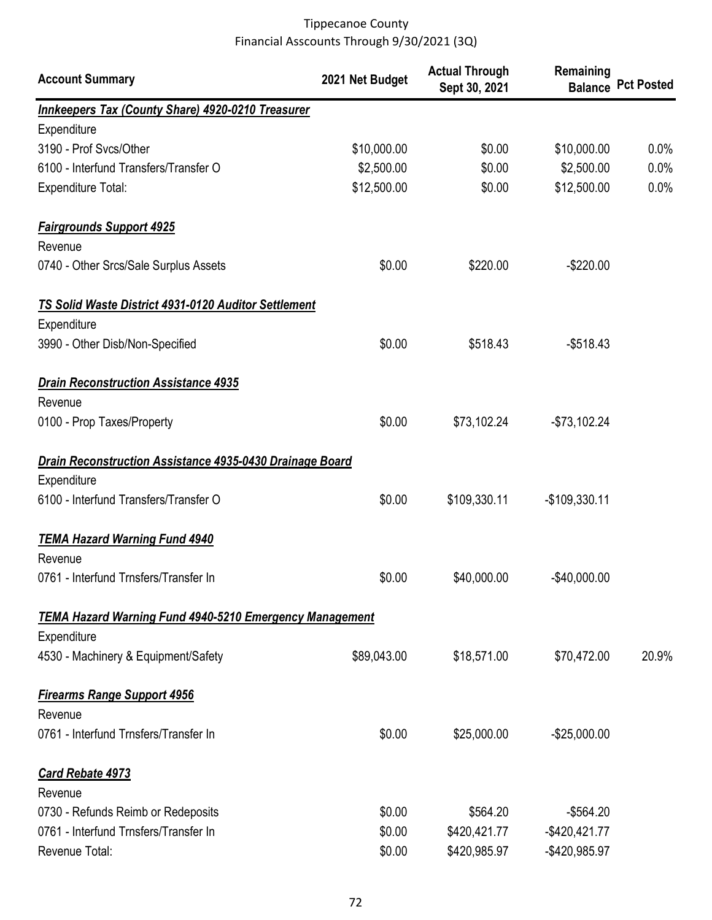Tippecanoe County
Financial Asscounts Through 9/30/2021 (3Q)

| Account Summary | 2021 Net Budget | Actual Through Sept 30, 2021 | Remaining Balance | Pct Posted |
|---|---|---|---|---|
| ***Innkeepers Tax (County Share) 4920-0210 Treasurer*** | | | | |
| Expenditure | | | | |
| 3190 - Prof Svcs/Other | $10,000.00 | $0.00 | $10,000.00 | 0.0% |
| 6100 - Interfund Transfers/Transfer O | $2,500.00 | $0.00 | $2,500.00 | 0.0% |
| Expenditure Total: | $12,500.00 | $0.00 | $12,500.00 | 0.0% |
| | | | | |
| ***Fairgrounds Support 4925*** | | | | |
| Revenue | | | | |
| 0740 - Other Srcs/Sale Surplus Assets | $0.00 | $220.00 | -$220.00 | |
| | | | | |
| ***TS Solid Waste District 4931-0120 Auditor Settlement*** | | | | |
| Expenditure | | | | |
| 3990 - Other Disb/Non-Specified | $0.00 | $518.43 | -$518.43 | |
| | | | | |
| ***Drain Reconstruction Assistance 4935*** | | | | |
| Revenue | | | | |
| 0100 - Prop Taxes/Property | $0.00 | $73,102.24 | -$73,102.24 | |
| | | | | |
| ***Drain Reconstruction Assistance 4935-0430 Drainage Board*** | | | | |
| Expenditure | | | | |
| 6100 - Interfund Transfers/Transfer O | $0.00 | $109,330.11 | -$109,330.11 | |
| | | | | |
| ***TEMA Hazard Warning Fund 4940*** | | | | |
| Revenue | | | | |
| 0761 - Interfund Trnsfers/Transfer In | $0.00 | $40,000.00 | -$40,000.00 | |
| | | | | |
| ***TEMA Hazard Warning Fund 4940-5210 Emergency Management*** | | | | |
| Expenditure | | | | |
| 4530 - Machinery & Equipment/Safety | $89,043.00 | $18,571.00 | $70,472.00 | 20.9% |
| | | | | |
| ***Firearms Range Support 4956*** | | | | |
| Revenue | | | | |
| 0761 - Interfund Trnsfers/Transfer In | $0.00 | $25,000.00 | -$25,000.00 | |
| | | | | |
| ***Card Rebate 4973*** | | | | |
| Revenue | | | | |
| 0730 - Refunds Reimb or Redeposits | $0.00 | $564.20 | -$564.20 | |
| 0761 - Interfund Trnsfers/Transfer In | $0.00 | $420,421.77 | -$420,421.77 | |
| Revenue Total: | $0.00 | $420,985.97 | -$420,985.97 | |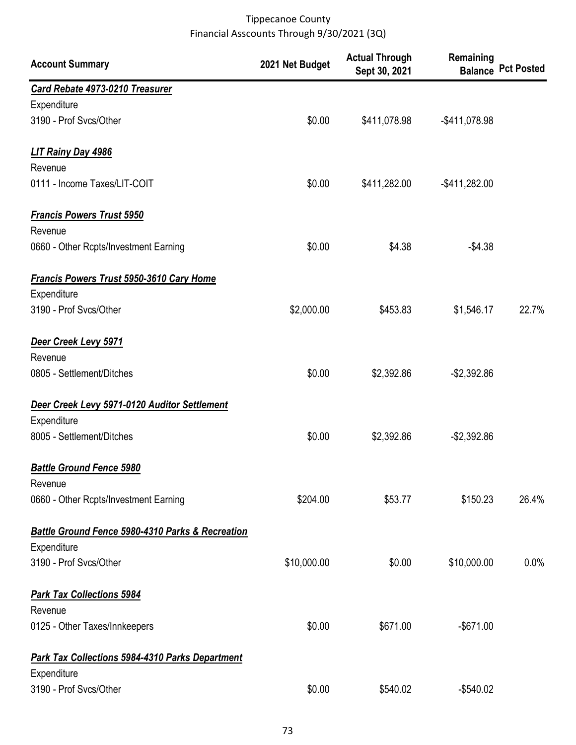Tippecanoe County
Financial Asscounts Through 9/30/2021 (3Q)

| Account Summary | 2021 Net Budget | Actual Through Sept 30, 2021 | Remaining Balance | Pct Posted |
|---|---|---|---|---|
| ***Card Rebate 4973-0210 Treasurer*** | | | | |
| Expenditure | | | | |
| 3190 - Prof Svcs/Other | $0.00 | $411,078.98 | -$411,078.98 | |
| ***LIT Rainy Day 4986*** | | | | |
| Revenue | | | | |
| 0111 - Income Taxes/LIT-COIT | $0.00 | $411,282.00 | -$411,282.00 | |
| ***Francis Powers Trust 5950*** | | | | |
| Revenue | | | | |
| 0660 - Other Rcpts/Investment Earning | $0.00 | $4.38 | -$4.38 | |
| ***Francis Powers Trust 5950-3610 Cary Home*** | | | | |
| Expenditure | | | | |
| 3190 - Prof Svcs/Other | $2,000.00 | $453.83 | $1,546.17 | 22.7% |
| ***Deer Creek Levy 5971*** | | | | |
| Revenue | | | | |
| 0805 - Settlement/Ditches | $0.00 | $2,392.86 | -$2,392.86 | |
| ***Deer Creek Levy 5971-0120 Auditor Settlement*** | | | | |
| Expenditure | | | | |
| 8005 - Settlement/Ditches | $0.00 | $2,392.86 | -$2,392.86 | |
| ***Battle Ground Fence 5980*** | | | | |
| Revenue | | | | |
| 0660 - Other Rcpts/Investment Earning | $204.00 | $53.77 | $150.23 | 26.4% |
| ***Battle Ground Fence 5980-4310 Parks & Recreation*** | | | | |
| Expenditure | | | | |
| 3190 - Prof Svcs/Other | $10,000.00 | $0.00 | $10,000.00 | 0.0% |
| ***Park Tax Collections 5984*** | | | | |
| Revenue | | | | |
| 0125 - Other Taxes/Innkeepers | $0.00 | $671.00 | -$671.00 | |
| ***Park Tax Collections 5984-4310 Parks Department*** | | | | |
| Expenditure | | | | |
| 3190 - Prof Svcs/Other | $0.00 | $540.02 | -$540.02 | |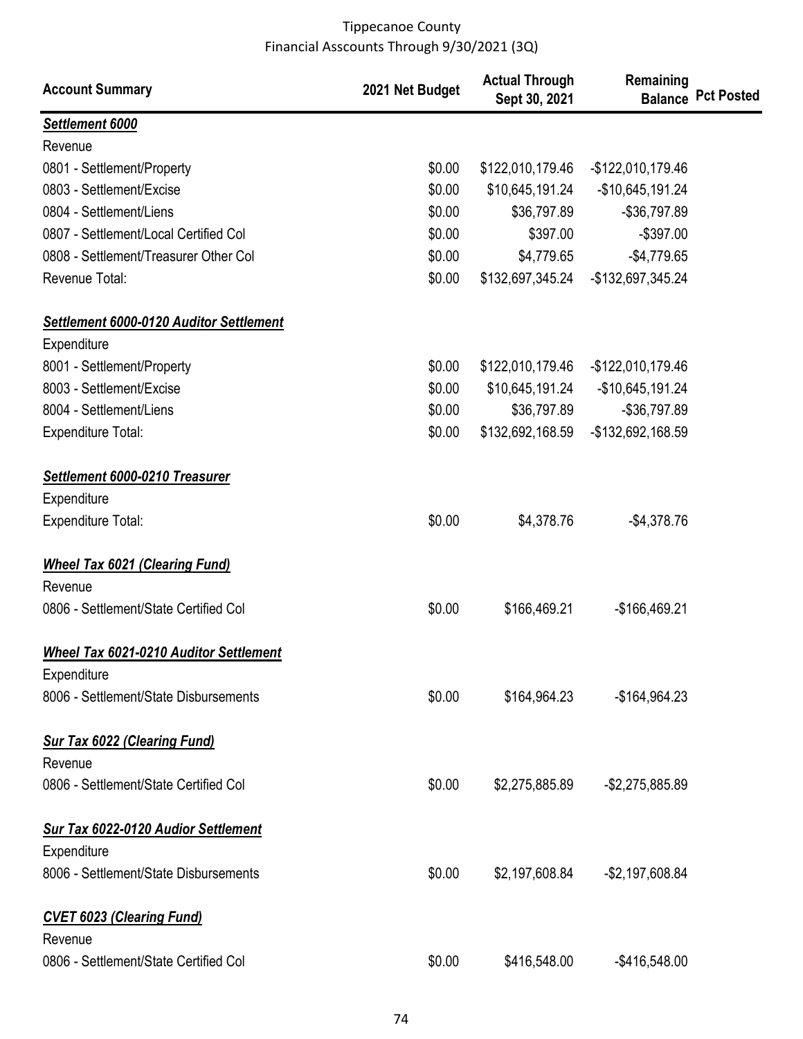Tippecanoe County
Financial Asscounts Through 9/30/2021 (3Q)

| Account Summary | 2021 Net Budget | Actual Through Sept 30, 2021 | Remaining Balance | Pct Posted |
|---|---|---|---|---|
| ***Settlement 6000*** | | | | |
| Revenue | | | | |
| 0801 - Settlement/Property | $0.00 | $122,010,179.46 | -$122,010,179.46 | |
| 0803 - Settlement/Excise | $0.00 | $10,645,191.24 | -$10,645,191.24 | |
| 0804 - Settlement/Liens | $0.00 | $36,797.89 | -$36,797.89 | |
| 0807 - Settlement/Local Certified Col | $0.00 | $397.00 | -$397.00 | |
| 0808 - Settlement/Treasurer Other Col | $0.00 | $4,779.65 | -$4,779.65 | |
| Revenue Total: | $0.00 | $132,697,345.24 | -$132,697,345.24 | |
| ***Settlement 6000-0120 Auditor Settlement*** | | | | |
| Expenditure | | | | |
| 8001 - Settlement/Property | $0.00 | $122,010,179.46 | -$122,010,179.46 | |
| 8003 - Settlement/Excise | $0.00 | $10,645,191.24 | -$10,645,191.24 | |
| 8004 - Settlement/Liens | $0.00 | $36,797.89 | -$36,797.89 | |
| Expenditure Total: | $0.00 | $132,692,168.59 | -$132,692,168.59 | |
| ***Settlement 6000-0210 Treasurer*** | | | | |
| Expenditure | | | | |
| Expenditure Total: | $0.00 | $4,378.76 | -$4,378.76 | |
| ***Wheel Tax 6021 (Clearing Fund)*** | | | | |
| Revenue | | | | |
| 0806 - Settlement/State Certified Col | $0.00 | $166,469.21 | -$166,469.21 | |
| ***Wheel Tax 6021-0210 Auditor Settlement*** | | | | |
| Expenditure | | | | |
| 8006 - Settlement/State Disbursements | $0.00 | $164,964.23 | -$164,964.23 | |
| ***Sur Tax 6022 (Clearing Fund)*** | | | | |
| Revenue | | | | |
| 0806 - Settlement/State Certified Col | $0.00 | $2,275,885.89 | -$2,275,885.89 | |
| ***Sur Tax 6022-0120 Audior Settlement*** | | | | |
| Expenditure | | | | |
| 8006 - Settlement/State Disbursements | $0.00 | $2,197,608.84 | -$2,197,608.84 | |
| ***CVET 6023 (Clearing Fund)*** | | | | |
| Revenue | | | | |
| 0806 - Settlement/State Certified Col | $0.00 | $416,548.00 | -$416,548.00 | |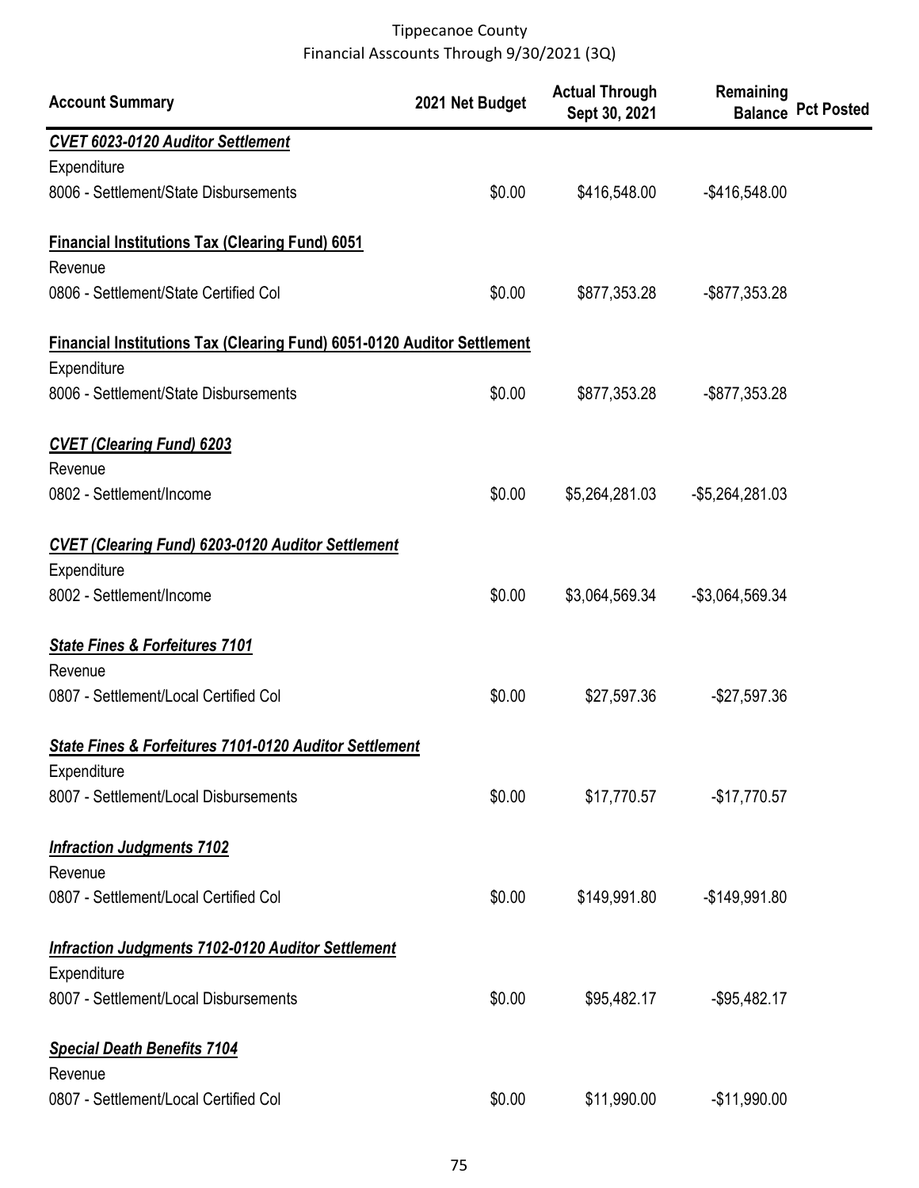Tippecanoe County
Financial Asscounts Through 9/30/2021 (3Q)

| Account Summary | 2021 Net Budget | Actual Through Sept 30, 2021 | Remaining Balance | Pct Posted |
|---|---|---|---|---|
| ***CVET 6023-0120 Auditor Settlement*** | | | | |
| Expenditure | | | | |
| 8006 - Settlement/State Disbursements | $0.00 | $416,548.00 | -$416,548.00 | |
| **Financial Institutions Tax (Clearing Fund) 6051** | | | | |
| Revenue | | | | |
| 0806 - Settlement/State Certified Col | $0.00 | $877,353.28 | -$877,353.28 | |
| **Financial Institutions Tax (Clearing Fund) 6051-0120 Auditor Settlement** | | | | |
| Expenditure | | | | |
| 8006 - Settlement/State Disbursements | $0.00 | $877,353.28 | -$877,353.28 | |
| ***CVET (Clearing Fund) 6203*** | | | | |
| Revenue | | | | |
| 0802 - Settlement/Income | $0.00 | $5,264,281.03 | -$5,264,281.03 | |
| ***CVET (Clearing Fund) 6203-0120 Auditor Settlement*** | | | | |
| Expenditure | | | | |
| 8002 - Settlement/Income | $0.00 | $3,064,569.34 | -$3,064,569.34 | |
| ***State Fines & Forfeitures 7101*** | | | | |
| Revenue | | | | |
| 0807 - Settlement/Local Certified Col | $0.00 | $27,597.36 | -$27,597.36 | |
| ***State Fines & Forfeitures 7101-0120 Auditor Settlement*** | | | | |
| Expenditure | | | | |
| 8007 - Settlement/Local Disbursements | $0.00 | $17,770.57 | -$17,770.57 | |
| ***Infraction Judgments 7102*** | | | | |
| Revenue | | | | |
| 0807 - Settlement/Local Certified Col | $0.00 | $149,991.80 | -$149,991.80 | |
| ***Infraction Judgments 7102-0120 Auditor Settlement*** | | | | |
| Expenditure | | | | |
| 8007 - Settlement/Local Disbursements | $0.00 | $95,482.17 | -$95,482.17 | |
| ***Special Death Benefits 7104*** | | | | |
| Revenue | | | | |
| 0807 - Settlement/Local Certified Col | $0.00 | $11,990.00 | -$11,990.00 | |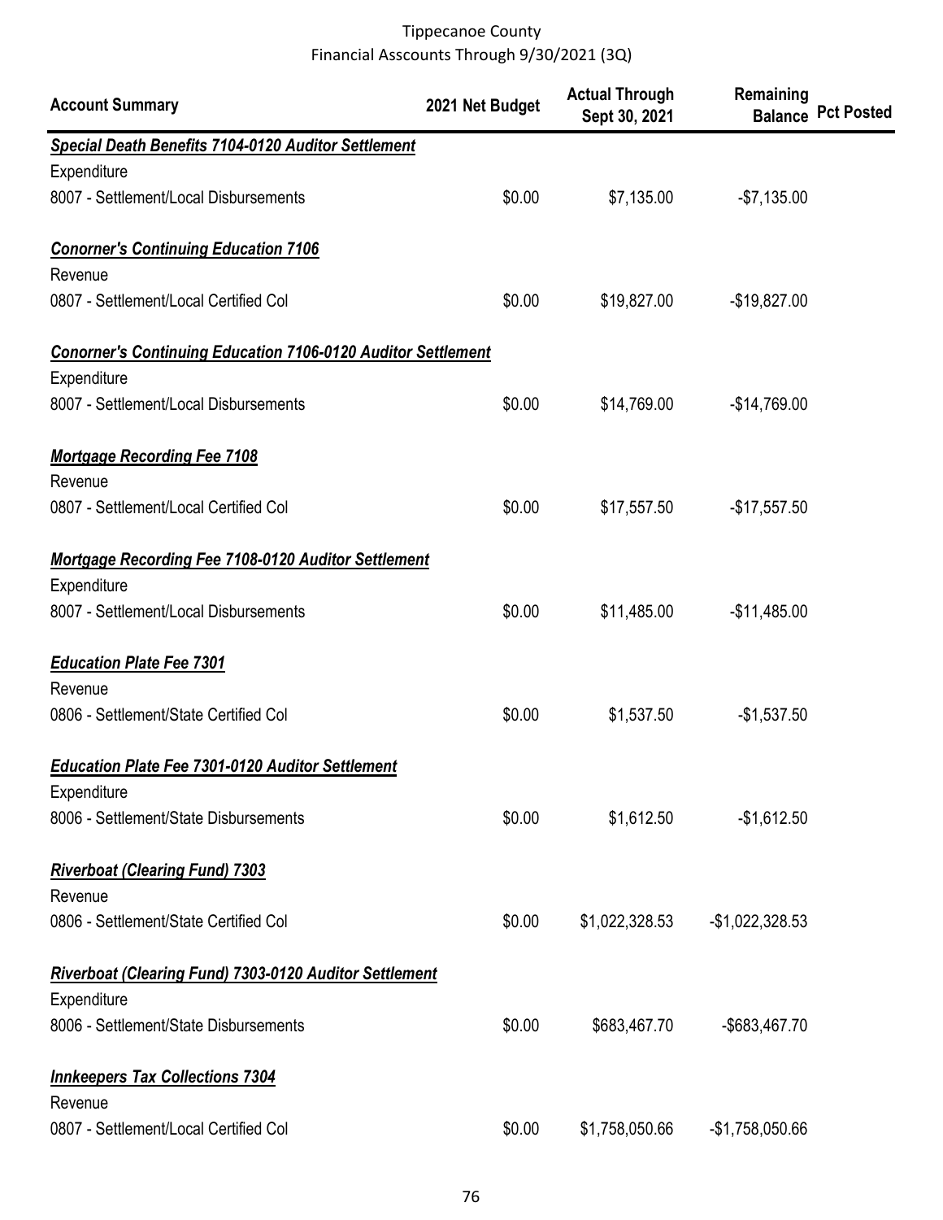Tippecanoe County
Financial Asscounts Through 9/30/2021 (3Q)

| Account Summary | 2021 Net Budget | Actual Through Sept 30, 2021 | Remaining Balance | Pct Posted |
|---|---|---|---|---|
| ***Special Death Benefits 7104-0120 Auditor Settlement*** | | | | |
| Expenditure | | | | |
| 8007 - Settlement/Local Disbursements | $0.00 | $7,135.00 | -$7,135.00 | |
| ***Conorner's Continuing Education 7106*** | | | | |
| Revenue | | | | |
| 0807 - Settlement/Local Certified Col | $0.00 | $19,827.00 | -$19,827.00 | |
| ***Conorner's Continuing Education 7106-0120 Auditor Settlement*** | | | | |
| Expenditure | | | | |
| 8007 - Settlement/Local Disbursements | $0.00 | $14,769.00 | -$14,769.00 | |
| ***Mortgage Recording Fee 7108*** | | | | |
| Revenue | | | | |
| 0807 - Settlement/Local Certified Col | $0.00 | $17,557.50 | -$17,557.50 | |
| ***Mortgage Recording Fee 7108-0120 Auditor Settlement*** | | | | |
| Expenditure | | | | |
| 8007 - Settlement/Local Disbursements | $0.00 | $11,485.00 | -$11,485.00 | |
| ***Education Plate Fee 7301*** | | | | |
| Revenue | | | | |
| 0806 - Settlement/State Certified Col | $0.00 | $1,537.50 | -$1,537.50 | |
| ***Education Plate Fee 7301-0120 Auditor Settlement*** | | | | |
| Expenditure | | | | |
| 8006 - Settlement/State Disbursements | $0.00 | $1,612.50 | -$1,612.50 | |
| ***Riverboat (Clearing Fund) 7303*** | | | | |
| Revenue | | | | |
| 0806 - Settlement/State Certified Col | $0.00 | $1,022,328.53 | -$1,022,328.53 | |
| ***Riverboat (Clearing Fund) 7303-0120 Auditor Settlement*** | | | | |
| Expenditure | | | | |
| 8006 - Settlement/State Disbursements | $0.00 | $683,467.70 | -$683,467.70 | |
| ***Innkeepers Tax Collections 7304*** | | | | |
| Revenue | | | | |
| 0807 - Settlement/Local Certified Col | $0.00 | $1,758,050.66 | -$1,758,050.66 | |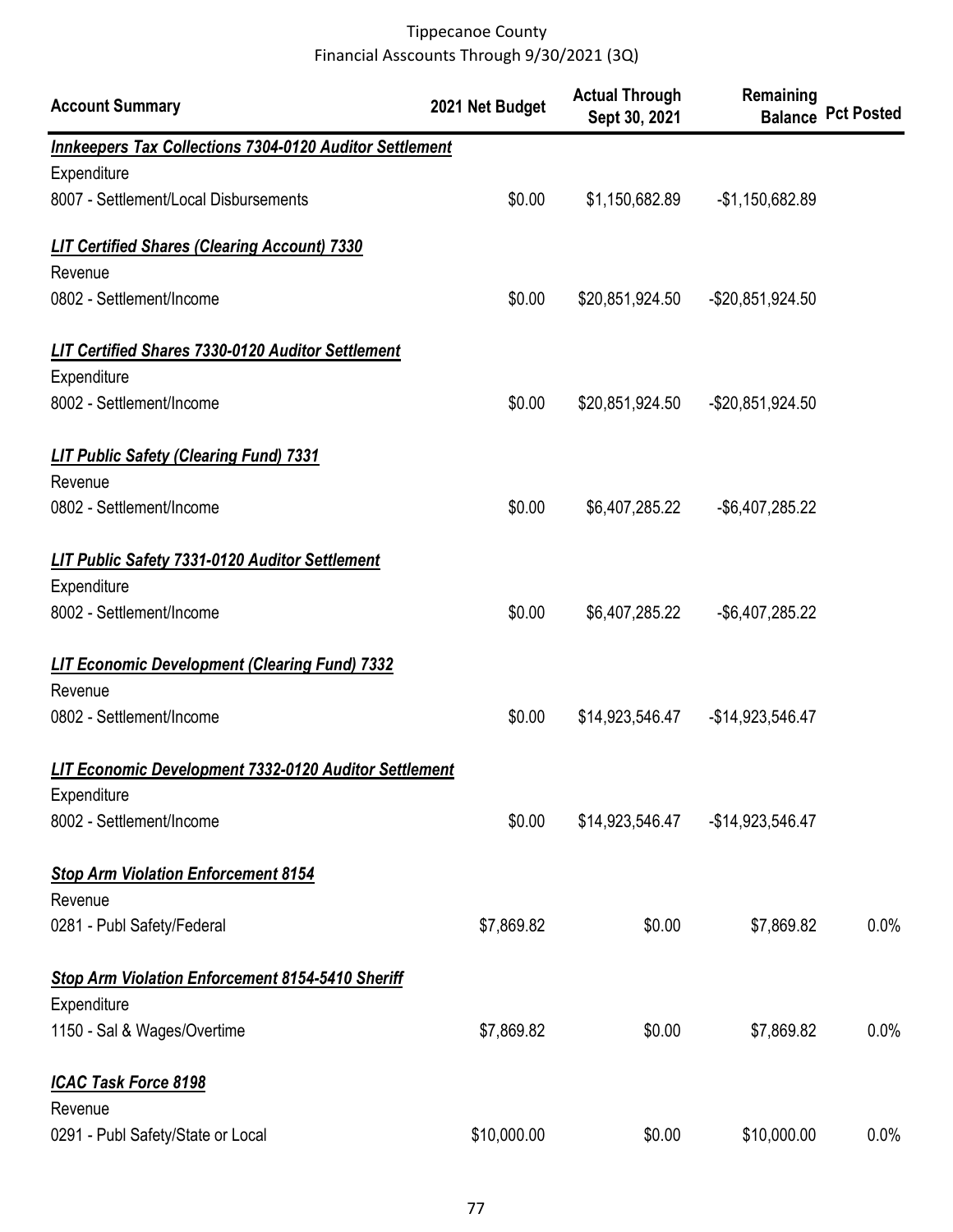Tippecanoe County
Financial Asscounts Through 9/30/2021 (3Q)

| Account Summary | 2021 Net Budget | Actual Through Sept 30, 2021 | Remaining Balance | Pct Posted |
|---|---|---|---|---|
| ***Innkeepers Tax Collections 7304-0120 Auditor Settlement*** | | | | |
| Expenditure | | | | |
| 8007 - Settlement/Local Disbursements | $0.00 | $1,150,682.89 | -$1,150,682.89 | |
| ***LIT Certified Shares (Clearing Account) 7330*** | | | | |
| Revenue | | | | |
| 0802 - Settlement/Income | $0.00 | $20,851,924.50 | -$20,851,924.50 | |
| ***LIT Certified Shares 7330-0120 Auditor Settlement*** | | | | |
| Expenditure | | | | |
| 8002 - Settlement/Income | $0.00 | $20,851,924.50 | -$20,851,924.50 | |
| ***LIT Public Safety (Clearing Fund) 7331*** | | | | |
| Revenue | | | | |
| 0802 - Settlement/Income | $0.00 | $6,407,285.22 | -$6,407,285.22 | |
| ***LIT Public Safety 7331-0120 Auditor Settlement*** | | | | |
| Expenditure | | | | |
| 8002 - Settlement/Income | $0.00 | $6,407,285.22 | -$6,407,285.22 | |
| ***LIT Economic Development (Clearing Fund) 7332*** | | | | |
| Revenue | | | | |
| 0802 - Settlement/Income | $0.00 | $14,923,546.47 | -$14,923,546.47 | |
| ***LIT Economic Development 7332-0120 Auditor Settlement*** | | | | |
| Expenditure | | | | |
| 8002 - Settlement/Income | $0.00 | $14,923,546.47 | -$14,923,546.47 | |
| ***Stop Arm Violation Enforcement 8154*** | | | | |
| Revenue | | | | |
| 0281 - Publ Safety/Federal | $7,869.82 | $0.00 | $7,869.82 | 0.0% |
| ***Stop Arm Violation Enforcement 8154-5410 Sheriff*** | | | | |
| Expenditure | | | | |
| 1150 - Sal & Wages/Overtime | $7,869.82 | $0.00 | $7,869.82 | 0.0% |
| ***ICAC Task Force 8198*** | | | | |
| Revenue | | | | |
| 0291 - Publ Safety/State or Local | $10,000.00 | $0.00 | $10,000.00 | 0.0% |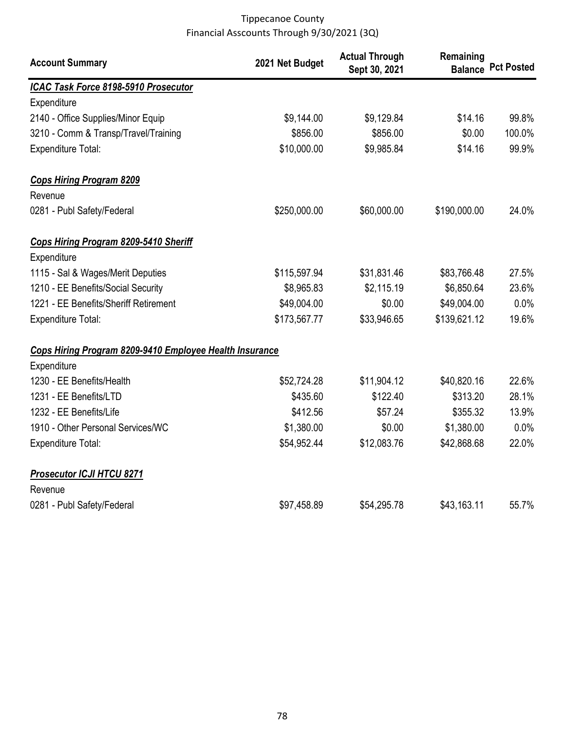Tippecanoe County
Financial Asscounts Through 9/30/2021 (3Q)

| Account Summary | 2021 Net Budget | Actual Through Sept 30, 2021 | Remaining Balance | Pct Posted |
|---|---|---|---|---|
| ***ICAC Task Force 8198-5910 Prosecutor*** | | | | |
| Expenditure | | | | |
| 2140 - Office Supplies/Minor Equip | $9,144.00 | $9,129.84 | $14.16 | 99.8% |
| 3210 - Comm & Transp/Travel/Training | $856.00 | $856.00 | $0.00 | 100.0% |
| Expenditure Total: | $10,000.00 | $9,985.84 | $14.16 | 99.9% |
| ***Cops Hiring Program 8209*** | | | | |
| Revenue | | | | |
| 0281 - Publ Safety/Federal | $250,000.00 | $60,000.00 | $190,000.00 | 24.0% |
| ***Cops Hiring Program 8209-5410 Sheriff*** | | | | |
| Expenditure | | | | |
| 1115 - Sal & Wages/Merit Deputies | $115,597.94 | $31,831.46 | $83,766.48 | 27.5% |
| 1210 - EE Benefits/Social Security | $8,965.83 | $2,115.19 | $6,850.64 | 23.6% |
| 1221 - EE Benefits/Sheriff Retirement | $49,004.00 | $0.00 | $49,004.00 | 0.0% |
| Expenditure Total: | $173,567.77 | $33,946.65 | $139,621.12 | 19.6% |
| ***Cops Hiring Program 8209-9410 Employee Health Insurance*** | | | | |
| Expenditure | | | | |
| 1230 - EE Benefits/Health | $52,724.28 | $11,904.12 | $40,820.16 | 22.6% |
| 1231 - EE Benefits/LTD | $435.60 | $122.40 | $313.20 | 28.1% |
| 1232 - EE Benefits/Life | $412.56 | $57.24 | $355.32 | 13.9% |
| 1910 - Other Personal Services/WC | $1,380.00 | $0.00 | $1,380.00 | 0.0% |
| Expenditure Total: | $54,952.44 | $12,083.76 | $42,868.68 | 22.0% |
| ***Prosecutor ICJI HTCU 8271*** | | | | |
| Revenue | | | | |
| 0281 - Publ Safety/Federal | $97,458.89 | $54,295.78 | $43,163.11 | 55.7% |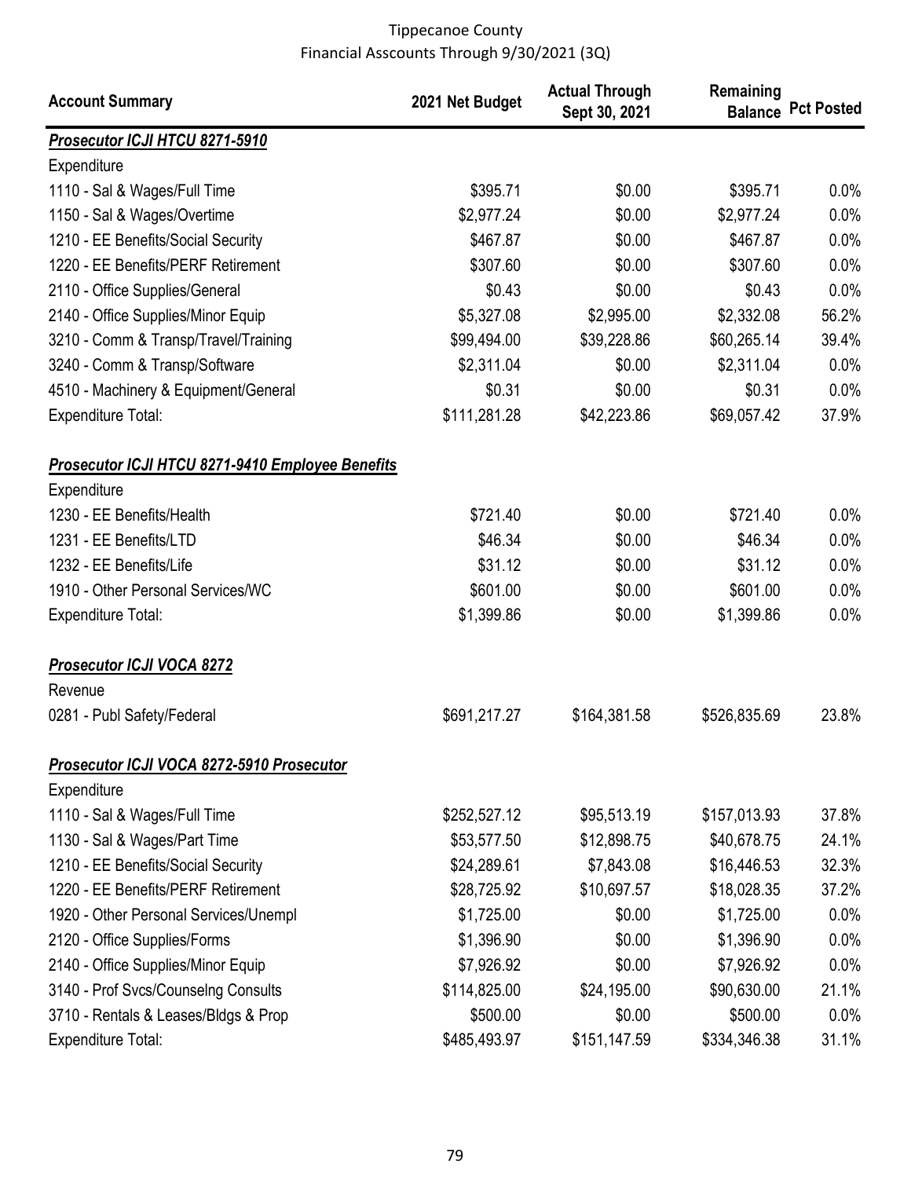Tippecanoe County
Financial Asscounts Through 9/30/2021 (3Q)

| Account Summary | 2021 Net Budget | Actual Through Sept 30, 2021 | Remaining Balance | Pct Posted |
|---|---|---|---|---|
| ***Prosecutor ICJI HTCU 8271-5910*** | | | | |
| Expenditure | | | | |
| 1110 - Sal & Wages/Full Time | $395.71 | $0.00 | $395.71 | 0.0% |
| 1150 - Sal & Wages/Overtime | $2,977.24 | $0.00 | $2,977.24 | 0.0% |
| 1210 - EE Benefits/Social Security | $467.87 | $0.00 | $467.87 | 0.0% |
| 1220 - EE Benefits/PERF Retirement | $307.60 | $0.00 | $307.60 | 0.0% |
| 2110 - Office Supplies/General | $0.43 | $0.00 | $0.43 | 0.0% |
| 2140 - Office Supplies/Minor Equip | $5,327.08 | $2,995.00 | $2,332.08 | 56.2% |
| 3210 - Comm & Transp/Travel/Training | $99,494.00 | $39,228.86 | $60,265.14 | 39.4% |
| 3240 - Comm & Transp/Software | $2,311.04 | $0.00 | $2,311.04 | 0.0% |
| 4510 - Machinery & Equipment/General | $0.31 | $0.00 | $0.31 | 0.0% |
| Expenditure Total: | $111,281.28 | $42,223.86 | $69,057.42 | 37.9% |
| ***Prosecutor ICJI HTCU 8271-9410 Employee Benefits*** | | | | |
| Expenditure | | | | |
| 1230 - EE Benefits/Health | $721.40 | $0.00 | $721.40 | 0.0% |
| 1231 - EE Benefits/LTD | $46.34 | $0.00 | $46.34 | 0.0% |
| 1232 - EE Benefits/Life | $31.12 | $0.00 | $31.12 | 0.0% |
| 1910 - Other Personal Services/WC | $601.00 | $0.00 | $601.00 | 0.0% |
| Expenditure Total: | $1,399.86 | $0.00 | $1,399.86 | 0.0% |
| ***Prosecutor ICJI VOCA 8272*** | | | | |
| Revenue | | | | |
| 0281 - Publ Safety/Federal | $691,217.27 | $164,381.58 | $526,835.69 | 23.8% |
| ***Prosecutor ICJI VOCA 8272-5910 Prosecutor*** | | | | |
| Expenditure | | | | |
| 1110 - Sal & Wages/Full Time | $252,527.12 | $95,513.19 | $157,013.93 | 37.8% |
| 1130 - Sal & Wages/Part Time | $53,577.50 | $12,898.75 | $40,678.75 | 24.1% |
| 1210 - EE Benefits/Social Security | $24,289.61 | $7,843.08 | $16,446.53 | 32.3% |
| 1220 - EE Benefits/PERF Retirement | $28,725.92 | $10,697.57 | $18,028.35 | 37.2% |
| 1920 - Other Personal Services/Unempl | $1,725.00 | $0.00 | $1,725.00 | 0.0% |
| 2120 - Office Supplies/Forms | $1,396.90 | $0.00 | $1,396.90 | 0.0% |
| 2140 - Office Supplies/Minor Equip | $7,926.92 | $0.00 | $7,926.92 | 0.0% |
| 3140 - Prof Svcs/Counselng Consults | $114,825.00 | $24,195.00 | $90,630.00 | 21.1% |
| 3710 - Rentals & Leases/Bldgs & Prop | $500.00 | $0.00 | $500.00 | 0.0% |
| Expenditure Total: | $485,493.97 | $151,147.59 | $334,346.38 | 31.1% |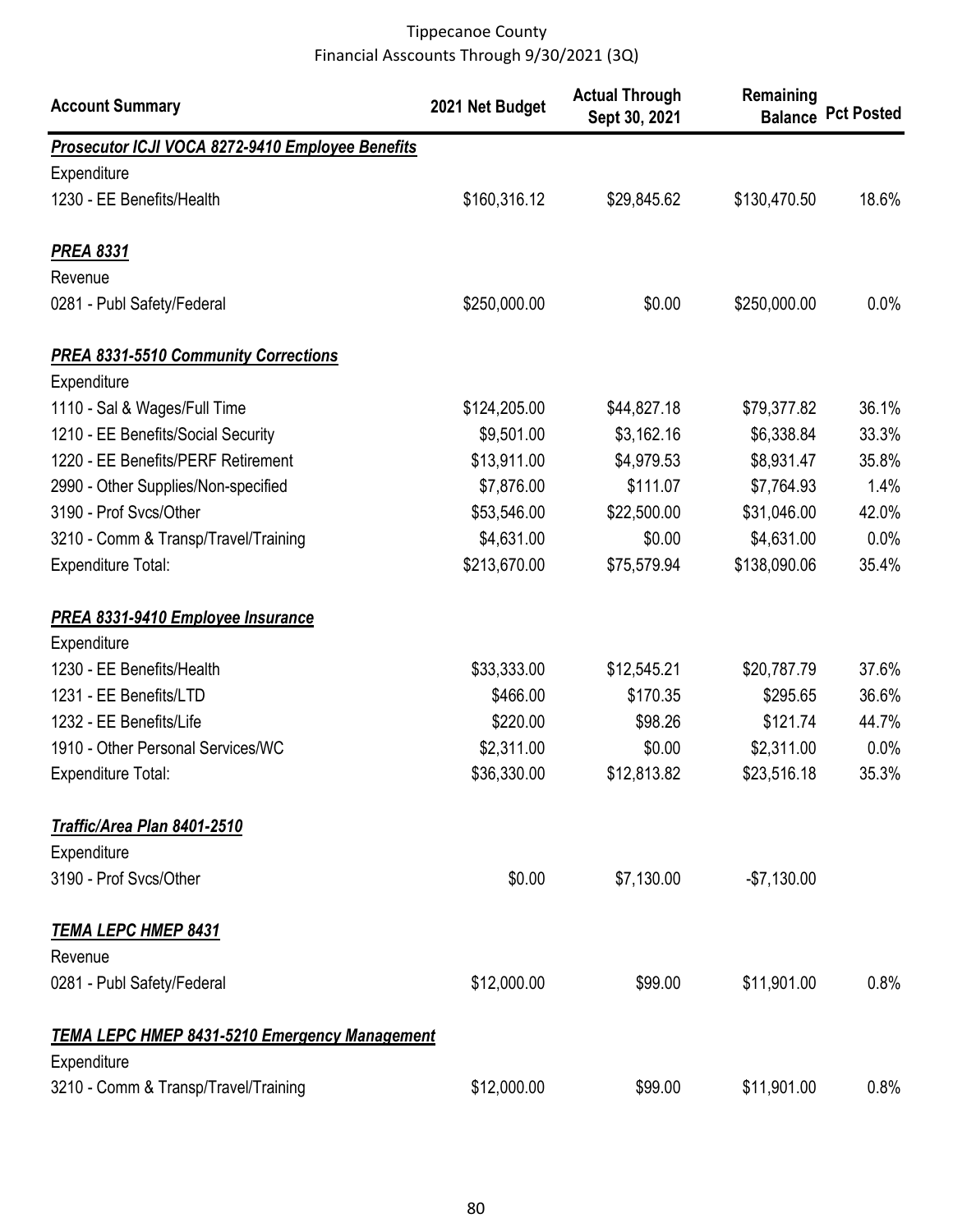Tippecanoe County
Financial Asscounts Through 9/30/2021 (3Q)

| Account Summary | 2021 Net Budget | Actual Through Sept 30, 2021 | Remaining Balance | Pct Posted |
|---|---|---|---|---|
| ***Prosecutor ICJI VOCA 8272-9410 Employee Benefits*** | | | | |
| Expenditure | | | | |
| 1230 - EE Benefits/Health | $160,316.12 | $29,845.62 | $130,470.50 | 18.6% |
| ***PREA 8331*** | | | | |
| Revenue | | | | |
| 0281 - Publ Safety/Federal | $250,000.00 | $0.00 | $250,000.00 | 0.0% |
| ***PREA 8331-5510 Community Corrections*** | | | | |
| Expenditure | | | | |
| 1110 - Sal & Wages/Full Time | $124,205.00 | $44,827.18 | $79,377.82 | 36.1% |
| 1210 - EE Benefits/Social Security | $9,501.00 | $3,162.16 | $6,338.84 | 33.3% |
| 1220 - EE Benefits/PERF Retirement | $13,911.00 | $4,979.53 | $8,931.47 | 35.8% |
| 2990 - Other Supplies/Non-specified | $7,876.00 | $111.07 | $7,764.93 | 1.4% |
| 3190 - Prof Svcs/Other | $53,546.00 | $22,500.00 | $31,046.00 | 42.0% |
| 3210 - Comm & Transp/Travel/Training | $4,631.00 | $0.00 | $4,631.00 | 0.0% |
| Expenditure Total: | $213,670.00 | $75,579.94 | $138,090.06 | 35.4% |
| ***PREA 8331-9410 Employee Insurance*** | | | | |
| Expenditure | | | | |
| 1230 - EE Benefits/Health | $33,333.00 | $12,545.21 | $20,787.79 | 37.6% |
| 1231 - EE Benefits/LTD | $466.00 | $170.35 | $295.65 | 36.6% |
| 1232 - EE Benefits/Life | $220.00 | $98.26 | $121.74 | 44.7% |
| 1910 - Other Personal Services/WC | $2,311.00 | $0.00 | $2,311.00 | 0.0% |
| Expenditure Total: | $36,330.00 | $12,813.82 | $23,516.18 | 35.3% |
| ***Traffic/Area Plan 8401-2510*** | | | | |
| Expenditure | | | | |
| 3190 - Prof Svcs/Other | $0.00 | $7,130.00 | -$7,130.00 | |
| ***TEMA LEPC HMEP 8431*** | | | | |
| Revenue | | | | |
| 0281 - Publ Safety/Federal | $12,000.00 | $99.00 | $11,901.00 | 0.8% |
| ***TEMA LEPC HMEP 8431-5210 Emergency Management*** | | | | |
| Expenditure | | | | |
| 3210 - Comm & Transp/Travel/Training | $12,000.00 | $99.00 | $11,901.00 | 0.8% |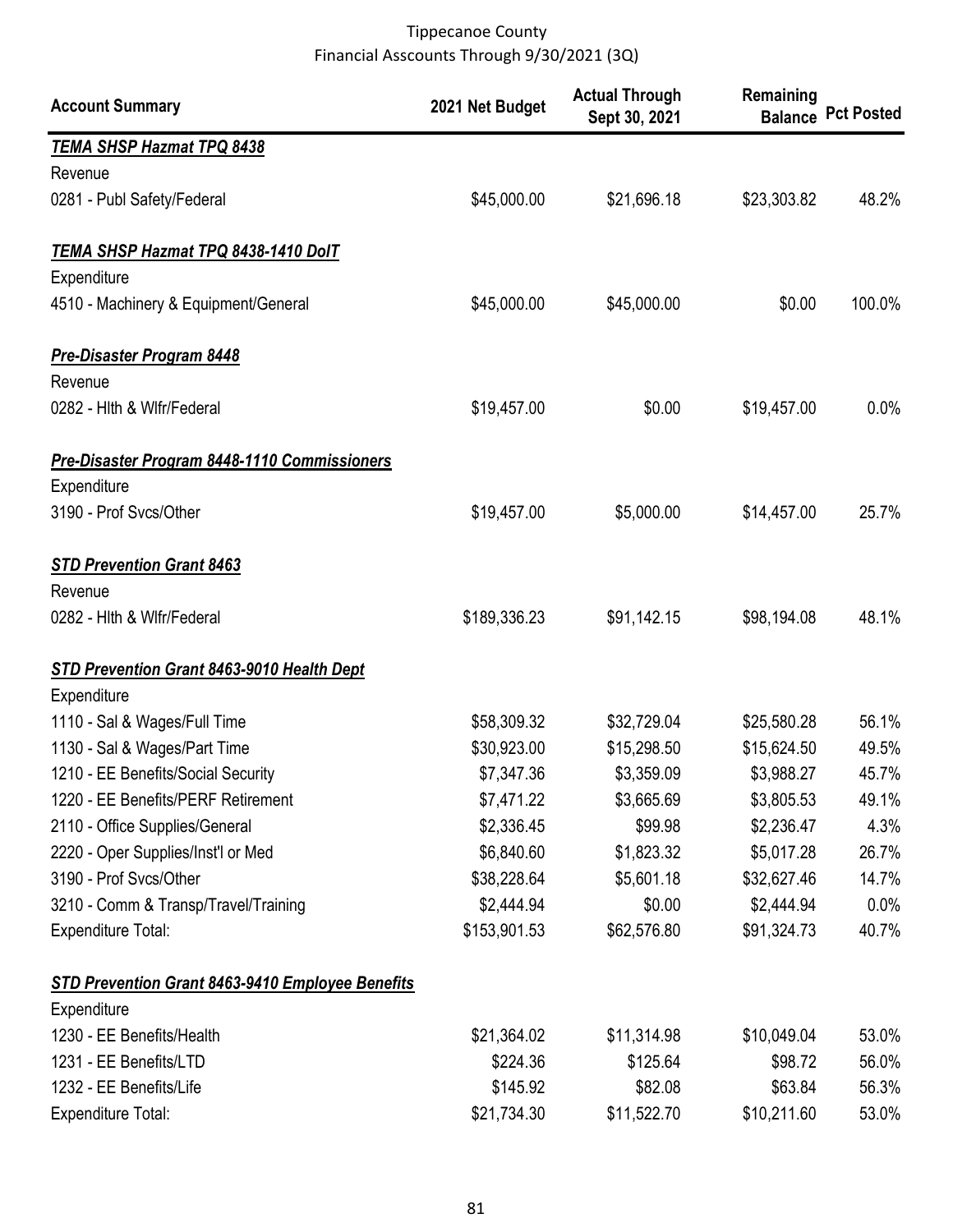Tippecanoe County
Financial Asscounts Through 9/30/2021 (3Q)

| Account Summary | 2021 Net Budget | Actual Through Sept 30, 2021 | Remaining Balance | Pct Posted |
|---|---|---|---|---|
| ***TEMA SHSP Hazmat TPQ 8438*** | | | | |
| Revenue | | | | |
| 0281 - Publ Safety/Federal | $45,000.00 | $21,696.18 | $23,303.82 | 48.2% |
| ***TEMA SHSP Hazmat TPQ 8438-1410 DoIT*** | | | | |
| Expenditure | | | | |
| 4510 - Machinery & Equipment/General | $45,000.00 | $45,000.00 | $0.00 | 100.0% |
| ***Pre-Disaster Program 8448*** | | | | |
| Revenue | | | | |
| 0282 - Hlth & Wlfr/Federal | $19,457.00 | $0.00 | $19,457.00 | 0.0% |
| ***Pre-Disaster Program 8448-1110 Commissioners*** | | | | |
| Expenditure | | | | |
| 3190 - Prof Svcs/Other | $19,457.00 | $5,000.00 | $14,457.00 | 25.7% |
| ***STD Prevention Grant 8463*** | | | | |
| Revenue | | | | |
| 0282 - Hlth & Wlfr/Federal | $189,336.23 | $91,142.15 | $98,194.08 | 48.1% |
| ***STD Prevention Grant 8463-9010 Health Dept*** | | | | |
| Expenditure | | | | |
| 1110 - Sal & Wages/Full Time | $58,309.32 | $32,729.04 | $25,580.28 | 56.1% |
| 1130 - Sal & Wages/Part Time | $30,923.00 | $15,298.50 | $15,624.50 | 49.5% |
| 1210 - EE Benefits/Social Security | $7,347.36 | $3,359.09 | $3,988.27 | 45.7% |
| 1220 - EE Benefits/PERF Retirement | $7,471.22 | $3,665.69 | $3,805.53 | 49.1% |
| 2110 - Office Supplies/General | $2,336.45 | $99.98 | $2,236.47 | 4.3% |
| 2220 - Oper Supplies/Inst'l or Med | $6,840.60 | $1,823.32 | $5,017.28 | 26.7% |
| 3190 - Prof Svcs/Other | $38,228.64 | $5,601.18 | $32,627.46 | 14.7% |
| 3210 - Comm & Transp/Travel/Training | $2,444.94 | $0.00 | $2,444.94 | 0.0% |
| Expenditure Total: | $153,901.53 | $62,576.80 | $91,324.73 | 40.7% |
| ***STD Prevention Grant 8463-9410 Employee Benefits*** | | | | |
| Expenditure | | | | |
| 1230 - EE Benefits/Health | $21,364.02 | $11,314.98 | $10,049.04 | 53.0% |
| 1231 - EE Benefits/LTD | $224.36 | $125.64 | $98.72 | 56.0% |
| 1232 - EE Benefits/Life | $145.92 | $82.08 | $63.84 | 56.3% |
| Expenditure Total: | $21,734.30 | $11,522.70 | $10,211.60 | 53.0% |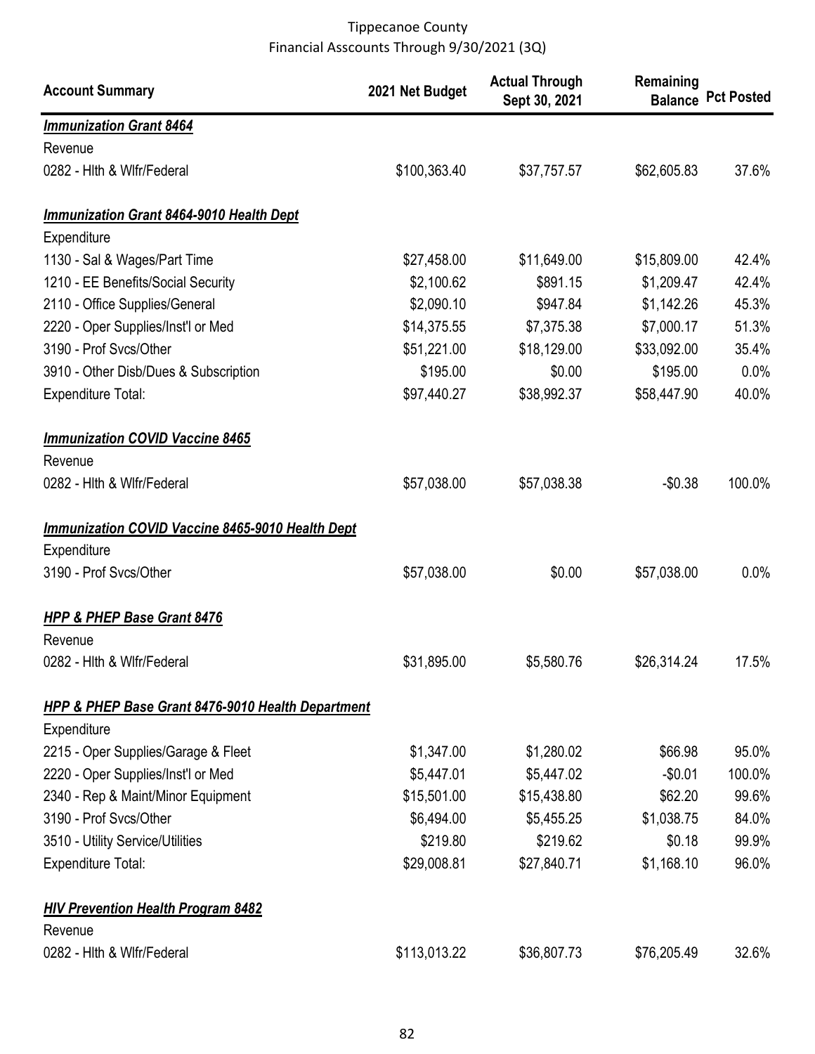Tippecanoe County
Financial Asscounts Through 9/30/2021 (3Q)

| Account Summary | 2021 Net Budget | Actual Through Sept 30, 2021 | Remaining Balance | Pct Posted |
|---|---|---|---|---|
| ***Immunization Grant 8464*** | | | | |
| Revenue | | | | |
| 0282 - Hlth & Wlfr/Federal | \$100,363.40 | \$37,757.57 | \$62,605.83 | 37.6% |
| | | | | |
| ***Immunization Grant 8464-9010 Health Dept*** | | | | |
| Expenditure | | | | |
| 1130 - Sal & Wages/Part Time | \$27,458.00 | \$11,649.00 | \$15,809.00 | 42.4% |
| 1210 - EE Benefits/Social Security | \$2,100.62 | \$891.15 | \$1,209.47 | 42.4% |
| 2110 - Office Supplies/General | \$2,090.10 | \$947.84 | \$1,142.26 | 45.3% |
| 2220 - Oper Supplies/Inst'l or Med | \$14,375.55 | \$7,375.38 | \$7,000.17 | 51.3% |
| 3190 - Prof Svcs/Other | \$51,221.00 | \$18,129.00 | \$33,092.00 | 35.4% |
| 3910 - Other Disb/Dues & Subscription | \$195.00 | \$0.00 | \$195.00 | 0.0% |
| Expenditure Total: | \$97,440.27 | \$38,992.37 | \$58,447.90 | 40.0% |
| | | | | |
| ***Immunization COVID Vaccine 8465*** | | | | |
| Revenue | | | | |
| 0282 - Hlth & Wlfr/Federal | \$57,038.00 | \$57,038.38 | -\$0.38 | 100.0% |
| | | | | |
| ***Immunization COVID Vaccine 8465-9010 Health Dept*** | | | | |
| Expenditure | | | | |
| 3190 - Prof Svcs/Other | \$57,038.00 | \$0.00 | \$57,038.00 | 0.0% |
| | | | | |
| ***HPP & PHEP Base Grant 8476*** | | | | |
| Revenue | | | | |
| 0282 - Hlth & Wlfr/Federal | \$31,895.00 | \$5,580.76 | \$26,314.24 | 17.5% |
| | | | | |
| ***HPP & PHEP Base Grant 8476-9010 Health Department*** | | | | |
| Expenditure | | | | |
| 2215 - Oper Supplies/Garage & Fleet | \$1,347.00 | \$1,280.02 | \$66.98 | 95.0% |
| 2220 - Oper Supplies/Inst'l or Med | \$5,447.01 | \$5,447.02 | -\$0.01 | 100.0% |
| 2340 - Rep & Maint/Minor Equipment | \$15,501.00 | \$15,438.80 | \$62.20 | 99.6% |
| 3190 - Prof Svcs/Other | \$6,494.00 | \$5,455.25 | \$1,038.75 | 84.0% |
| 3510 - Utility Service/Utilities | \$219.80 | \$219.62 | \$0.18 | 99.9% |
| Expenditure Total: | \$29,008.81 | \$27,840.71 | \$1,168.10 | 96.0% |
| | | | | |
| ***HIV Prevention Health Program 8482*** | | | | |
| Revenue | | | | |
| 0282 - Hlth & Wlfr/Federal | \$113,013.22 | \$36,807.73 | \$76,205.49 | 32.6% |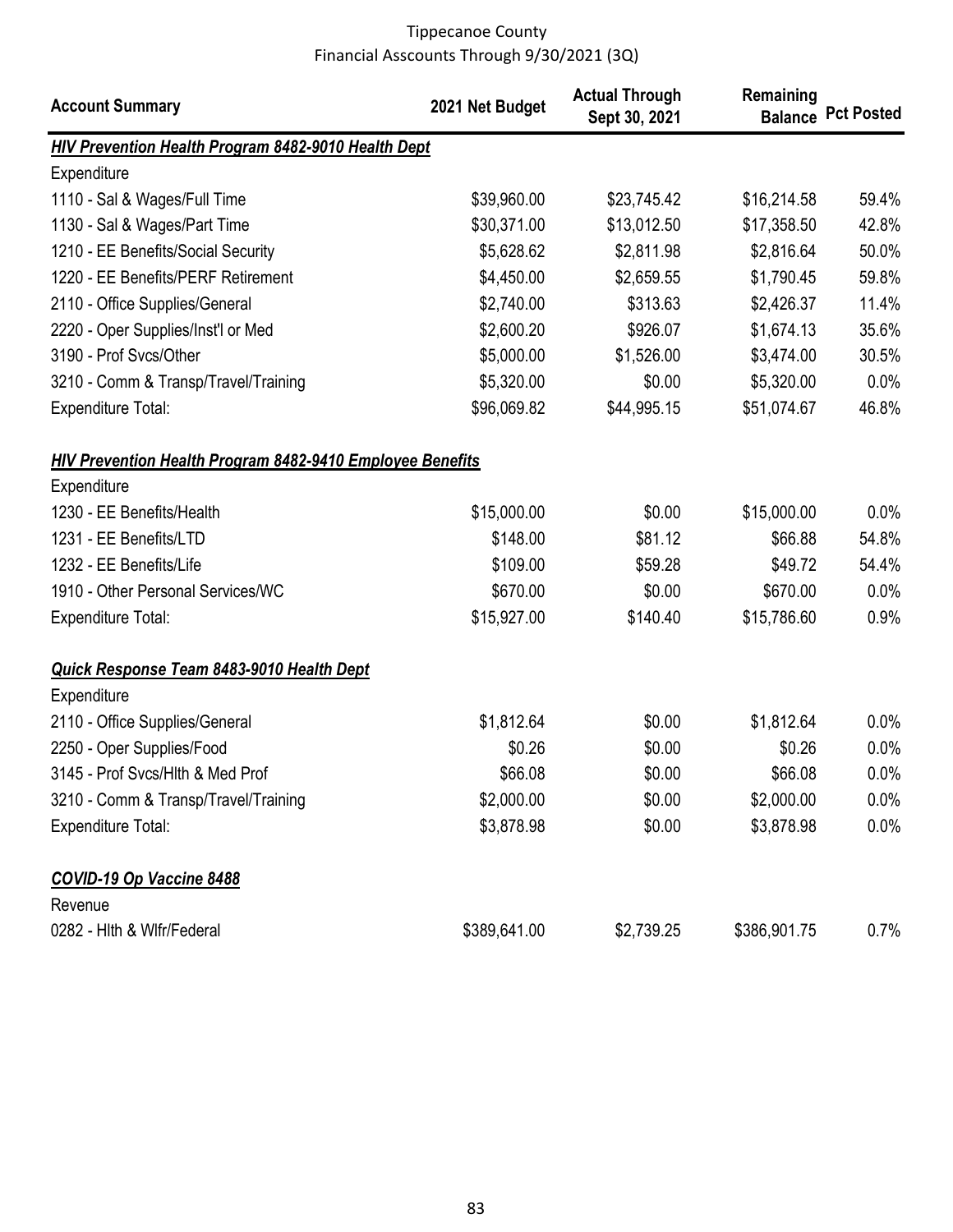Tippecanoe County
Financial Asscounts Through 9/30/2021 (3Q)

| Account Summary | 2021 Net Budget | Actual Through Sept 30, 2021 | Remaining Balance | Pct Posted |
|---|---|---|---|---|
| ***HIV Prevention Health Program 8482-9010 Health Dept*** | | | | |
| Expenditure | | | | |
| 1110 - Sal & Wages/Full Time | $39,960.00 | $23,745.42 | $16,214.58 | 59.4% |
| 1130 - Sal & Wages/Part Time | $30,371.00 | $13,012.50 | $17,358.50 | 42.8% |
| 1210 - EE Benefits/Social Security | $5,628.62 | $2,811.98 | $2,816.64 | 50.0% |
| 1220 - EE Benefits/PERF Retirement | $4,450.00 | $2,659.55 | $1,790.45 | 59.8% |
| 2110 - Office Supplies/General | $2,740.00 | $313.63 | $2,426.37 | 11.4% |
| 2220 - Oper Supplies/Inst'l or Med | $2,600.20 | $926.07 | $1,674.13 | 35.6% |
| 3190 - Prof Svcs/Other | $5,000.00 | $1,526.00 | $3,474.00 | 30.5% |
| 3210 - Comm & Transp/Travel/Training | $5,320.00 | $0.00 | $5,320.00 | 0.0% |
| Expenditure Total: | $96,069.82 | $44,995.15 | $51,074.67 | 46.8% |
| ***HIV Prevention Health Program 8482-9410 Employee Benefits*** | | | | |
| Expenditure | | | | |
| 1230 - EE Benefits/Health | $15,000.00 | $0.00 | $15,000.00 | 0.0% |
| 1231 - EE Benefits/LTD | $148.00 | $81.12 | $66.88 | 54.8% |
| 1232 - EE Benefits/Life | $109.00 | $59.28 | $49.72 | 54.4% |
| 1910 - Other Personal Services/WC | $670.00 | $0.00 | $670.00 | 0.0% |
| Expenditure Total: | $15,927.00 | $140.40 | $15,786.60 | 0.9% |
| ***Quick Response Team 8483-9010 Health Dept*** | | | | |
| Expenditure | | | | |
| 2110 - Office Supplies/General | $1,812.64 | $0.00 | $1,812.64 | 0.0% |
| 2250 - Oper Supplies/Food | $0.26 | $0.00 | $0.26 | 0.0% |
| 3145 - Prof Svcs/Hlth & Med Prof | $66.08 | $0.00 | $66.08 | 0.0% |
| 3210 - Comm & Transp/Travel/Training | $2,000.00 | $0.00 | $2,000.00 | 0.0% |
| Expenditure Total: | $3,878.98 | $0.00 | $3,878.98 | 0.0% |
| ***COVID-19 Op Vaccine 8488*** | | | | |
| Revenue | | | | |
| 0282 - Hlth & Wlfr/Federal | $389,641.00 | $2,739.25 | $386,901.75 | 0.7% |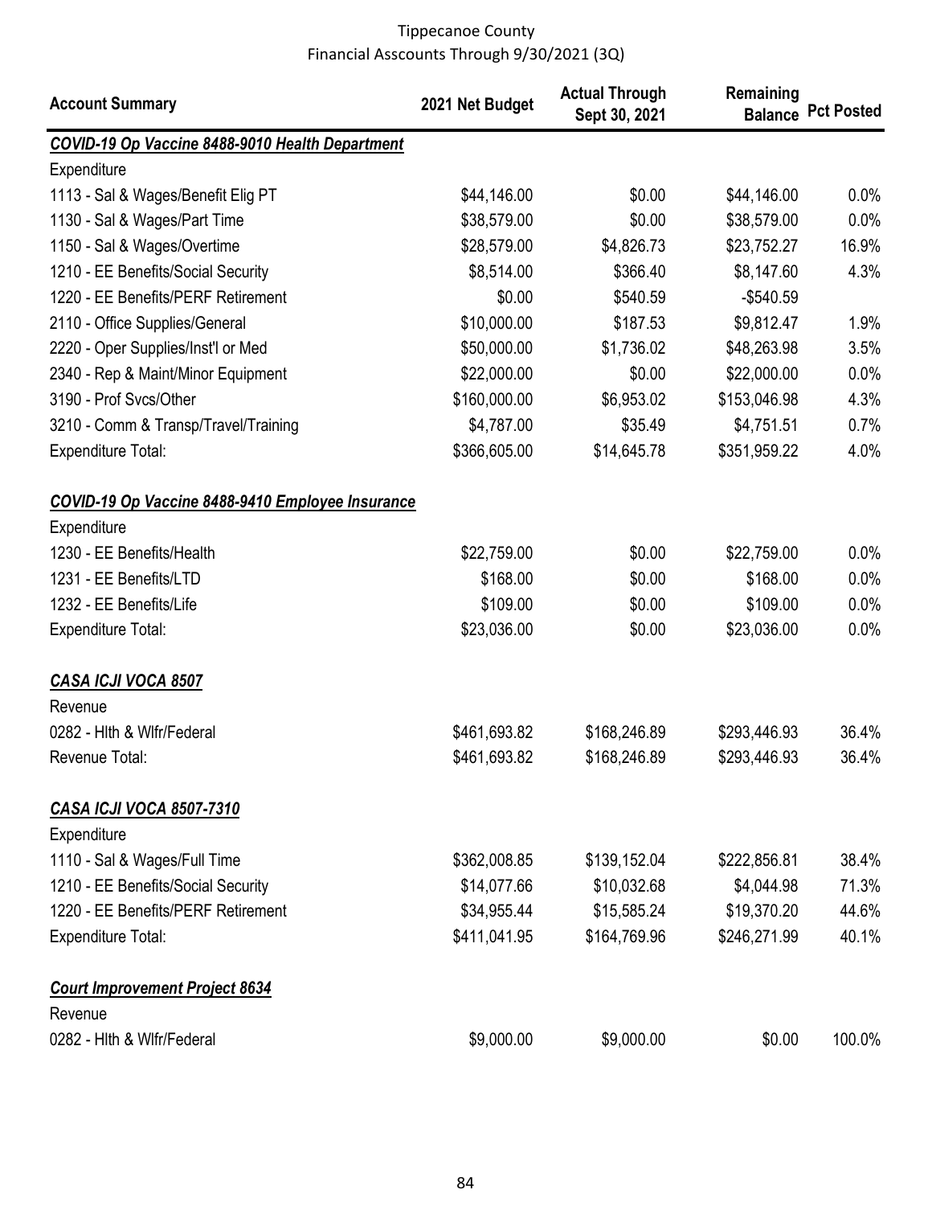Tippecanoe County
Financial Asscounts Through 9/30/2021 (3Q)

| Account Summary | 2021 Net Budget | Actual Through Sept 30, 2021 | Remaining Balance | Pct Posted |
|---|---|---|---|---|
| ***COVID-19 Op Vaccine 8488-9010 Health Department*** | | | | |
| Expenditure | | | | |
| 1113 - Sal & Wages/Benefit Elig PT | $44,146.00 | $0.00 | $44,146.00 | 0.0% |
| 1130 - Sal & Wages/Part Time | $38,579.00 | $0.00 | $38,579.00 | 0.0% |
| 1150 - Sal & Wages/Overtime | $28,579.00 | $4,826.73 | $23,752.27 | 16.9% |
| 1210 - EE Benefits/Social Security | $8,514.00 | $366.40 | $8,147.60 | 4.3% |
| 1220 - EE Benefits/PERF Retirement | $0.00 | $540.59 | -$540.59 | |
| 2110 - Office Supplies/General | $10,000.00 | $187.53 | $9,812.47 | 1.9% |
| 2220 - Oper Supplies/Inst'l or Med | $50,000.00 | $1,736.02 | $48,263.98 | 3.5% |
| 2340 - Rep & Maint/Minor Equipment | $22,000.00 | $0.00 | $22,000.00 | 0.0% |
| 3190 - Prof Svcs/Other | $160,000.00 | $6,953.02 | $153,046.98 | 4.3% |
| 3210 - Comm & Transp/Travel/Training | $4,787.00 | $35.49 | $4,751.51 | 0.7% |
| Expenditure Total: | $366,605.00 | $14,645.78 | $351,959.22 | 4.0% |
| | | | | |
| ***COVID-19 Op Vaccine 8488-9410 Employee Insurance*** | | | | |
| Expenditure | | | | |
| 1230 - EE Benefits/Health | $22,759.00 | $0.00 | $22,759.00 | 0.0% |
| 1231 - EE Benefits/LTD | $168.00 | $0.00 | $168.00 | 0.0% |
| 1232 - EE Benefits/Life | $109.00 | $0.00 | $109.00 | 0.0% |
| Expenditure Total: | $23,036.00 | $0.00 | $23,036.00 | 0.0% |
| | | | | |
| ***CASA ICJI VOCA 8507*** | | | | |
| Revenue | | | | |
| 0282 - Hlth & Wlfr/Federal | $461,693.82 | $168,246.89 | $293,446.93 | 36.4% |
| Revenue Total: | $461,693.82 | $168,246.89 | $293,446.93 | 36.4% |
| | | | | |
| ***CASA ICJI VOCA 8507-7310*** | | | | |
| Expenditure | | | | |
| 1110 - Sal & Wages/Full Time | $362,008.85 | $139,152.04 | $222,856.81 | 38.4% |
| 1210 - EE Benefits/Social Security | $14,077.66 | $10,032.68 | $4,044.98 | 71.3% |
| 1220 - EE Benefits/PERF Retirement | $34,955.44 | $15,585.24 | $19,370.20 | 44.6% |
| Expenditure Total: | $411,041.95 | $164,769.96 | $246,271.99 | 40.1% |
| | | | | |
| ***Court Improvement Project 8634*** | | | | |
| Revenue | | | | |
| 0282 - Hlth & Wlfr/Federal | $9,000.00 | $9,000.00 | $0.00 | 100.0% |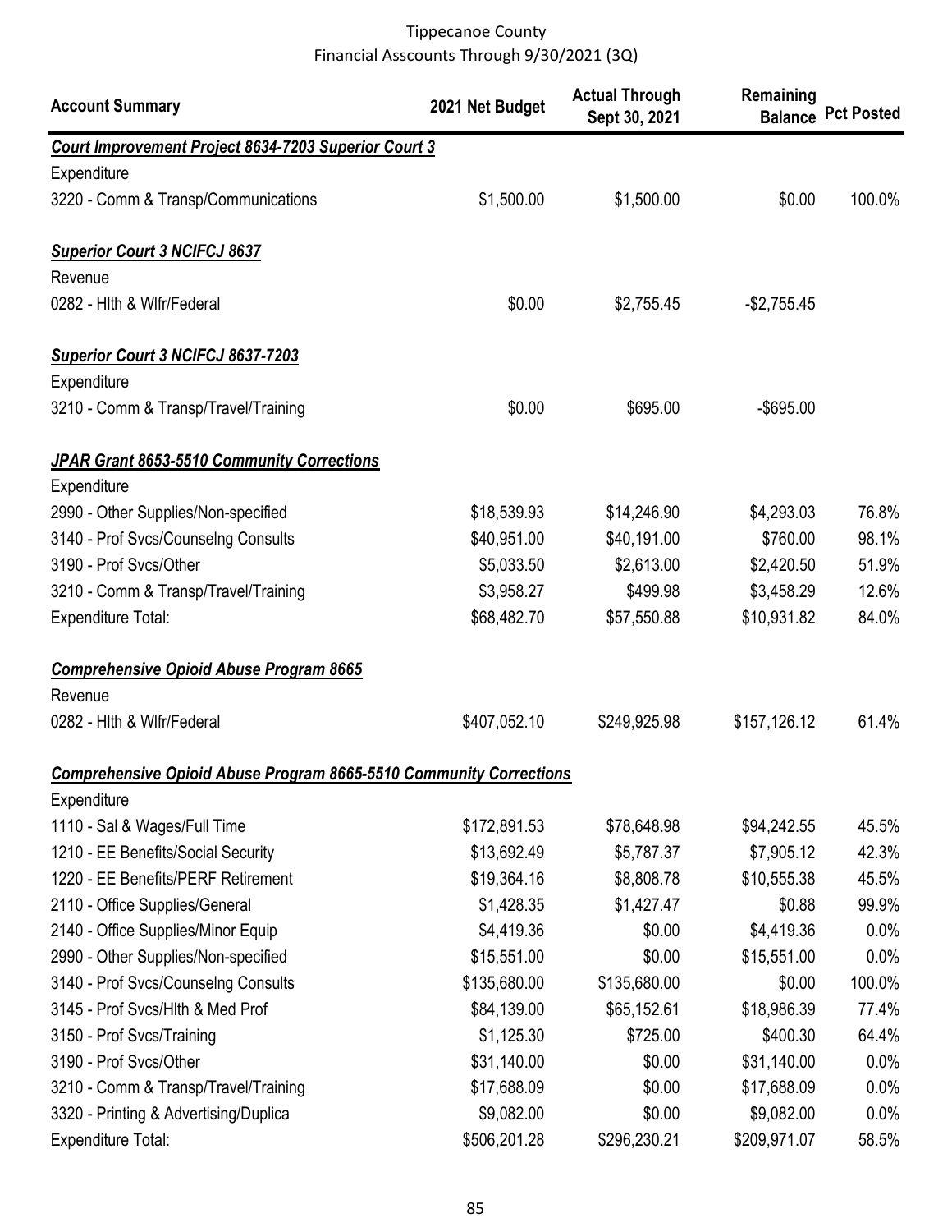# Tippecanoe County
## Financial Asscounts Through 9/30/2021 (3Q)

| Account Summary | 2021 Net Budget | Actual Through Sept 30, 2021 | Remaining Balance | Pct Posted |
|---|---|---|---|---|
| ***Court Improvement Project 8634-7203 Superior Court 3*** | | | | |
| Expenditure | | | | |
| 3220 - Comm & Transp/Communications | $1,500.00 | $1,500.00 | $0.00 | 100.0% |
| ***Superior Court 3 NCIFCJ 8637*** | | | | |
| Revenue | | | | |
| 0282 - Hlth & Wlfr/Federal | $0.00 | $2,755.45 | -$2,755.45 | |
| ***Superior Court 3 NCIFCJ 8637-7203*** | | | | |
| Expenditure | | | | |
| 3210 - Comm & Transp/Travel/Training | $0.00 | $695.00 | -$695.00 | |
| ***JPAR Grant 8653-5510 Community Corrections*** | | | | |
| Expenditure | | | | |
| 2990 - Other Supplies/Non-specified | $18,539.93 | $14,246.90 | $4,293.03 | 76.8% |
| 3140 - Prof Svcs/Counselng Consults | $40,951.00 | $40,191.00 | $760.00 | 98.1% |
| 3190 - Prof Svcs/Other | $5,033.50 | $2,613.00 | $2,420.50 | 51.9% |
| 3210 - Comm & Transp/Travel/Training | $3,958.27 | $499.98 | $3,458.29 | 12.6% |
| Expenditure Total: | $68,482.70 | $57,550.88 | $10,931.82 | 84.0% |
| ***Comprehensive Opioid Abuse Program 8665*** | | | | |
| Revenue | | | | |
| 0282 - Hlth & Wlfr/Federal | $407,052.10 | $249,925.98 | $157,126.12 | 61.4% |
| ***Comprehensive Opioid Abuse Program 8665-5510 Community Corrections*** | | | | |
| Expenditure | | | | |
| 1110 - Sal & Wages/Full Time | $172,891.53 | $78,648.98 | $94,242.55 | 45.5% |
| 1210 - EE Benefits/Social Security | $13,692.49 | $5,787.37 | $7,905.12 | 42.3% |
| 1220 - EE Benefits/PERF Retirement | $19,364.16 | $8,808.78 | $10,555.38 | 45.5% |
| 2110 - Office Supplies/General | $1,428.35 | $1,427.47 | $0.88 | 99.9% |
| 2140 - Office Supplies/Minor Equip | $4,419.36 | $0.00 | $4,419.36 | 0.0% |
| 2990 - Other Supplies/Non-specified | $15,551.00 | $0.00 | $15,551.00 | 0.0% |
| 3140 - Prof Svcs/Counselng Consults | $135,680.00 | $135,680.00 | $0.00 | 100.0% |
| 3145 - Prof Svcs/Hlth & Med Prof | $84,139.00 | $65,152.61 | $18,986.39 | 77.4% |
| 3150 - Prof Svcs/Training | $1,125.30 | $725.00 | $400.30 | 64.4% |
| 3190 - Prof Svcs/Other | $31,140.00 | $0.00 | $31,140.00 | 0.0% |
| 3210 - Comm & Transp/Travel/Training | $17,688.09 | $0.00 | $17,688.09 | 0.0% |
| 3320 - Printing & Advertising/Duplica | $9,082.00 | $0.00 | $9,082.00 | 0.0% |
| Expenditure Total: | $506,201.28 | $296,230.21 | $209,971.07 | 58.5% |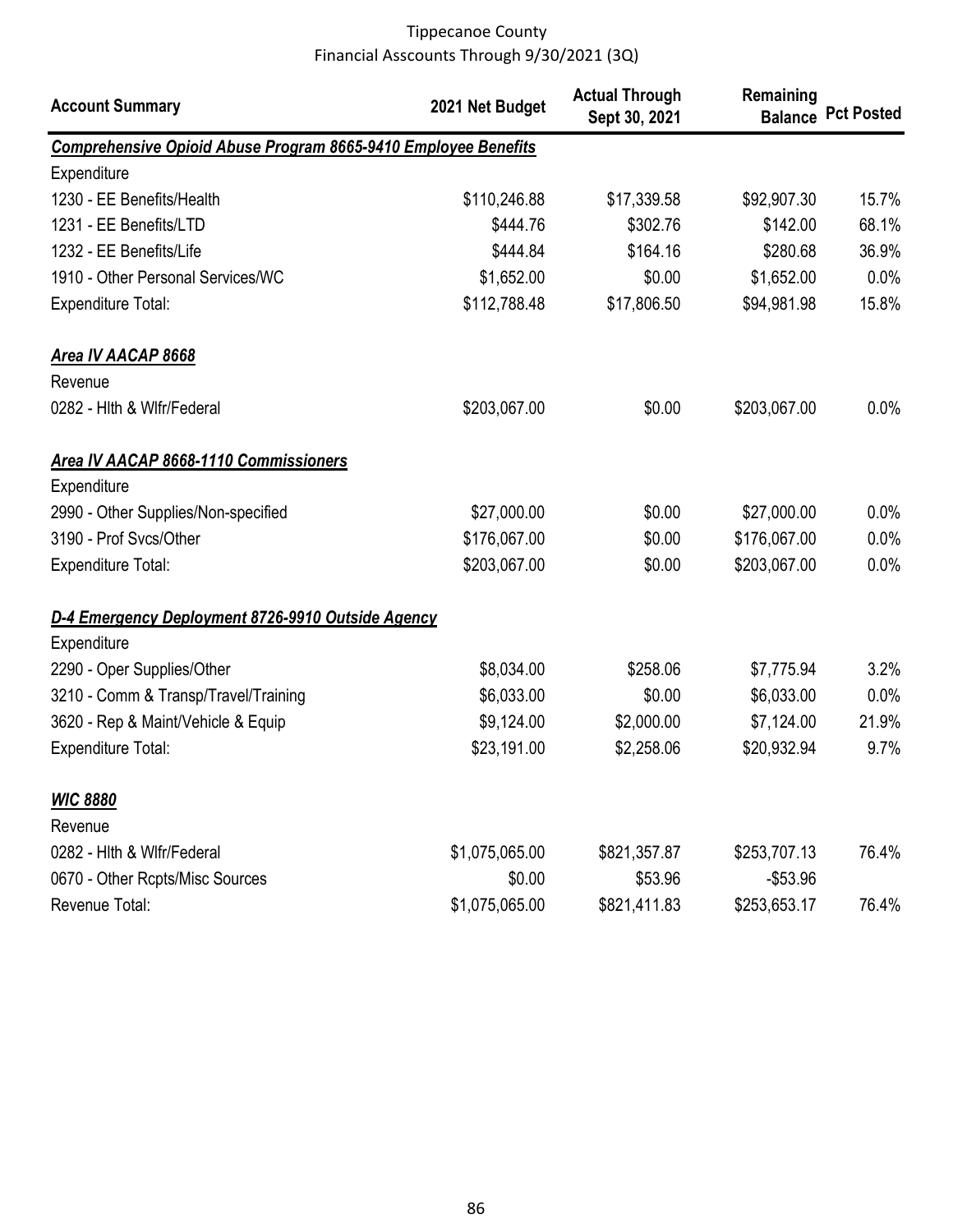# Tippecanoe County
## Financial Asscounts Through 9/30/2021 (3Q)

| Account Summary | 2021 Net Budget | Actual Through Sept 30, 2021 | Remaining Balance | Pct Posted |
|---|---|---|---|---|
| ***Comprehensive Opioid Abuse Program 8665-9410 Employee Benefits*** | | | | |
| Expenditure | | | | |
| 1230 - EE Benefits/Health | $110,246.88 | $17,339.58 | $92,907.30 | 15.7% |
| 1231 - EE Benefits/LTD | $444.76 | $302.76 | $142.00 | 68.1% |
| 1232 - EE Benefits/Life | $444.84 | $164.16 | $280.68 | 36.9% |
| 1910 - Other Personal Services/WC | $1,652.00 | $0.00 | $1,652.00 | 0.0% |
| Expenditure Total: | $112,788.48 | $17,806.50 | $94,981.98 | 15.8% |
| ***Area IV AACAP 8668*** | | | | |
| Revenue | | | | |
| 0282 - Hlth & Wlfr/Federal | $203,067.00 | $0.00 | $203,067.00 | 0.0% |
| ***Area IV AACAP 8668-1110 Commissioners*** | | | | |
| Expenditure | | | | |
| 2990 - Other Supplies/Non-specified | $27,000.00 | $0.00 | $27,000.00 | 0.0% |
| 3190 - Prof Svcs/Other | $176,067.00 | $0.00 | $176,067.00 | 0.0% |
| Expenditure Total: | $203,067.00 | $0.00 | $203,067.00 | 0.0% |
| ***D-4 Emergency Deployment 8726-9910 Outside Agency*** | | | | |
| Expenditure | | | | |
| 2290 - Oper Supplies/Other | $8,034.00 | $258.06 | $7,775.94 | 3.2% |
| 3210 - Comm & Transp/Travel/Training | $6,033.00 | $0.00 | $6,033.00 | 0.0% |
| 3620 - Rep & Maint/Vehicle & Equip | $9,124.00 | $2,000.00 | $7,124.00 | 21.9% |
| Expenditure Total: | $23,191.00 | $2,258.06 | $20,932.94 | 9.7% |
| ***WIC 8880*** | | | | |
| Revenue | | | | |
| 0282 - Hlth & Wlfr/Federal | $1,075,065.00 | $821,357.87 | $253,707.13 | 76.4% |
| 0670 - Other Rcpts/Misc Sources | $0.00 | $53.96 | -$53.96 | |
| Revenue Total: | $1,075,065.00 | $821,411.83 | $253,653.17 | 76.4% |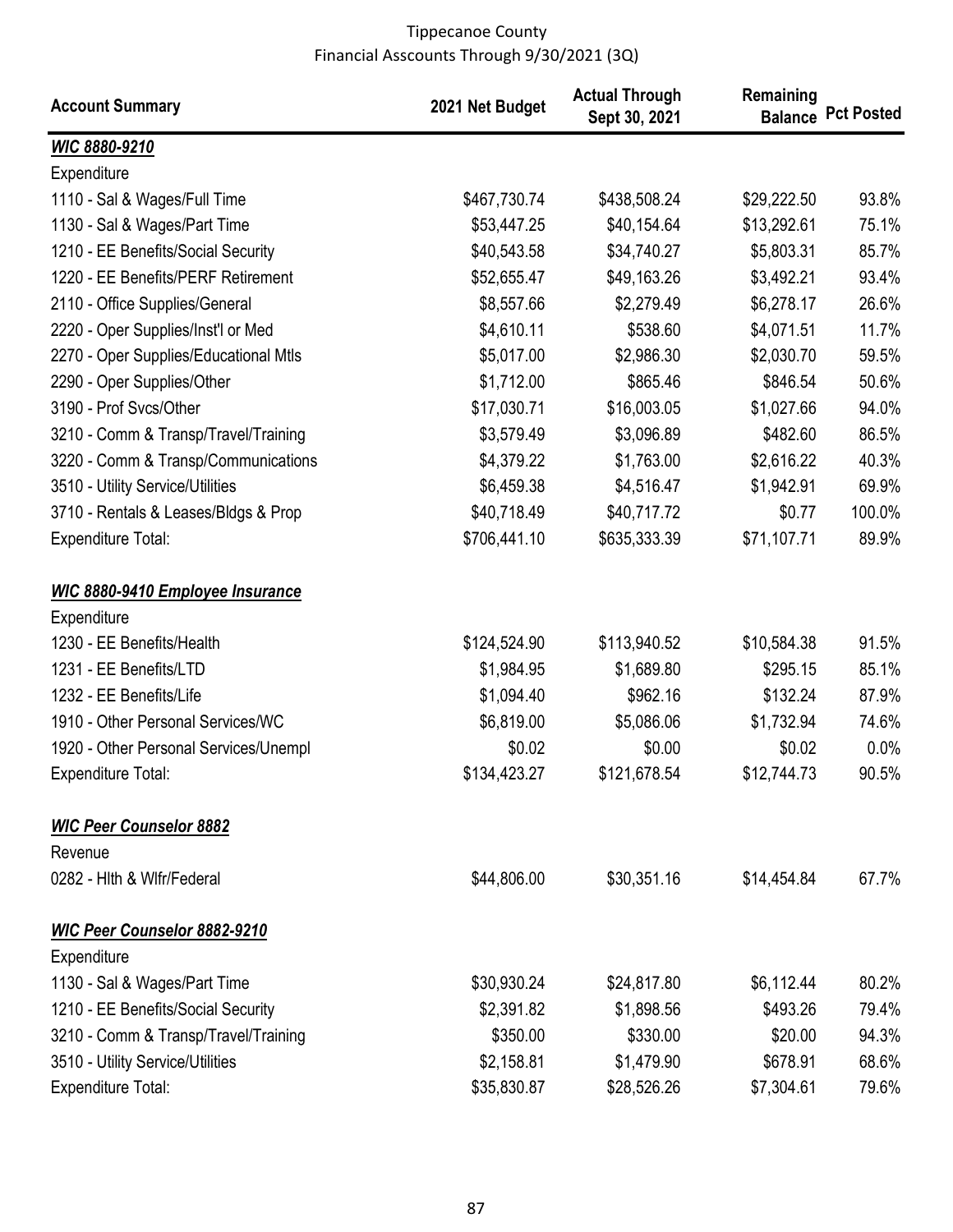Tippecanoe County
Financial Asscounts Through 9/30/2021 (3Q)

| Account Summary | 2021 Net Budget | Actual Through Sept 30, 2021 | Remaining Balance | Pct Posted |
|---|---|---|---|---|
| ***WIC 8880-9210*** | | | | |
| Expenditure | | | | |
| 1110 - Sal & Wages/Full Time | $467,730.74 | $438,508.24 | $29,222.50 | 93.8% |
| 1130 - Sal & Wages/Part Time | $53,447.25 | $40,154.64 | $13,292.61 | 75.1% |
| 1210 - EE Benefits/Social Security | $40,543.58 | $34,740.27 | $5,803.31 | 85.7% |
| 1220 - EE Benefits/PERF Retirement | $52,655.47 | $49,163.26 | $3,492.21 | 93.4% |
| 2110 - Office Supplies/General | $8,557.66 | $2,279.49 | $6,278.17 | 26.6% |
| 2220 - Oper Supplies/Inst'l or Med | $4,610.11 | $538.60 | $4,071.51 | 11.7% |
| 2270 - Oper Supplies/Educational Mtls | $5,017.00 | $2,986.30 | $2,030.70 | 59.5% |
| 2290 - Oper Supplies/Other | $1,712.00 | $865.46 | $846.54 | 50.6% |
| 3190 - Prof Svcs/Other | $17,030.71 | $16,003.05 | $1,027.66 | 94.0% |
| 3210 - Comm & Transp/Travel/Training | $3,579.49 | $3,096.89 | $482.60 | 86.5% |
| 3220 - Comm & Transp/Communications | $4,379.22 | $1,763.00 | $2,616.22 | 40.3% |
| 3510 - Utility Service/Utilities | $6,459.38 | $4,516.47 | $1,942.91 | 69.9% |
| 3710 - Rentals & Leases/Bldgs & Prop | $40,718.49 | $40,717.72 | $0.77 | 100.0% |
| Expenditure Total: | $706,441.10 | $635,333.39 | $71,107.71 | 89.9% |
| ***WIC 8880-9410 Employee Insurance*** | | | | |
| Expenditure | | | | |
| 1230 - EE Benefits/Health | $124,524.90 | $113,940.52 | $10,584.38 | 91.5% |
| 1231 - EE Benefits/LTD | $1,984.95 | $1,689.80 | $295.15 | 85.1% |
| 1232 - EE Benefits/Life | $1,094.40 | $962.16 | $132.24 | 87.9% |
| 1910 - Other Personal Services/WC | $6,819.00 | $5,086.06 | $1,732.94 | 74.6% |
| 1920 - Other Personal Services/Unempl | $0.02 | $0.00 | $0.02 | 0.0% |
| Expenditure Total: | $134,423.27 | $121,678.54 | $12,744.73 | 90.5% |
| ***WIC Peer Counselor 8882*** | | | | |
| Revenue | | | | |
| 0282 - Hlth & Wlfr/Federal | $44,806.00 | $30,351.16 | $14,454.84 | 67.7% |
| ***WIC Peer Counselor 8882-9210*** | | | | |
| Expenditure | | | | |
| 1130 - Sal & Wages/Part Time | $30,930.24 | $24,817.80 | $6,112.44 | 80.2% |
| 1210 - EE Benefits/Social Security | $2,391.82 | $1,898.56 | $493.26 | 79.4% |
| 3210 - Comm & Transp/Travel/Training | $350.00 | $330.00 | $20.00 | 94.3% |
| 3510 - Utility Service/Utilities | $2,158.81 | $1,479.90 | $678.91 | 68.6% |
| Expenditure Total: | $35,830.87 | $28,526.26 | $7,304.61 | 79.6% |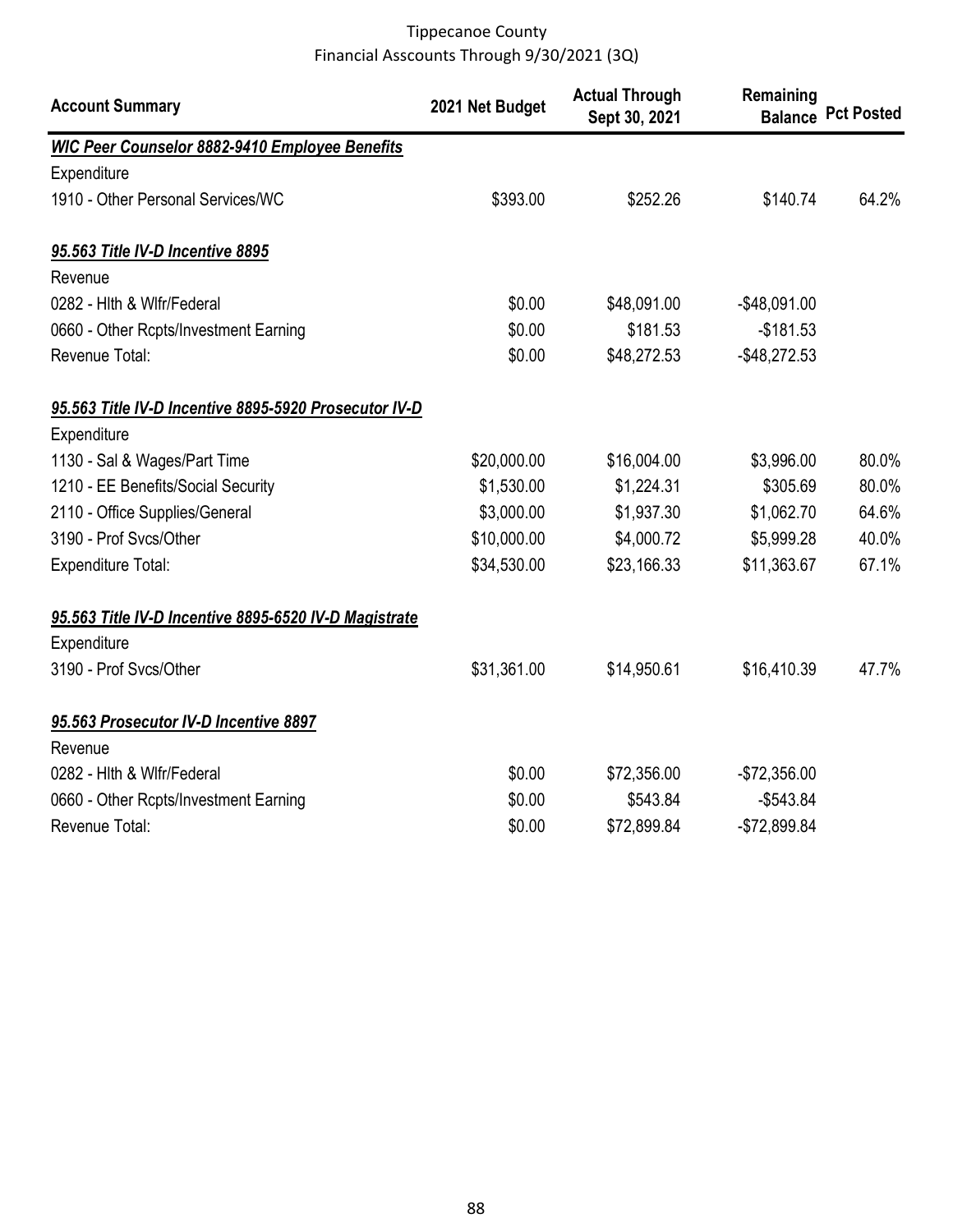Tippecanoe County
Financial Asscounts Through 9/30/2021 (3Q)

| Account Summary | 2021 Net Budget | Actual Through Sept 30, 2021 | Remaining Balance | Pct Posted |
|---|---|---|---|---|
| ***WIC Peer Counselor 8882-9410 Employee Benefits*** | | | | |
| Expenditure | | | | |
| 1910 - Other Personal Services/WC | $393.00 | $252.26 | $140.74 | 64.2% |
| ***95.563 Title IV-D Incentive 8895*** | | | | |
| Revenue | | | | |
| 0282 - Hlth & Wlfr/Federal | $0.00 | $48,091.00 | -$48,091.00 | |
| 0660 - Other Rcpts/Investment Earning | $0.00 | $181.53 | -$181.53 | |
| Revenue Total: | $0.00 | $48,272.53 | -$48,272.53 | |
| ***95.563 Title IV-D Incentive 8895-5920 Prosecutor IV-D*** | | | | |
| Expenditure | | | | |
| 1130 - Sal & Wages/Part Time | $20,000.00 | $16,004.00 | $3,996.00 | 80.0% |
| 1210 - EE Benefits/Social Security | $1,530.00 | $1,224.31 | $305.69 | 80.0% |
| 2110 - Office Supplies/General | $3,000.00 | $1,937.30 | $1,062.70 | 64.6% |
| 3190 - Prof Svcs/Other | $10,000.00 | $4,000.72 | $5,999.28 | 40.0% |
| Expenditure Total: | $34,530.00 | $23,166.33 | $11,363.67 | 67.1% |
| ***95.563 Title IV-D Incentive 8895-6520 IV-D Magistrate*** | | | | |
| Expenditure | | | | |
| 3190 - Prof Svcs/Other | $31,361.00 | $14,950.61 | $16,410.39 | 47.7% |
| ***95.563 Prosecutor IV-D Incentive 8897*** | | | | |
| Revenue | | | | |
| 0282 - Hlth & Wlfr/Federal | $0.00 | $72,356.00 | -$72,356.00 | |
| 0660 - Other Rcpts/Investment Earning | $0.00 | $543.84 | -$543.84 | |
| Revenue Total: | $0.00 | $72,899.84 | -$72,899.84 | |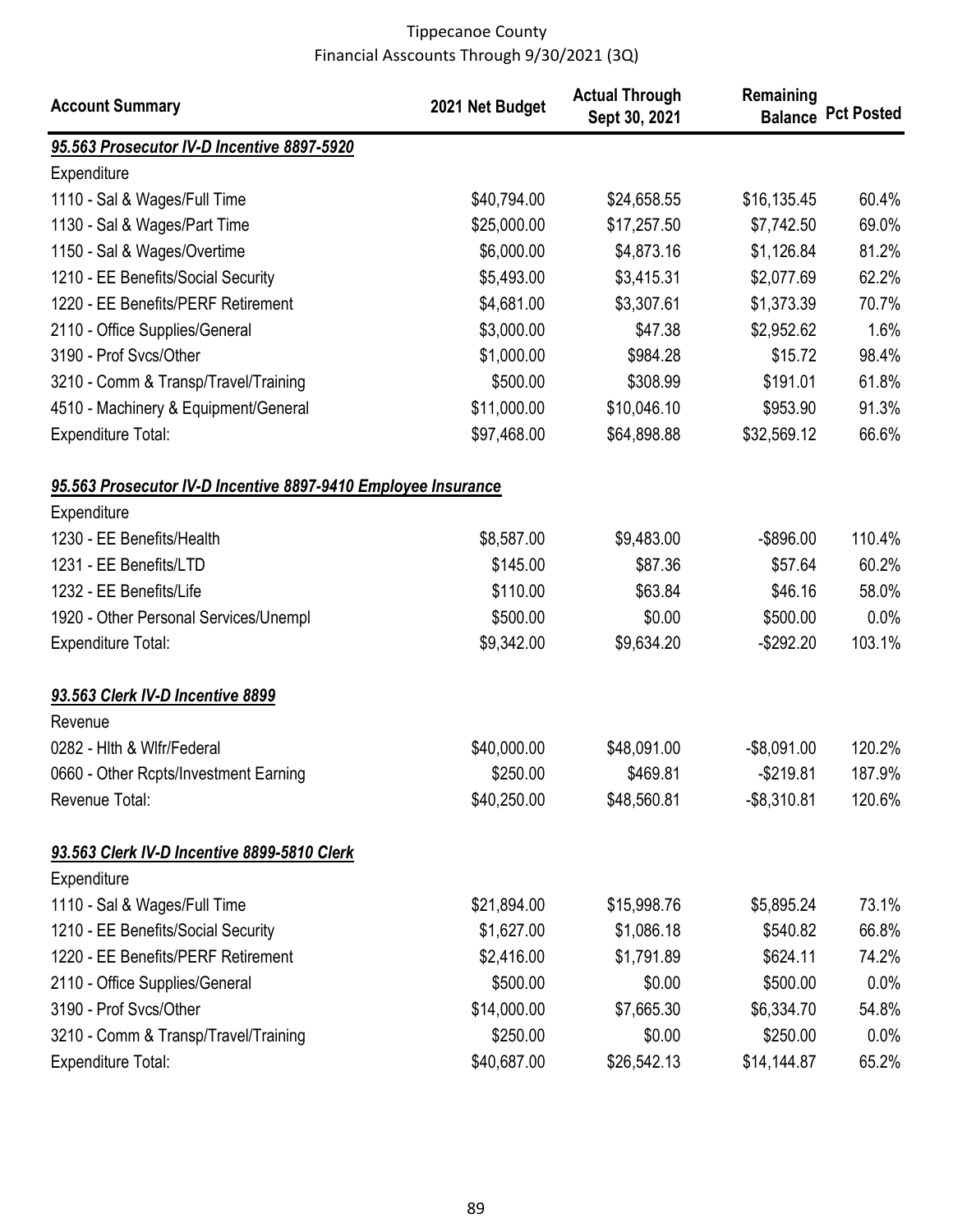Tippecanoe County
Financial Asscounts Through 9/30/2021 (3Q)

| Account Summary | 2021 Net Budget | Actual Through Sept 30, 2021 | Remaining Balance | Pct Posted |
|---|---|---|---|---|
| ***95.563 Prosecutor IV-D Incentive 8897-5920*** | | | | |
| Expenditure | | | | |
| 1110 - Sal & Wages/Full Time | $40,794.00 | $24,658.55 | $16,135.45 | 60.4% |
| 1130 - Sal & Wages/Part Time | $25,000.00 | $17,257.50 | $7,742.50 | 69.0% |
| 1150 - Sal & Wages/Overtime | $6,000.00 | $4,873.16 | $1,126.84 | 81.2% |
| 1210 - EE Benefits/Social Security | $5,493.00 | $3,415.31 | $2,077.69 | 62.2% |
| 1220 - EE Benefits/PERF Retirement | $4,681.00 | $3,307.61 | $1,373.39 | 70.7% |
| 2110 - Office Supplies/General | $3,000.00 | $47.38 | $2,952.62 | 1.6% |
| 3190 - Prof Svcs/Other | $1,000.00 | $984.28 | $15.72 | 98.4% |
| 3210 - Comm & Transp/Travel/Training | $500.00 | $308.99 | $191.01 | 61.8% |
| 4510 - Machinery & Equipment/General | $11,000.00 | $10,046.10 | $953.90 | 91.3% |
| Expenditure Total: | $97,468.00 | $64,898.88 | $32,569.12 | 66.6% |
| | | | | |
| ***95.563 Prosecutor IV-D Incentive 8897-9410 Employee Insurance*** | | | | |
| Expenditure | | | | |
| 1230 - EE Benefits/Health | $8,587.00 | $9,483.00 | -$896.00 | 110.4% |
| 1231 - EE Benefits/LTD | $145.00 | $87.36 | $57.64 | 60.2% |
| 1232 - EE Benefits/Life | $110.00 | $63.84 | $46.16 | 58.0% |
| 1920 - Other Personal Services/Unempl | $500.00 | $0.00 | $500.00 | 0.0% |
| Expenditure Total: | $9,342.00 | $9,634.20 | -$292.20 | 103.1% |
| | | | | |
| ***93.563 Clerk IV-D Incentive 8899*** | | | | |
| Revenue | | | | |
| 0282 - Hlth & Wlfr/Federal | $40,000.00 | $48,091.00 | -$8,091.00 | 120.2% |
| 0660 - Other Rcpts/Investment Earning | $250.00 | $469.81 | -$219.81 | 187.9% |
| Revenue Total: | $40,250.00 | $48,560.81 | -$8,310.81 | 120.6% |
| | | | | |
| ***93.563 Clerk IV-D Incentive 8899-5810 Clerk*** | | | | |
| Expenditure | | | | |
| 1110 - Sal & Wages/Full Time | $21,894.00 | $15,998.76 | $5,895.24 | 73.1% |
| 1210 - EE Benefits/Social Security | $1,627.00 | $1,086.18 | $540.82 | 66.8% |
| 1220 - EE Benefits/PERF Retirement | $2,416.00 | $1,791.89 | $624.11 | 74.2% |
| 2110 - Office Supplies/General | $500.00 | $0.00 | $500.00 | 0.0% |
| 3190 - Prof Svcs/Other | $14,000.00 | $7,665.30 | $6,334.70 | 54.8% |
| 3210 - Comm & Transp/Travel/Training | $250.00 | $0.00 | $250.00 | 0.0% |
| Expenditure Total: | $40,687.00 | $26,542.13 | $14,144.87 | 65.2% |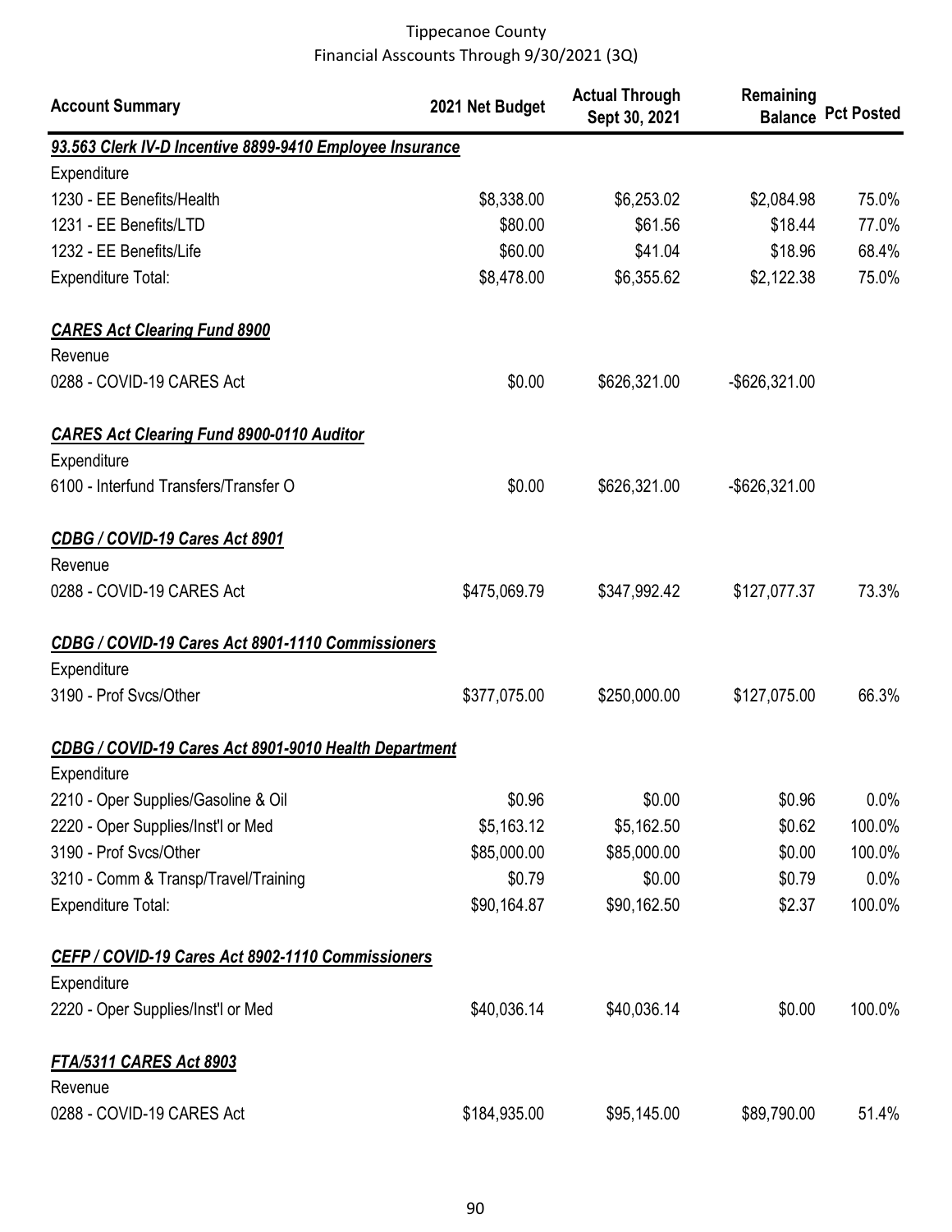Tippecanoe County
Financial Asscounts Through 9/30/2021 (3Q)

| Account Summary | 2021 Net Budget | Actual Through Sept 30, 2021 | Remaining Balance | Pct Posted |
|---|---|---|---|---|
| ***93.563 Clerk IV-D Incentive 8899-9410 Employee Insurance*** | | | | |
| Expenditure | | | | |
| 1230 - EE Benefits/Health | $8,338.00 | $6,253.02 | $2,084.98 | 75.0% |
| 1231 - EE Benefits/LTD | $80.00 | $61.56 | $18.44 | 77.0% |
| 1232 - EE Benefits/Life | $60.00 | $41.04 | $18.96 | 68.4% |
| Expenditure Total: | $8,478.00 | $6,355.62 | $2,122.38 | 75.0% |
| ***CARES Act Clearing Fund 8900*** | | | | |
| Revenue | | | | |
| 0288 - COVID-19 CARES Act | $0.00 | $626,321.00 | -$626,321.00 | |
| ***CARES Act Clearing Fund 8900-0110 Auditor*** | | | | |
| Expenditure | | | | |
| 6100 - Interfund Transfers/Transfer O | $0.00 | $626,321.00 | -$626,321.00 | |
| ***CDBG / COVID-19 Cares Act 8901*** | | | | |
| Revenue | | | | |
| 0288 - COVID-19 CARES Act | $475,069.79 | $347,992.42 | $127,077.37 | 73.3% |
| ***CDBG / COVID-19 Cares Act 8901-1110 Commissioners*** | | | | |
| Expenditure | | | | |
| 3190 - Prof Svcs/Other | $377,075.00 | $250,000.00 | $127,075.00 | 66.3% |
| ***CDBG / COVID-19 Cares Act 8901-9010 Health Department*** | | | | |
| Expenditure | | | | |
| 2210 - Oper Supplies/Gasoline & Oil | $0.96 | $0.00 | $0.96 | 0.0% |
| 2220 - Oper Supplies/Inst'l or Med | $5,163.12 | $5,162.50 | $0.62 | 100.0% |
| 3190 - Prof Svcs/Other | $85,000.00 | $85,000.00 | $0.00 | 100.0% |
| 3210 - Comm & Transp/Travel/Training | $0.79 | $0.00 | $0.79 | 0.0% |
| Expenditure Total: | $90,164.87 | $90,162.50 | $2.37 | 100.0% |
| ***CEFP / COVID-19 Cares Act 8902-1110 Commissioners*** | | | | |
| Expenditure | | | | |
| 2220 - Oper Supplies/Inst'l or Med | $40,036.14 | $40,036.14 | $0.00 | 100.0% |
| ***FTA/5311 CARES Act 8903*** | | | | |
| Revenue | | | | |
| 0288 - COVID-19 CARES Act | $184,935.00 | $95,145.00 | $89,790.00 | 51.4% |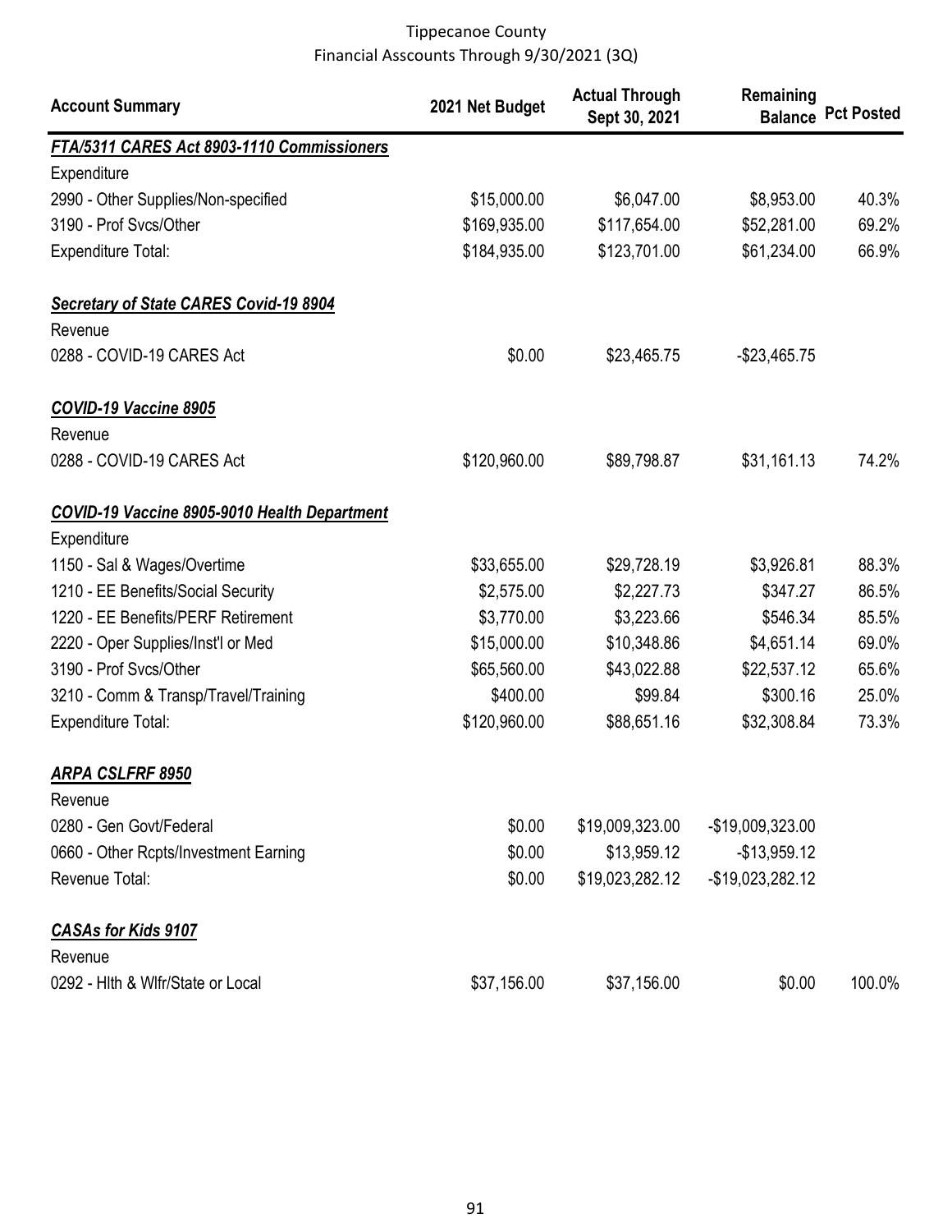Tippecanoe County
Financial Asscounts Through 9/30/2021 (3Q)

| Account Summary | 2021 Net Budget | Actual Through Sept 30, 2021 | Remaining Balance | Pct Posted |
|---|---|---|---|---|
| ***FTA/5311 CARES Act 8903-1110 Commissioners*** | | | | |
| Expenditure | | | | |
| 2990 - Other Supplies/Non-specified | $15,000.00 | $6,047.00 | $8,953.00 | 40.3% |
| 3190 - Prof Svcs/Other | $169,935.00 | $117,654.00 | $52,281.00 | 69.2% |
| Expenditure Total: | $184,935.00 | $123,701.00 | $61,234.00 | 66.9% |
| ***Secretary of State CARES Covid-19 8904*** | | | | |
| Revenue | | | | |
| 0288 - COVID-19 CARES Act | $0.00 | $23,465.75 | -$23,465.75 | |
| ***COVID-19 Vaccine 8905*** | | | | |
| Revenue | | | | |
| 0288 - COVID-19 CARES Act | $120,960.00 | $89,798.87 | $31,161.13 | 74.2% |
| ***COVID-19 Vaccine 8905-9010 Health Department*** | | | | |
| Expenditure | | | | |
| 1150 - Sal & Wages/Overtime | $33,655.00 | $29,728.19 | $3,926.81 | 88.3% |
| 1210 - EE Benefits/Social Security | $2,575.00 | $2,227.73 | $347.27 | 86.5% |
| 1220 - EE Benefits/PERF Retirement | $3,770.00 | $3,223.66 | $546.34 | 85.5% |
| 2220 - Oper Supplies/Inst'l or Med | $15,000.00 | $10,348.86 | $4,651.14 | 69.0% |
| 3190 - Prof Svcs/Other | $65,560.00 | $43,022.88 | $22,537.12 | 65.6% |
| 3210 - Comm & Transp/Travel/Training | $400.00 | $99.84 | $300.16 | 25.0% |
| Expenditure Total: | $120,960.00 | $88,651.16 | $32,308.84 | 73.3% |
| ***ARPA CSLFRF 8950*** | | | | |
| Revenue | | | | |
| 0280 - Gen Govt/Federal | $0.00 | $19,009,323.00 | -$19,009,323.00 | |
| 0660 - Other Rcpts/Investment Earning | $0.00 | $13,959.12 | -$13,959.12 | |
| Revenue Total: | $0.00 | $19,023,282.12 | -$19,023,282.12 | |
| ***CASAs for Kids 9107*** | | | | |
| Revenue | | | | |
| 0292 - Hlth & Wlfr/State or Local | $37,156.00 | $37,156.00 | $0.00 | 100.0% |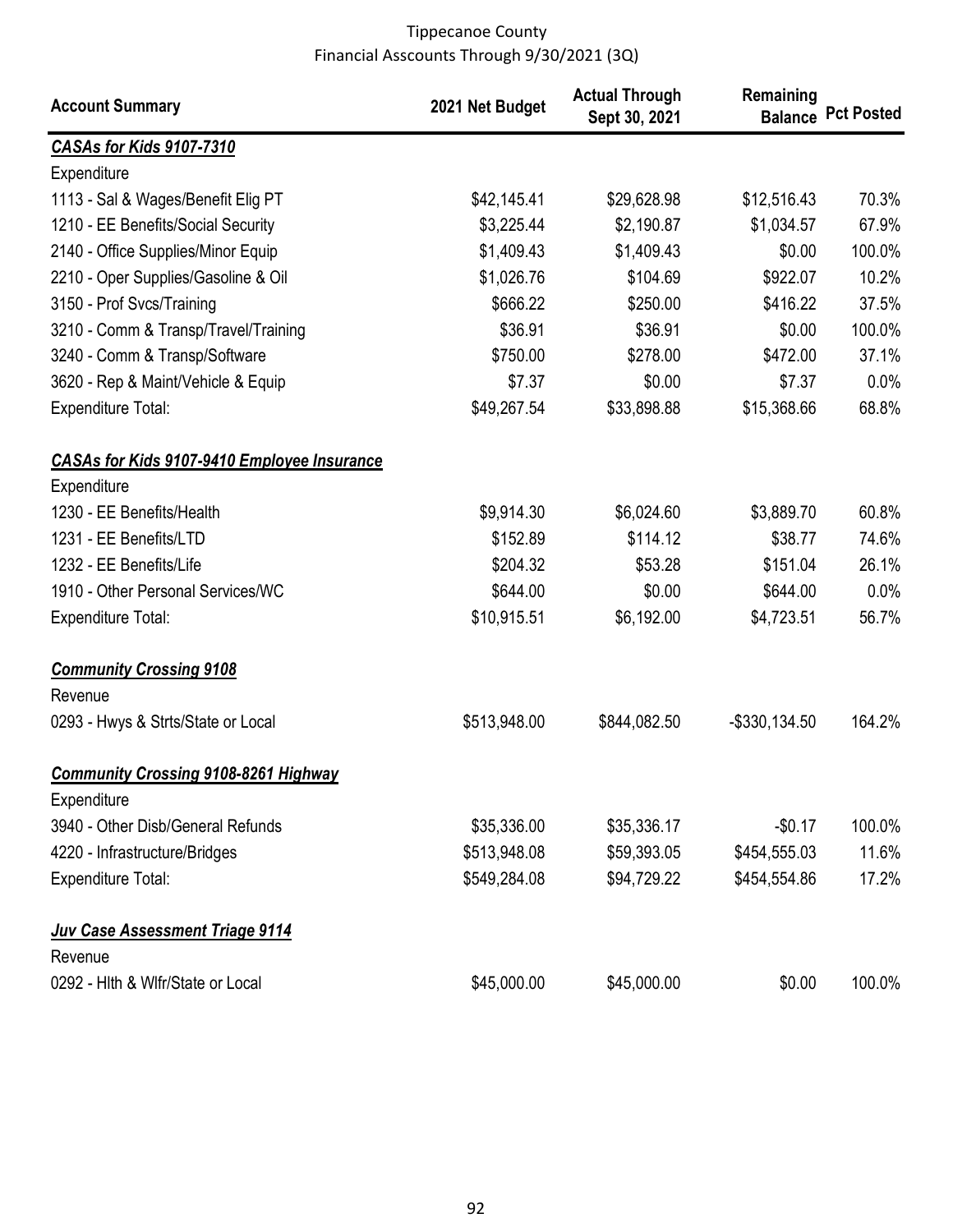Tippecanoe County
Financial Asscounts Through 9/30/2021 (3Q)

| Account Summary | 2021 Net Budget | Actual Through Sept 30, 2021 | Remaining Balance | Pct Posted |
|---|---|---|---|---|
| ***CASAs for Kids 9107-7310*** | | | | |
| Expenditure | | | | |
| 1113 - Sal & Wages/Benefit Elig PT | $42,145.41 | $29,628.98 | $12,516.43 | 70.3% |
| 1210 - EE Benefits/Social Security | $3,225.44 | $2,190.87 | $1,034.57 | 67.9% |
| 2140 - Office Supplies/Minor Equip | $1,409.43 | $1,409.43 | $0.00 | 100.0% |
| 2210 - Oper Supplies/Gasoline & Oil | $1,026.76 | $104.69 | $922.07 | 10.2% |
| 3150 - Prof Svcs/Training | $666.22 | $250.00 | $416.22 | 37.5% |
| 3210 - Comm & Transp/Travel/Training | $36.91 | $36.91 | $0.00 | 100.0% |
| 3240 - Comm & Transp/Software | $750.00 | $278.00 | $472.00 | 37.1% |
| 3620 - Rep & Maint/Vehicle & Equip | $7.37 | $0.00 | $7.37 | 0.0% |
| Expenditure Total: | $49,267.54 | $33,898.88 | $15,368.66 | 68.8% |
| ***CASAs for Kids 9107-9410 Employee Insurance*** | | | | |
| Expenditure | | | | |
| 1230 - EE Benefits/Health | $9,914.30 | $6,024.60 | $3,889.70 | 60.8% |
| 1231 - EE Benefits/LTD | $152.89 | $114.12 | $38.77 | 74.6% |
| 1232 - EE Benefits/Life | $204.32 | $53.28 | $151.04 | 26.1% |
| 1910 - Other Personal Services/WC | $644.00 | $0.00 | $644.00 | 0.0% |
| Expenditure Total: | $10,915.51 | $6,192.00 | $4,723.51 | 56.7% |
| ***Community Crossing 9108*** | | | | |
| Revenue | | | | |
| 0293 - Hwys & Strts/State or Local | $513,948.00 | $844,082.50 | -$330,134.50 | 164.2% |
| ***Community Crossing 9108-8261 Highway*** | | | | |
| Expenditure | | | | |
| 3940 - Other Disb/General Refunds | $35,336.00 | $35,336.17 | -$0.17 | 100.0% |
| 4220 - Infrastructure/Bridges | $513,948.08 | $59,393.05 | $454,555.03 | 11.6% |
| Expenditure Total: | $549,284.08 | $94,729.22 | $454,554.86 | 17.2% |
| ***Juv Case Assessment Triage 9114*** | | | | |
| Revenue | | | | |
| 0292 - Hlth & Wlfr/State or Local | $45,000.00 | $45,000.00 | $0.00 | 100.0% |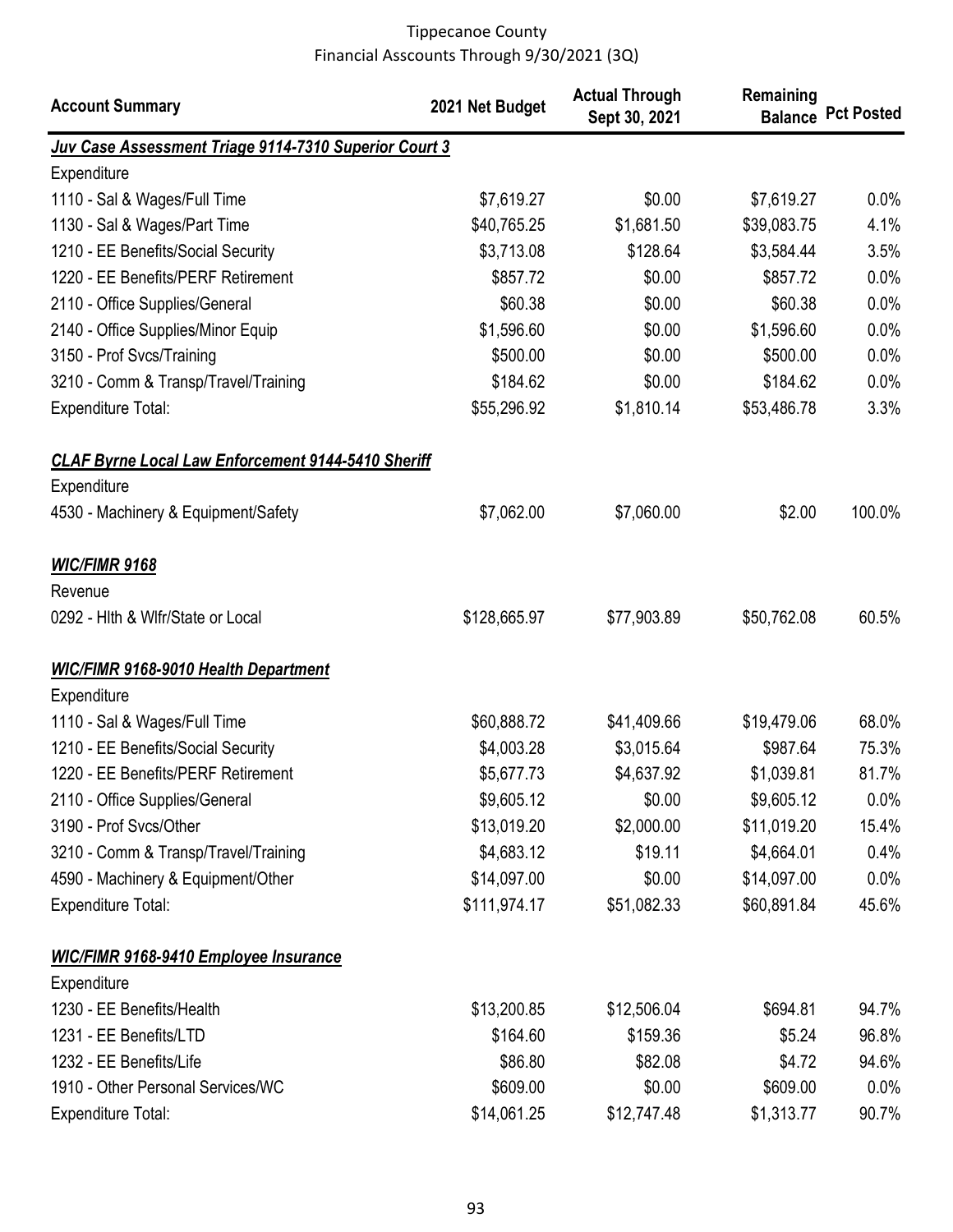Tippecanoe County
Financial Asscounts Through 9/30/2021 (3Q)

| Account Summary | 2021 Net Budget | Actual Through Sept 30, 2021 | Remaining Balance | Pct Posted |
|---|---|---|---|---|
| ***Juv Case Assessment Triage 9114-7310 Superior Court 3*** | | | | |
| Expenditure | | | | |
| 1110 - Sal & Wages/Full Time | $7,619.27 | $0.00 | $7,619.27 | 0.0% |
| 1130 - Sal & Wages/Part Time | $40,765.25 | $1,681.50 | $39,083.75 | 4.1% |
| 1210 - EE Benefits/Social Security | $3,713.08 | $128.64 | $3,584.44 | 3.5% |
| 1220 - EE Benefits/PERF Retirement | $857.72 | $0.00 | $857.72 | 0.0% |
| 2110 - Office Supplies/General | $60.38 | $0.00 | $60.38 | 0.0% |
| 2140 - Office Supplies/Minor Equip | $1,596.60 | $0.00 | $1,596.60 | 0.0% |
| 3150 - Prof Svcs/Training | $500.00 | $0.00 | $500.00 | 0.0% |
| 3210 - Comm & Transp/Travel/Training | $184.62 | $0.00 | $184.62 | 0.0% |
| Expenditure Total: | $55,296.92 | $1,810.14 | $53,486.78 | 3.3% |
| | | | | |
| ***CLAF Byrne Local Law Enforcement 9144-5410 Sheriff*** | | | | |
| Expenditure | | | | |
| 4530 - Machinery & Equipment/Safety | $7,062.00 | $7,060.00 | $2.00 | 100.0% |
| | | | | |
| ***WIC/FIMR 9168*** | | | | |
| Revenue | | | | |
| 0292 - Hlth & Wlfr/State or Local | $128,665.97 | $77,903.89 | $50,762.08 | 60.5% |
| | | | | |
| ***WIC/FIMR 9168-9010 Health Department*** | | | | |
| Expenditure | | | | |
| 1110 - Sal & Wages/Full Time | $60,888.72 | $41,409.66 | $19,479.06 | 68.0% |
| 1210 - EE Benefits/Social Security | $4,003.28 | $3,015.64 | $987.64 | 75.3% |
| 1220 - EE Benefits/PERF Retirement | $5,677.73 | $4,637.92 | $1,039.81 | 81.7% |
| 2110 - Office Supplies/General | $9,605.12 | $0.00 | $9,605.12 | 0.0% |
| 3190 - Prof Svcs/Other | $13,019.20 | $2,000.00 | $11,019.20 | 15.4% |
| 3210 - Comm & Transp/Travel/Training | $4,683.12 | $19.11 | $4,664.01 | 0.4% |
| 4590 - Machinery & Equipment/Other | $14,097.00 | $0.00 | $14,097.00 | 0.0% |
| Expenditure Total: | $111,974.17 | $51,082.33 | $60,891.84 | 45.6% |
| | | | | |
| ***WIC/FIMR 9168-9410 Employee Insurance*** | | | | |
| Expenditure | | | | |
| 1230 - EE Benefits/Health | $13,200.85 | $12,506.04 | $694.81 | 94.7% |
| 1231 - EE Benefits/LTD | $164.60 | $159.36 | $5.24 | 96.8% |
| 1232 - EE Benefits/Life | $86.80 | $82.08 | $4.72 | 94.6% |
| 1910 - Other Personal Services/WC | $609.00 | $0.00 | $609.00 | 0.0% |
| Expenditure Total: | $14,061.25 | $12,747.48 | $1,313.77 | 90.7% |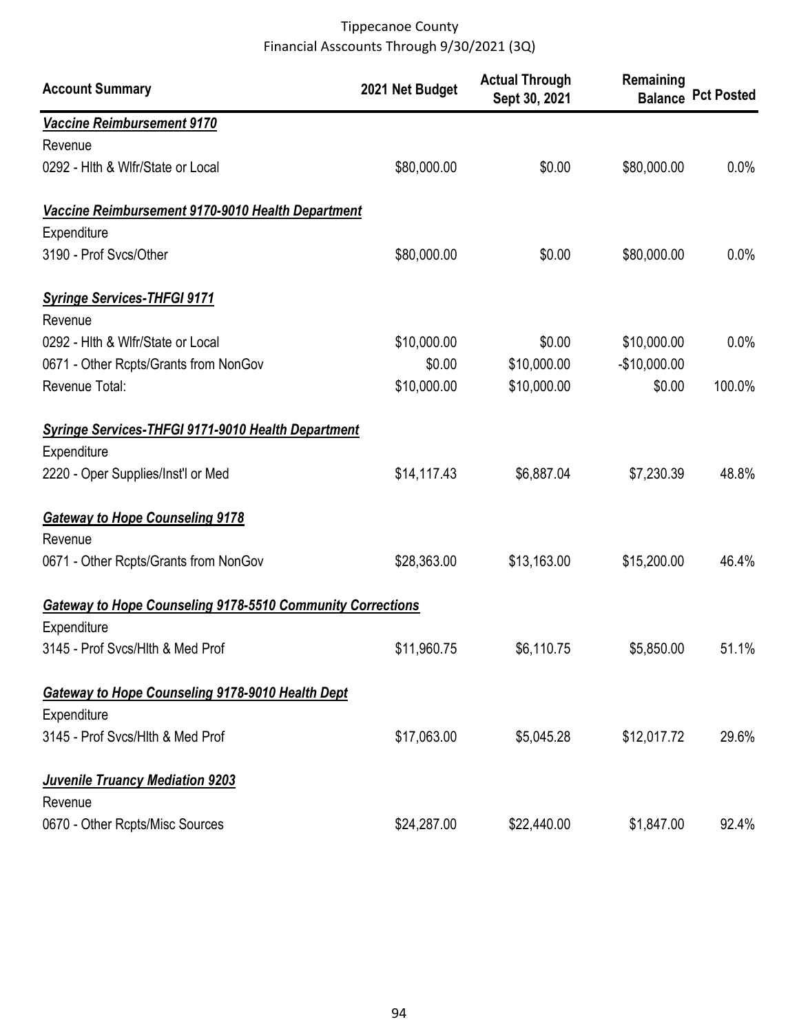Tippecanoe County
Financial Asscounts Through 9/30/2021 (3Q)

| Account Summary | 2021 Net Budget | Actual Through Sept 30, 2021 | Remaining Balance | Pct Posted |
|---|---|---|---|---|
| ***Vaccine Reimbursement 9170*** | | | | |
| Revenue | | | | |
| 0292 - Hlth & Wlfr/State or Local | $80,000.00 | $0.00 | $80,000.00 | 0.0% |
| ***Vaccine Reimbursement 9170-9010 Health Department*** | | | | |
| Expenditure | | | | |
| 3190 - Prof Svcs/Other | $80,000.00 | $0.00 | $80,000.00 | 0.0% |
| ***Syringe Services-THFGI 9171*** | | | | |
| Revenue | | | | |
| 0292 - Hlth & Wlfr/State or Local | $10,000.00 | $0.00 | $10,000.00 | 0.0% |
| 0671 - Other Rcpts/Grants from NonGov | $0.00 | $10,000.00 | -$10,000.00 | |
| Revenue Total: | $10,000.00 | $10,000.00 | $0.00 | 100.0% |
| ***Syringe Services-THFGI 9171-9010 Health Department*** | | | | |
| Expenditure | | | | |
| 2220 - Oper Supplies/Inst'l or Med | $14,117.43 | $6,887.04 | $7,230.39 | 48.8% |
| ***Gateway to Hope Counseling 9178*** | | | | |
| Revenue | | | | |
| 0671 - Other Rcpts/Grants from NonGov | $28,363.00 | $13,163.00 | $15,200.00 | 46.4% |
| ***Gateway to Hope Counseling 9178-5510 Community Corrections*** | | | | |
| Expenditure | | | | |
| 3145 - Prof Svcs/Hlth & Med Prof | $11,960.75 | $6,110.75 | $5,850.00 | 51.1% |
| ***Gateway to Hope Counseling 9178-9010 Health Dept*** | | | | |
| Expenditure | | | | |
| 3145 - Prof Svcs/Hlth & Med Prof | $17,063.00 | $5,045.28 | $12,017.72 | 29.6% |
| ***Juvenile Truancy Mediation 9203*** | | | | |
| Revenue | | | | |
| 0670 - Other Rcpts/Misc Sources | $24,287.00 | $22,440.00 | $1,847.00 | 92.4% |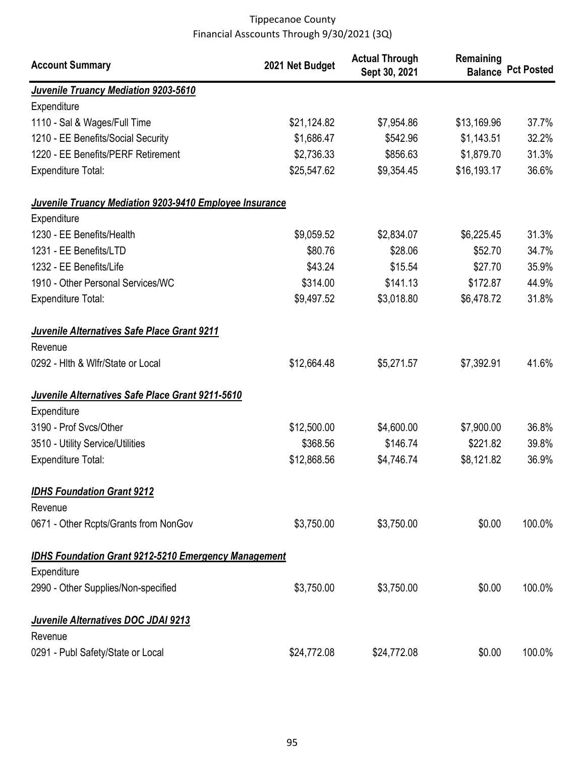Tippecanoe County
Financial Asscounts Through 9/30/2021 (3Q)

| Account Summary | 2021 Net Budget | Actual Through Sept 30, 2021 | Remaining Balance | Pct Posted |
|---|---|---|---|---|
| ***Juvenile Truancy Mediation 9203-5610*** | | | | |
| Expenditure | | | | |
| 1110 - Sal & Wages/Full Time | $21,124.82 | $7,954.86 | $13,169.96 | 37.7% |
| 1210 - EE Benefits/Social Security | $1,686.47 | $542.96 | $1,143.51 | 32.2% |
| 1220 - EE Benefits/PERF Retirement | $2,736.33 | $856.63 | $1,879.70 | 31.3% |
| Expenditure Total: | $25,547.62 | $9,354.45 | $16,193.17 | 36.6% |
| ***Juvenile Truancy Mediation 9203-9410 Employee Insurance*** | | | | |
| Expenditure | | | | |
| 1230 - EE Benefits/Health | $9,059.52 | $2,834.07 | $6,225.45 | 31.3% |
| 1231 - EE Benefits/LTD | $80.76 | $28.06 | $52.70 | 34.7% |
| 1232 - EE Benefits/Life | $43.24 | $15.54 | $27.70 | 35.9% |
| 1910 - Other Personal Services/WC | $314.00 | $141.13 | $172.87 | 44.9% |
| Expenditure Total: | $9,497.52 | $3,018.80 | $6,478.72 | 31.8% |
| ***Juvenile Alternatives Safe Place Grant 9211*** | | | | |
| Revenue | | | | |
| 0292 - Hlth & Wlfr/State or Local | $12,664.48 | $5,271.57 | $7,392.91 | 41.6% |
| ***Juvenile Alternatives Safe Place Grant 9211-5610*** | | | | |
| Expenditure | | | | |
| 3190 - Prof Svcs/Other | $12,500.00 | $4,600.00 | $7,900.00 | 36.8% |
| 3510 - Utility Service/Utilities | $368.56 | $146.74 | $221.82 | 39.8% |
| Expenditure Total: | $12,868.56 | $4,746.74 | $8,121.82 | 36.9% |
| ***IDHS Foundation Grant 9212*** | | | | |
| Revenue | | | | |
| 0671 - Other Rcpts/Grants from NonGov | $3,750.00 | $3,750.00 | $0.00 | 100.0% |
| ***IDHS Foundation Grant 9212-5210 Emergency Management*** | | | | |
| Expenditure | | | | |
| 2990 - Other Supplies/Non-specified | $3,750.00 | $3,750.00 | $0.00 | 100.0% |
| ***Juvenile Alternatives DOC JDAI 9213*** | | | | |
| Revenue | | | | |
| 0291 - Publ Safety/State or Local | $24,772.08 | $24,772.08 | $0.00 | 100.0% |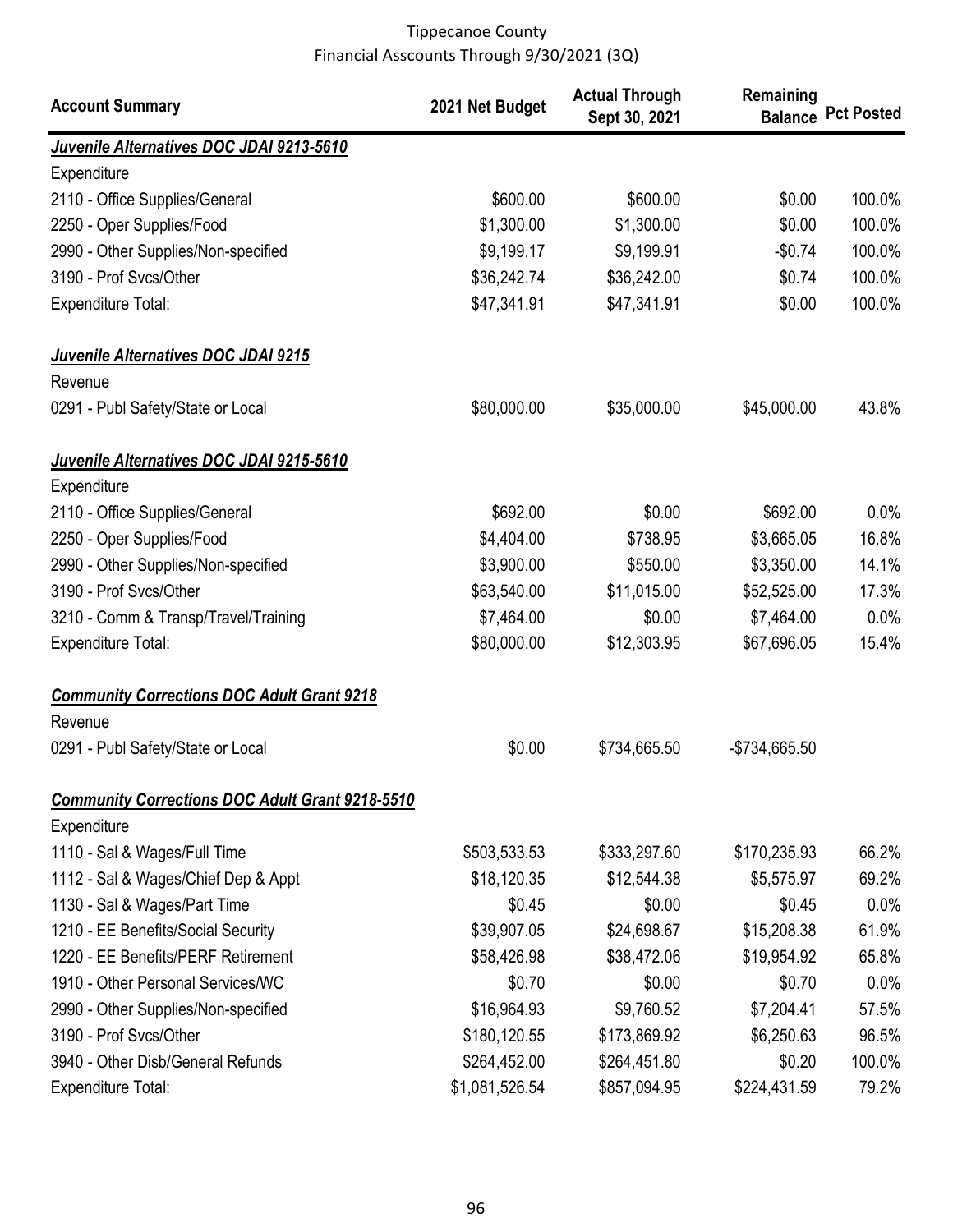Tippecanoe County
Financial Asscounts Through 9/30/2021 (3Q)

| Account Summary | 2021 Net Budget | Actual Through Sept 30, 2021 | Remaining Balance | Pct Posted |
|---|---|---|---|---|
| ***Juvenile Alternatives DOC JDAI 9213-5610*** | | | | |
| Expenditure | | | | |
| 2110 - Office Supplies/General | $600.00 | $600.00 | $0.00 | 100.0% |
| 2250 - Oper Supplies/Food | $1,300.00 | $1,300.00 | $0.00 | 100.0% |
| 2990 - Other Supplies/Non-specified | $9,199.17 | $9,199.91 | -$0.74 | 100.0% |
| 3190 - Prof Svcs/Other | $36,242.74 | $36,242.00 | $0.74 | 100.0% |
| Expenditure Total: | $47,341.91 | $47,341.91 | $0.00 | 100.0% |
| ***Juvenile Alternatives DOC JDAI 9215*** | | | | |
| Revenue | | | | |
| 0291 - Publ Safety/State or Local | $80,000.00 | $35,000.00 | $45,000.00 | 43.8% |
| ***Juvenile Alternatives DOC JDAI 9215-5610*** | | | | |
| Expenditure | | | | |
| 2110 - Office Supplies/General | $692.00 | $0.00 | $692.00 | 0.0% |
| 2250 - Oper Supplies/Food | $4,404.00 | $738.95 | $3,665.05 | 16.8% |
| 2990 - Other Supplies/Non-specified | $3,900.00 | $550.00 | $3,350.00 | 14.1% |
| 3190 - Prof Svcs/Other | $63,540.00 | $11,015.00 | $52,525.00 | 17.3% |
| 3210 - Comm & Transp/Travel/Training | $7,464.00 | $0.00 | $7,464.00 | 0.0% |
| Expenditure Total: | $80,000.00 | $12,303.95 | $67,696.05 | 15.4% |
| ***Community Corrections DOC Adult Grant 9218*** | | | | |
| Revenue | | | | |
| 0291 - Publ Safety/State or Local | $0.00 | $734,665.50 | -$734,665.50 | |
| ***Community Corrections DOC Adult Grant 9218-5510*** | | | | |
| Expenditure | | | | |
| 1110 - Sal & Wages/Full Time | $503,533.53 | $333,297.60 | $170,235.93 | 66.2% |
| 1112 - Sal & Wages/Chief Dep & Appt | $18,120.35 | $12,544.38 | $5,575.97 | 69.2% |
| 1130 - Sal & Wages/Part Time | $0.45 | $0.00 | $0.45 | 0.0% |
| 1210 - EE Benefits/Social Security | $39,907.05 | $24,698.67 | $15,208.38 | 61.9% |
| 1220 - EE Benefits/PERF Retirement | $58,426.98 | $38,472.06 | $19,954.92 | 65.8% |
| 1910 - Other Personal Services/WC | $0.70 | $0.00 | $0.70 | 0.0% |
| 2990 - Other Supplies/Non-specified | $16,964.93 | $9,760.52 | $7,204.41 | 57.5% |
| 3190 - Prof Svcs/Other | $180,120.55 | $173,869.92 | $6,250.63 | 96.5% |
| 3940 - Other Disb/General Refunds | $264,452.00 | $264,451.80 | $0.20 | 100.0% |
| Expenditure Total: | $1,081,526.54 | $857,094.95 | $224,431.59 | 79.2% |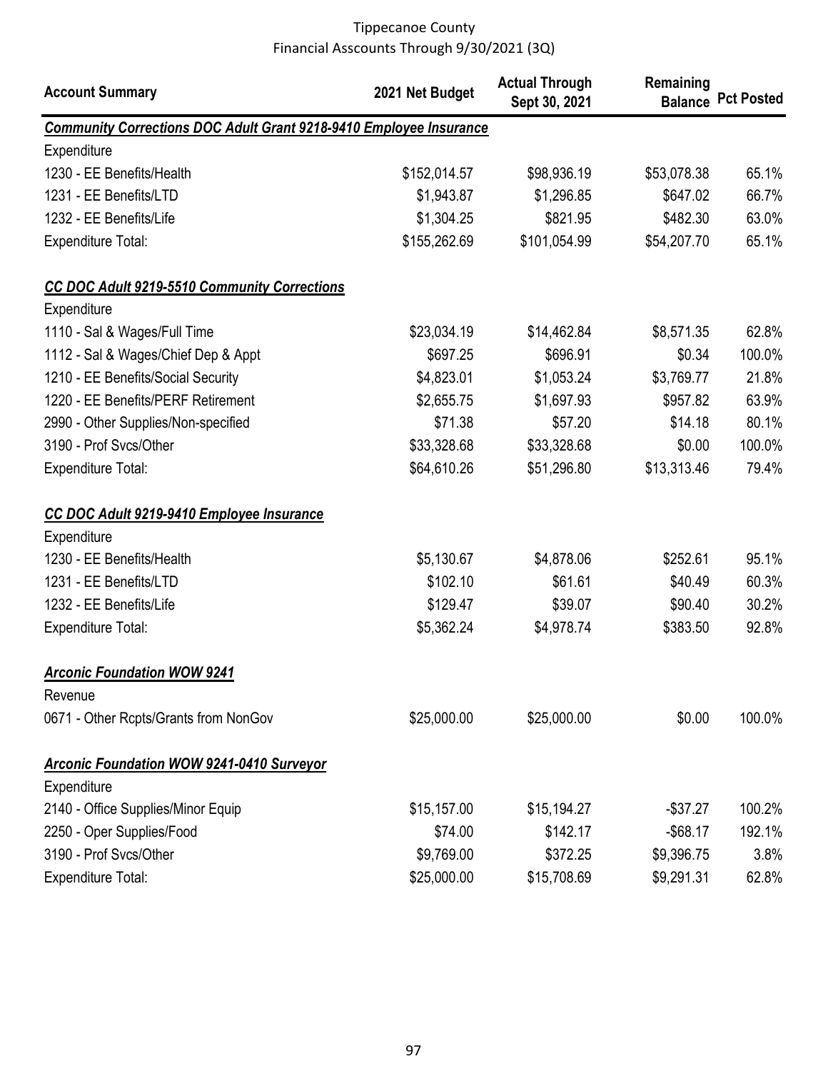Tippecanoe County
Financial Asscounts Through 9/30/2021 (3Q)

| Account Summary | 2021 Net Budget | Actual Through Sept 30, 2021 | Remaining Balance | Pct Posted |
|---|---|---|---|---|
| ***Community Corrections DOC Adult Grant 9218-9410 Employee Insurance*** | | | | |
| Expenditure | | | | |
| 1230 - EE Benefits/Health | $152,014.57 | $98,936.19 | $53,078.38 | 65.1% |
| 1231 - EE Benefits/LTD | $1,943.87 | $1,296.85 | $647.02 | 66.7% |
| 1232 - EE Benefits/Life | $1,304.25 | $821.95 | $482.30 | 63.0% |
| Expenditure Total: | $155,262.69 | $101,054.99 | $54,207.70 | 65.1% |
| ***CC DOC Adult 9219-5510 Community Corrections*** | | | | |
| Expenditure | | | | |
| 1110 - Sal & Wages/Full Time | $23,034.19 | $14,462.84 | $8,571.35 | 62.8% |
| 1112 - Sal & Wages/Chief Dep & Appt | $697.25 | $696.91 | $0.34 | 100.0% |
| 1210 - EE Benefits/Social Security | $4,823.01 | $1,053.24 | $3,769.77 | 21.8% |
| 1220 - EE Benefits/PERF Retirement | $2,655.75 | $1,697.93 | $957.82 | 63.9% |
| 2990 - Other Supplies/Non-specified | $71.38 | $57.20 | $14.18 | 80.1% |
| 3190 - Prof Svcs/Other | $33,328.68 | $33,328.68 | $0.00 | 100.0% |
| Expenditure Total: | $64,610.26 | $51,296.80 | $13,313.46 | 79.4% |
| ***CC DOC Adult 9219-9410 Employee Insurance*** | | | | |
| Expenditure | | | | |
| 1230 - EE Benefits/Health | $5,130.67 | $4,878.06 | $252.61 | 95.1% |
| 1231 - EE Benefits/LTD | $102.10 | $61.61 | $40.49 | 60.3% |
| 1232 - EE Benefits/Life | $129.47 | $39.07 | $90.40 | 30.2% |
| Expenditure Total: | $5,362.24 | $4,978.74 | $383.50 | 92.8% |
| ***Arconic Foundation WOW 9241*** | | | | |
| Revenue | | | | |
| 0671 - Other Rcpts/Grants from NonGov | $25,000.00 | $25,000.00 | $0.00 | 100.0% |
| ***Arconic Foundation WOW 9241-0410 Surveyor*** | | | | |
| Expenditure | | | | |
| 2140 - Office Supplies/Minor Equip | $15,157.00 | $15,194.27 | -$37.27 | 100.2% |
| 2250 - Oper Supplies/Food | $74.00 | $142.17 | -$68.17 | 192.1% |
| 3190 - Prof Svcs/Other | $9,769.00 | $372.25 | $9,396.75 | 3.8% |
| Expenditure Total: | $25,000.00 | $15,708.69 | $9,291.31 | 62.8% |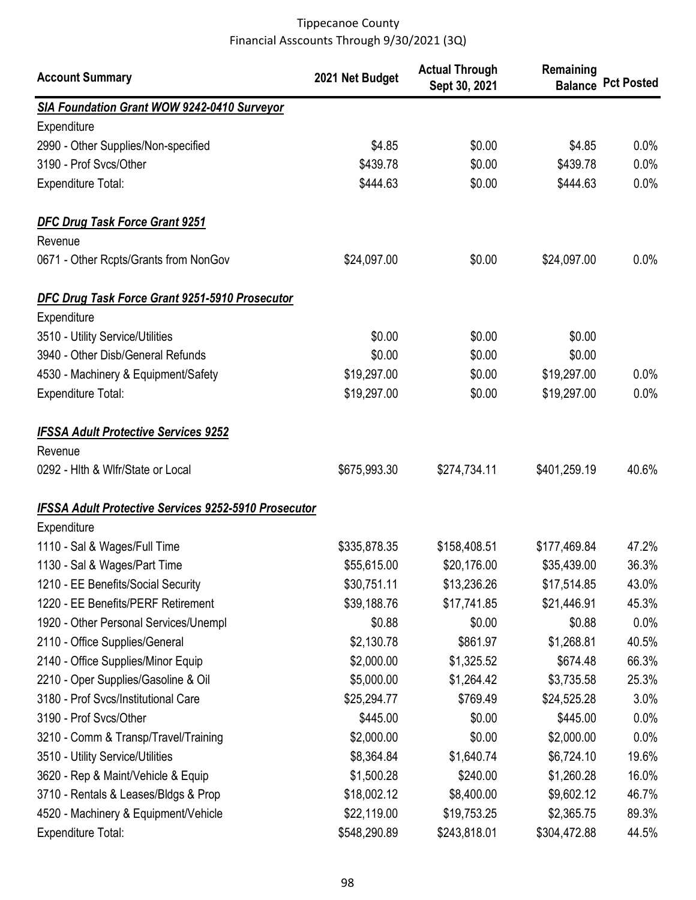Tippecanoe County
Financial Asscounts Through 9/30/2021 (3Q)

| Account Summary | 2021 Net Budget | Actual Through Sept 30, 2021 | Remaining Balance | Pct Posted |
|---|---|---|---|---|
| ***SIA Foundation Grant WOW 9242-0410 Surveyor*** | | | | |
| Expenditure | | | | |
| 2990 - Other Supplies/Non-specified | $4.85 | $0.00 | $4.85 | 0.0% |
| 3190 - Prof Svcs/Other | $439.78 | $0.00 | $439.78 | 0.0% |
| Expenditure Total: | $444.63 | $0.00 | $444.63 | 0.0% |
| ***DFC Drug Task Force Grant 9251*** | | | | |
| Revenue | | | | |
| 0671 - Other Rcpts/Grants from NonGov | $24,097.00 | $0.00 | $24,097.00 | 0.0% |
| ***DFC Drug Task Force Grant 9251-5910 Prosecutor*** | | | | |
| Expenditure | | | | |
| 3510 - Utility Service/Utilities | $0.00 | $0.00 | $0.00 | |
| 3940 - Other Disb/General Refunds | $0.00 | $0.00 | $0.00 | |
| 4530 - Machinery & Equipment/Safety | $19,297.00 | $0.00 | $19,297.00 | 0.0% |
| Expenditure Total: | $19,297.00 | $0.00 | $19,297.00 | 0.0% |
| ***IFSSA Adult Protective Services 9252*** | | | | |
| Revenue | | | | |
| 0292 - Hlth & Wlfr/State or Local | $675,993.30 | $274,734.11 | $401,259.19 | 40.6% |
| ***IFSSA Adult Protective Services 9252-5910 Prosecutor*** | | | | |
| Expenditure | | | | |
| 1110 - Sal & Wages/Full Time | $335,878.35 | $158,408.51 | $177,469.84 | 47.2% |
| 1130 - Sal & Wages/Part Time | $55,615.00 | $20,176.00 | $35,439.00 | 36.3% |
| 1210 - EE Benefits/Social Security | $30,751.11 | $13,236.26 | $17,514.85 | 43.0% |
| 1220 - EE Benefits/PERF Retirement | $39,188.76 | $17,741.85 | $21,446.91 | 45.3% |
| 1920 - Other Personal Services/Unempl | $0.88 | $0.00 | $0.88 | 0.0% |
| 2110 - Office Supplies/General | $2,130.78 | $861.97 | $1,268.81 | 40.5% |
| 2140 - Office Supplies/Minor Equip | $2,000.00 | $1,325.52 | $674.48 | 66.3% |
| 2210 - Oper Supplies/Gasoline & Oil | $5,000.00 | $1,264.42 | $3,735.58 | 25.3% |
| 3180 - Prof Svcs/Institutional Care | $25,294.77 | $769.49 | $24,525.28 | 3.0% |
| 3190 - Prof Svcs/Other | $445.00 | $0.00 | $445.00 | 0.0% |
| 3210 - Comm & Transp/Travel/Training | $2,000.00 | $0.00 | $2,000.00 | 0.0% |
| 3510 - Utility Service/Utilities | $8,364.84 | $1,640.74 | $6,724.10 | 19.6% |
| 3620 - Rep & Maint/Vehicle & Equip | $1,500.28 | $240.00 | $1,260.28 | 16.0% |
| 3710 - Rentals & Leases/Bldgs & Prop | $18,002.12 | $8,400.00 | $9,602.12 | 46.7% |
| 4520 - Machinery & Equipment/Vehicle | $22,119.00 | $19,753.25 | $2,365.75 | 89.3% |
| Expenditure Total: | $548,290.89 | $243,818.01 | $304,472.88 | 44.5% |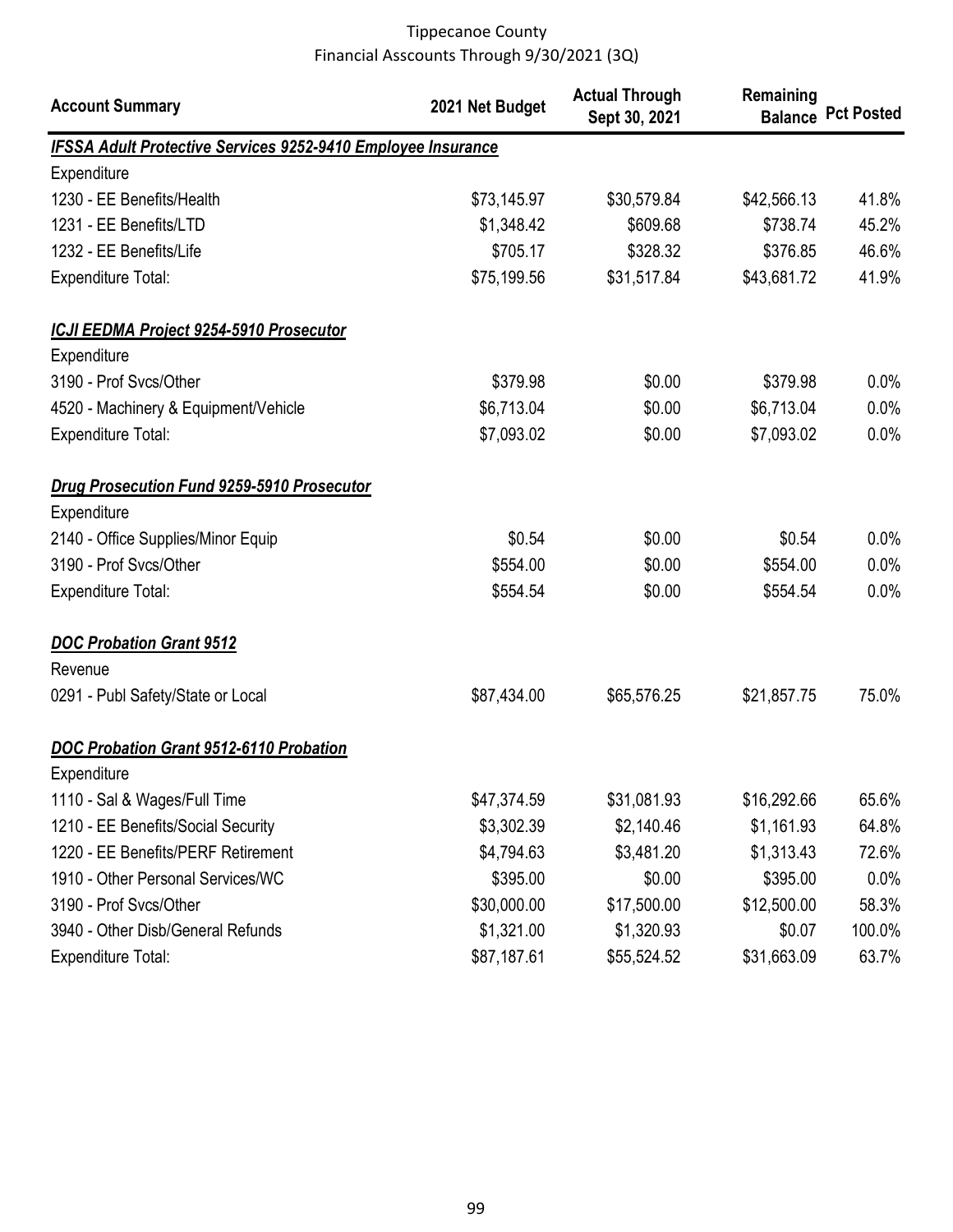Tippecanoe County
Financial Asscounts Through 9/30/2021 (3Q)

| Account Summary | 2021 Net Budget | Actual Through Sept 30, 2021 | Remaining Balance | Pct Posted |
|---|---|---|---|---|
| ***IFSSA Adult Protective Services 9252-9410 Employee Insurance*** | | | | |
| Expenditure | | | | |
| 1230 - EE Benefits/Health | $73,145.97 | $30,579.84 | $42,566.13 | 41.8% |
| 1231 - EE Benefits/LTD | $1,348.42 | $609.68 | $738.74 | 45.2% |
| 1232 - EE Benefits/Life | $705.17 | $328.32 | $376.85 | 46.6% |
| Expenditure Total: | $75,199.56 | $31,517.84 | $43,681.72 | 41.9% |
| ***ICJI EEDMA Project 9254-5910 Prosecutor*** | | | | |
| Expenditure | | | | |
| 3190 - Prof Svcs/Other | $379.98 | $0.00 | $379.98 | 0.0% |
| 4520 - Machinery & Equipment/Vehicle | $6,713.04 | $0.00 | $6,713.04 | 0.0% |
| Expenditure Total: | $7,093.02 | $0.00 | $7,093.02 | 0.0% |
| ***Drug Prosecution Fund 9259-5910 Prosecutor*** | | | | |
| Expenditure | | | | |
| 2140 - Office Supplies/Minor Equip | $0.54 | $0.00 | $0.54 | 0.0% |
| 3190 - Prof Svcs/Other | $554.00 | $0.00 | $554.00 | 0.0% |
| Expenditure Total: | $554.54 | $0.00 | $554.54 | 0.0% |
| ***DOC Probation Grant 9512*** | | | | |
| Revenue | | | | |
| 0291 - Publ Safety/State or Local | $87,434.00 | $65,576.25 | $21,857.75 | 75.0% |
| ***DOC Probation Grant 9512-6110 Probation*** | | | | |
| Expenditure | | | | |
| 1110 - Sal & Wages/Full Time | $47,374.59 | $31,081.93 | $16,292.66 | 65.6% |
| 1210 - EE Benefits/Social Security | $3,302.39 | $2,140.46 | $1,161.93 | 64.8% |
| 1220 - EE Benefits/PERF Retirement | $4,794.63 | $3,481.20 | $1,313.43 | 72.6% |
| 1910 - Other Personal Services/WC | $395.00 | $0.00 | $395.00 | 0.0% |
| 3190 - Prof Svcs/Other | $30,000.00 | $17,500.00 | $12,500.00 | 58.3% |
| 3940 - Other Disb/General Refunds | $1,321.00 | $1,320.93 | $0.07 | 100.0% |
| Expenditure Total: | $87,187.61 | $55,524.52 | $31,663.09 | 63.7% |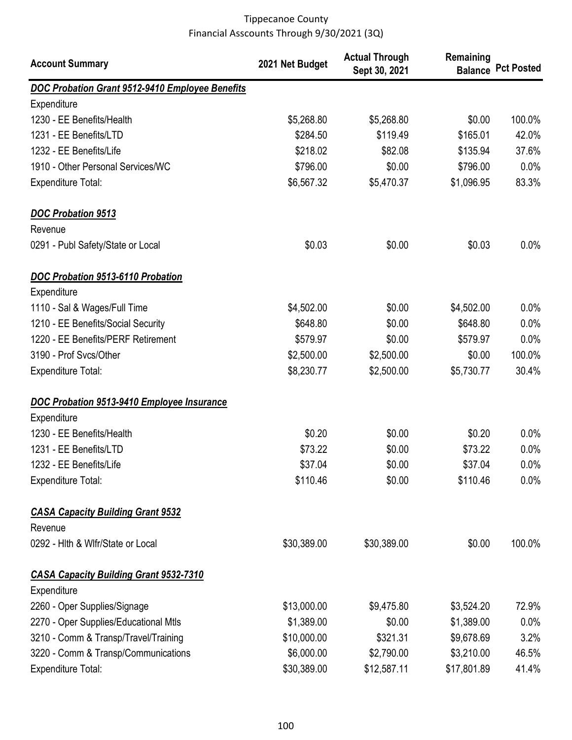Tippecanoe County
Financial Asscounts Through 9/30/2021 (3Q)

| Account Summary | 2021 Net Budget | Actual Through Sept 30, 2021 | Remaining Balance | Pct Posted |
|---|---|---|---|---|
| ***DOC Probation Grant 9512-9410 Employee Benefits*** | | | | |
| Expenditure | | | | |
| 1230 - EE Benefits/Health | $5,268.80 | $5,268.80 | $0.00 | 100.0% |
| 1231 - EE Benefits/LTD | $284.50 | $119.49 | $165.01 | 42.0% |
| 1232 - EE Benefits/Life | $218.02 | $82.08 | $135.94 | 37.6% |
| 1910 - Other Personal Services/WC | $796.00 | $0.00 | $796.00 | 0.0% |
| Expenditure Total: | $6,567.32 | $5,470.37 | $1,096.95 | 83.3% |
| ***DOC Probation 9513*** | | | | |
| Revenue | | | | |
| 0291 - Publ Safety/State or Local | $0.03 | $0.00 | $0.03 | 0.0% |
| ***DOC Probation 9513-6110 Probation*** | | | | |
| Expenditure | | | | |
| 1110 - Sal & Wages/Full Time | $4,502.00 | $0.00 | $4,502.00 | 0.0% |
| 1210 - EE Benefits/Social Security | $648.80 | $0.00 | $648.80 | 0.0% |
| 1220 - EE Benefits/PERF Retirement | $579.97 | $0.00 | $579.97 | 0.0% |
| 3190 - Prof Svcs/Other | $2,500.00 | $2,500.00 | $0.00 | 100.0% |
| Expenditure Total: | $8,230.77 | $2,500.00 | $5,730.77 | 30.4% |
| ***DOC Probation 9513-9410 Employee Insurance*** | | | | |
| Expenditure | | | | |
| 1230 - EE Benefits/Health | $0.20 | $0.00 | $0.20 | 0.0% |
| 1231 - EE Benefits/LTD | $73.22 | $0.00 | $73.22 | 0.0% |
| 1232 - EE Benefits/Life | $37.04 | $0.00 | $37.04 | 0.0% |
| Expenditure Total: | $110.46 | $0.00 | $110.46 | 0.0% |
| ***CASA Capacity Building Grant 9532*** | | | | |
| Revenue | | | | |
| 0292 - Hlth & Wlfr/State or Local | $30,389.00 | $30,389.00 | $0.00 | 100.0% |
| ***CASA Capacity Building Grant 9532-7310*** | | | | |
| Expenditure | | | | |
| 2260 - Oper Supplies/Signage | $13,000.00 | $9,475.80 | $3,524.20 | 72.9% |
| 2270 - Oper Supplies/Educational Mtls | $1,389.00 | $0.00 | $1,389.00 | 0.0% |
| 3210 - Comm & Transp/Travel/Training | $10,000.00 | $321.31 | $9,678.69 | 3.2% |
| 3220 - Comm & Transp/Communications | $6,000.00 | $2,790.00 | $3,210.00 | 46.5% |
| Expenditure Total: | $30,389.00 | $12,587.11 | $17,801.89 | 41.4% |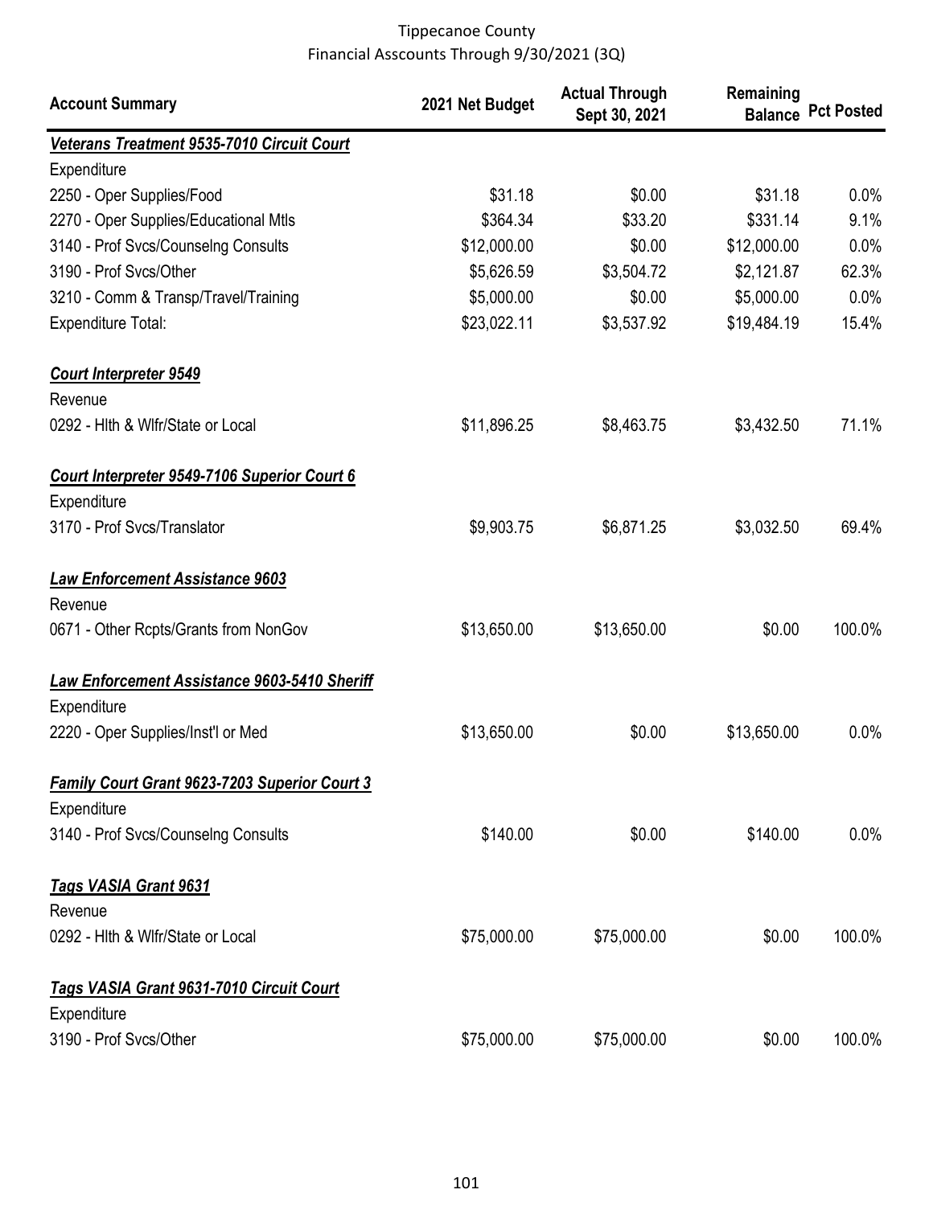Tippecanoe County
Financial Asscounts Through 9/30/2021 (3Q)

| Account Summary | 2021 Net Budget | Actual Through Sept 30, 2021 | Remaining Balance | Pct Posted |
|---|---|---|---|---|
| ***Veterans Treatment 9535-7010 Circuit Court*** | | | | |
| Expenditure | | | | |
| 2250 - Oper Supplies/Food | $31.18 | $0.00 | $31.18 | 0.0% |
| 2270 - Oper Supplies/Educational Mtls | $364.34 | $33.20 | $331.14 | 9.1% |
| 3140 - Prof Svcs/Counselng Consults | $12,000.00 | $0.00 | $12,000.00 | 0.0% |
| 3190 - Prof Svcs/Other | $5,626.59 | $3,504.72 | $2,121.87 | 62.3% |
| 3210 - Comm & Transp/Travel/Training | $5,000.00 | $0.00 | $5,000.00 | 0.0% |
| Expenditure Total: | $23,022.11 | $3,537.92 | $19,484.19 | 15.4% |
| ***Court Interpreter 9549*** | | | | |
| Revenue | | | | |
| 0292 - Hlth & Wlfr/State or Local | $11,896.25 | $8,463.75 | $3,432.50 | 71.1% |
| ***Court Interpreter 9549-7106 Superior Court 6*** | | | | |
| Expenditure | | | | |
| 3170 - Prof Svcs/Translator | $9,903.75 | $6,871.25 | $3,032.50 | 69.4% |
| ***Law Enforcement Assistance 9603*** | | | | |
| Revenue | | | | |
| 0671 - Other Rcpts/Grants from NonGov | $13,650.00 | $13,650.00 | $0.00 | 100.0% |
| ***Law Enforcement Assistance 9603-5410 Sheriff*** | | | | |
| Expenditure | | | | |
| 2220 - Oper Supplies/Inst'l or Med | $13,650.00 | $0.00 | $13,650.00 | 0.0% |
| ***Family Court Grant 9623-7203 Superior Court 3*** | | | | |
| Expenditure | | | | |
| 3140 - Prof Svcs/Counselng Consults | $140.00 | $0.00 | $140.00 | 0.0% |
| ***Tags VASIA Grant 9631*** | | | | |
| Revenue | | | | |
| 0292 - Hlth & Wlfr/State or Local | $75,000.00 | $75,000.00 | $0.00 | 100.0% |
| ***Tags VASIA Grant 9631-7010 Circuit Court*** | | | | |
| Expenditure | | | | |
| 3190 - Prof Svcs/Other | $75,000.00 | $75,000.00 | $0.00 | 100.0% |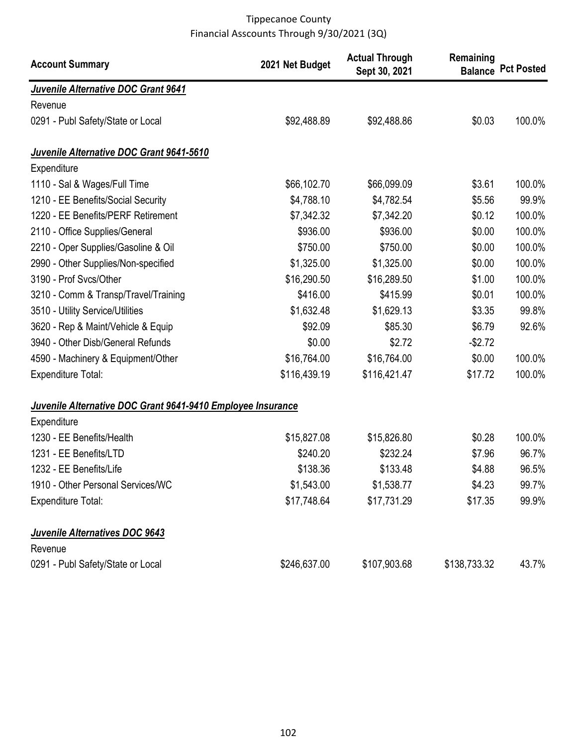Tippecanoe County
Financial Asscounts Through 9/30/2021 (3Q)

| Account Summary | 2021 Net Budget | Actual Through Sept 30, 2021 | Remaining Balance | Pct Posted |
|---|---|---|---|---|
| ***Juvenile Alternative DOC Grant 9641*** | | | | |
| Revenue | | | | |
| 0291 - Publ Safety/State or Local | $92,488.89 | $92,488.86 | $0.03 | 100.0% |
| ***Juvenile Alternative DOC Grant 9641-5610*** | | | | |
| Expenditure | | | | |
| 1110 - Sal & Wages/Full Time | $66,102.70 | $66,099.09 | $3.61 | 100.0% |
| 1210 - EE Benefits/Social Security | $4,788.10 | $4,782.54 | $5.56 | 99.9% |
| 1220 - EE Benefits/PERF Retirement | $7,342.32 | $7,342.20 | $0.12 | 100.0% |
| 2110 - Office Supplies/General | $936.00 | $936.00 | $0.00 | 100.0% |
| 2210 - Oper Supplies/Gasoline & Oil | $750.00 | $750.00 | $0.00 | 100.0% |
| 2990 - Other Supplies/Non-specified | $1,325.00 | $1,325.00 | $0.00 | 100.0% |
| 3190 - Prof Svcs/Other | $16,290.50 | $16,289.50 | $1.00 | 100.0% |
| 3210 - Comm & Transp/Travel/Training | $416.00 | $415.99 | $0.01 | 100.0% |
| 3510 - Utility Service/Utilities | $1,632.48 | $1,629.13 | $3.35 | 99.8% |
| 3620 - Rep & Maint/Vehicle & Equip | $92.09 | $85.30 | $6.79 | 92.6% |
| 3940 - Other Disb/General Refunds | $0.00 | $2.72 | -$2.72 | |
| 4590 - Machinery & Equipment/Other | $16,764.00 | $16,764.00 | $0.00 | 100.0% |
| Expenditure Total: | $116,439.19 | $116,421.47 | $17.72 | 100.0% |
| ***Juvenile Alternative DOC Grant 9641-9410 Employee Insurance*** | | | | |
| Expenditure | | | | |
| 1230 - EE Benefits/Health | $15,827.08 | $15,826.80 | $0.28 | 100.0% |
| 1231 - EE Benefits/LTD | $240.20 | $232.24 | $7.96 | 96.7% |
| 1232 - EE Benefits/Life | $138.36 | $133.48 | $4.88 | 96.5% |
| 1910 - Other Personal Services/WC | $1,543.00 | $1,538.77 | $4.23 | 99.7% |
| Expenditure Total: | $17,748.64 | $17,731.29 | $17.35 | 99.9% |
| ***Juvenile Alternatives DOC 9643*** | | | | |
| Revenue | | | | |
| 0291 - Publ Safety/State or Local | $246,637.00 | $107,903.68 | $138,733.32 | 43.7% |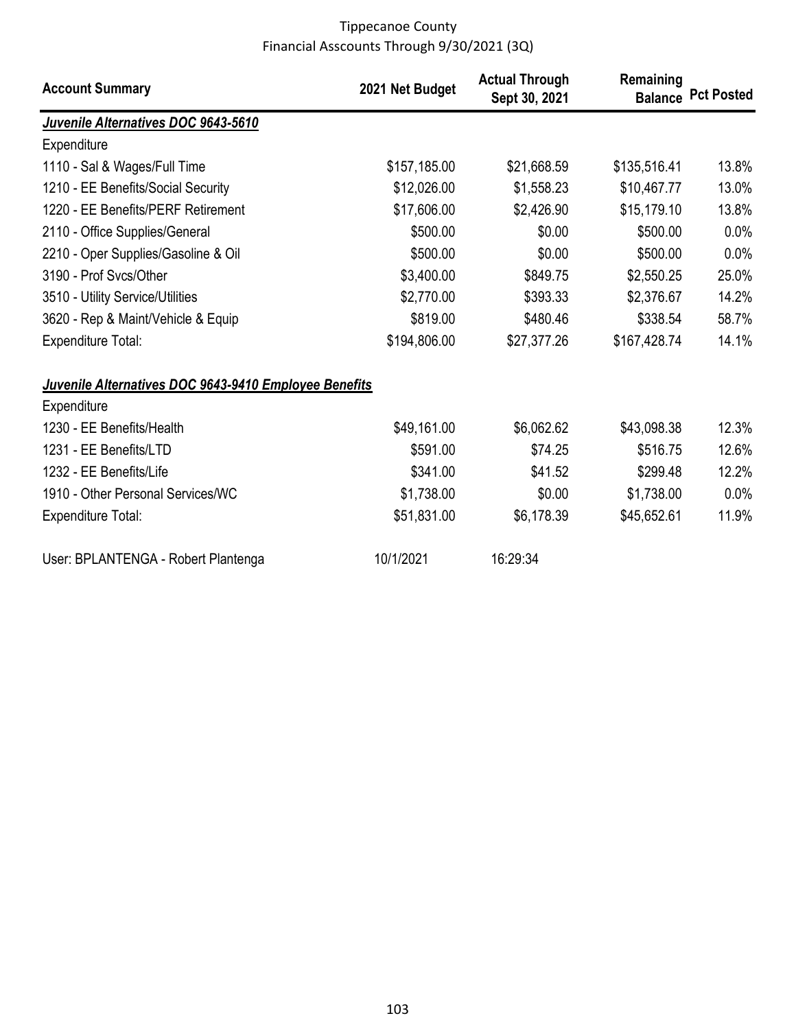Tippecanoe County
Financial Asscounts Through 9/30/2021 (3Q)

| Account Summary | 2021 Net Budget | Actual Through Sept 30, 2021 | Remaining Balance | Pct Posted |
|---|---|---|---|---|
| ***Juvenile Alternatives DOC 9643-5610*** | | | | |
| Expenditure | | | | |
| 1110 - Sal & Wages/Full Time | $157,185.00 | $21,668.59 | $135,516.41 | 13.8% |
| 1210 - EE Benefits/Social Security | $12,026.00 | $1,558.23 | $10,467.77 | 13.0% |
| 1220 - EE Benefits/PERF Retirement | $17,606.00 | $2,426.90 | $15,179.10 | 13.8% |
| 2110 - Office Supplies/General | $500.00 | $0.00 | $500.00 | 0.0% |
| 2210 - Oper Supplies/Gasoline & Oil | $500.00 | $0.00 | $500.00 | 0.0% |
| 3190 - Prof Svcs/Other | $3,400.00 | $849.75 | $2,550.25 | 25.0% |
| 3510 - Utility Service/Utilities | $2,770.00 | $393.33 | $2,376.67 | 14.2% |
| 3620 - Rep & Maint/Vehicle & Equip | $819.00 | $480.46 | $338.54 | 58.7% |
| Expenditure Total: | $194,806.00 | $27,377.26 | $167,428.74 | 14.1% |
| ***Juvenile Alternatives DOC 9643-9410 Employee Benefits*** | | | | |
| Expenditure | | | | |
| 1230 - EE Benefits/Health | $49,161.00 | $6,062.62 | $43,098.38 | 12.3% |
| 1231 - EE Benefits/LTD | $591.00 | $74.25 | $516.75 | 12.6% |
| 1232 - EE Benefits/Life | $341.00 | $41.52 | $299.48 | 12.2% |
| 1910 - Other Personal Services/WC | $1,738.00 | $0.00 | $1,738.00 | 0.0% |
| Expenditure Total: | $51,831.00 | $6,178.39 | $45,652.61 | 11.9% |

User: BPLANTENGA - Robert Plantenga 10/1/2021 16:29:34